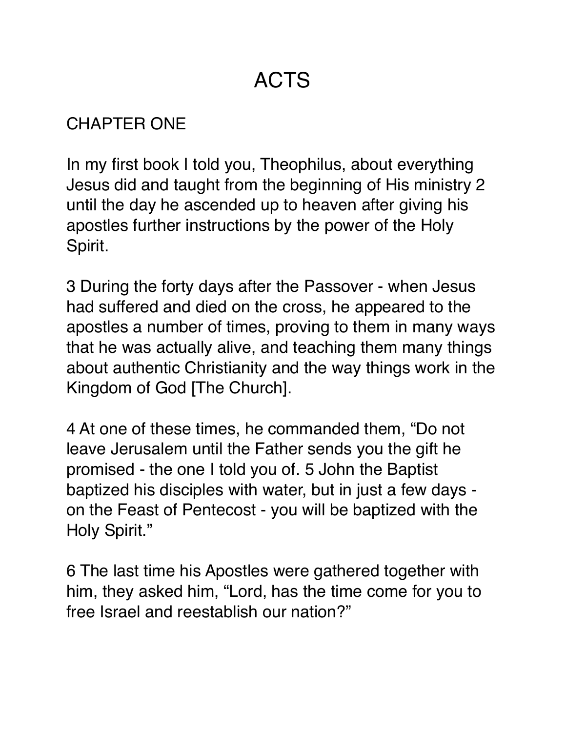# ACTS

## CHAPTER ONE

In my first book I told you, Theophilus, about everything Jesus did and taught from the beginning of His ministry 2 until the day he ascended up to heaven after giving his apostles further instructions by the power of the Holy Spirit.

3 During the forty days after the Passover - when Jesus had suffered and died on the cross, he appeared to the apostles a number of times, proving to them in many ways that he was actually alive, and teaching them many things about authentic Christianity and the way things work in the Kingdom of God [The Church].

4 At one of these times, he commanded them, "Do not leave Jerusalem until the Father sends you the gift he promised - the one I told you of. 5 John the Baptist baptized his disciples with water, but in just a few days - on the Feast of Pentecost - you will be baptized with the Holy Spirit."

6 The last time his Apostles were gathered together with him, they asked him, "Lord, has the time come for you to free Israel and reestablish our nation?"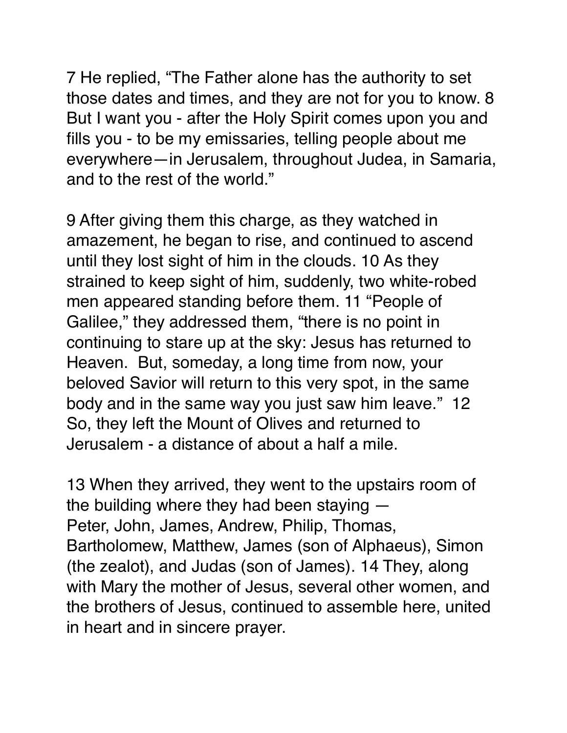7 He replied, “The Father alone has the authority to set those dates and times, and they are not for you to know. 8 But I want you - after the Holy Spirit comes upon you and fills you - to be my emissaries, telling people about me everywhere—in Jerusalem, throughout Judea, in Samaria, and to the rest of the world.”

9 After giving them this charge, as they watched in amazement, he began to rise, and continued to ascend until they lost sight of him in the clouds. 10 As they strained to keep sight of him, suddenly, two white-robed men appeared standing before them. 11 “People of Galilee,” they addressed them, “there is no point in continuing to stare up at the sky: Jesus has returned to Heaven.  But, someday, a long time from now, your beloved Savior will return to this very spot, in the same body and in the same way you just saw him leave.”  12 So, they left the Mount of Olives and returned to Jerusalem - a distance of about a half a mile.

13 When they arrived, they went to the upstairs room of the building where they had been staying — Peter, John, James, Andrew, Philip, Thomas, Bartholomew, Matthew, James (son of Alphaeus), Simon (the zealot), and Judas (son of James). 14 They, along with Mary the mother of Jesus, several other women, and the brothers of Jesus, continued to assemble here, united in heart and in sincere prayer.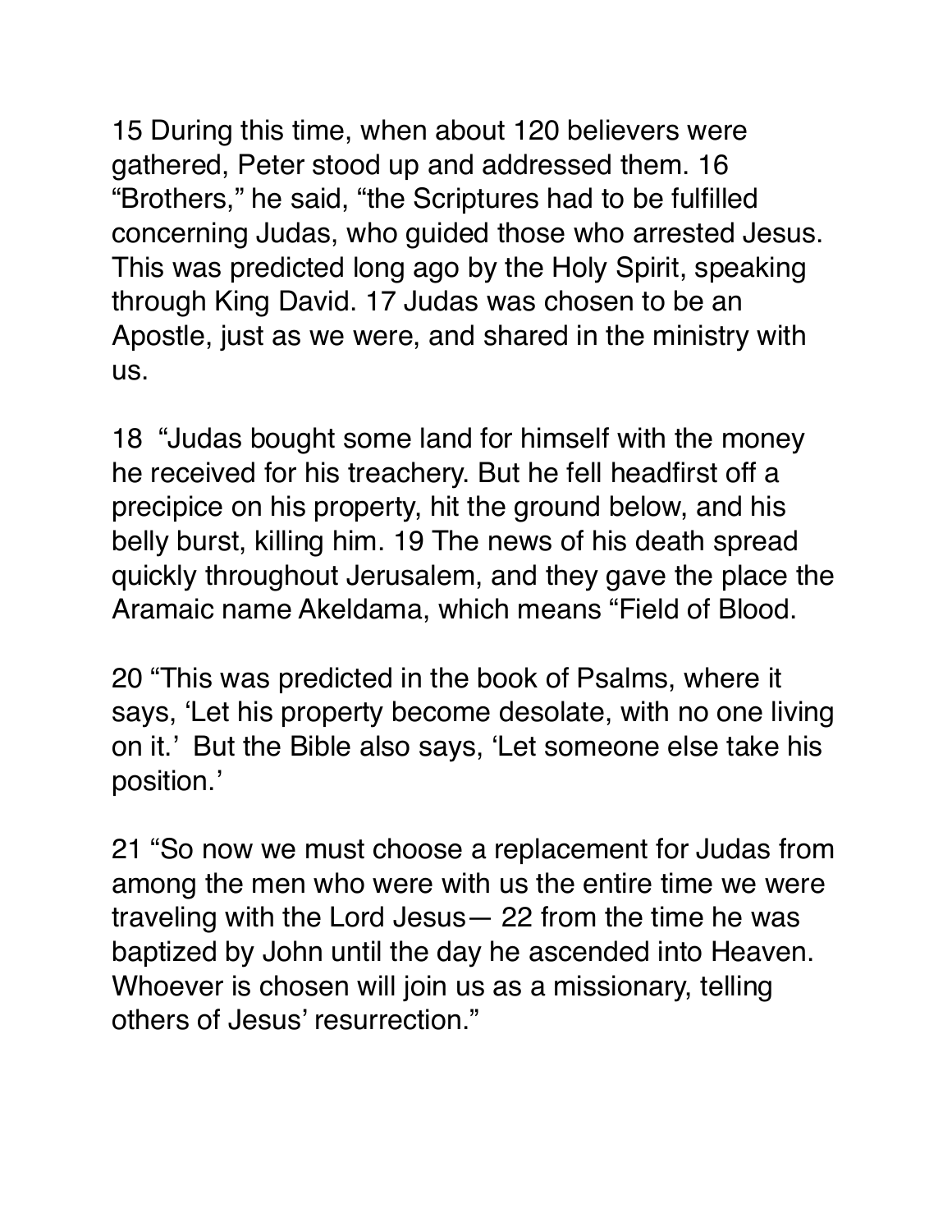15 During this time, when about 120 believers were gathered, Peter stood up and addressed them. 16 "Brothers," he said, "the Scriptures had to be fulfilled concerning Judas, who guided those who arrested Jesus. This was predicted long ago by the Holy Spirit, speaking through King David. 17 Judas was chosen to be an Apostle, just as we were, and shared in the ministry with us.

18 "Judas bought some land for himself with the money he received for his treachery. But he fell headfirst off a precipice on his property, hit the ground below, and his belly burst, killing him. 19 The news of his death spread quickly throughout Jerusalem, and they gave the place the Aramaic name Akeldama, which means "Field of Blood.

20 "This was predicted in the book of Psalms, where it says, 'Let his property become desolate, with no one living on it.' But the Bible also says, 'Let someone else take his position.'

21 "So now we must choose a replacement for Judas from among the men who were with us the entire time we were traveling with the Lord Jesus— 22 from the time he was baptized by John until the day he ascended into Heaven. Whoever is chosen will join us as a missionary, telling others of Jesus' resurrection."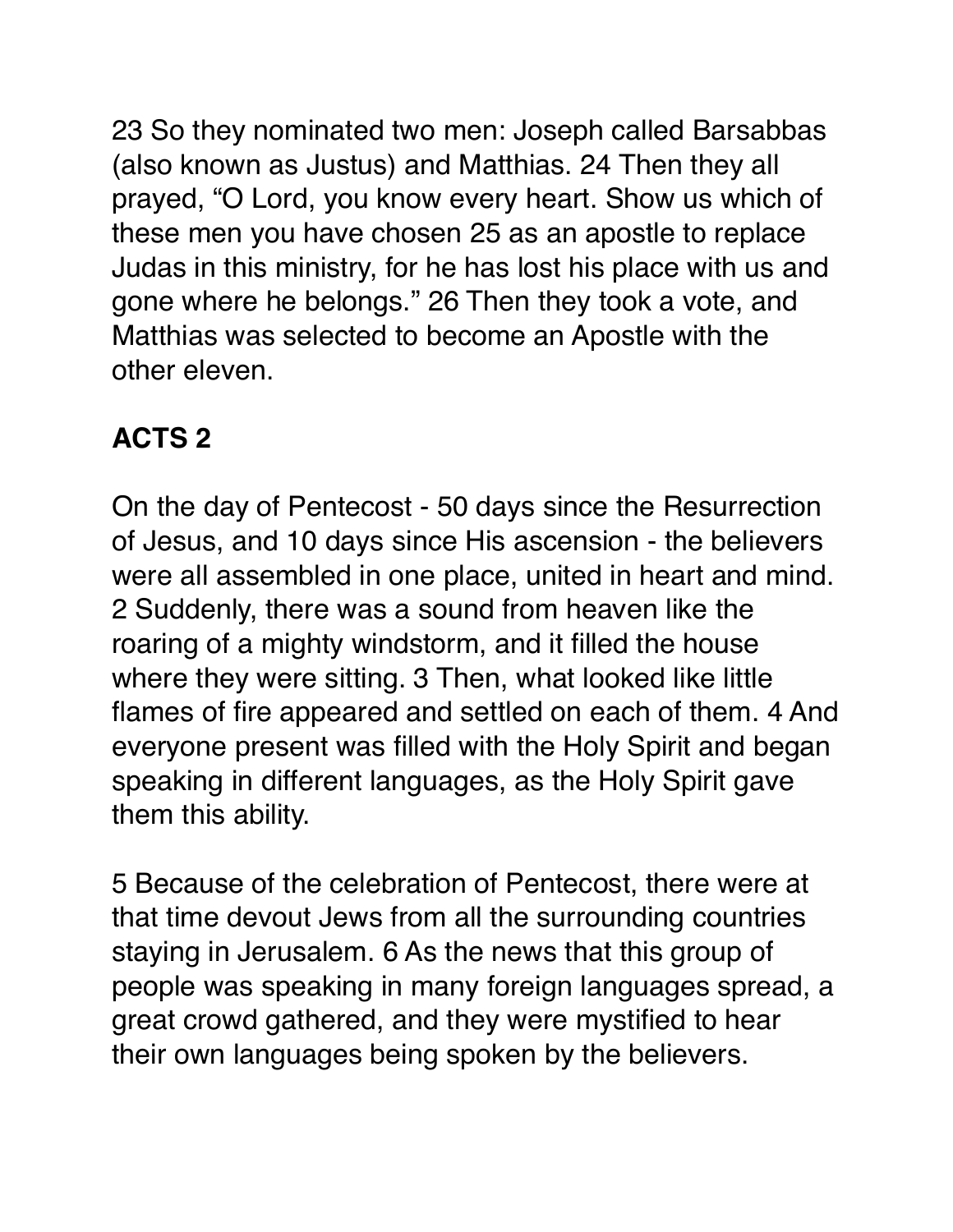23 So they nominated two men: Joseph called Barsabbas (also known as Justus) and Matthias. 24 Then they all prayed, “O Lord, you know every heart. Show us which of these men you have chosen 25 as an apostle to replace Judas in this ministry, for he has lost his place with us and gone where he belongs.” 26 Then they took a vote, and Matthias was selected to become an Apostle with the other eleven.

## ACTS 2

On the day of Pentecost - 50 days since the Resurrection of Jesus, and 10 days since His ascension - the believers were all assembled in one place, united in heart and mind. 2 Suddenly, there was a sound from heaven like the roaring of a mighty windstorm, and it filled the house where they were sitting. 3 Then, what looked like little flames of fire appeared and settled on each of them. 4 And everyone present was filled with the Holy Spirit and began speaking in different languages, as the Holy Spirit gave them this ability.

5 Because of the celebration of Pentecost, there were at that time devout Jews from all the surrounding countries staying in Jerusalem. 6 As the news that this group of people was speaking in many foreign languages spread, a great crowd gathered, and they were mystified to hear their own languages being spoken by the believers.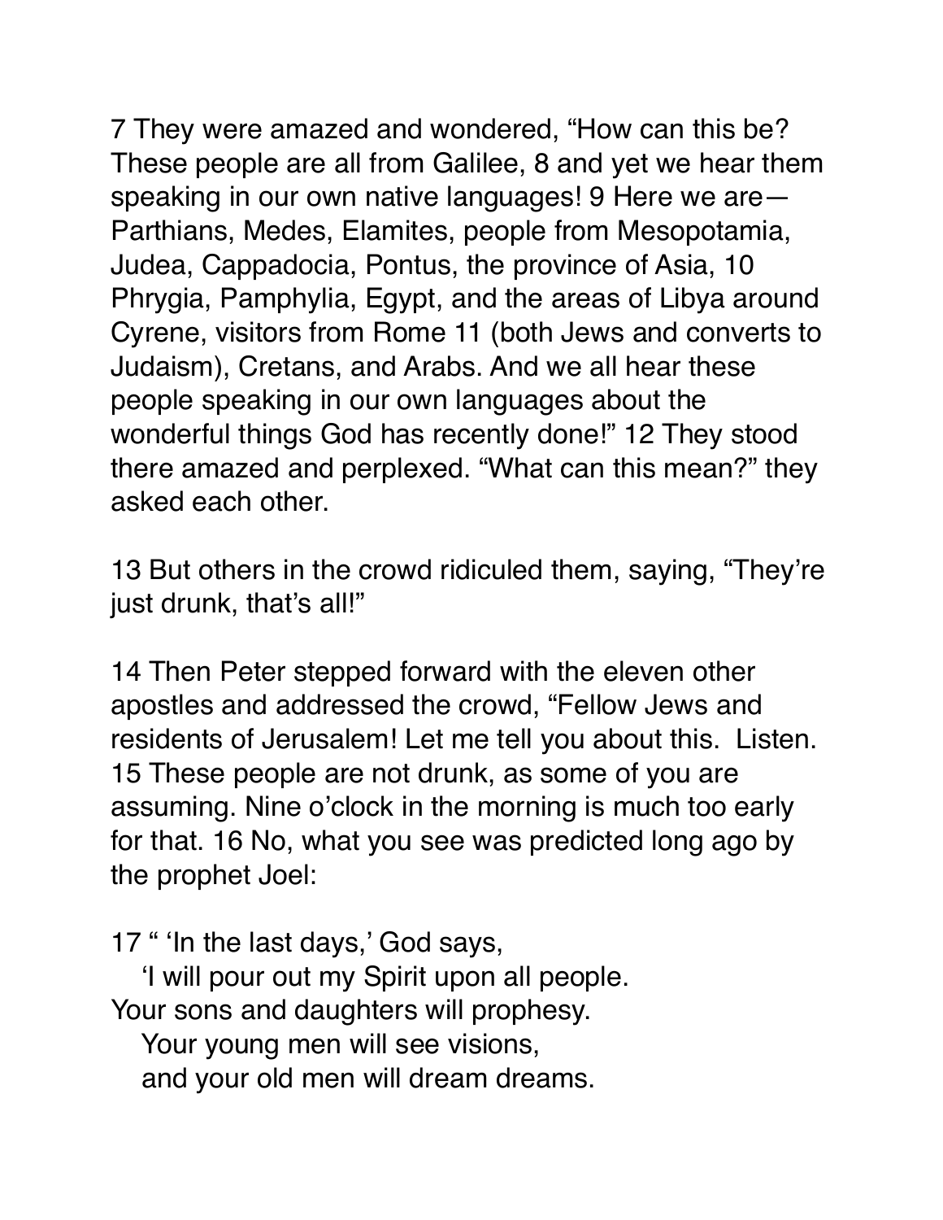7 They were amazed and wondered, "How can this be? These people are all from Galilee, 8 and yet we hear them speaking in our own native languages! 9 Here we are—Parthians, Medes, Elamites, people from Mesopotamia, Judea, Cappadocia, Pontus, the province of Asia, 10 Phrygia, Pamphylia, Egypt, and the areas of Libya around Cyrene, visitors from Rome 11 (both Jews and converts to Judaism), Cretans, and Arabs. And we all hear these people speaking in our own languages about the wonderful things God has recently done!" 12 They stood there amazed and perplexed. "What can this mean?" they asked each other.

13 But others in the crowd ridiculed them, saying, "They're just drunk, that's all!"

14 Then Peter stepped forward with the eleven other apostles and addressed the crowd, "Fellow Jews and residents of Jerusalem! Let me tell you about this.  Listen. 15 These people are not drunk, as some of you are assuming. Nine o'clock in the morning is much too early for that. 16 No, what you see was predicted long ago by the prophet Joel:

17 " 'In the last days,' God says,
   'I will pour out my Spirit upon all people.
Your sons and daughters will prophesy.
   Your young men will see visions,
   and your old men will dream dreams.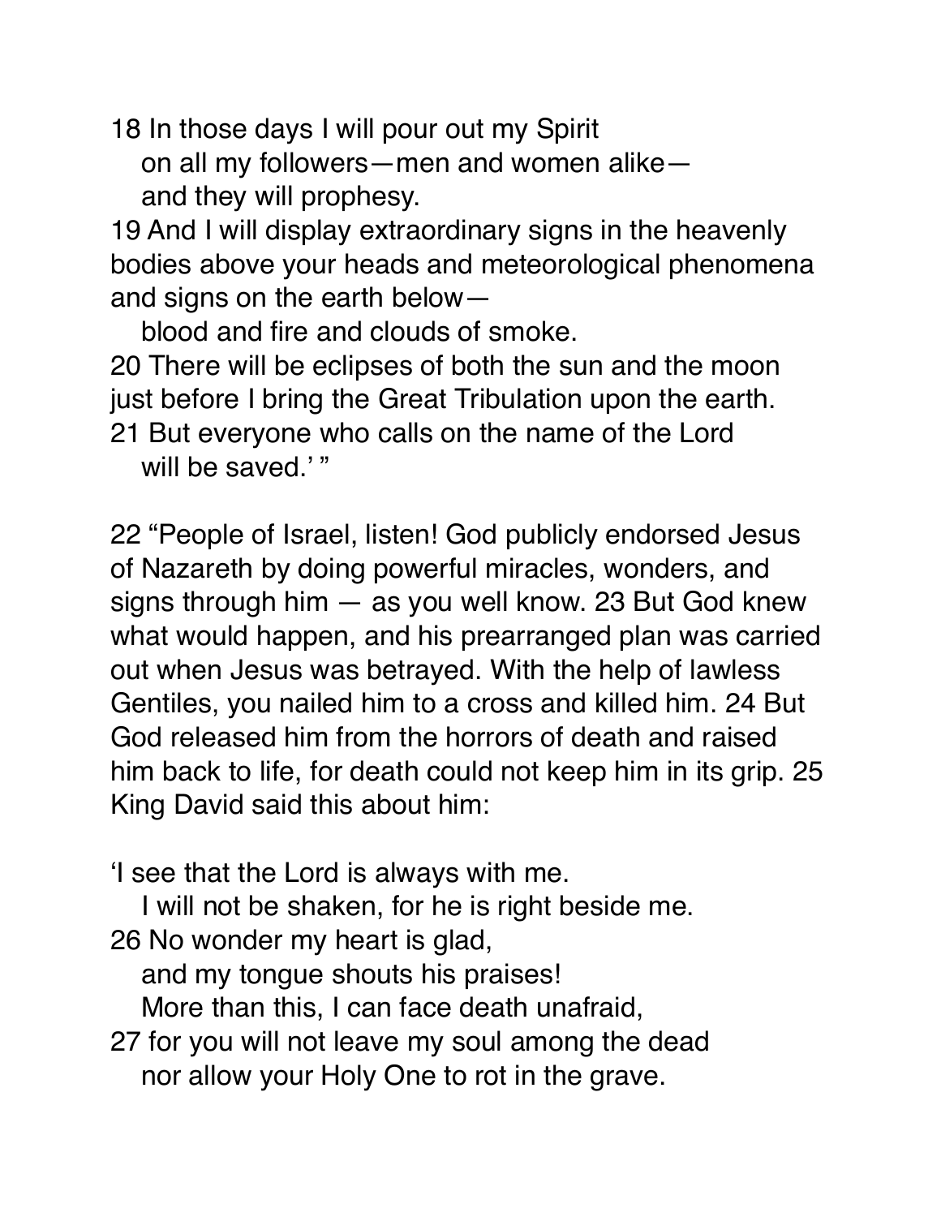18 In those days I will pour out my Spirit
  on all my followers—men and women alike—
  and they will prophesy.
19 And I will display extraordinary signs in the heavenly bodies above your heads and meteorological phenomena and signs on the earth below—
  blood and fire and clouds of smoke.
20 There will be eclipses of both the sun and the moon just before I bring the Great Tribulation upon the earth.
21 But everyone who calls on the name of the Lord
  will be saved.' "

22 "People of Israel, listen! God publicly endorsed Jesus of Nazareth by doing powerful miracles, wonders, and signs through him — as you well know. 23 But God knew what would happen, and his prearranged plan was carried out when Jesus was betrayed. With the help of lawless Gentiles, you nailed him to a cross and killed him. 24 But God released him from the horrors of death and raised him back to life, for death could not keep him in its grip. 25 King David said this about him:

'I see that the Lord is always with me.
  I will not be shaken, for he is right beside me.
26 No wonder my heart is glad,
  and my tongue shouts his praises!
  More than this, I can face death unafraid,
27 for you will not leave my soul among the dead
  nor allow your Holy One to rot in the grave.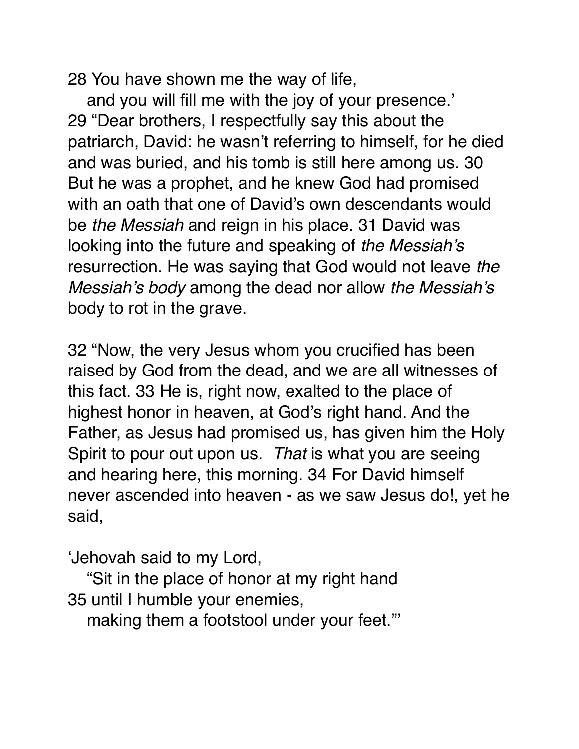28 You have shown me the way of life,
  and you will fill me with the joy of your presence.'
29 "Dear brothers, I respectfully say this about the patriarch, David: he wasn't referring to himself, for he died and was buried, and his tomb is still here among us. 30 But he was a prophet, and he knew God had promised with an oath that one of David's own descendants would be *the Messiah* and reign in his place. 31 David was looking into the future and speaking of *the Messiah's* resurrection. He was saying that God would not leave *the Messiah's body* among the dead nor allow *the Messiah's* body to rot in the grave.

32 "Now, the very Jesus whom you crucified has been raised by God from the dead, and we are all witnesses of this fact. 33 He is, right now, exalted to the place of highest honor in heaven, at God's right hand. And the Father, as Jesus had promised us, has given him the Holy Spirit to pour out upon us. *That* is what you are seeing and hearing here, this morning. 34 For David himself never ascended into heaven - as we saw Jesus do!, yet he said,

'Jehovah said to my Lord,
  "Sit in the place of honor at my right hand
35 until I humble your enemies,
  making them a footstool under your feet."'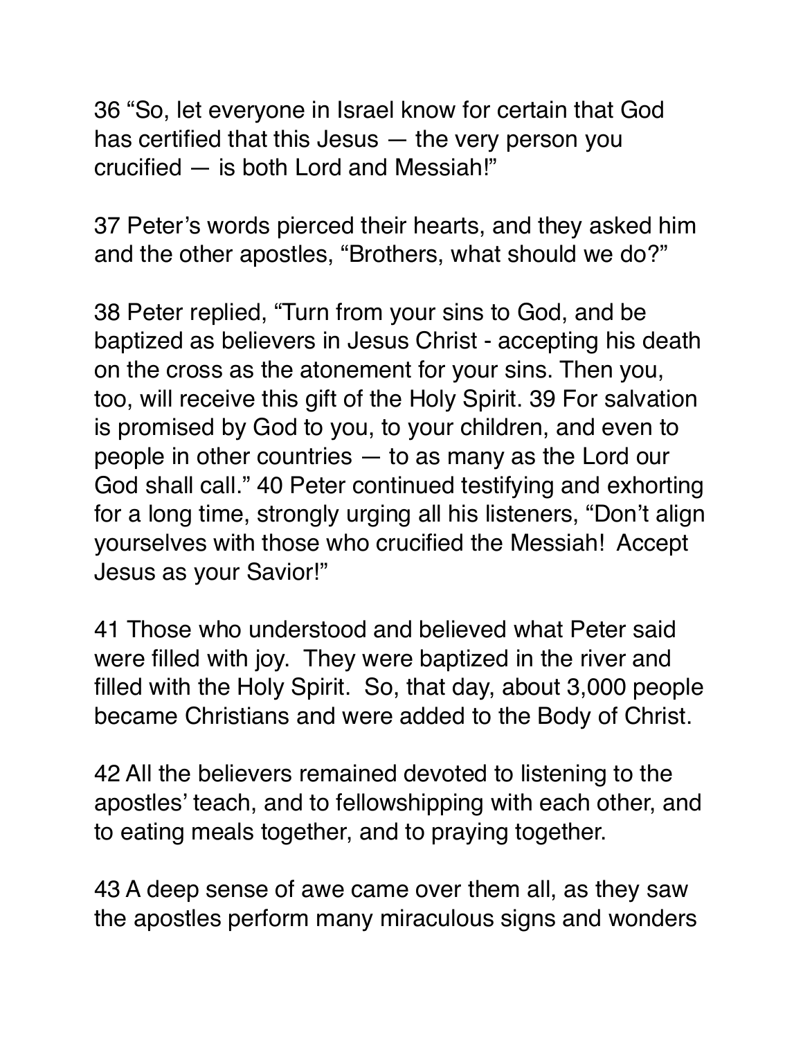36 “So, let everyone in Israel know for certain that God has certified that this Jesus — the very person you crucified — is both Lord and Messiah!”

37 Peter’s words pierced their hearts, and they asked him and the other apostles, “Brothers, what should we do?”

38 Peter replied, “Turn from your sins to God, and be baptized as believers in Jesus Christ - accepting his death on the cross as the atonement for your sins. Then you, too, will receive this gift of the Holy Spirit. 39 For salvation is promised by God to you, to your children, and even to people in other countries — to as many as the Lord our God shall call.” 40 Peter continued testifying and exhorting for a long time, strongly urging all his listeners, “Don’t align yourselves with those who crucified the Messiah! Accept Jesus as your Savior!”

41 Those who understood and believed what Peter said were filled with joy. They were baptized in the river and filled with the Holy Spirit. So, that day, about 3,000 people became Christians and were added to the Body of Christ.

42 All the believers remained devoted to listening to the apostles’ teach, and to fellowshipping with each other, and to eating meals together, and to praying together.

43 A deep sense of awe came over them all, as they saw the apostles perform many miraculous signs and wonders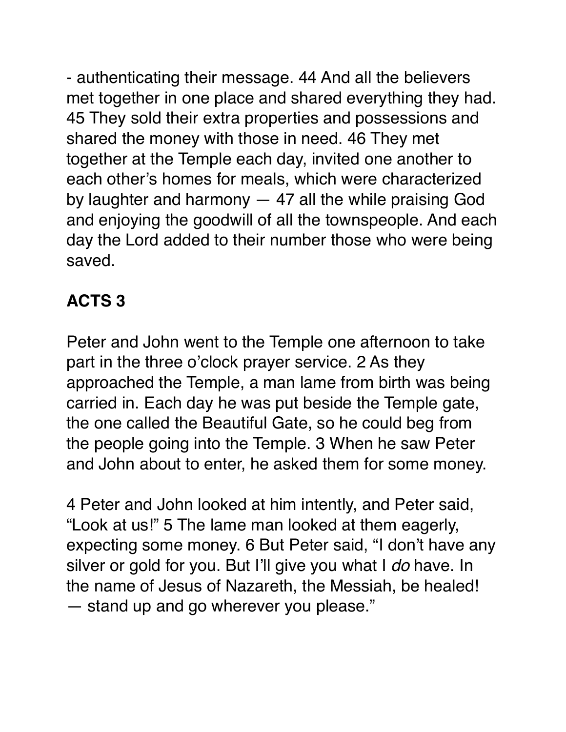- authenticating their message. 44 And all the believers met together in one place and shared everything they had. 45 They sold their extra properties and possessions and shared the money with those in need. 46 They met together at the Temple each day, invited one another to each other's homes for meals, which were characterized by laughter and harmony — 47 all the while praising God and enjoying the goodwill of all the townspeople. And each day the Lord added to their number those who were being saved.

## ACTS 3

Peter and John went to the Temple one afternoon to take part in the three o'clock prayer service. 2 As they approached the Temple, a man lame from birth was being carried in. Each day he was put beside the Temple gate, the one called the Beautiful Gate, so he could beg from the people going into the Temple. 3 When he saw Peter and John about to enter, he asked them for some money.

4 Peter and John looked at him intently, and Peter said, "Look at us!" 5 The lame man looked at them eagerly, expecting some money. 6 But Peter said, "I don't have any silver or gold for you. But I'll give you what I *do* have. In the name of Jesus of Nazareth, the Messiah, be healed! — stand up and go wherever you please."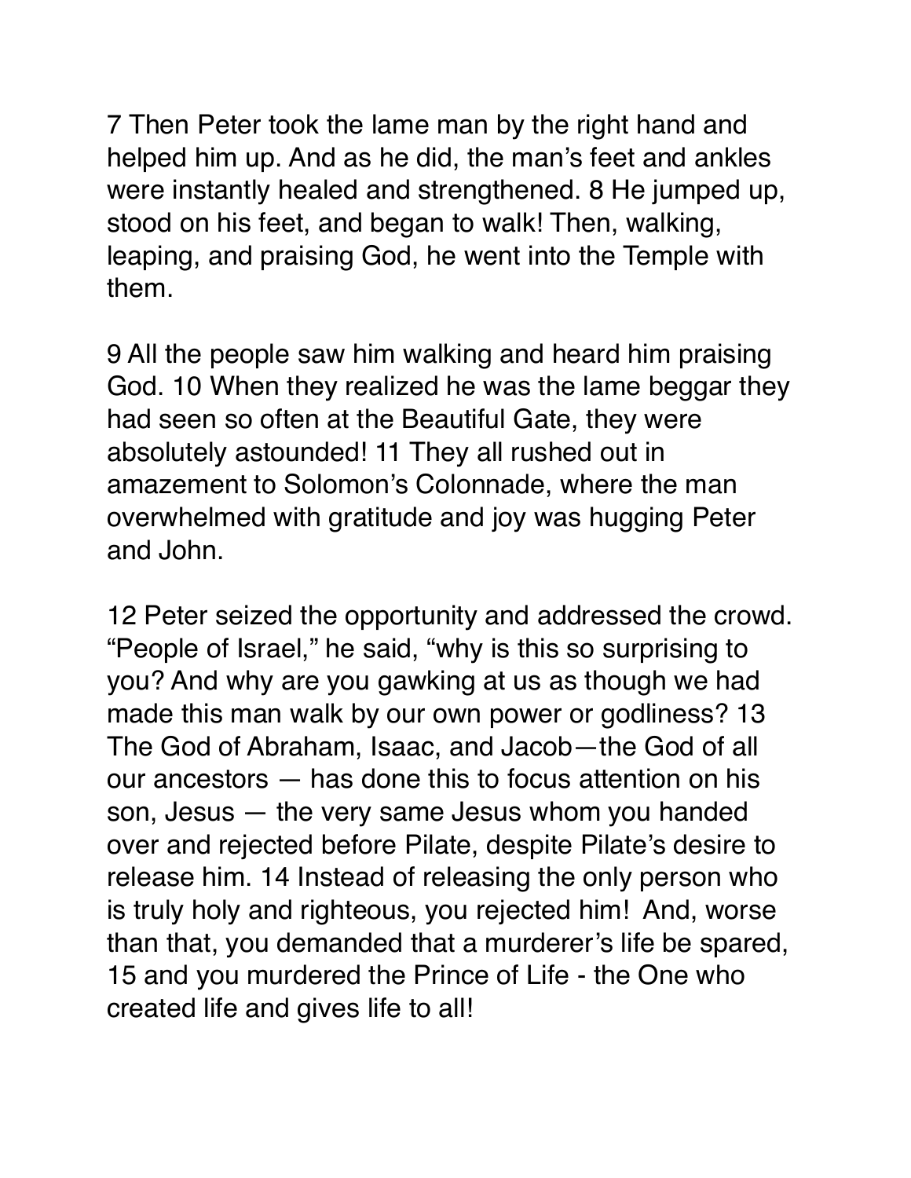7 Then Peter took the lame man by the right hand and helped him up. And as he did, the man's feet and ankles were instantly healed and strengthened. 8 He jumped up, stood on his feet, and began to walk! Then, walking, leaping, and praising God, he went into the Temple with them.

9 All the people saw him walking and heard him praising God. 10 When they realized he was the lame beggar they had seen so often at the Beautiful Gate, they were absolutely astounded! 11 They all rushed out in amazement to Solomon's Colonnade, where the man overwhelmed with gratitude and joy was hugging Peter and John.

12 Peter seized the opportunity and addressed the crowd. "People of Israel," he said, "why is this so surprising to you? And why are you gawking at us as though we had made this man walk by our own power or godliness? 13 The God of Abraham, Isaac, and Jacob—the God of all our ancestors — has done this to focus attention on his son, Jesus — the very same Jesus whom you handed over and rejected before Pilate, despite Pilate's desire to release him. 14 Instead of releasing the only person who is truly holy and righteous, you rejected him! And, worse than that, you demanded that a murderer's life be spared, 15 and you murdered the Prince of Life - the One who created life and gives life to all!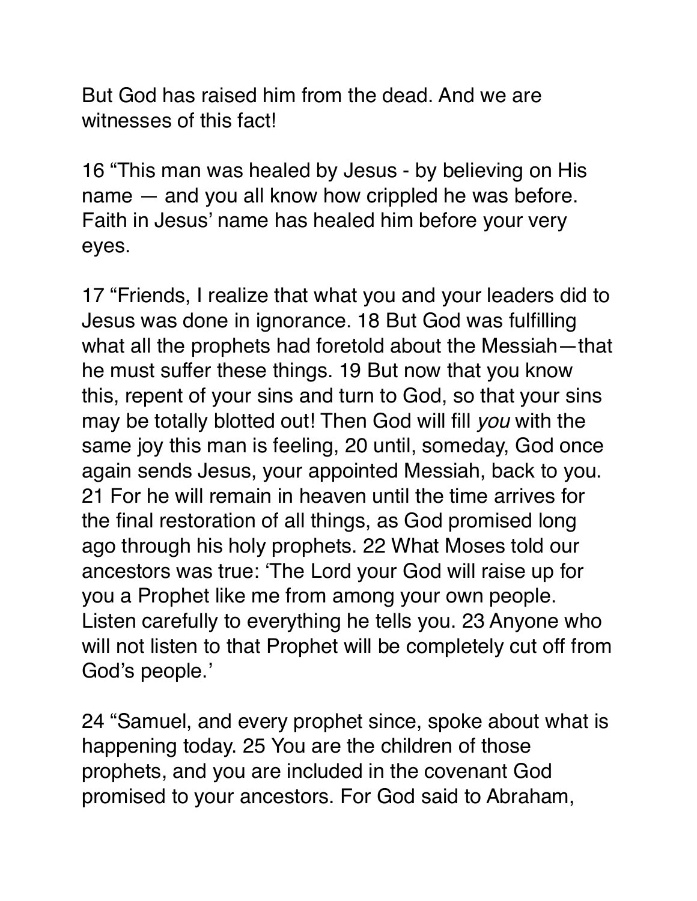But God has raised him from the dead. And we are witnesses of this fact!

16 “This man was healed by Jesus - by believing on His name — and you all know how crippled he was before. Faith in Jesus’ name has healed him before your very eyes.

17 “Friends, I realize that what you and your leaders did to Jesus was done in ignorance. 18 But God was fulfilling what all the prophets had foretold about the Messiah—that he must suffer these things. 19 But now that you know this, repent of your sins and turn to God, so that your sins may be totally blotted out! Then God will fill *you* with the same joy this man is feeling, 20 until, someday, God once again sends Jesus, your appointed Messiah, back to you. 21 For he will remain in heaven until the time arrives for the final restoration of all things, as God promised long ago through his holy prophets. 22 What Moses told our ancestors was true: ‘The Lord your God will raise up for you a Prophet like me from among your own people. Listen carefully to everything he tells you. 23 Anyone who will not listen to that Prophet will be completely cut off from God’s people.’

24 “Samuel, and every prophet since, spoke about what is happening today. 25 You are the children of those prophets, and you are included in the covenant God promised to your ancestors. For God said to Abraham,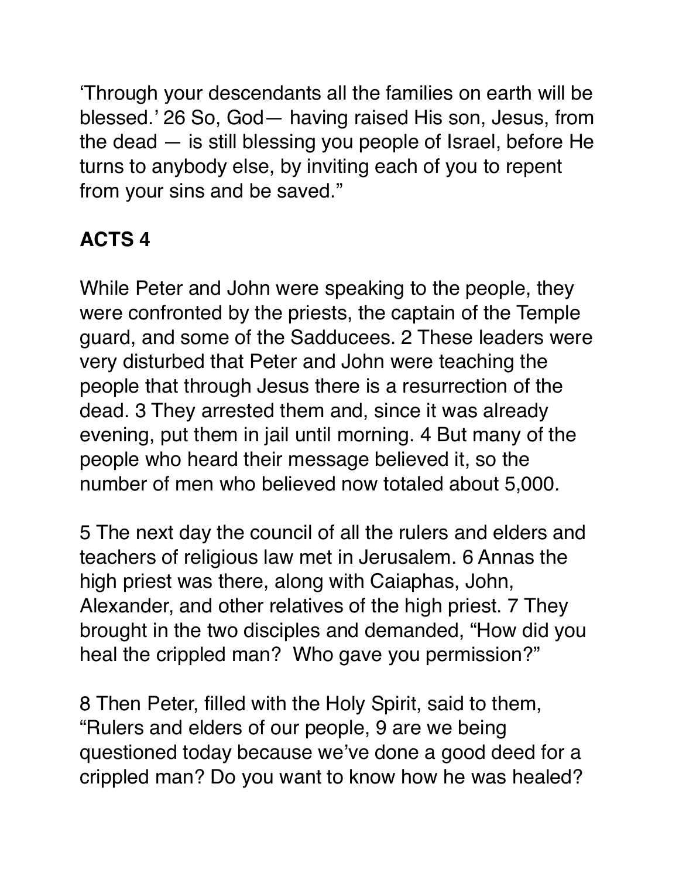'Through your descendants all the families on earth will be blessed.' 26 So, God— having raised His son, Jesus, from the dead — is still blessing you people of Israel, before He turns to anybody else, by inviting each of you to repent from your sins and be saved."

**ACTS 4**

While Peter and John were speaking to the people, they were confronted by the priests, the captain of the Temple guard, and some of the Sadducees. 2 These leaders were very disturbed that Peter and John were teaching the people that through Jesus there is a resurrection of the dead. 3 They arrested them and, since it was already evening, put them in jail until morning. 4 But many of the people who heard their message believed it, so the number of men who believed now totaled about 5,000.

5 The next day the council of all the rulers and elders and teachers of religious law met in Jerusalem. 6 Annas the high priest was there, along with Caiaphas, John, Alexander, and other relatives of the high priest. 7 They brought in the two disciples and demanded, "How did you heal the crippled man? Who gave you permission?"

8 Then Peter, filled with the Holy Spirit, said to them, "Rulers and elders of our people, 9 are we being questioned today because we've done a good deed for a crippled man? Do you want to know how he was healed?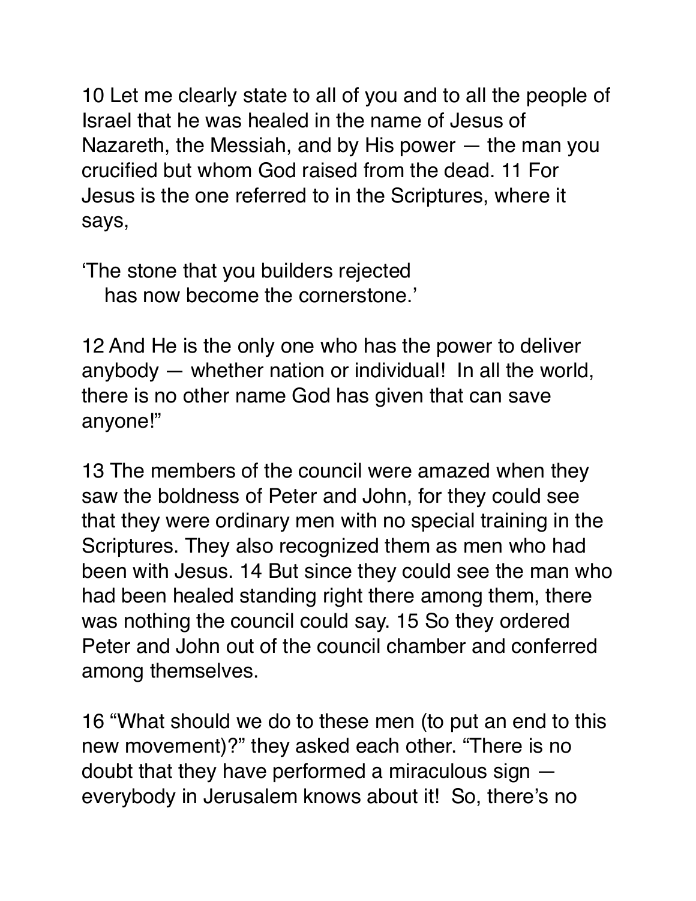10 Let me clearly state to all of you and to all the people of Israel that he was healed in the name of Jesus of Nazareth, the Messiah, and by His power — the man you crucified but whom God raised from the dead. 11 For Jesus is the one referred to in the Scriptures, where it says,

'The stone that you builders rejected  
has now become the cornerstone.'

12 And He is the only one who has the power to deliver anybody — whether nation or individual! In all the world, there is no other name God has given that can save anyone!"

13 The members of the council were amazed when they saw the boldness of Peter and John, for they could see that they were ordinary men with no special training in the Scriptures. They also recognized them as men who had been with Jesus. 14 But since they could see the man who had been healed standing right there among them, there was nothing the council could say. 15 So they ordered Peter and John out of the council chamber and conferred among themselves.

16 "What should we do to these men (to put an end to this new movement)?" they asked each other. "There is no doubt that they have performed a miraculous sign — everybody in Jerusalem knows about it! So, there's no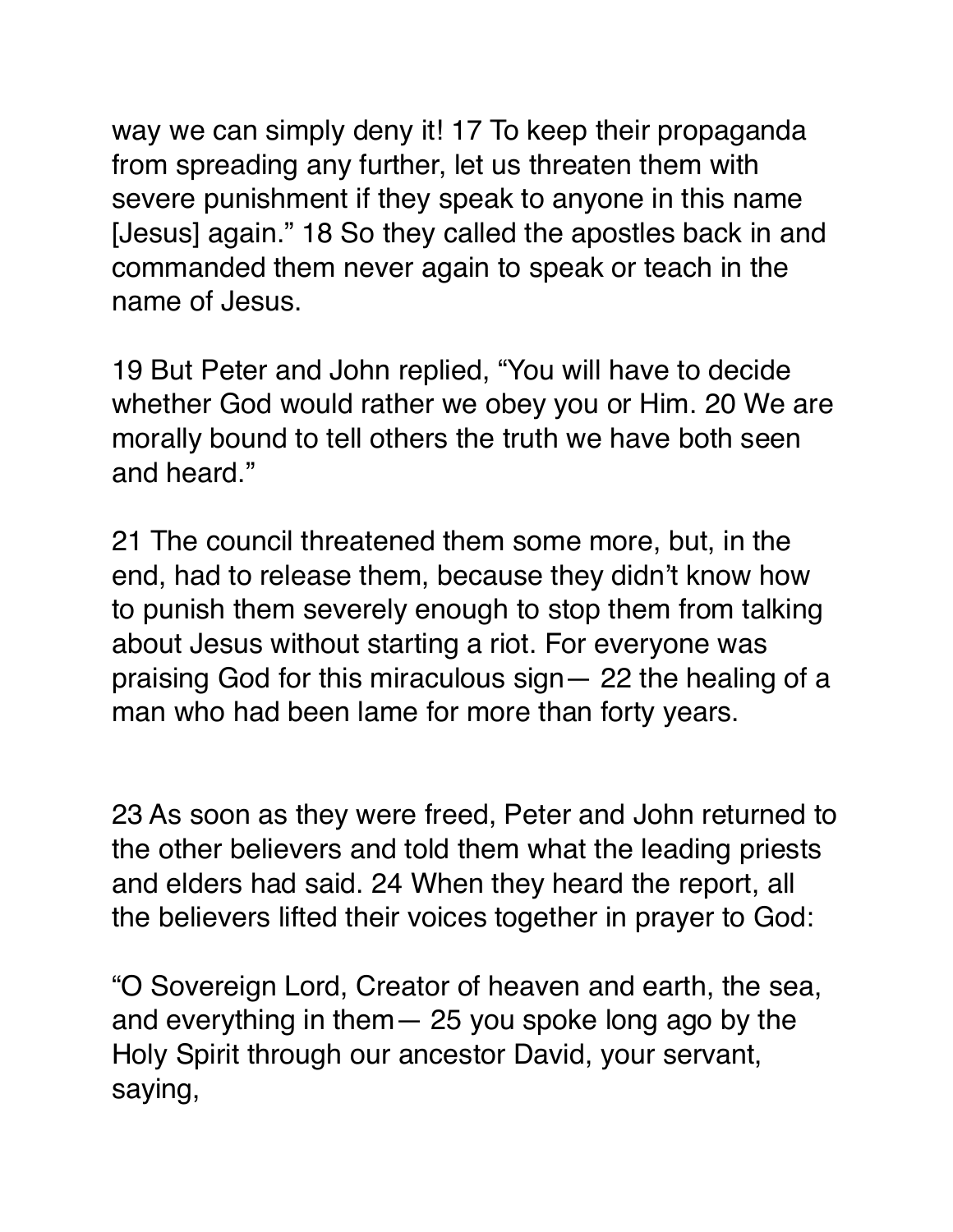way we can simply deny it! 17 To keep their propaganda from spreading any further, let us threaten them with severe punishment if they speak to anyone in this name [Jesus] again." 18 So they called the apostles back in and commanded them never again to speak or teach in the name of Jesus.

19 But Peter and John replied, "You will have to decide whether God would rather we obey you or Him. 20 We are morally bound to tell others the truth we have both seen and heard."

21 The council threatened them some more, but, in the end, had to release them, because they didn't know how to punish them severely enough to stop them from talking about Jesus without starting a riot. For everyone was praising God for this miraculous sign— 22 the healing of a man who had been lame for more than forty years.

23 As soon as they were freed, Peter and John returned to the other believers and told them what the leading priests and elders had said. 24 When they heard the report, all the believers lifted their voices together in prayer to God:

"O Sovereign Lord, Creator of heaven and earth, the sea, and everything in them— 25 you spoke long ago by the Holy Spirit through our ancestor David, your servant, saying,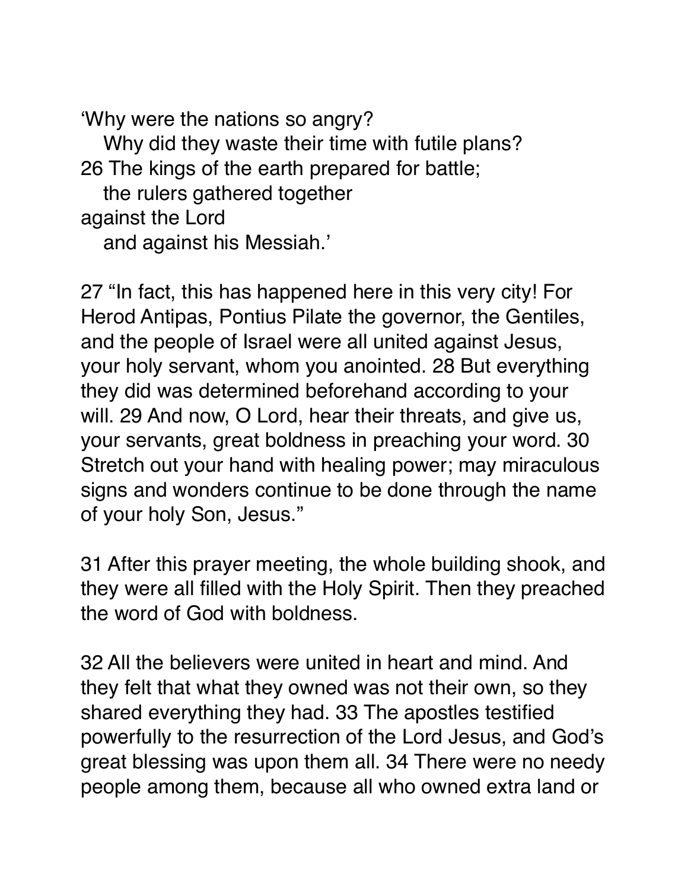'Why were the nations so angry?
   Why did they waste their time with futile plans?
26 The kings of the earth prepared for battle;
   the rulers gathered together
against the Lord
   and against his Messiah.'

27 "In fact, this has happened here in this very city! For Herod Antipas, Pontius Pilate the governor, the Gentiles, and the people of Israel were all united against Jesus, your holy servant, whom you anointed. 28 But everything they did was determined beforehand according to your will. 29 And now, O Lord, hear their threats, and give us, your servants, great boldness in preaching your word. 30 Stretch out your hand with healing power; may miraculous signs and wonders continue to be done through the name of your holy Son, Jesus."

31 After this prayer meeting, the whole building shook, and they were all filled with the Holy Spirit. Then they preached the word of God with boldness.

32 All the believers were united in heart and mind. And they felt that what they owned was not their own, so they shared everything they had. 33 The apostles testified powerfully to the resurrection of the Lord Jesus, and God's great blessing was upon them all. 34 There were no needy people among them, because all who owned extra land or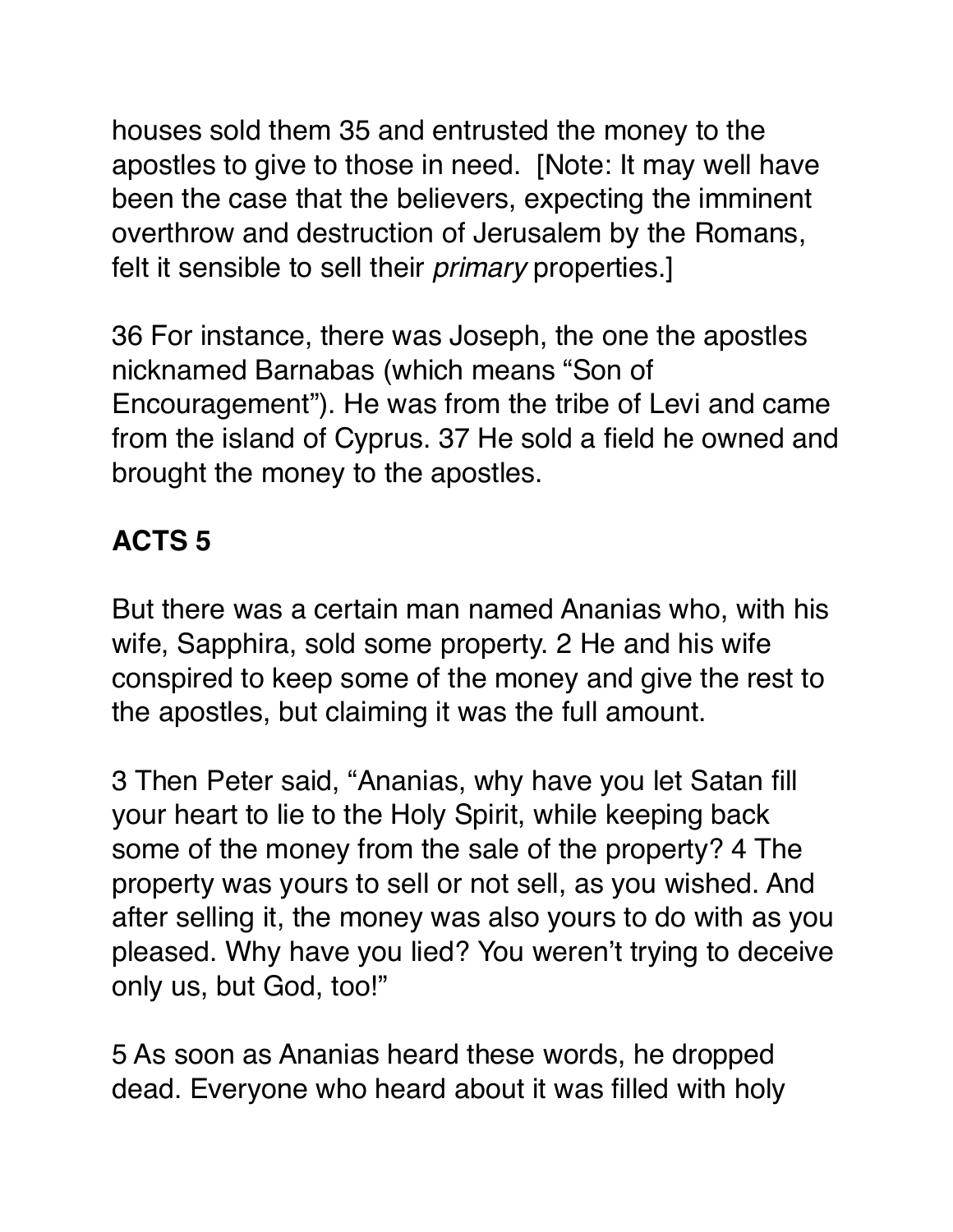houses sold them 35 and entrusted the money to the apostles to give to those in need. [Note: It may well have been the case that the believers, expecting the imminent overthrow and destruction of Jerusalem by the Romans, felt it sensible to sell their *primary* properties.]

36 For instance, there was Joseph, the one the apostles nicknamed Barnabas (which means "Son of Encouragement"). He was from the tribe of Levi and came from the island of Cyprus. 37 He sold a field he owned and brought the money to the apostles.

## ACTS 5

But there was a certain man named Ananias who, with his wife, Sapphira, sold some property. 2 He and his wife conspired to keep some of the money and give the rest to the apostles, but claiming it was the full amount.

3 Then Peter said, "Ananias, why have you let Satan fill your heart to lie to the Holy Spirit, while keeping back some of the money from the sale of the property? 4 The property was yours to sell or not sell, as you wished. And after selling it, the money was also yours to do with as you pleased. Why have you lied? You weren't trying to deceive only us, but God, too!"

5 As soon as Ananias heard these words, he dropped dead. Everyone who heard about it was filled with holy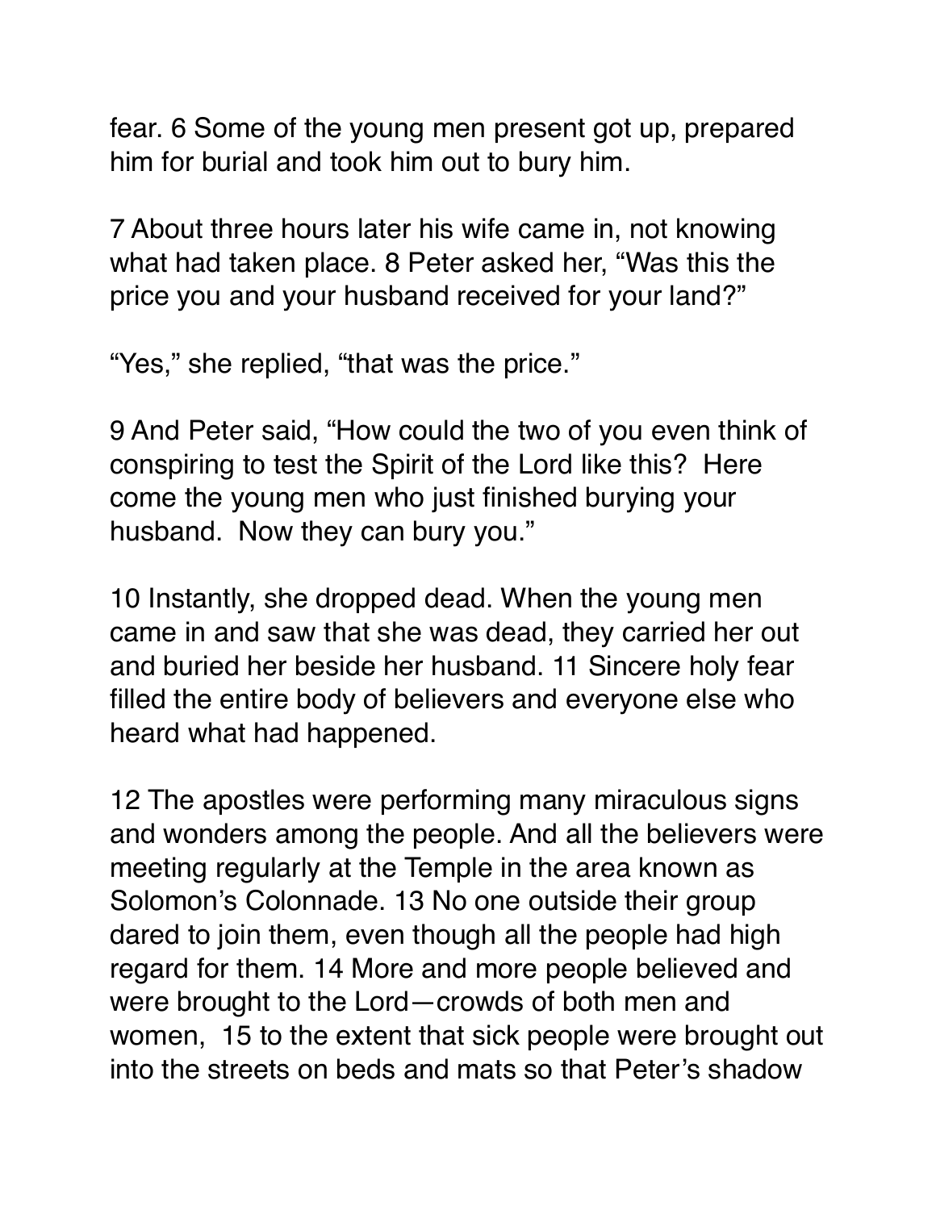fear. 6 Some of the young men present got up, prepared him for burial and took him out to bury him.

7 About three hours later his wife came in, not knowing what had taken place. 8 Peter asked her, “Was this the price you and your husband received for your land?”

“Yes,” she replied, “that was the price.”

9 And Peter said, “How could the two of you even think of conspiring to test the Spirit of the Lord like this?  Here come the young men who just finished burying your husband.  Now they can bury you.”

10 Instantly, she dropped dead. When the young men came in and saw that she was dead, they carried her out and buried her beside her husband. 11 Sincere holy fear filled the entire body of believers and everyone else who heard what had happened.

12 The apostles were performing many miraculous signs and wonders among the people. And all the believers were meeting regularly at the Temple in the area known as Solomon’s Colonnade. 13 No one outside their group dared to join them, even though all the people had high regard for them. 14 More and more people believed and were brought to the Lord—crowds of both men and women,  15 to the extent that sick people were brought out into the streets on beds and mats so that Peter’s shadow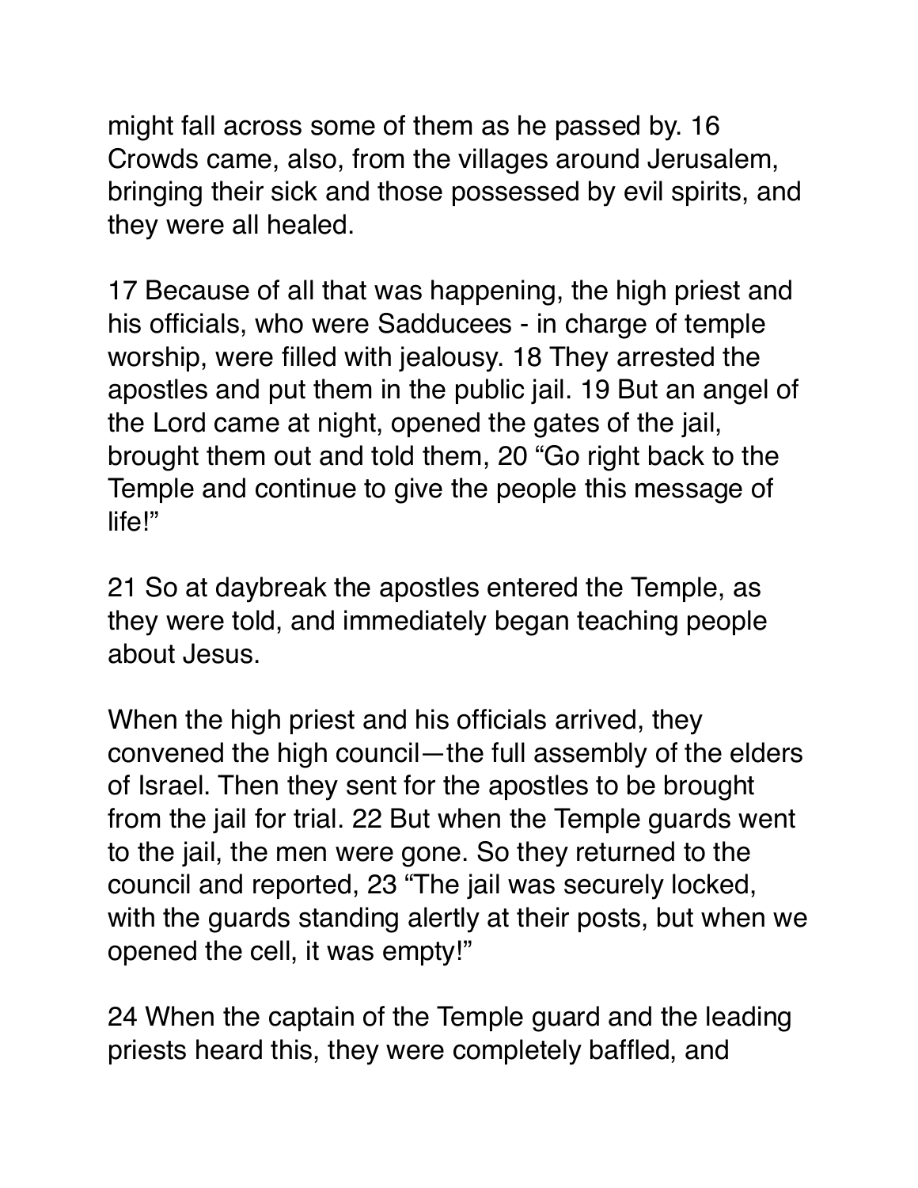might fall across some of them as he passed by. 16 Crowds came, also, from the villages around Jerusalem, bringing their sick and those possessed by evil spirits, and they were all healed.

17 Because of all that was happening, the high priest and his officials, who were Sadducees - in charge of temple worship, were filled with jealousy. 18 They arrested the apostles and put them in the public jail. 19 But an angel of the Lord came at night, opened the gates of the jail, brought them out and told them, 20 “Go right back to the Temple and continue to give the people this message of life!”

21 So at daybreak the apostles entered the Temple, as they were told, and immediately began teaching people about Jesus.

When the high priest and his officials arrived, they convened the high council—the full assembly of the elders of Israel. Then they sent for the apostles to be brought from the jail for trial. 22 But when the Temple guards went to the jail, the men were gone. So they returned to the council and reported, 23 “The jail was securely locked, with the guards standing alertly at their posts, but when we opened the cell, it was empty!”

24 When the captain of the Temple guard and the leading priests heard this, they were completely baffled, and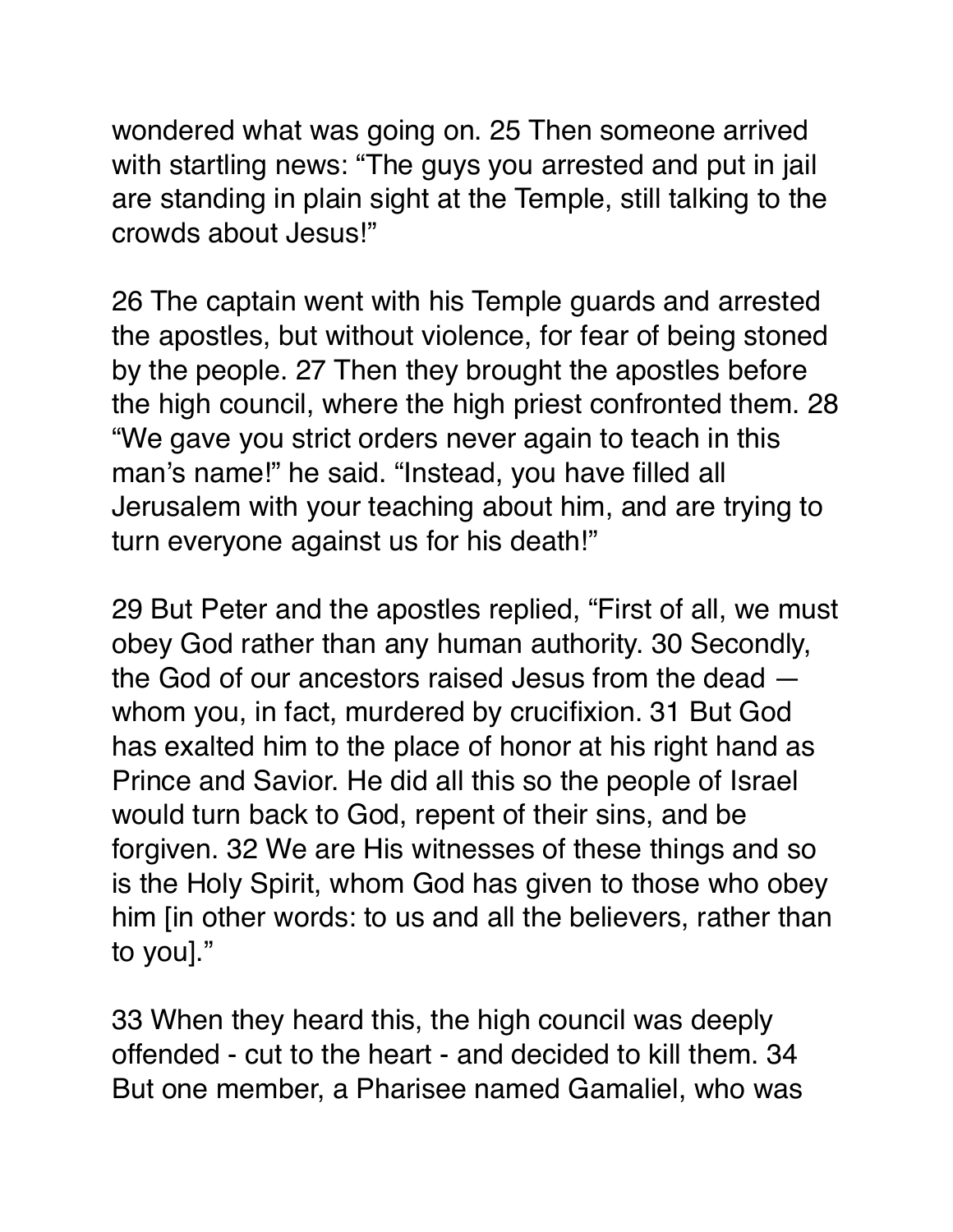wondered what was going on. 25 Then someone arrived with startling news: “The guys you arrested and put in jail are standing in plain sight at the Temple, still talking to the crowds about Jesus!”

26 The captain went with his Temple guards and arrested the apostles, but without violence, for fear of being stoned by the people. 27 Then they brought the apostles before the high council, where the high priest confronted them. 28 “We gave you strict orders never again to teach in this man’s name!” he said. “Instead, you have filled all Jerusalem with your teaching about him, and are trying to turn everyone against us for his death!”

29 But Peter and the apostles replied, “First of all, we must obey God rather than any human authority. 30 Secondly, the God of our ancestors raised Jesus from the dead — whom you, in fact, murdered by crucifixion. 31 But God has exalted him to the place of honor at his right hand as Prince and Savior. He did all this so the people of Israel would turn back to God, repent of their sins, and be forgiven. 32 We are His witnesses of these things and so is the Holy Spirit, whom God has given to those who obey him [in other words: to us and all the believers, rather than to you].”

33 When they heard this, the high council was deeply offended - cut to the heart - and decided to kill them. 34 But one member, a Pharisee named Gamaliel, who was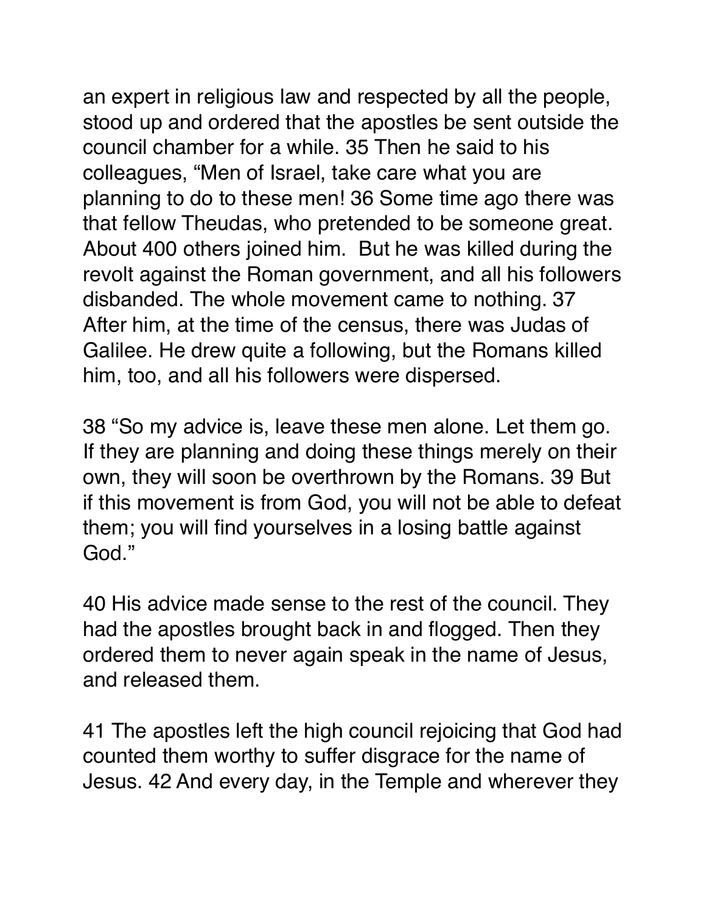an expert in religious law and respected by all the people, stood up and ordered that the apostles be sent outside the council chamber for a while. 35 Then he said to his colleagues, “Men of Israel, take care what you are planning to do to these men! 36 Some time ago there was that fellow Theudas, who pretended to be someone great. About 400 others joined him.  But he was killed during the revolt against the Roman government, and all his followers disbanded. The whole movement came to nothing. 37 After him, at the time of the census, there was Judas of Galilee. He drew quite a following, but the Romans killed him, too, and all his followers were dispersed.

38 “So my advice is, leave these men alone. Let them go. If they are planning and doing these things merely on their own, they will soon be overthrown by the Romans. 39 But if this movement is from God, you will not be able to defeat them; you will find yourselves in a losing battle against God.”

40 His advice made sense to the rest of the council. They had the apostles brought back in and flogged. Then they ordered them to never again speak in the name of Jesus, and released them.

41 The apostles left the high council rejoicing that God had counted them worthy to suffer disgrace for the name of Jesus. 42 And every day, in the Temple and wherever they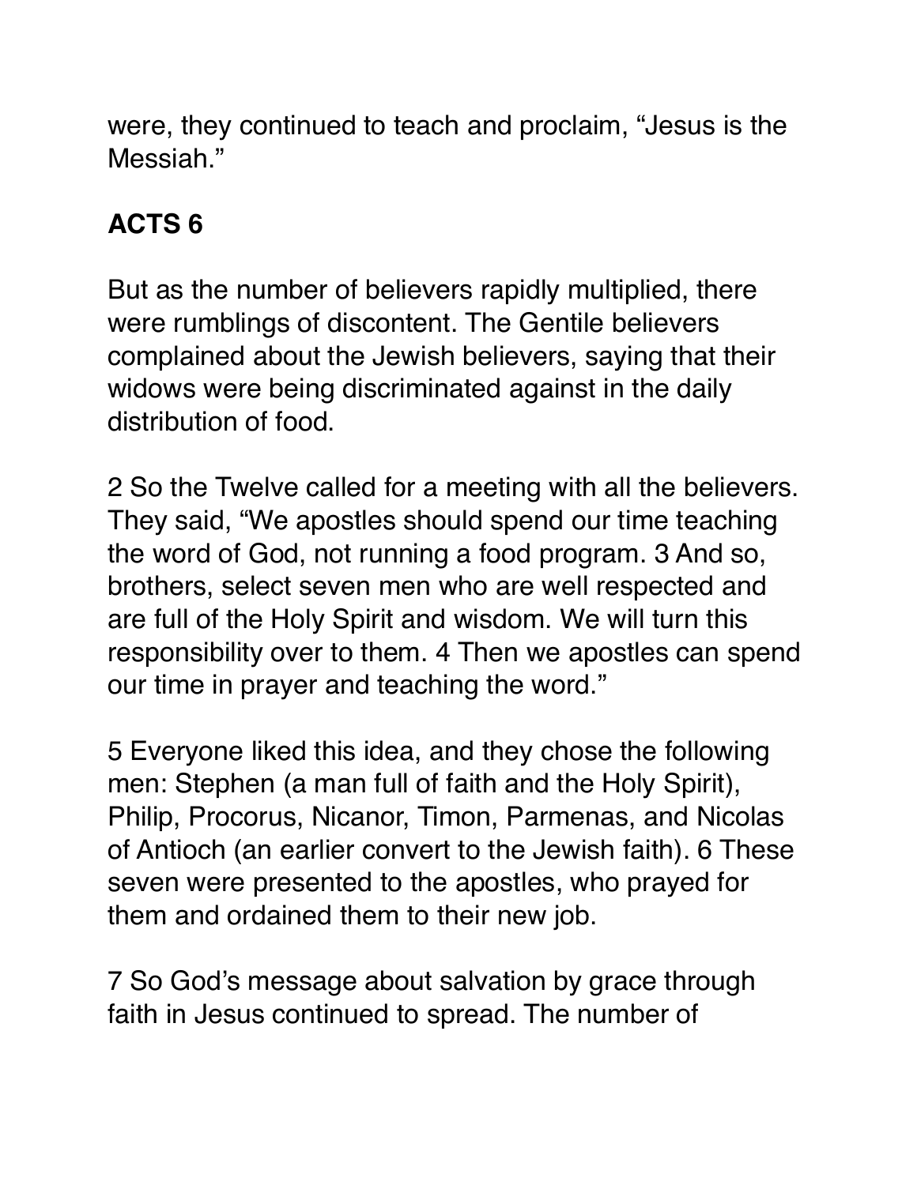were, they continued to teach and proclaim, "Jesus is the Messiah."

## ACTS 6

But as the number of believers rapidly multiplied, there were rumblings of discontent. The Gentile believers complained about the Jewish believers, saying that their widows were being discriminated against in the daily distribution of food.

2 So the Twelve called for a meeting with all the believers. They said, "We apostles should spend our time teaching the word of God, not running a food program. 3 And so, brothers, select seven men who are well respected and are full of the Holy Spirit and wisdom. We will turn this responsibility over to them. 4 Then we apostles can spend our time in prayer and teaching the word."

5 Everyone liked this idea, and they chose the following men: Stephen (a man full of faith and the Holy Spirit), Philip, Procorus, Nicanor, Timon, Parmenas, and Nicolas of Antioch (an earlier convert to the Jewish faith). 6 These seven were presented to the apostles, who prayed for them and ordained them to their new job.

7 So God's message about salvation by grace through faith in Jesus continued to spread. The number of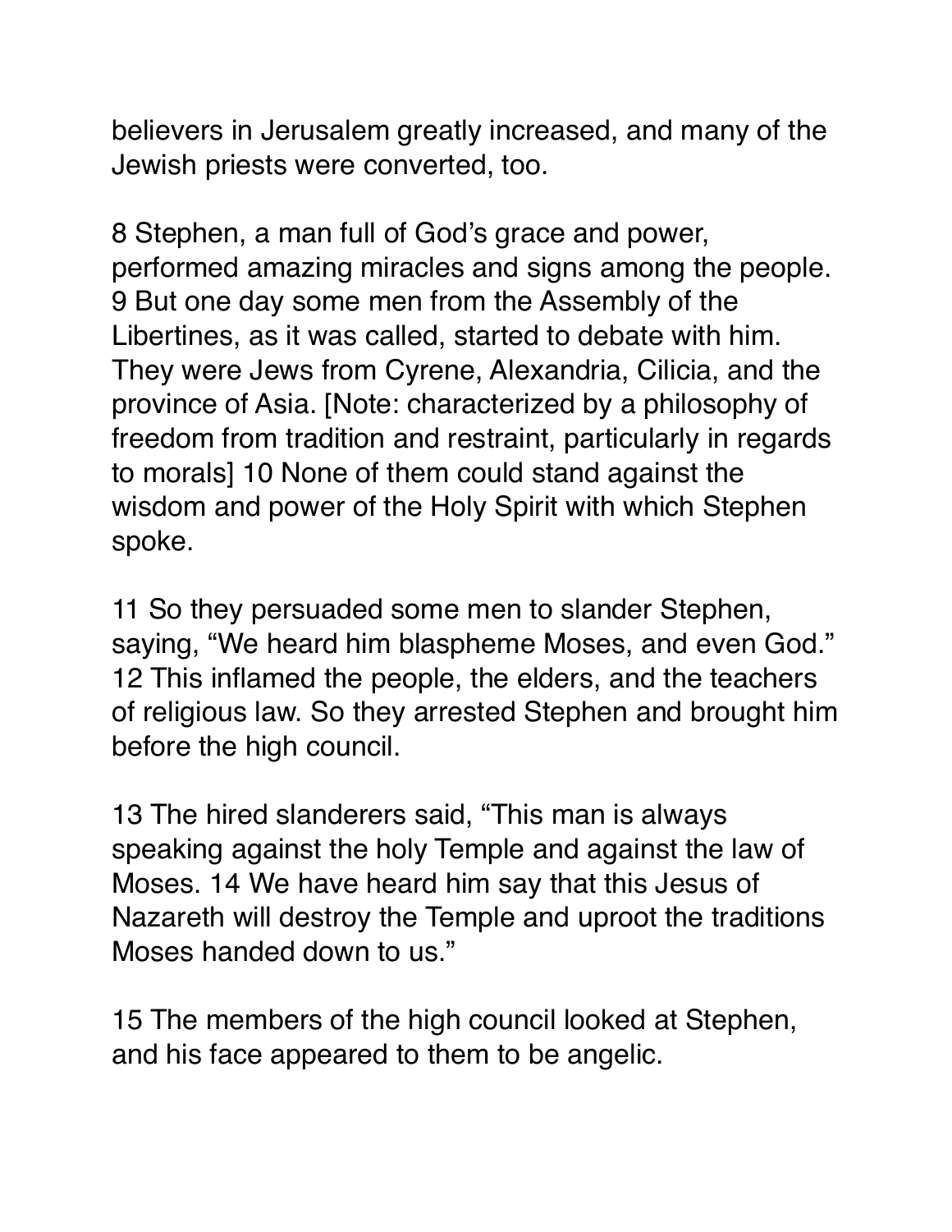believers in Jerusalem greatly increased, and many of the Jewish priests were converted, too.

8 Stephen, a man full of God's grace and power, performed amazing miracles and signs among the people. 9 But one day some men from the Assembly of the Libertines, as it was called, started to debate with him. They were Jews from Cyrene, Alexandria, Cilicia, and the province of Asia. [Note: characterized by a philosophy of freedom from tradition and restraint, particularly in regards to morals] 10 None of them could stand against the wisdom and power of the Holy Spirit with which Stephen spoke.

11 So they persuaded some men to slander Stephen, saying, "We heard him blaspheme Moses, and even God." 12 This inflamed the people, the elders, and the teachers of religious law. So they arrested Stephen and brought him before the high council.

13 The hired slanderers said, "This man is always speaking against the holy Temple and against the law of Moses. 14 We have heard him say that this Jesus of Nazareth will destroy the Temple and uproot the traditions Moses handed down to us."

15 The members of the high council looked at Stephen, and his face appeared to them to be angelic.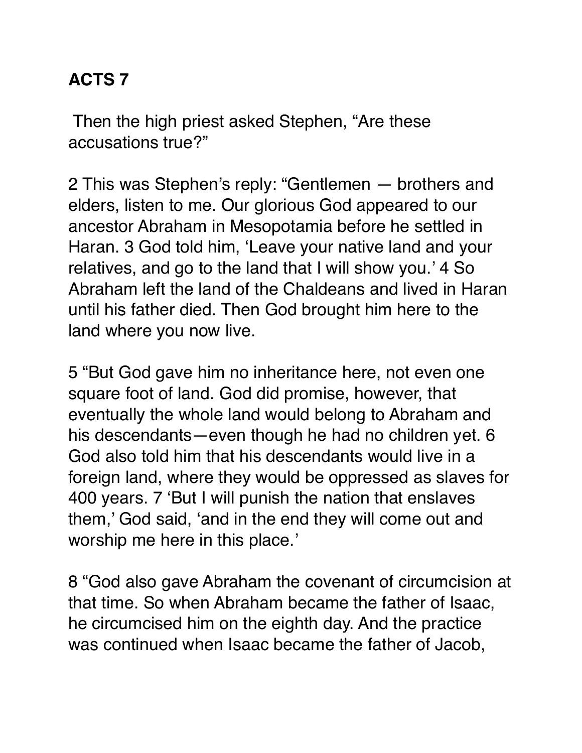**ACTS 7**

Then the high priest asked Stephen, “Are these accusations true?”

2 This was Stephen’s reply: “Gentlemen — brothers and elders, listen to me. Our glorious God appeared to our ancestor Abraham in Mesopotamia before he settled in Haran. 3 God told him, ‘Leave your native land and your relatives, and go to the land that I will show you.’ 4 So Abraham left the land of the Chaldeans and lived in Haran until his father died. Then God brought him here to the land where you now live.

5 “But God gave him no inheritance here, not even one square foot of land. God did promise, however, that eventually the whole land would belong to Abraham and his descendants—even though he had no children yet. 6 God also told him that his descendants would live in a foreign land, where they would be oppressed as slaves for 400 years. 7 ‘But I will punish the nation that enslaves them,’ God said, ‘and in the end they will come out and worship me here in this place.’

8 “God also gave Abraham the covenant of circumcision at that time. So when Abraham became the father of Isaac, he circumcised him on the eighth day. And the practice was continued when Isaac became the father of Jacob,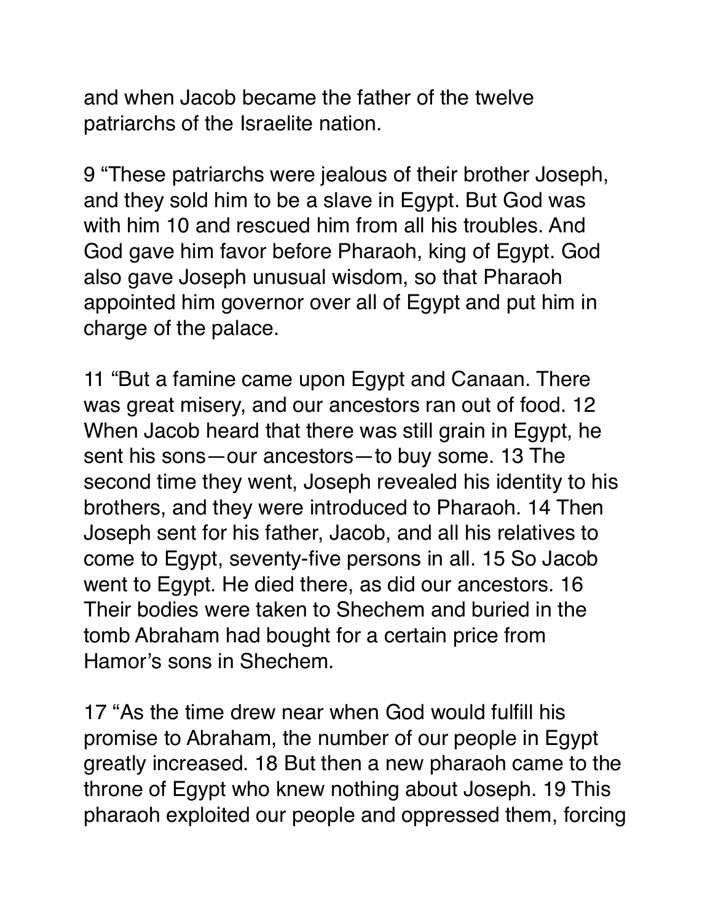and when Jacob became the father of the twelve patriarchs of the Israelite nation.

9 “These patriarchs were jealous of their brother Joseph, and they sold him to be a slave in Egypt. But God was with him 10 and rescued him from all his troubles. And God gave him favor before Pharaoh, king of Egypt. God also gave Joseph unusual wisdom, so that Pharaoh appointed him governor over all of Egypt and put him in charge of the palace.

11 “But a famine came upon Egypt and Canaan. There was great misery, and our ancestors ran out of food. 12 When Jacob heard that there was still grain in Egypt, he sent his sons—our ancestors—to buy some. 13 The second time they went, Joseph revealed his identity to his brothers, and they were introduced to Pharaoh. 14 Then Joseph sent for his father, Jacob, and all his relatives to come to Egypt, seventy-five persons in all. 15 So Jacob went to Egypt. He died there, as did our ancestors. 16 Their bodies were taken to Shechem and buried in the tomb Abraham had bought for a certain price from Hamor’s sons in Shechem.

17 “As the time drew near when God would fulfill his promise to Abraham, the number of our people in Egypt greatly increased. 18 But then a new pharaoh came to the throne of Egypt who knew nothing about Joseph. 19 This pharaoh exploited our people and oppressed them, forcing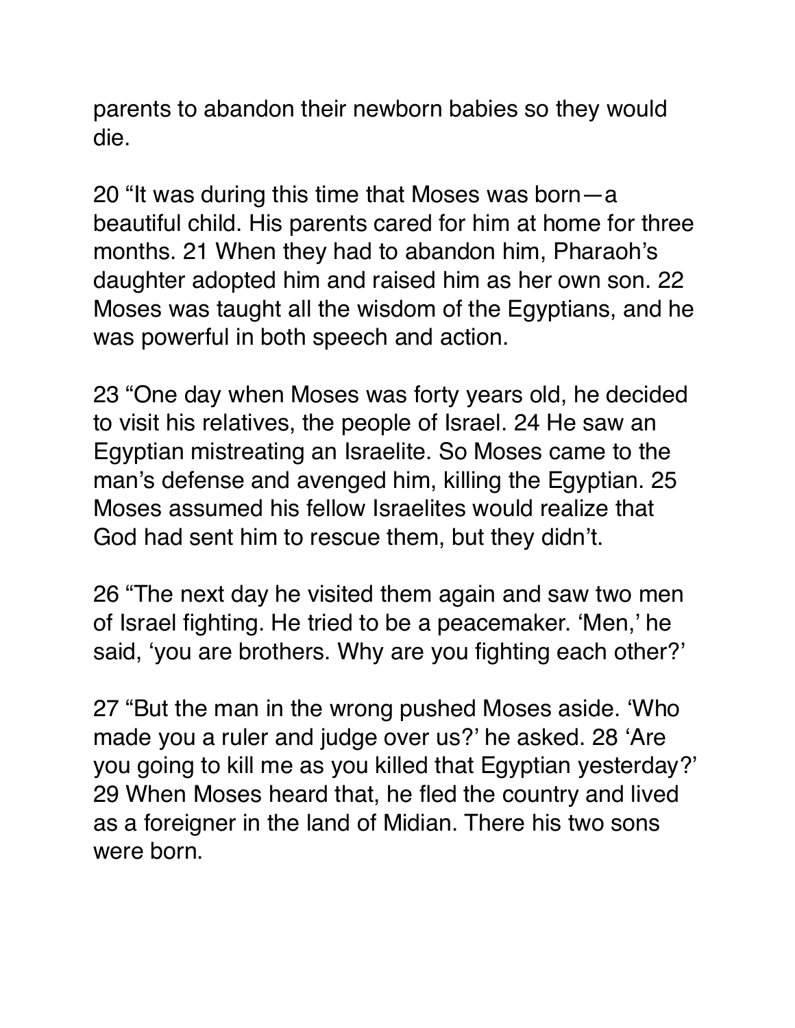parents to abandon their newborn babies so they would die.

20 “It was during this time that Moses was born—a beautiful child. His parents cared for him at home for three months. 21 When they had to abandon him, Pharaoh’s daughter adopted him and raised him as her own son. 22 Moses was taught all the wisdom of the Egyptians, and he was powerful in both speech and action.

23 “One day when Moses was forty years old, he decided to visit his relatives, the people of Israel. 24 He saw an Egyptian mistreating an Israelite. So Moses came to the man’s defense and avenged him, killing the Egyptian. 25 Moses assumed his fellow Israelites would realize that God had sent him to rescue them, but they didn’t.

26 “The next day he visited them again and saw two men of Israel fighting. He tried to be a peacemaker. ‘Men,’ he said, ‘you are brothers. Why are you fighting each other?’

27 “But the man in the wrong pushed Moses aside. ‘Who made you a ruler and judge over us?’ he asked. 28 ‘Are you going to kill me as you killed that Egyptian yesterday?’ 29 When Moses heard that, he fled the country and lived as a foreigner in the land of Midian. There his two sons were born.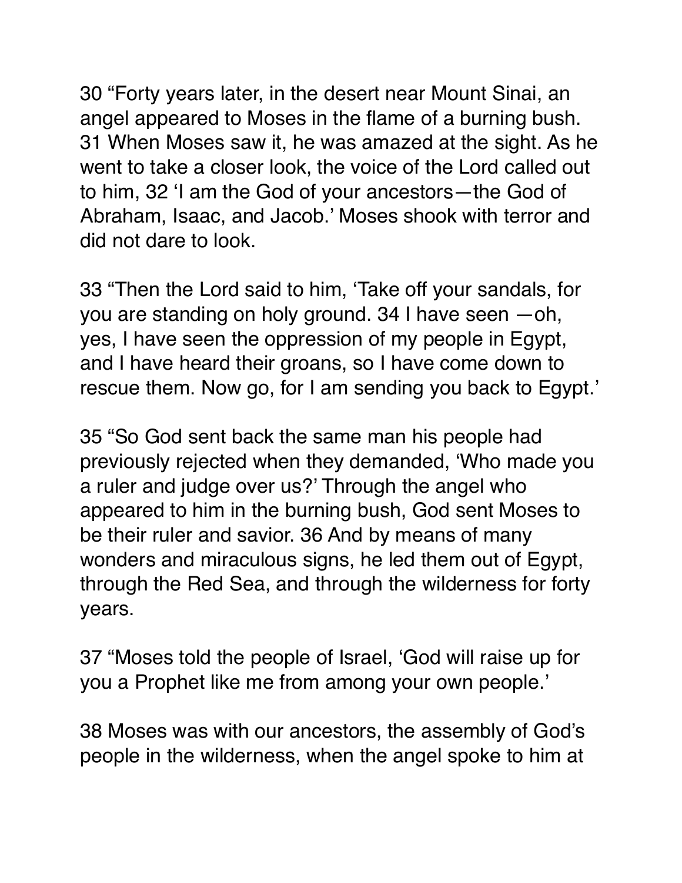30 “Forty years later, in the desert near Mount Sinai, an angel appeared to Moses in the flame of a burning bush. 31 When Moses saw it, he was amazed at the sight. As he went to take a closer look, the voice of the Lord called out to him, 32 ‘I am the God of your ancestors—the God of Abraham, Isaac, and Jacob.’ Moses shook with terror and did not dare to look.

33 “Then the Lord said to him, ‘Take off your sandals, for you are standing on holy ground. 34 I have seen —oh, yes, I have seen the oppression of my people in Egypt, and I have heard their groans, so I have come down to rescue them. Now go, for I am sending you back to Egypt.’

35 “So God sent back the same man his people had previously rejected when they demanded, ‘Who made you a ruler and judge over us?’ Through the angel who appeared to him in the burning bush, God sent Moses to be their ruler and savior. 36 And by means of many wonders and miraculous signs, he led them out of Egypt, through the Red Sea, and through the wilderness for forty years.

37 “Moses told the people of Israel, ‘God will raise up for you a Prophet like me from among your own people.’

38 Moses was with our ancestors, the assembly of God’s people in the wilderness, when the angel spoke to him at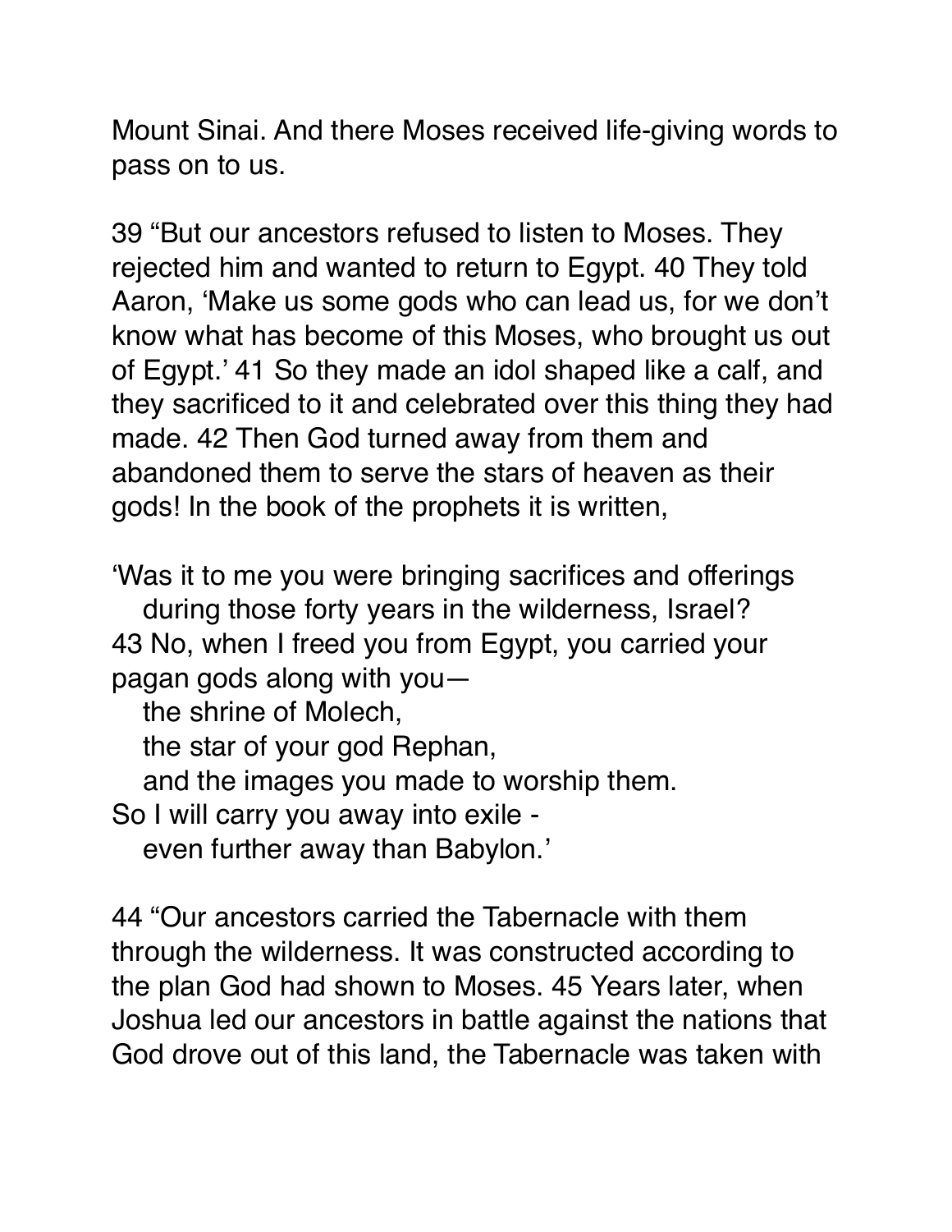Mount Sinai. And there Moses received life-giving words to pass on to us.

39 "But our ancestors refused to listen to Moses. They rejected him and wanted to return to Egypt. 40 They told Aaron, 'Make us some gods who can lead us, for we don't know what has become of this Moses, who brought us out of Egypt.' 41 So they made an idol shaped like a calf, and they sacrificed to it and celebrated over this thing they had made. 42 Then God turned away from them and abandoned them to serve the stars of heaven as their gods! In the book of the prophets it is written,

'Was it to me you were bringing sacrifices and offerings
   during those forty years in the wilderness, Israel?
43 No, when I freed you from Egypt, you carried your pagan gods along with you—
   the shrine of Molech,
   the star of your god Rephan,
   and the images you made to worship them.
So I will carry you away into exile -
   even further away than Babylon.'

44 "Our ancestors carried the Tabernacle with them through the wilderness. It was constructed according to the plan God had shown to Moses. 45 Years later, when Joshua led our ancestors in battle against the nations that God drove out of this land, the Tabernacle was taken with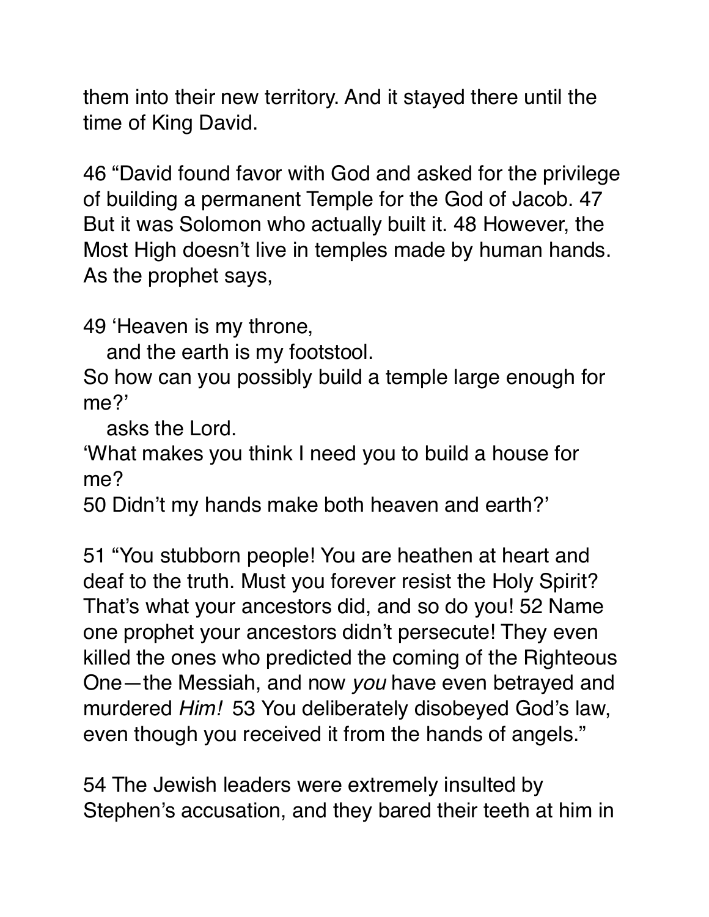them into their new territory. And it stayed there until the time of King David.

46 “David found favor with God and asked for the privilege of building a permanent Temple for the God of Jacob. 47 But it was Solomon who actually built it. 48 However, the Most High doesn’t live in temples made by human hands. As the prophet says,

49 ‘Heaven is my throne,
   and the earth is my footstool.
So how can you possibly build a temple large enough for me?’
   asks the Lord.
‘What makes you think I need you to build a house for me?
50 Didn’t my hands make both heaven and earth?’

51 “You stubborn people! You are heathen at heart and deaf to the truth. Must you forever resist the Holy Spirit? That’s what your ancestors did, and so do you! 52 Name one prophet your ancestors didn’t persecute! They even killed the ones who predicted the coming of the Righteous One—the Messiah, and now *you* have even betrayed and murdered *Him!* 53 You deliberately disobeyed God’s law, even though you received it from the hands of angels.”

54 The Jewish leaders were extremely insulted by Stephen’s accusation, and they bared their teeth at him in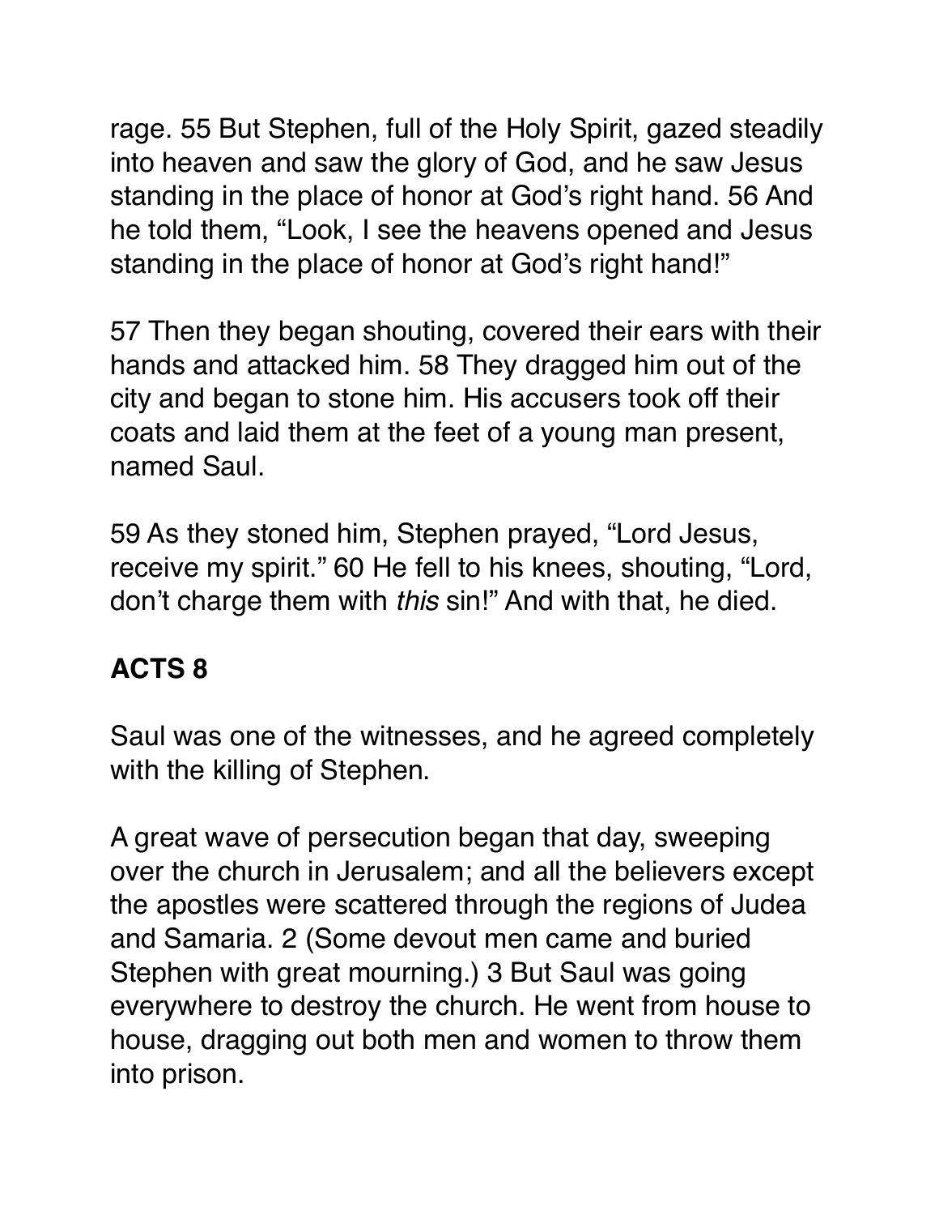rage. 55 But Stephen, full of the Holy Spirit, gazed steadily into heaven and saw the glory of God, and he saw Jesus standing in the place of honor at God's right hand. 56 And he told them, "Look, I see the heavens opened and Jesus standing in the place of honor at God's right hand!"

57 Then they began shouting, covered their ears with their hands and attacked him. 58 They dragged him out of the city and began to stone him. His accusers took off their coats and laid them at the feet of a young man present, named Saul.

59 As they stoned him, Stephen prayed, "Lord Jesus, receive my spirit." 60 He fell to his knees, shouting, "Lord, don't charge them with *this* sin!" And with that, he died.

## ACTS 8

Saul was one of the witnesses, and he agreed completely with the killing of Stephen.

A great wave of persecution began that day, sweeping over the church in Jerusalem; and all the believers except the apostles were scattered through the regions of Judea and Samaria. 2 (Some devout men came and buried Stephen with great mourning.) 3 But Saul was going everywhere to destroy the church. He went from house to house, dragging out both men and women to throw them into prison.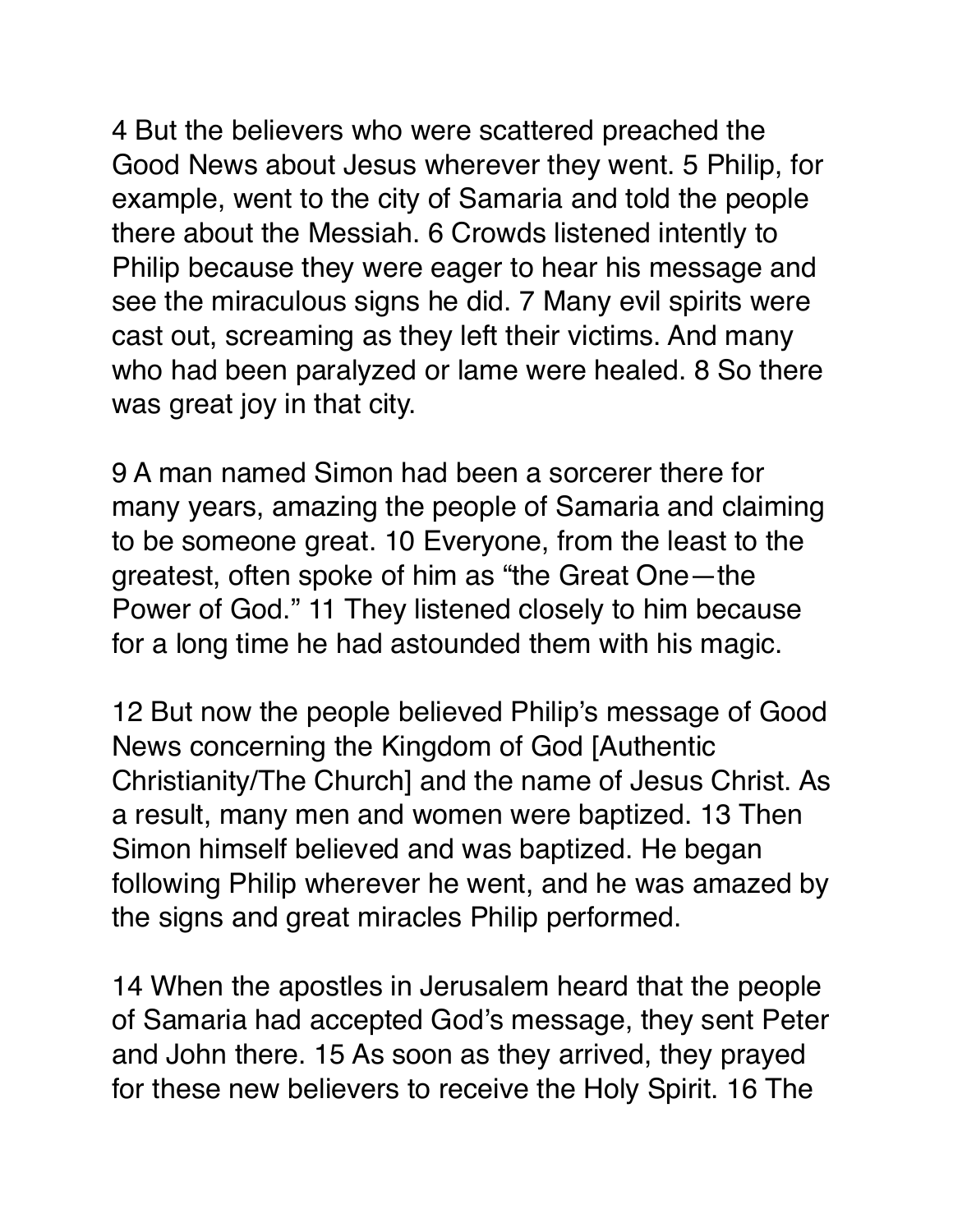4 But the believers who were scattered preached the Good News about Jesus wherever they went. 5 Philip, for example, went to the city of Samaria and told the people there about the Messiah. 6 Crowds listened intently to Philip because they were eager to hear his message and see the miraculous signs he did. 7 Many evil spirits were cast out, screaming as they left their victims. And many who had been paralyzed or lame were healed. 8 So there was great joy in that city.

9 A man named Simon had been a sorcerer there for many years, amazing the people of Samaria and claiming to be someone great. 10 Everyone, from the least to the greatest, often spoke of him as "the Great One—the Power of God." 11 They listened closely to him because for a long time he had astounded them with his magic.

12 But now the people believed Philip's message of Good News concerning the Kingdom of God [Authentic Christianity/The Church] and the name of Jesus Christ. As a result, many men and women were baptized. 13 Then Simon himself believed and was baptized. He began following Philip wherever he went, and he was amazed by the signs and great miracles Philip performed.

14 When the apostles in Jerusalem heard that the people of Samaria had accepted God's message, they sent Peter and John there. 15 As soon as they arrived, they prayed for these new believers to receive the Holy Spirit. 16 The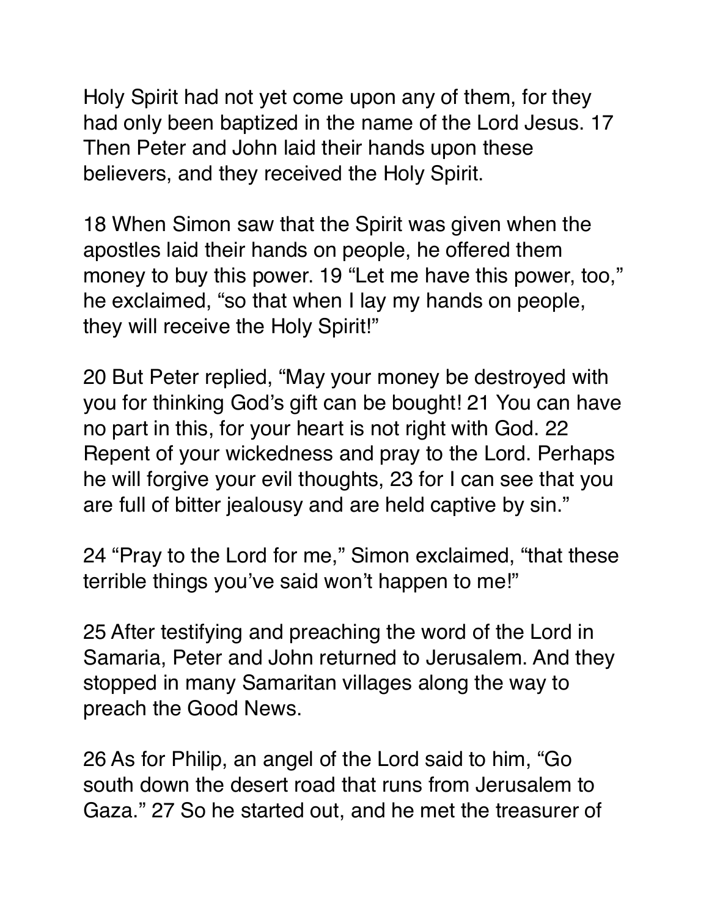Holy Spirit had not yet come upon any of them, for they had only been baptized in the name of the Lord Jesus. 17 Then Peter and John laid their hands upon these believers, and they received the Holy Spirit.

18 When Simon saw that the Spirit was given when the apostles laid their hands on people, he offered them money to buy this power. 19 “Let me have this power, too,” he exclaimed, “so that when I lay my hands on people, they will receive the Holy Spirit!”

20 But Peter replied, “May your money be destroyed with you for thinking God’s gift can be bought! 21 You can have no part in this, for your heart is not right with God. 22 Repent of your wickedness and pray to the Lord. Perhaps he will forgive your evil thoughts, 23 for I can see that you are full of bitter jealousy and are held captive by sin.”

24 “Pray to the Lord for me,” Simon exclaimed, “that these terrible things you’ve said won’t happen to me!”

25 After testifying and preaching the word of the Lord in Samaria, Peter and John returned to Jerusalem. And they stopped in many Samaritan villages along the way to preach the Good News.

26 As for Philip, an angel of the Lord said to him, “Go south down the desert road that runs from Jerusalem to Gaza.” 27 So he started out, and he met the treasurer of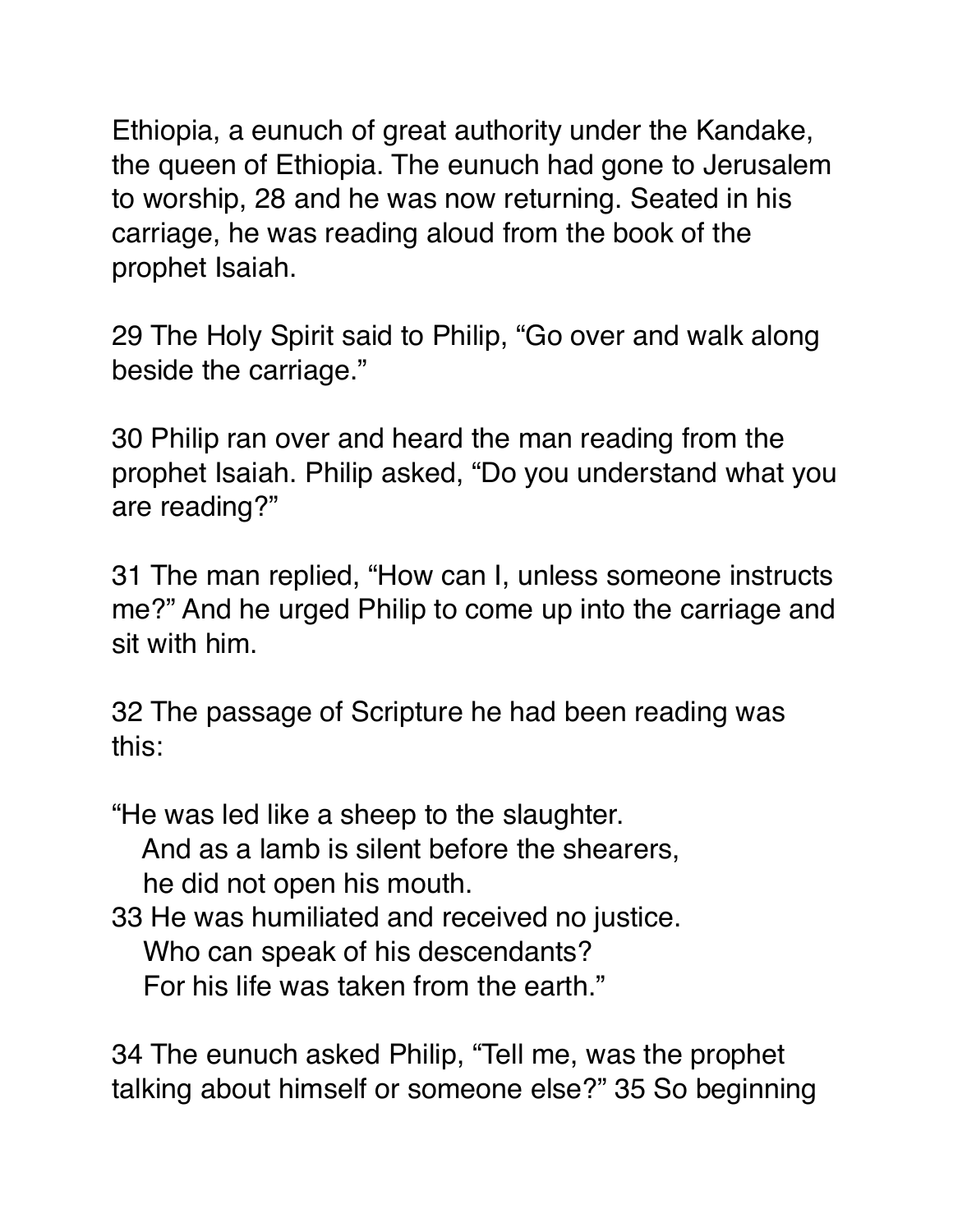Ethiopia, a eunuch of great authority under the Kandake, the queen of Ethiopia. The eunuch had gone to Jerusalem to worship, 28 and he was now returning. Seated in his carriage, he was reading aloud from the book of the prophet Isaiah.

29 The Holy Spirit said to Philip, “Go over and walk along beside the carriage.”

30 Philip ran over and heard the man reading from the prophet Isaiah. Philip asked, “Do you understand what you are reading?”

31 The man replied, “How can I, unless someone instructs me?” And he urged Philip to come up into the carriage and sit with him.

32 The passage of Scripture he had been reading was this:

“He was led like a sheep to the slaughter.  
   And as a lamb is silent before the shearers,  
   he did not open his mouth.  
33 He was humiliated and received no justice.  
   Who can speak of his descendants?  
   For his life was taken from the earth.”

34 The eunuch asked Philip, “Tell me, was the prophet talking about himself or someone else?” 35 So beginning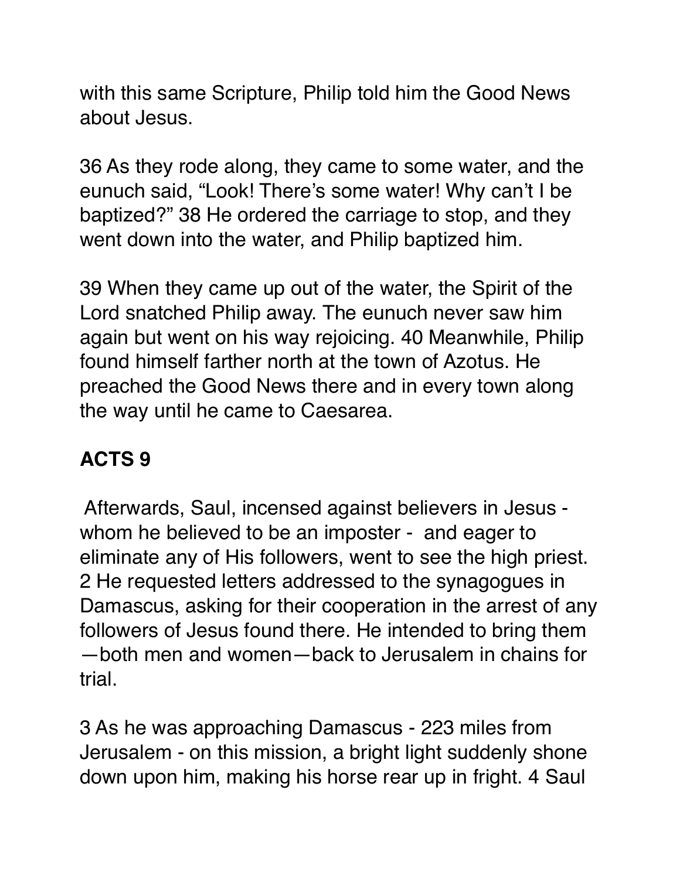with this same Scripture, Philip told him the Good News about Jesus.

36 As they rode along, they came to some water, and the eunuch said, “Look! There’s some water! Why can’t I be baptized?” 38 He ordered the carriage to stop, and they went down into the water, and Philip baptized him.

39 When they came up out of the water, the Spirit of the Lord snatched Philip away. The eunuch never saw him again but went on his way rejoicing. 40 Meanwhile, Philip found himself farther north at the town of Azotus. He preached the Good News there and in every town along the way until he came to Caesarea.

## ACTS 9

Afterwards, Saul, incensed against believers in Jesus - whom he believed to be an imposter - and eager to eliminate any of His followers, went to see the high priest. 2 He requested letters addressed to the synagogues in Damascus, asking for their cooperation in the arrest of any followers of Jesus found there. He intended to bring them—both men and women—back to Jerusalem in chains for trial.

3 As he was approaching Damascus - 223 miles from Jerusalem - on this mission, a bright light suddenly shone down upon him, making his horse rear up in fright. 4 Saul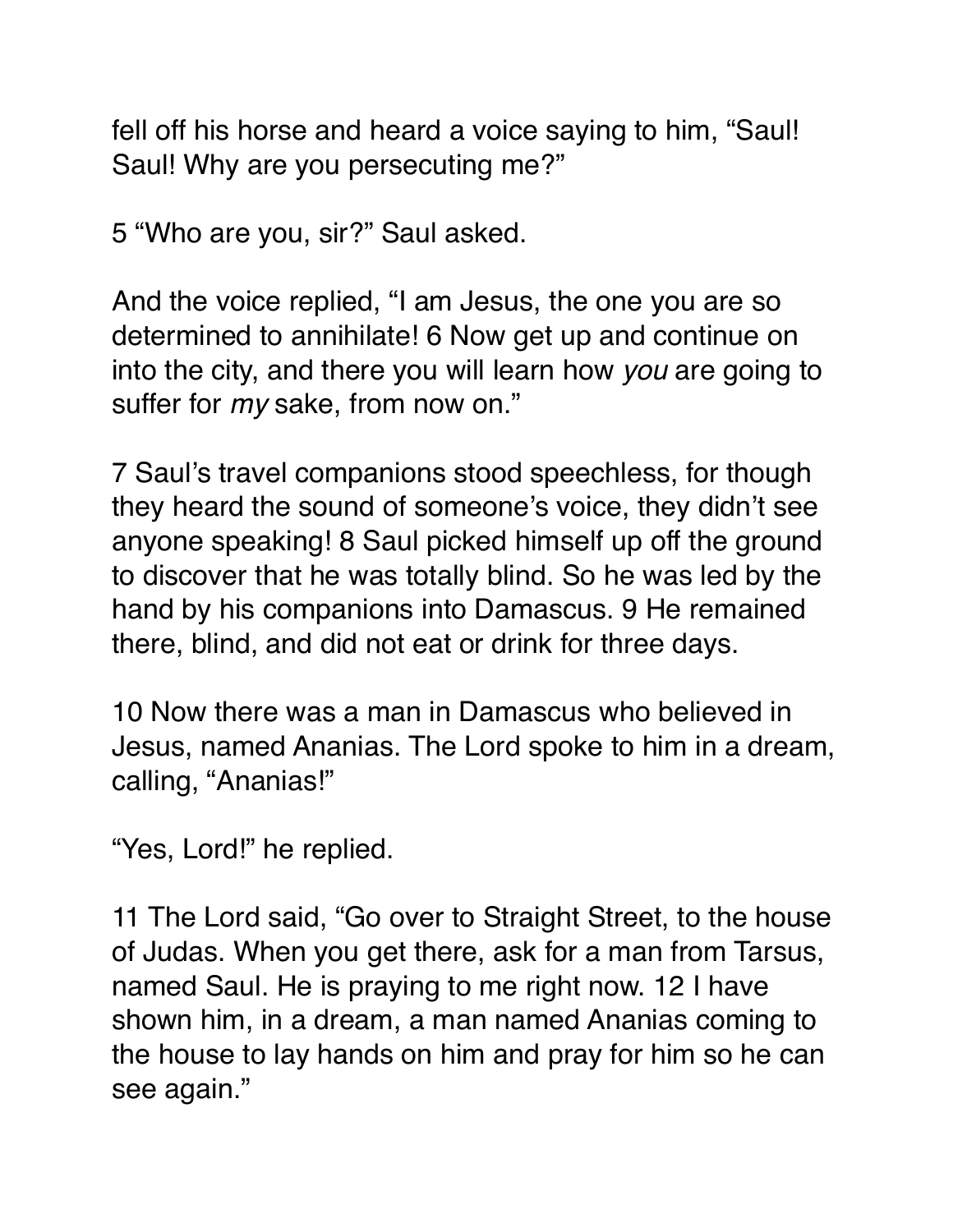fell off his horse and heard a voice saying to him, “Saul! Saul! Why are you persecuting me?”

5 “Who are you, sir?” Saul asked.

And the voice replied, “I am Jesus, the one you are so determined to annihilate! 6 Now get up and continue on into the city, and there you will learn how *you* are going to suffer for *my* sake, from now on.”

7 Saul’s travel companions stood speechless, for though they heard the sound of someone’s voice, they didn’t see anyone speaking! 8 Saul picked himself up off the ground to discover that he was totally blind. So he was led by the hand by his companions into Damascus. 9 He remained there, blind, and did not eat or drink for three days.

10 Now there was a man in Damascus who believed in Jesus, named Ananias. The Lord spoke to him in a dream, calling, “Ananias!”

“Yes, Lord!” he replied.

11 The Lord said, “Go over to Straight Street, to the house of Judas. When you get there, ask for a man from Tarsus, named Saul. He is praying to me right now. 12 I have shown him, in a dream, a man named Ananias coming to the house to lay hands on him and pray for him so he can see again.”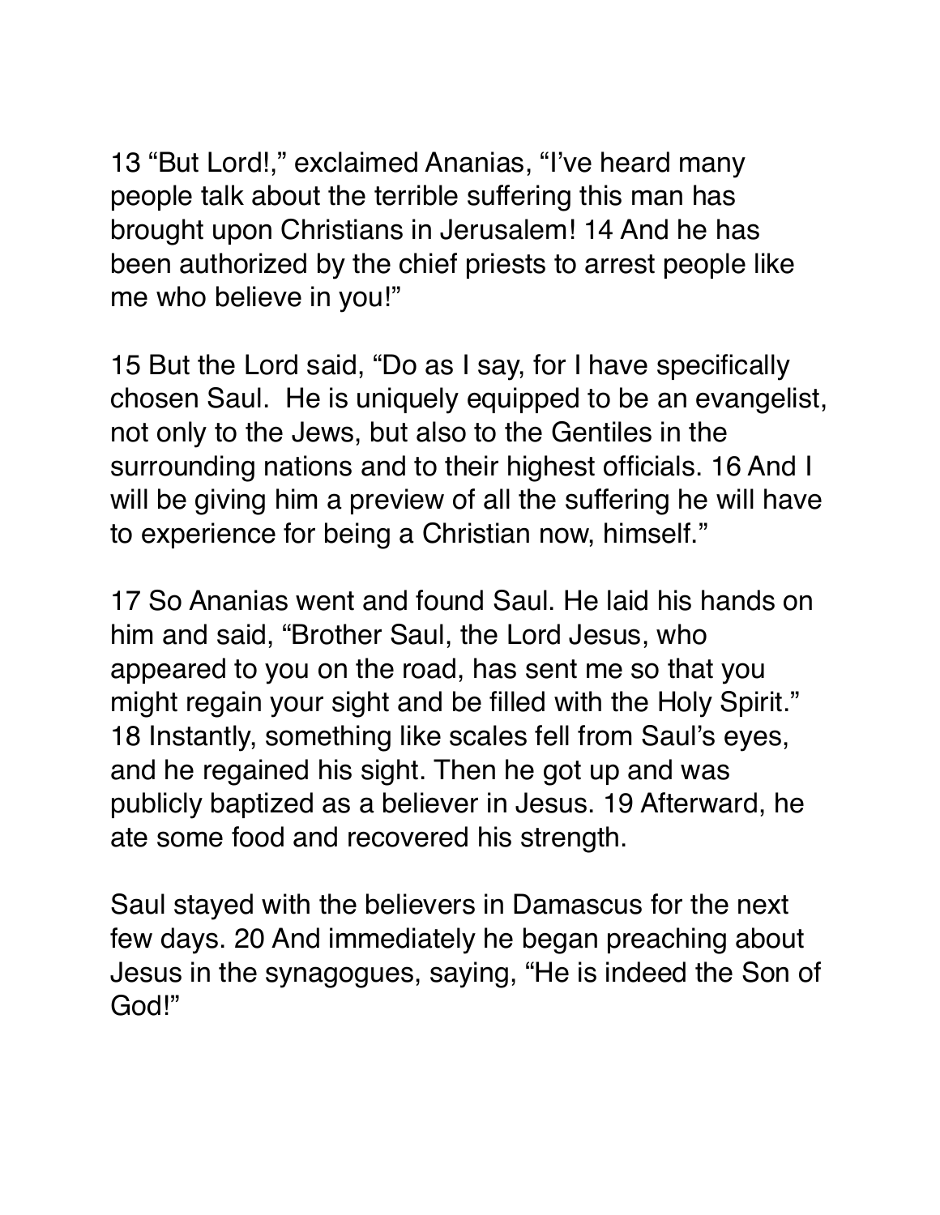13 “But Lord!,” exclaimed Ananias, “I’ve heard many people talk about the terrible suffering this man has brought upon Christians in Jerusalem! 14 And he has been authorized by the chief priests to arrest people like me who believe in you!”

15 But the Lord said, “Do as I say, for I have specifically chosen Saul.  He is uniquely equipped to be an evangelist, not only to the Jews, but also to the Gentiles in the surrounding nations and to their highest officials. 16 And I will be giving him a preview of all the suffering he will have to experience for being a Christian now, himself.”

17 So Ananias went and found Saul. He laid his hands on him and said, “Brother Saul, the Lord Jesus, who appeared to you on the road, has sent me so that you might regain your sight and be filled with the Holy Spirit.” 18 Instantly, something like scales fell from Saul’s eyes, and he regained his sight. Then he got up and was publicly baptized as a believer in Jesus. 19 Afterward, he ate some food and recovered his strength.

Saul stayed with the believers in Damascus for the next few days. 20 And immediately he began preaching about Jesus in the synagogues, saying, “He is indeed the Son of God!”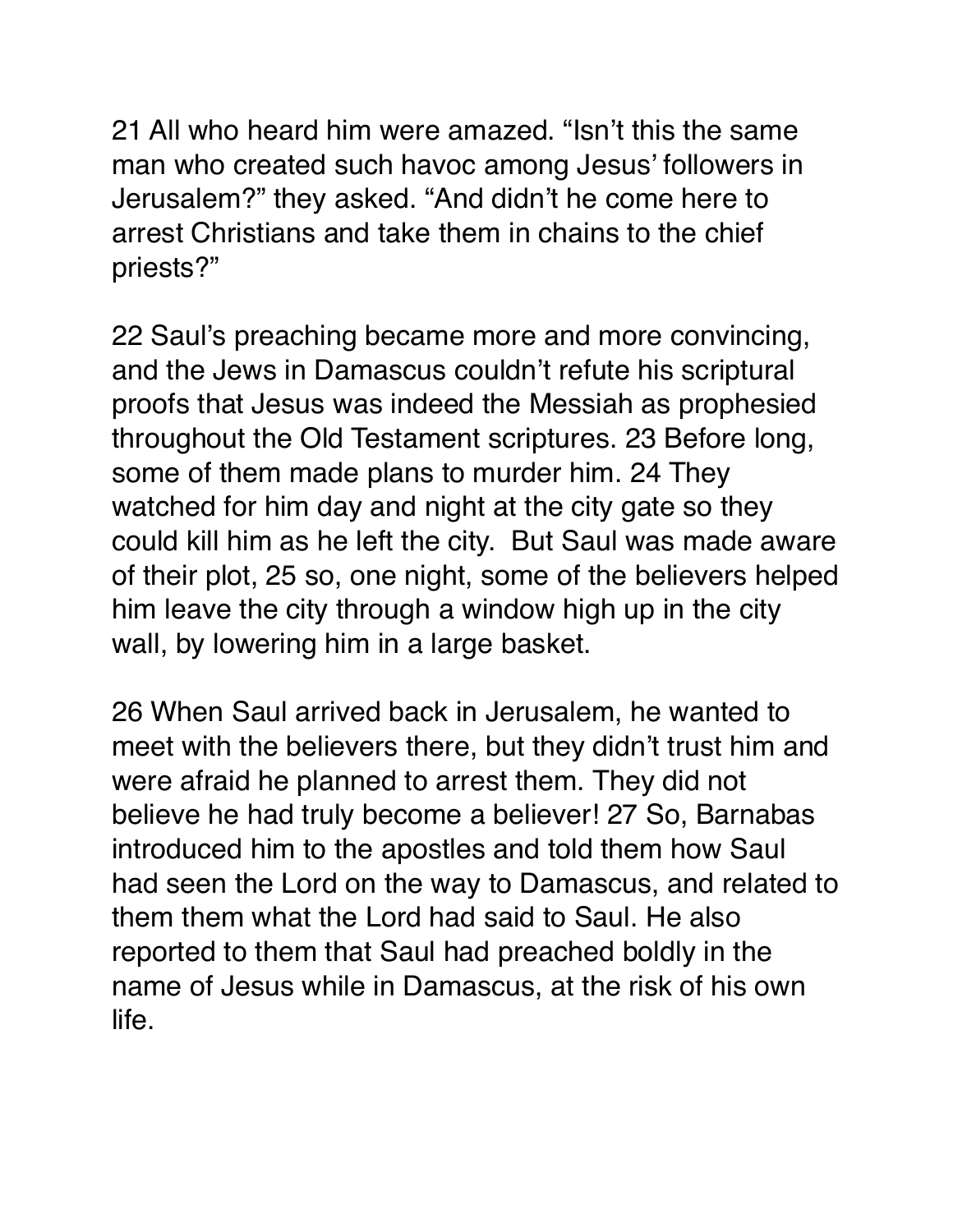21 All who heard him were amazed. “Isn’t this the same man who created such havoc among Jesus’ followers in Jerusalem?” they asked. “And didn’t he come here to arrest Christians and take them in chains to the chief priests?”

22 Saul’s preaching became more and more convincing, and the Jews in Damascus couldn’t refute his scriptural proofs that Jesus was indeed the Messiah as prophesied throughout the Old Testament scriptures. 23 Before long, some of them made plans to murder him. 24 They watched for him day and night at the city gate so they could kill him as he left the city. But Saul was made aware of their plot, 25 so, one night, some of the believers helped him leave the city through a window high up in the city wall, by lowering him in a large basket.

26 When Saul arrived back in Jerusalem, he wanted to meet with the believers there, but they didn’t trust him and were afraid he planned to arrest them. They did not believe he had truly become a believer! 27 So, Barnabas introduced him to the apostles and told them how Saul had seen the Lord on the way to Damascus, and related to them them what the Lord had said to Saul. He also reported to them that Saul had preached boldly in the name of Jesus while in Damascus, at the risk of his own life.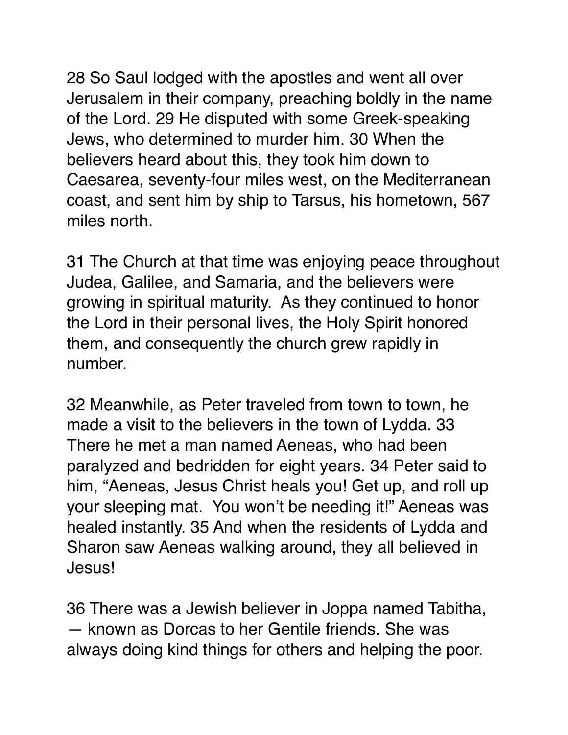28 So Saul lodged with the apostles and went all over Jerusalem in their company, preaching boldly in the name of the Lord. 29 He disputed with some Greek-speaking Jews, who determined to murder him. 30 When the believers heard about this, they took him down to Caesarea, seventy-four miles west, on the Mediterranean coast, and sent him by ship to Tarsus, his hometown, 567 miles north.

31 The Church at that time was enjoying peace throughout Judea, Galilee, and Samaria, and the believers were growing in spiritual maturity.  As they continued to honor the Lord in their personal lives, the Holy Spirit honored them, and consequently the church grew rapidly in number.

32 Meanwhile, as Peter traveled from town to town, he made a visit to the believers in the town of Lydda. 33 There he met a man named Aeneas, who had been paralyzed and bedridden for eight years. 34 Peter said to him, “Aeneas, Jesus Christ heals you! Get up, and roll up your sleeping mat.  You won’t be needing it!” Aeneas was healed instantly. 35 And when the residents of Lydda and Sharon saw Aeneas walking around, they all believed in Jesus!

36 There was a Jewish believer in Joppa named Tabitha, — known as Dorcas to her Gentile friends. She was always doing kind things for others and helping the poor.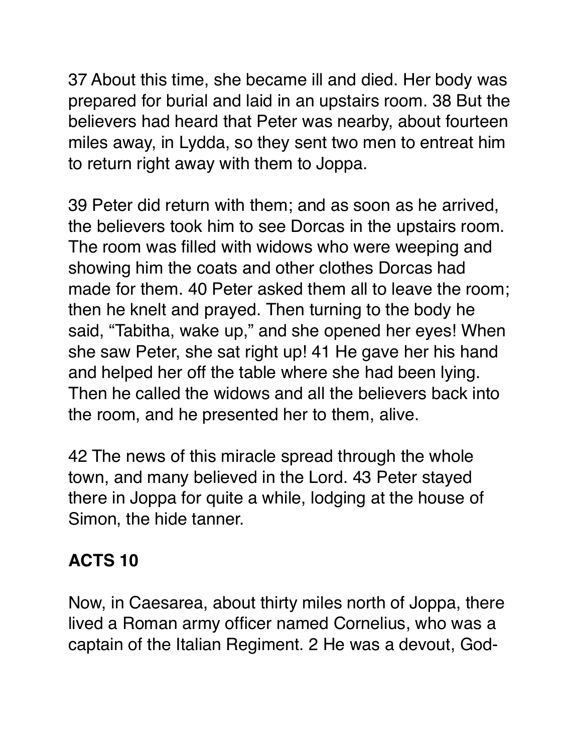37 About this time, she became ill and died. Her body was prepared for burial and laid in an upstairs room. 38 But the believers had heard that Peter was nearby, about fourteen miles away, in Lydda, so they sent two men to entreat him to return right away with them to Joppa.

39 Peter did return with them; and as soon as he arrived, the believers took him to see Dorcas in the upstairs room. The room was filled with widows who were weeping and showing him the coats and other clothes Dorcas had made for them. 40 Peter asked them all to leave the room; then he knelt and prayed. Then turning to the body he said, “Tabitha, wake up,” and she opened her eyes! When she saw Peter, she sat right up! 41 He gave her his hand and helped her off the table where she had been lying. Then he called the widows and all the believers back into the room, and he presented her to them, alive.

42 The news of this miracle spread through the whole town, and many believed in the Lord. 43 Peter stayed there in Joppa for quite a while, lodging at the house of Simon, the hide tanner.

## ACTS 10

Now, in Caesarea, about thirty miles north of Joppa, there lived a Roman army officer named Cornelius, who was a captain of the Italian Regiment. 2 He was a devout, God-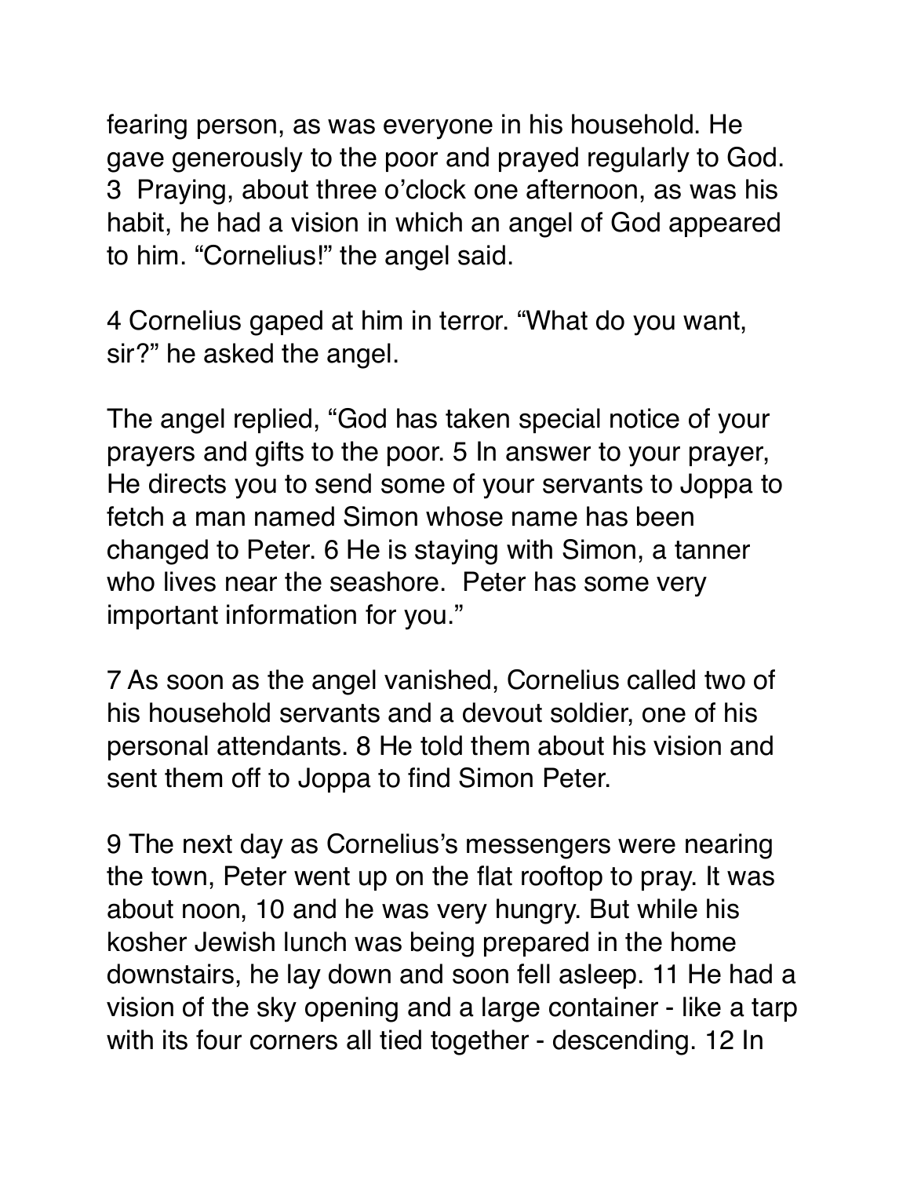fearing person, as was everyone in his household. He gave generously to the poor and prayed regularly to God. 3 Praying, about three o'clock one afternoon, as was his habit, he had a vision in which an angel of God appeared to him. "Cornelius!" the angel said.

4 Cornelius gaped at him in terror. "What do you want, sir?" he asked the angel.

The angel replied, "God has taken special notice of your prayers and gifts to the poor. 5 In answer to your prayer, He directs you to send some of your servants to Joppa to fetch a man named Simon whose name has been changed to Peter. 6 He is staying with Simon, a tanner who lives near the seashore. Peter has some very important information for you."

7 As soon as the angel vanished, Cornelius called two of his household servants and a devout soldier, one of his personal attendants. 8 He told them about his vision and sent them off to Joppa to find Simon Peter.

9 The next day as Cornelius's messengers were nearing the town, Peter went up on the flat rooftop to pray. It was about noon, 10 and he was very hungry. But while his kosher Jewish lunch was being prepared in the home downstairs, he lay down and soon fell asleep. 11 He had a vision of the sky opening and a large container - like a tarp with its four corners all tied together - descending. 12 In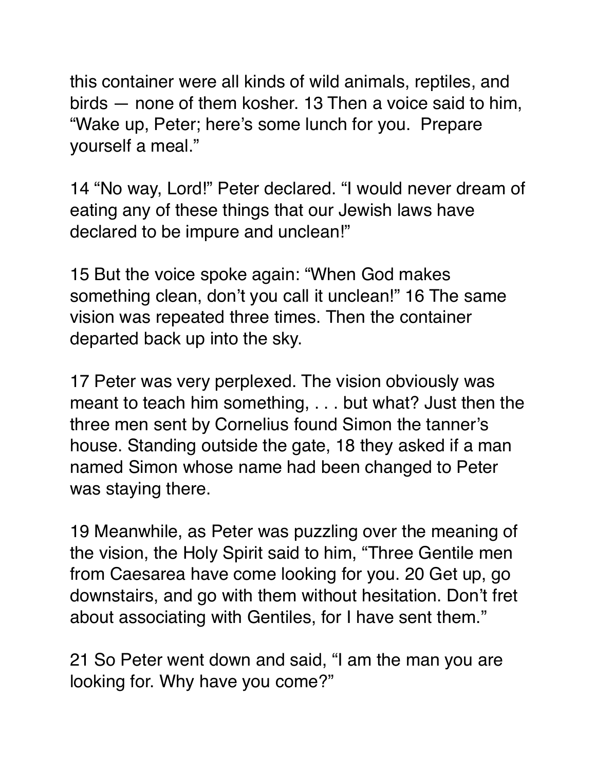this container were all kinds of wild animals, reptiles, and birds — none of them kosher. 13 Then a voice said to him, “Wake up, Peter; here’s some lunch for you.  Prepare yourself a meal.”

14 “No way, Lord!” Peter declared. “I would never dream of eating any of these things that our Jewish laws have declared to be impure and unclean!”

15 But the voice spoke again: “When God makes something clean, don’t you call it unclean!” 16 The same vision was repeated three times. Then the container departed back up into the sky.

17 Peter was very perplexed. The vision obviously was meant to teach him something, . . . but what? Just then the three men sent by Cornelius found Simon the tanner’s house. Standing outside the gate, 18 they asked if a man named Simon whose name had been changed to Peter was staying there.

19 Meanwhile, as Peter was puzzling over the meaning of the vision, the Holy Spirit said to him, “Three Gentile men from Caesarea have come looking for you. 20 Get up, go downstairs, and go with them without hesitation. Don’t fret about associating with Gentiles, for I have sent them.”

21 So Peter went down and said, “I am the man you are looking for. Why have you come?”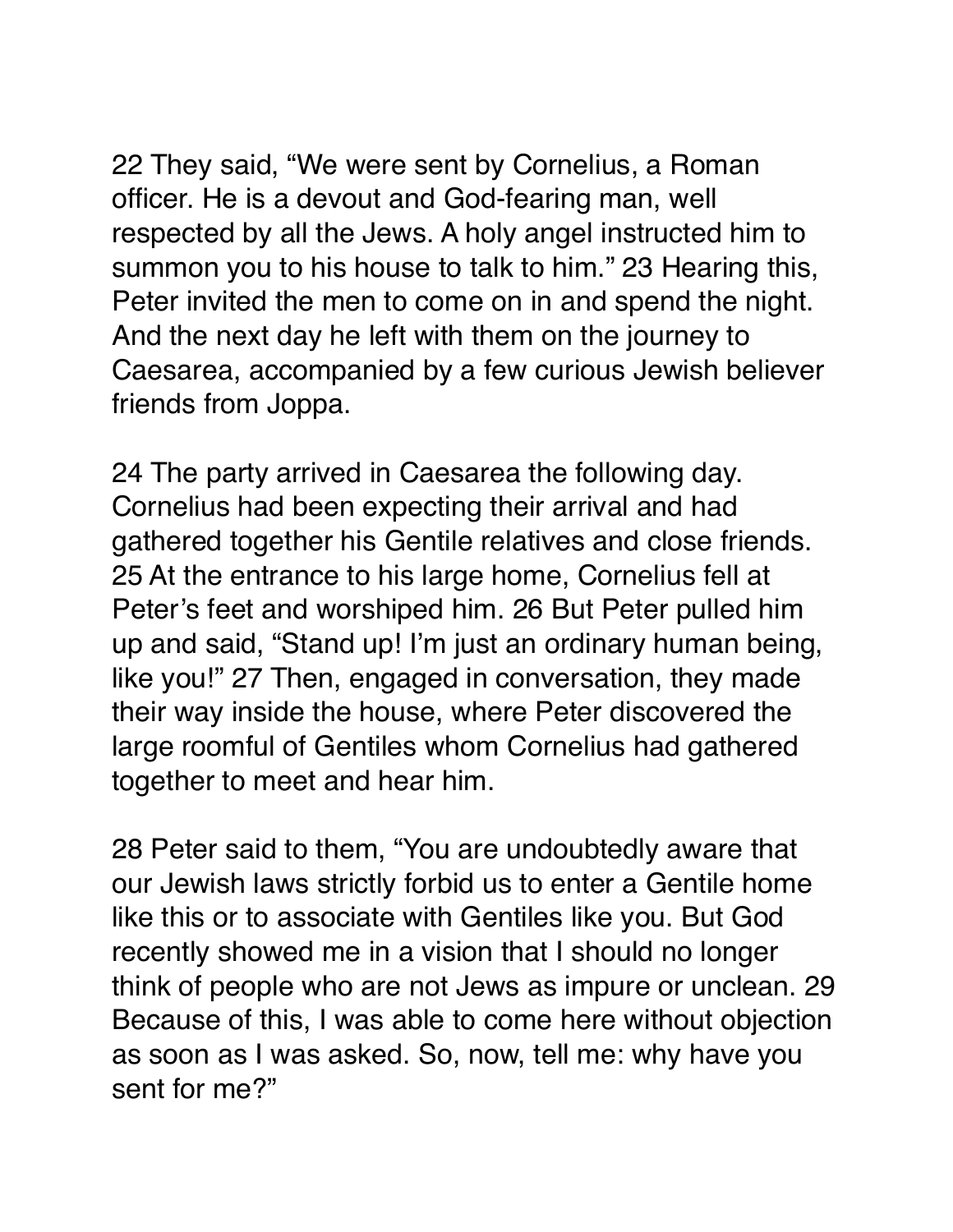22 They said, “We were sent by Cornelius, a Roman officer. He is a devout and God-fearing man, well respected by all the Jews. A holy angel instructed him to summon you to his house to talk to him.” 23 Hearing this, Peter invited the men to come on in and spend the night. And the next day he left with them on the journey to Caesarea, accompanied by a few curious Jewish believer friends from Joppa.

24 The party arrived in Caesarea the following day. Cornelius had been expecting their arrival and had gathered together his Gentile relatives and close friends. 25 At the entrance to his large home, Cornelius fell at Peter’s feet and worshiped him. 26 But Peter pulled him up and said, “Stand up! I’m just an ordinary human being, like you!” 27 Then, engaged in conversation, they made their way inside the house, where Peter discovered the large roomful of Gentiles whom Cornelius had gathered together to meet and hear him.

28 Peter said to them, “You are undoubtedly aware that our Jewish laws strictly forbid us to enter a Gentile home like this or to associate with Gentiles like you. But God recently showed me in a vision that I should no longer think of people who are not Jews as impure or unclean. 29 Because of this, I was able to come here without objection as soon as I was asked. So, now, tell me: why have you sent for me?”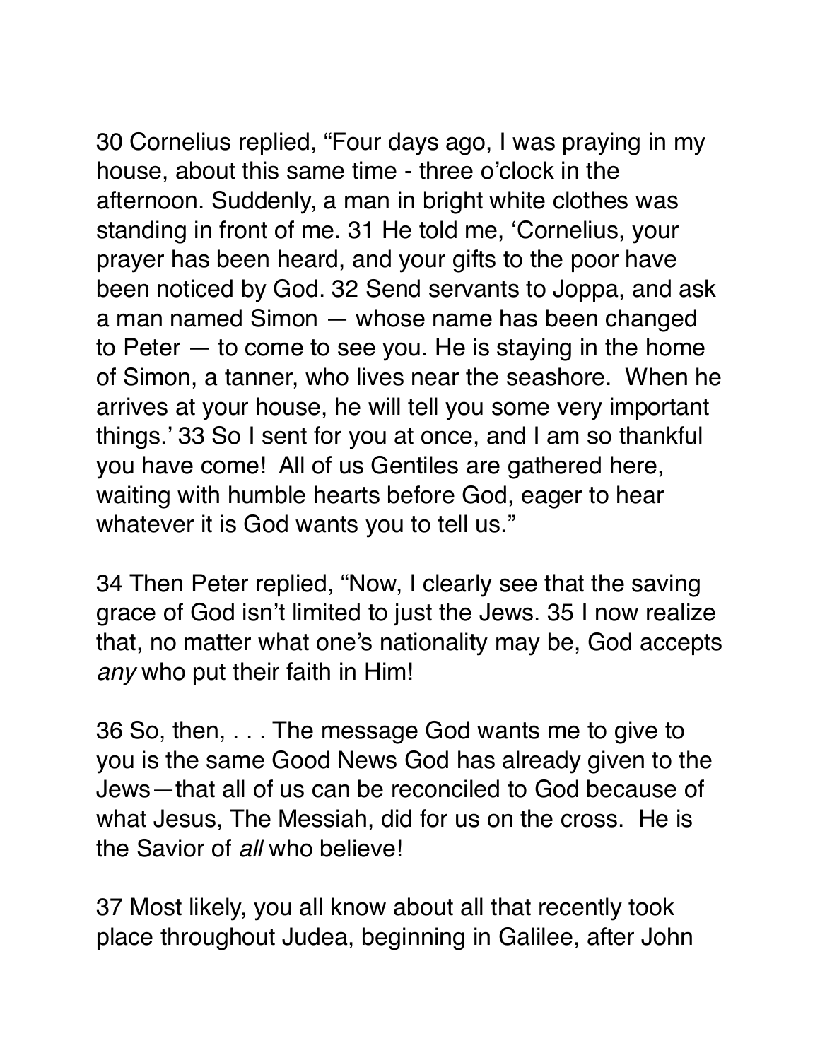30 Cornelius replied, “Four days ago, I was praying in my house, about this same time - three o’clock in the afternoon. Suddenly, a man in bright white clothes was standing in front of me. 31 He told me, ‘Cornelius, your prayer has been heard, and your gifts to the poor have been noticed by God. 32 Send servants to Joppa, and ask a man named Simon — whose name has been changed to Peter — to come to see you. He is staying in the home of Simon, a tanner, who lives near the seashore. When he arrives at your house, he will tell you some very important things.’ 33 So I sent for you at once, and I am so thankful you have come! All of us Gentiles are gathered here, waiting with humble hearts before God, eager to hear whatever it is God wants you to tell us.”

34 Then Peter replied, “Now, I clearly see that the saving grace of God isn’t limited to just the Jews. 35 I now realize that, no matter what one’s nationality may be, God accepts *any* who put their faith in Him!

36 So, then, . . . The message God wants me to give to you is the same Good News God has already given to the Jews—that all of us can be reconciled to God because of what Jesus, The Messiah, did for us on the cross. He is the Savior of *all* who believe!

37 Most likely, you all know about all that recently took place throughout Judea, beginning in Galilee, after John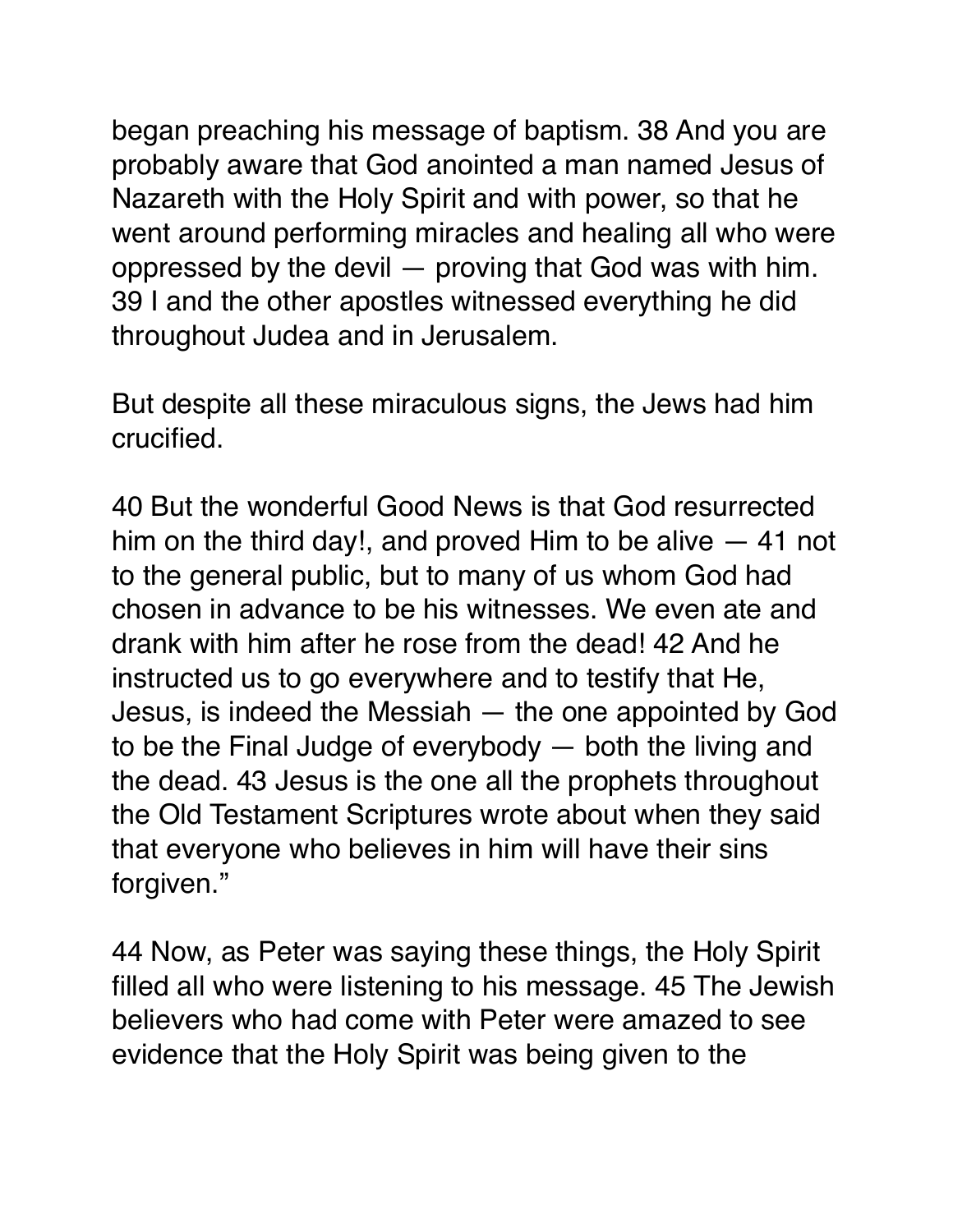began preaching his message of baptism. 38 And you are probably aware that God anointed a man named Jesus of Nazareth with the Holy Spirit and with power, so that he went around performing miracles and healing all who were oppressed by the devil — proving that God was with him. 39 I and the other apostles witnessed everything he did throughout Judea and in Jerusalem.

But despite all these miraculous signs, the Jews had him crucified.

40 But the wonderful Good News is that God resurrected him on the third day!, and proved Him to be alive — 41 not to the general public, but to many of us whom God had chosen in advance to be his witnesses. We even ate and drank with him after he rose from the dead! 42 And he instructed us to go everywhere and to testify that He, Jesus, is indeed the Messiah — the one appointed by God to be the Final Judge of everybody — both the living and the dead. 43 Jesus is the one all the prophets throughout the Old Testament Scriptures wrote about when they said that everyone who believes in him will have their sins forgiven."

44 Now, as Peter was saying these things, the Holy Spirit filled all who were listening to his message. 45 The Jewish believers who had come with Peter were amazed to see evidence that the Holy Spirit was being given to the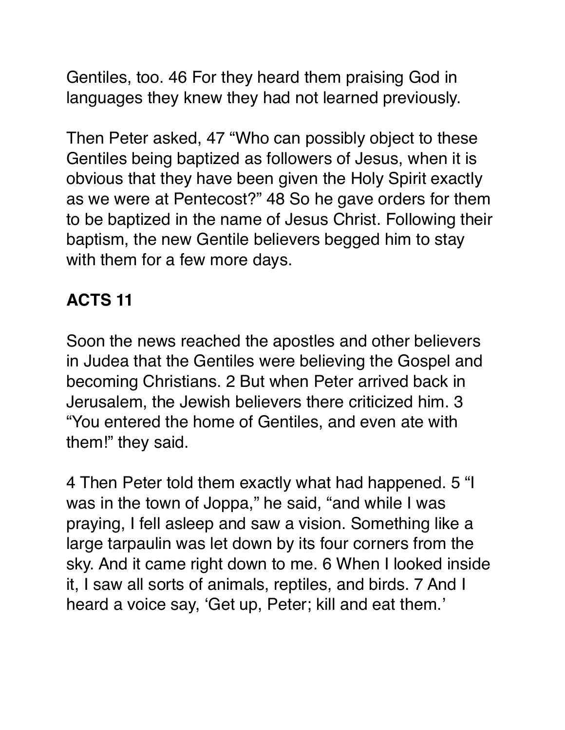Gentiles, too. 46 For they heard them praising God in languages they knew they had not learned previously.

Then Peter asked, 47 “Who can possibly object to these Gentiles being baptized as followers of Jesus, when it is obvious that they have been given the Holy Spirit exactly as we were at Pentecost?” 48 So he gave orders for them to be baptized in the name of Jesus Christ. Following their baptism, the new Gentile believers begged him to stay with them for a few more days.

## ACTS 11

Soon the news reached the apostles and other believers in Judea that the Gentiles were believing the Gospel and becoming Christians. 2 But when Peter arrived back in Jerusalem, the Jewish believers there criticized him. 3 “You entered the home of Gentiles, and even ate with them!” they said.

4 Then Peter told them exactly what had happened. 5 “I was in the town of Joppa,” he said, “and while I was praying, I fell asleep and saw a vision. Something like a large tarpaulin was let down by its four corners from the sky. And it came right down to me. 6 When I looked inside it, I saw all sorts of animals, reptiles, and birds. 7 And I heard a voice say, ‘Get up, Peter; kill and eat them.’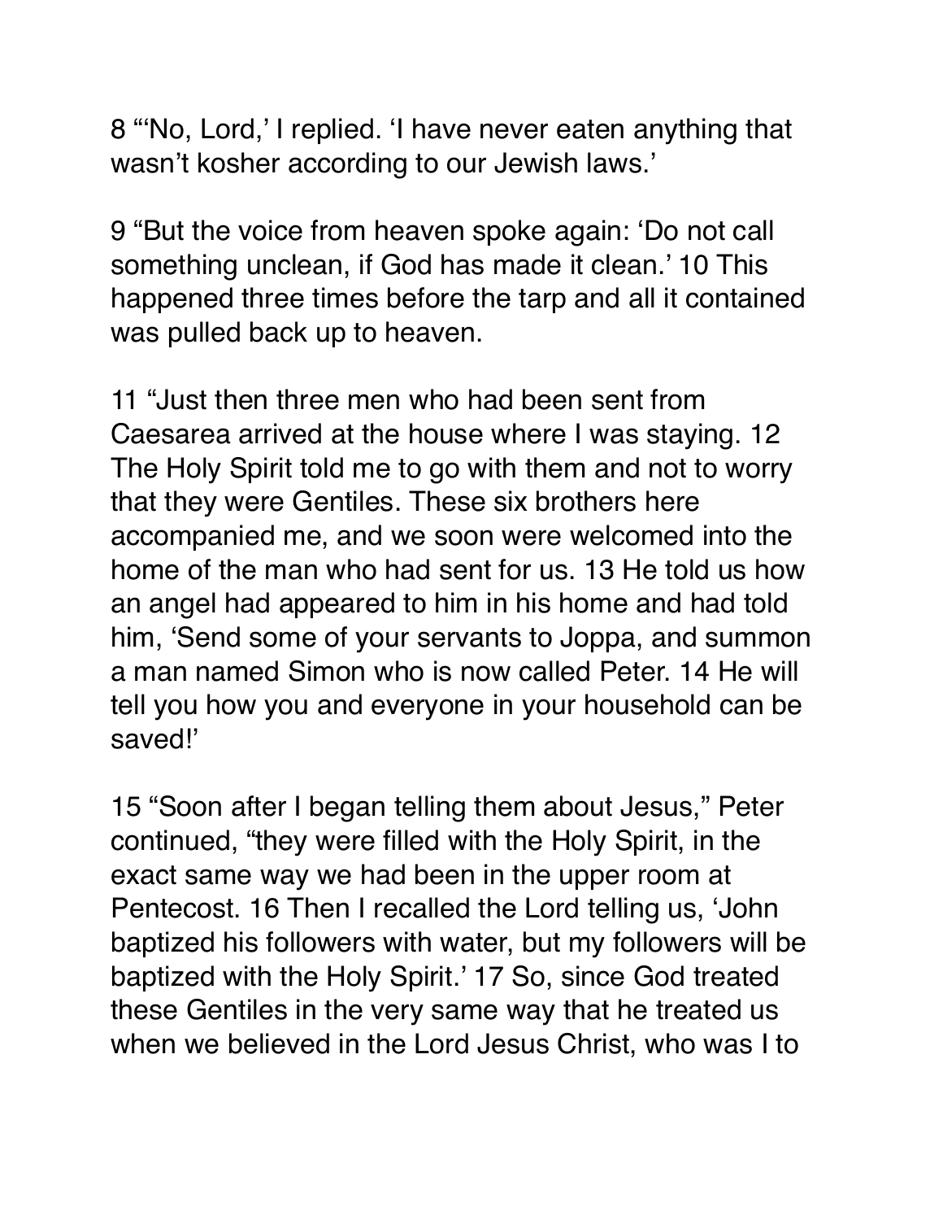8 "'No, Lord,' I replied. 'I have never eaten anything that wasn't kosher according to our Jewish laws.'

9 "But the voice from heaven spoke again: 'Do not call something unclean, if God has made it clean.' 10 This happened three times before the tarp and all it contained was pulled back up to heaven.

11 "Just then three men who had been sent from Caesarea arrived at the house where I was staying. 12 The Holy Spirit told me to go with them and not to worry that they were Gentiles. These six brothers here accompanied me, and we soon were welcomed into the home of the man who had sent for us. 13 He told us how an angel had appeared to him in his home and had told him, 'Send some of your servants to Joppa, and summon a man named Simon who is now called Peter. 14 He will tell you how you and everyone in your household can be saved!'

15 "Soon after I began telling them about Jesus," Peter continued, "they were filled with the Holy Spirit, in the exact same way we had been in the upper room at Pentecost. 16 Then I recalled the Lord telling us, 'John baptized his followers with water, but my followers will be baptized with the Holy Spirit.' 17 So, since God treated these Gentiles in the very same way that he treated us when we believed in the Lord Jesus Christ, who was I to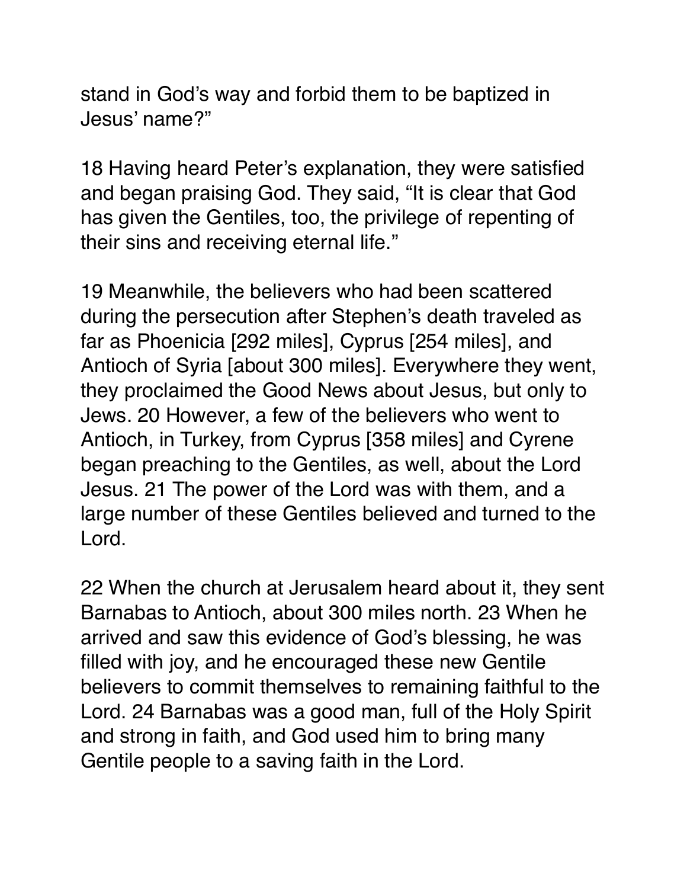stand in God's way and forbid them to be baptized in Jesus' name?"

18 Having heard Peter's explanation, they were satisfied and began praising God. They said, "It is clear that God has given the Gentiles, too, the privilege of repenting of their sins and receiving eternal life."

19 Meanwhile, the believers who had been scattered during the persecution after Stephen's death traveled as far as Phoenicia [292 miles], Cyprus [254 miles], and Antioch of Syria [about 300 miles]. Everywhere they went, they proclaimed the Good News about Jesus, but only to Jews. 20 However, a few of the believers who went to Antioch, in Turkey, from Cyprus [358 miles] and Cyrene began preaching to the Gentiles, as well, about the Lord Jesus. 21 The power of the Lord was with them, and a large number of these Gentiles believed and turned to the Lord.

22 When the church at Jerusalem heard about it, they sent Barnabas to Antioch, about 300 miles north. 23 When he arrived and saw this evidence of God's blessing, he was filled with joy, and he encouraged these new Gentile believers to commit themselves to remaining faithful to the Lord. 24 Barnabas was a good man, full of the Holy Spirit and strong in faith, and God used him to bring many Gentile people to a saving faith in the Lord.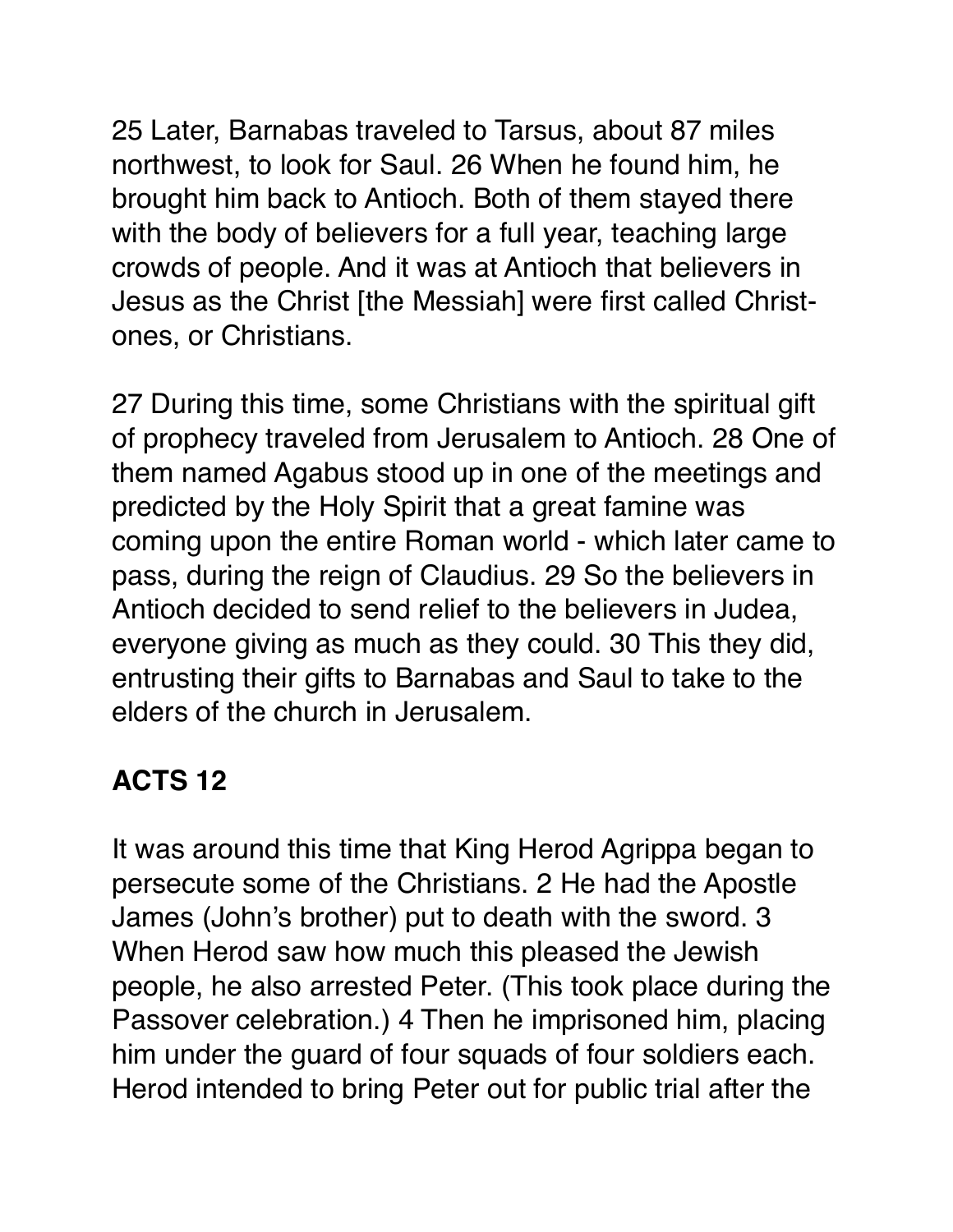25 Later, Barnabas traveled to Tarsus, about 87 miles northwest, to look for Saul. 26 When he found him, he brought him back to Antioch. Both of them stayed there with the body of believers for a full year, teaching large crowds of people. And it was at Antioch that believers in Jesus as the Christ [the Messiah] were first called Christ-ones, or Christians.

27 During this time, some Christians with the spiritual gift of prophecy traveled from Jerusalem to Antioch. 28 One of them named Agabus stood up in one of the meetings and predicted by the Holy Spirit that a great famine was coming upon the entire Roman world - which later came to pass, during the reign of Claudius. 29 So the believers in Antioch decided to send relief to the believers in Judea, everyone giving as much as they could. 30 This they did, entrusting their gifts to Barnabas and Saul to take to the elders of the church in Jerusalem.

## ACTS 12

It was around this time that King Herod Agrippa began to persecute some of the Christians. 2 He had the Apostle James (John's brother) put to death with the sword. 3 When Herod saw how much this pleased the Jewish people, he also arrested Peter. (This took place during the Passover celebration.) 4 Then he imprisoned him, placing him under the guard of four squads of four soldiers each. Herod intended to bring Peter out for public trial after the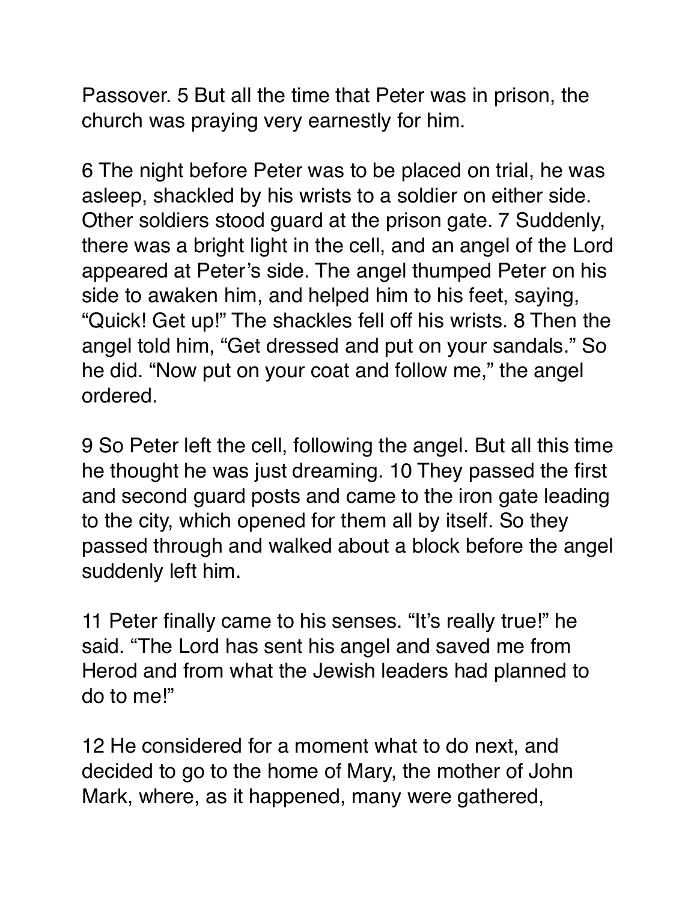Passover. 5 But all the time that Peter was in prison, the church was praying very earnestly for him.

6 The night before Peter was to be placed on trial, he was asleep, shackled by his wrists to a soldier on either side. Other soldiers stood guard at the prison gate. 7 Suddenly, there was a bright light in the cell, and an angel of the Lord appeared at Peter's side. The angel thumped Peter on his side to awaken him, and helped him to his feet, saying, "Quick! Get up!" The shackles fell off his wrists. 8 Then the angel told him, "Get dressed and put on your sandals." So he did. "Now put on your coat and follow me," the angel ordered.

9 So Peter left the cell, following the angel. But all this time he thought he was just dreaming. 10 They passed the first and second guard posts and came to the iron gate leading to the city, which opened for them all by itself. So they passed through and walked about a block before the angel suddenly left him.

11 Peter finally came to his senses. "It's really true!" he said. "The Lord has sent his angel and saved me from Herod and from what the Jewish leaders had planned to do to me!"

12 He considered for a moment what to do next, and decided to go to the home of Mary, the mother of John Mark, where, as it happened, many were gathered,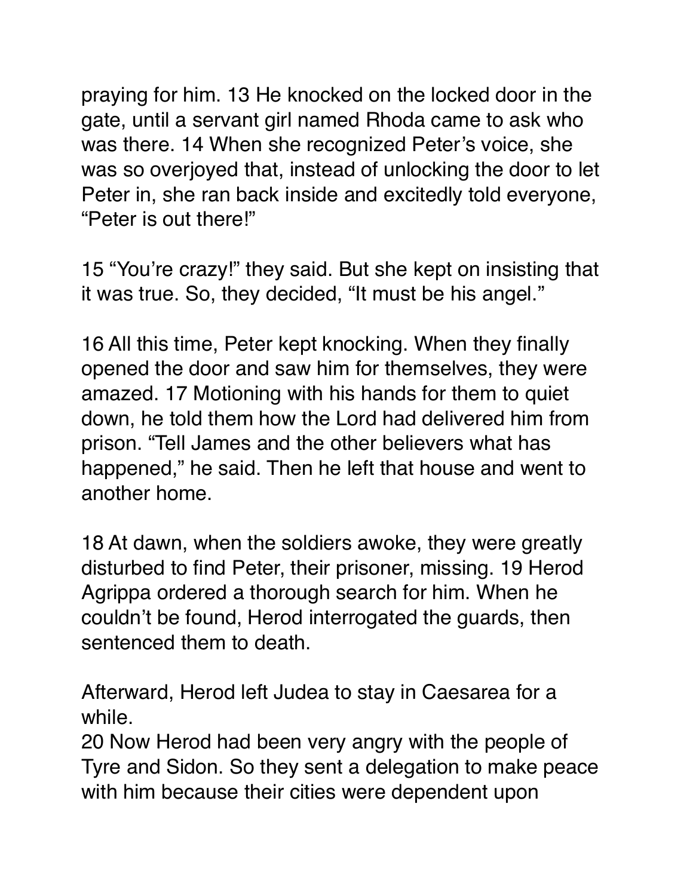praying for him. 13 He knocked on the locked door in the gate, until a servant girl named Rhoda came to ask who was there. 14 When she recognized Peter's voice, she was so overjoyed that, instead of unlocking the door to let Peter in, she ran back inside and excitedly told everyone, "Peter is out there!"

15 "You're crazy!" they said. But she kept on insisting that it was true. So, they decided, "It must be his angel."

16 All this time, Peter kept knocking. When they finally opened the door and saw him for themselves, they were amazed. 17 Motioning with his hands for them to quiet down, he told them how the Lord had delivered him from prison. "Tell James and the other believers what has happened," he said. Then he left that house and went to another home.

18 At dawn, when the soldiers awoke, they were greatly disturbed to find Peter, their prisoner, missing. 19 Herod Agrippa ordered a thorough search for him. When he couldn't be found, Herod interrogated the guards, then sentenced them to death.

Afterward, Herod left Judea to stay in Caesarea for a while.
20 Now Herod had been very angry with the people of Tyre and Sidon. So they sent a delegation to make peace with him because their cities were dependent upon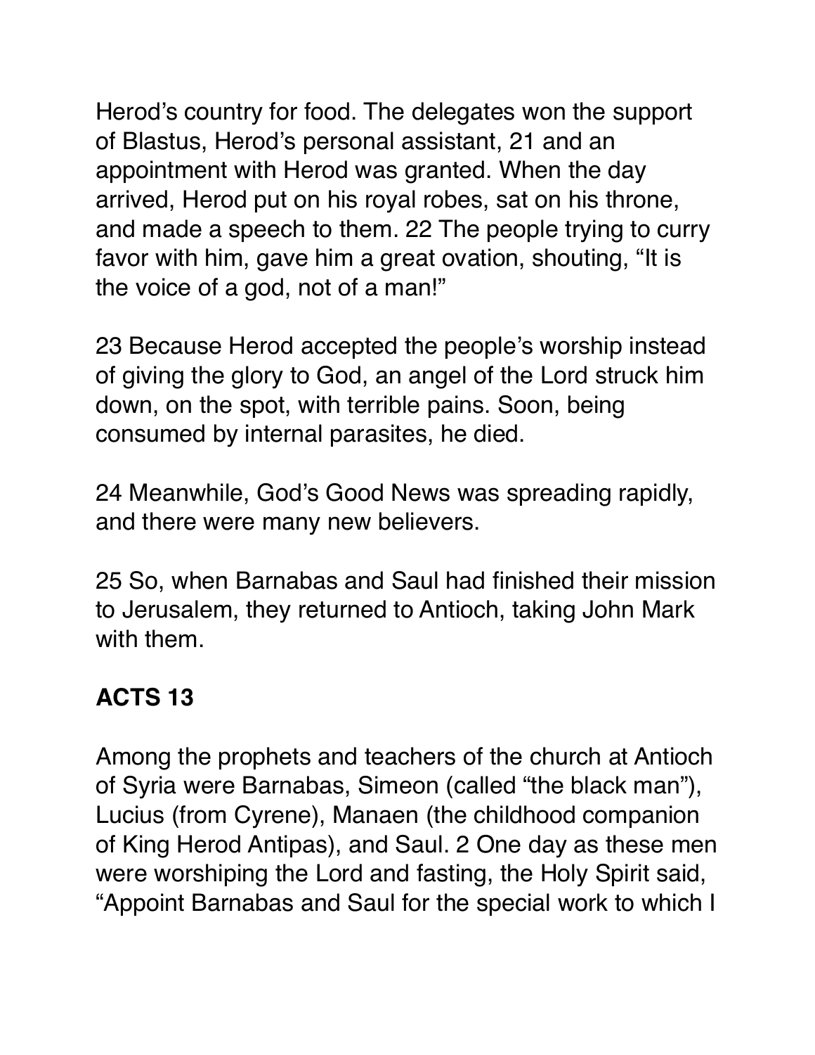Herod's country for food. The delegates won the support of Blastus, Herod's personal assistant, 21 and an appointment with Herod was granted. When the day arrived, Herod put on his royal robes, sat on his throne, and made a speech to them. 22 The people trying to curry favor with him, gave him a great ovation, shouting, "It is the voice of a god, not of a man!"

23 Because Herod accepted the people's worship instead of giving the glory to God, an angel of the Lord struck him down, on the spot, with terrible pains. Soon, being consumed by internal parasites, he died.

24 Meanwhile, God's Good News was spreading rapidly, and there were many new believers.

25 So, when Barnabas and Saul had finished their mission to Jerusalem, they returned to Antioch, taking John Mark with them.

## ACTS 13

Among the prophets and teachers of the church at Antioch of Syria were Barnabas, Simeon (called "the black man"), Lucius (from Cyrene), Manaen (the childhood companion of King Herod Antipas), and Saul. 2 One day as these men were worshiping the Lord and fasting, the Holy Spirit said, "Appoint Barnabas and Saul for the special work to which I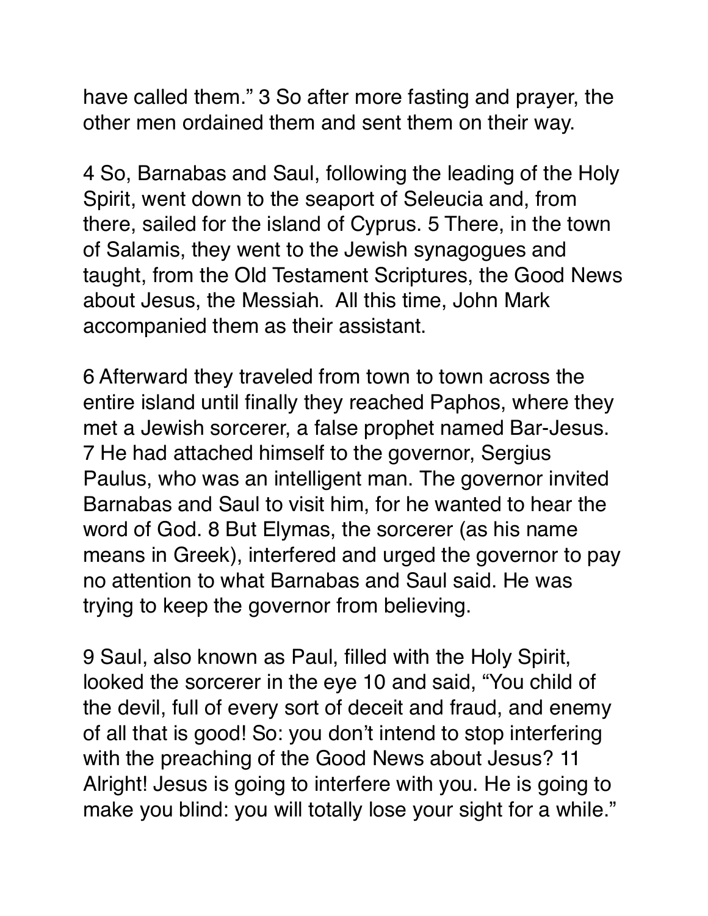have called them.” 3 So after more fasting and prayer, the other men ordained them and sent them on their way.

4 So, Barnabas and Saul, following the leading of the Holy Spirit, went down to the seaport of Seleucia and, from there, sailed for the island of Cyprus. 5 There, in the town of Salamis, they went to the Jewish synagogues and taught, from the Old Testament Scriptures, the Good News about Jesus, the Messiah.  All this time, John Mark accompanied them as their assistant.

6 Afterward they traveled from town to town across the entire island until finally they reached Paphos, where they met a Jewish sorcerer, a false prophet named Bar-Jesus. 7 He had attached himself to the governor, Sergius Paulus, who was an intelligent man. The governor invited Barnabas and Saul to visit him, for he wanted to hear the word of God. 8 But Elymas, the sorcerer (as his name means in Greek), interfered and urged the governor to pay no attention to what Barnabas and Saul said. He was trying to keep the governor from believing.

9 Saul, also known as Paul, filled with the Holy Spirit, looked the sorcerer in the eye 10 and said, “You child of the devil, full of every sort of deceit and fraud, and enemy of all that is good! So: you don’t intend to stop interfering with the preaching of the Good News about Jesus? 11 Alright! Jesus is going to interfere with you. He is going to make you blind: you will totally lose your sight for a while.”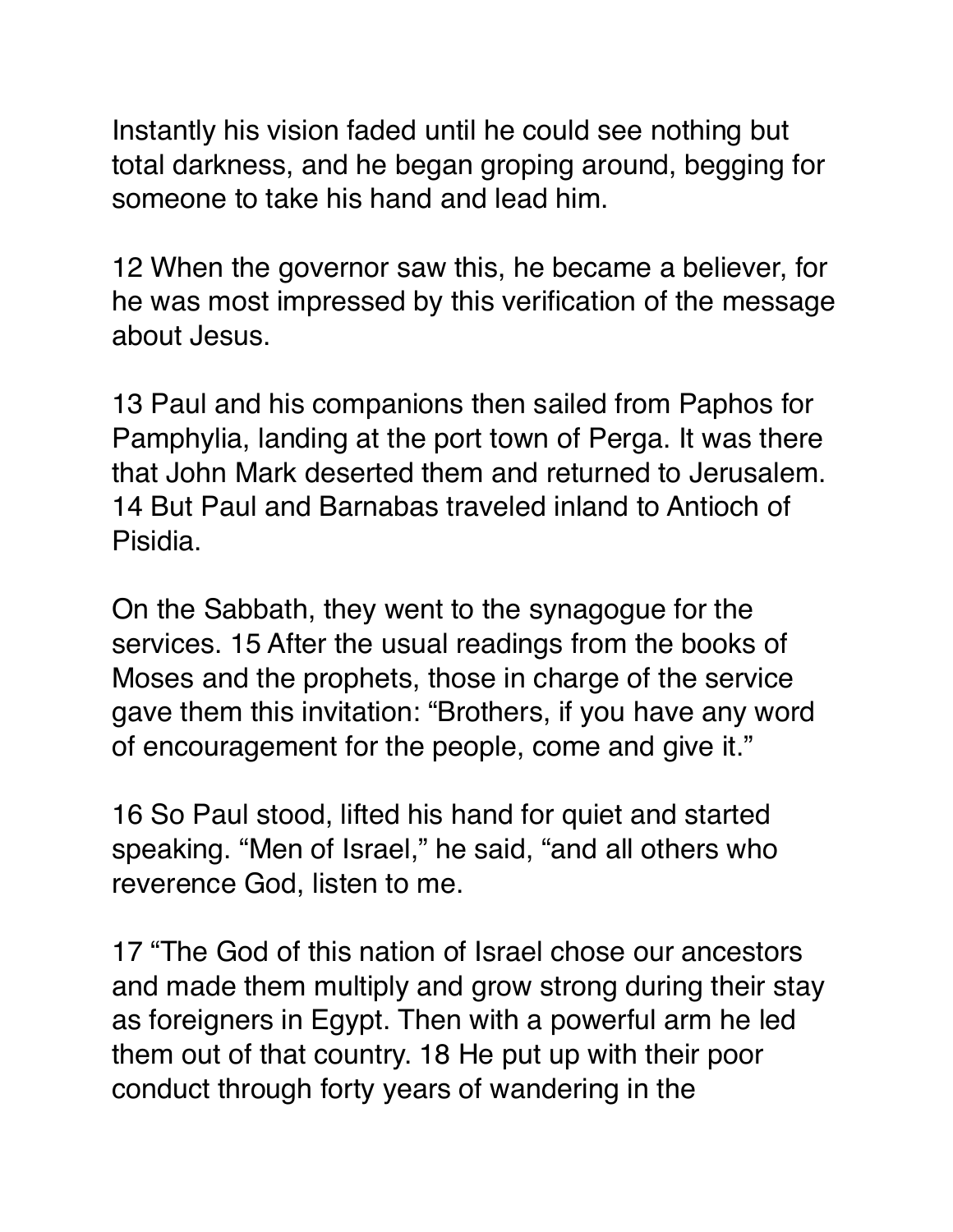Instantly his vision faded until he could see nothing but total darkness, and he began groping around, begging for someone to take his hand and lead him.

12 When the governor saw this, he became a believer, for he was most impressed by this verification of the message about Jesus.

13 Paul and his companions then sailed from Paphos for Pamphylia, landing at the port town of Perga. It was there that John Mark deserted them and returned to Jerusalem. 14 But Paul and Barnabas traveled inland to Antioch of Pisidia.

On the Sabbath, they went to the synagogue for the services. 15 After the usual readings from the books of Moses and the prophets, those in charge of the service gave them this invitation: “Brothers, if you have any word of encouragement for the people, come and give it.”

16 So Paul stood, lifted his hand for quiet and started speaking. “Men of Israel,” he said, “and all others who reverence God, listen to me.

17 “The God of this nation of Israel chose our ancestors and made them multiply and grow strong during their stay as foreigners in Egypt. Then with a powerful arm he led them out of that country. 18 He put up with their poor conduct through forty years of wandering in the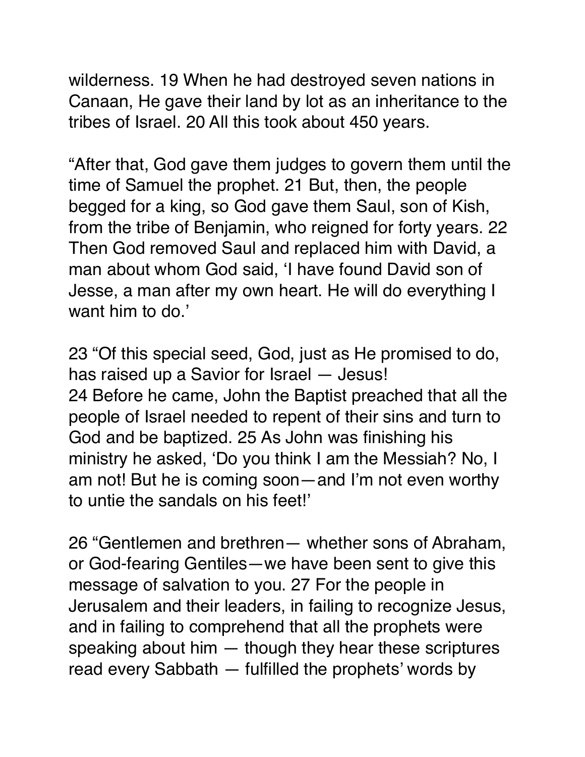wilderness. 19 When he had destroyed seven nations in Canaan, He gave their land by lot as an inheritance to the tribes of Israel. 20 All this took about 450 years.

“After that, God gave them judges to govern them until the time of Samuel the prophet. 21 But, then, the people begged for a king, so God gave them Saul, son of Kish, from the tribe of Benjamin, who reigned for forty years. 22 Then God removed Saul and replaced him with David, a man about whom God said, ‘I have found David son of Jesse, a man after my own heart. He will do everything I want him to do.’

23 “Of this special seed, God, just as He promised to do, has raised up a Savior for Israel — Jesus!
24 Before he came, John the Baptist preached that all the people of Israel needed to repent of their sins and turn to God and be baptized. 25 As John was finishing his ministry he asked, ‘Do you think I am the Messiah? No, I am not! But he is coming soon—and I’m not even worthy to untie the sandals on his feet!’

26 “Gentlemen and brethren— whether sons of Abraham, or God-fearing Gentiles—we have been sent to give this message of salvation to you. 27 For the people in Jerusalem and their leaders, in failing to recognize Jesus, and in failing to comprehend that all the prophets were speaking about him — though they hear these scriptures read every Sabbath — fulfilled the prophets’ words by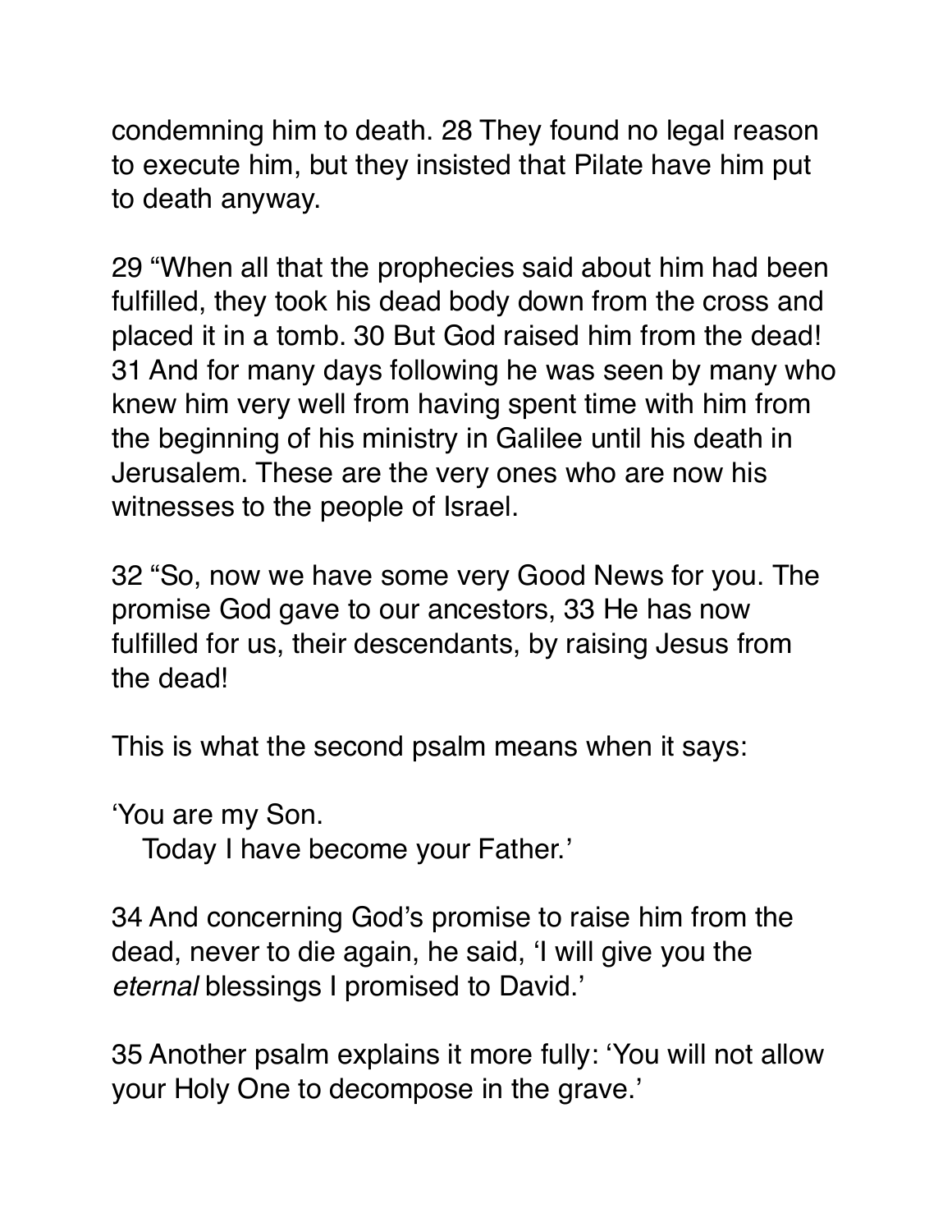condemning him to death. 28 They found no legal reason to execute him, but they insisted that Pilate have him put to death anyway.

29 “When all that the prophecies said about him had been fulfilled, they took his dead body down from the cross and placed it in a tomb. 30 But God raised him from the dead! 31 And for many days following he was seen by many who knew him very well from having spent time with him from the beginning of his ministry in Galilee until his death in Jerusalem. These are the very ones who are now his witnesses to the people of Israel.

32 “So, now we have some very Good News for you. The promise God gave to our ancestors, 33 He has now fulfilled for us, their descendants, by raising Jesus from the dead!

This is what the second psalm means when it says:

‘You are my Son.  
   Today I have become your Father.’

34 And concerning God’s promise to raise him from the dead, never to die again, he said, ‘I will give you the *eternal* blessings I promised to David.’

35 Another psalm explains it more fully: ‘You will not allow your Holy One to decompose in the grave.’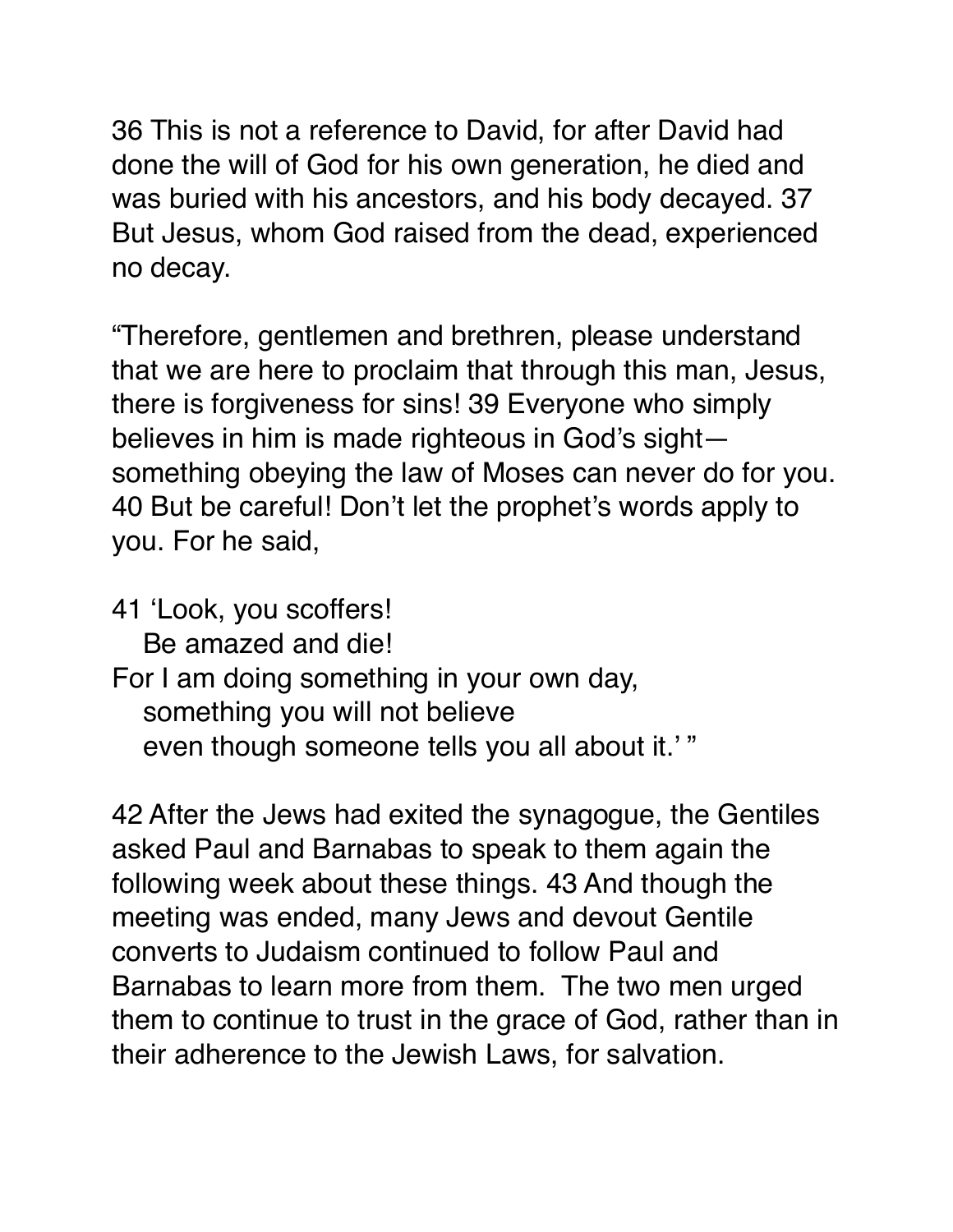36 This is not a reference to David, for after David had done the will of God for his own generation, he died and was buried with his ancestors, and his body decayed. 37 But Jesus, whom God raised from the dead, experienced no decay.

“Therefore, gentlemen and brethren, please understand that we are here to proclaim that through this man, Jesus, there is forgiveness for sins! 39 Everyone who simply believes in him is made righteous in God’s sight—something obeying the law of Moses can never do for you. 40 But be careful! Don’t let the prophet’s words apply to you. For he said,

41 ‘Look, you scoffers!
Be amazed and die!
For I am doing something in your own day,
something you will not believe
even though someone tells you all about it.’ ”

42 After the Jews had exited the synagogue, the Gentiles asked Paul and Barnabas to speak to them again the following week about these things. 43 And though the meeting was ended, many Jews and devout Gentile converts to Judaism continued to follow Paul and Barnabas to learn more from them.  The two men urged them to continue to trust in the grace of God, rather than in their adherence to the Jewish Laws, for salvation.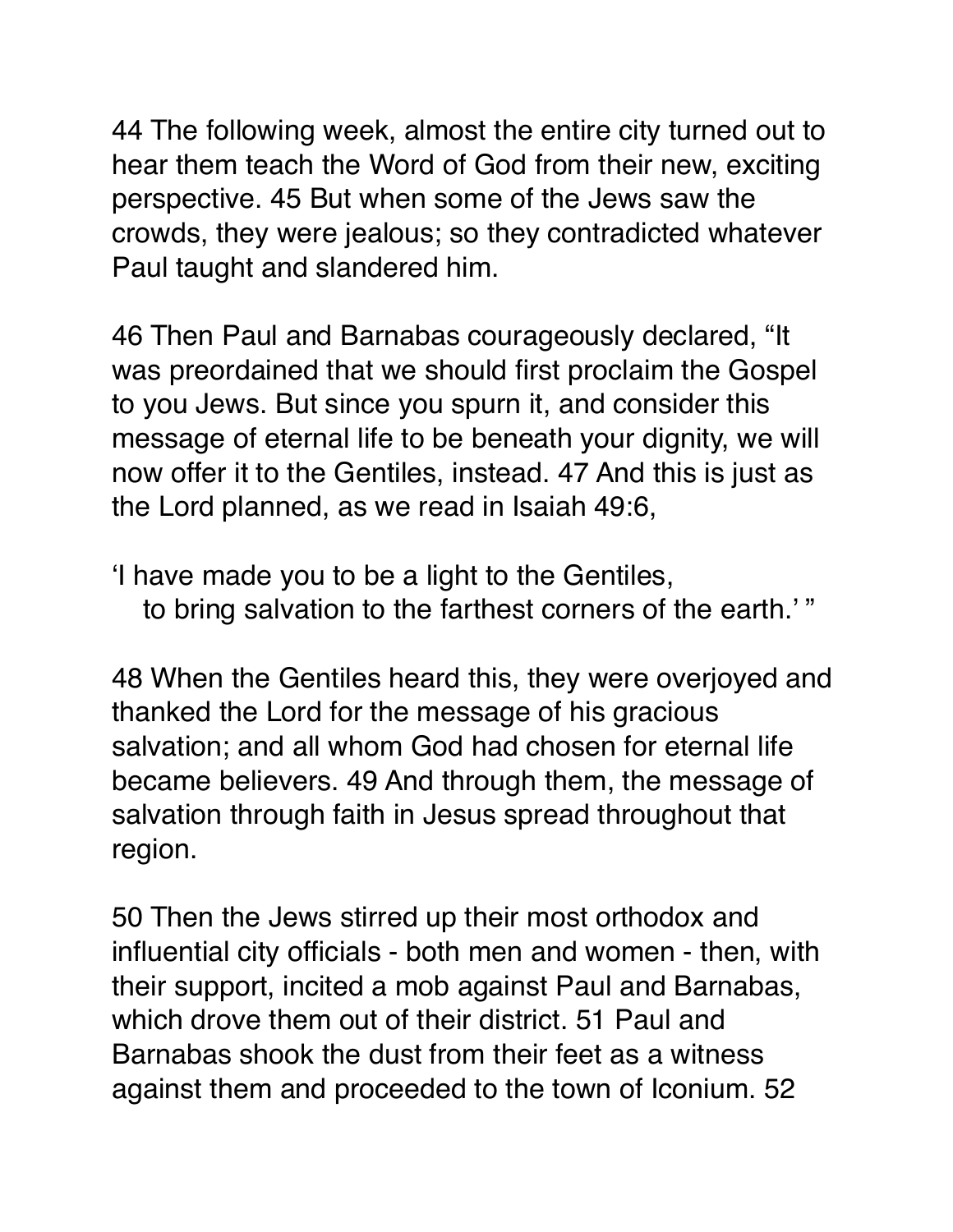44 The following week, almost the entire city turned out to hear them teach the Word of God from their new, exciting perspective. 45 But when some of the Jews saw the crowds, they were jealous; so they contradicted whatever Paul taught and slandered him.

46 Then Paul and Barnabas courageously declared, “It was preordained that we should first proclaim the Gospel to you Jews. But since you spurn it, and consider this message of eternal life to be beneath your dignity, we will now offer it to the Gentiles, instead. 47 And this is just as the Lord planned, as we read in Isaiah 49:6,

‘I have made you to be a light to the Gentiles,
   to bring salvation to the farthest corners of the earth.’ ”

48 When the Gentiles heard this, they were overjoyed and thanked the Lord for the message of his gracious salvation; and all whom God had chosen for eternal life became believers. 49 And through them, the message of salvation through faith in Jesus spread throughout that region.

50 Then the Jews stirred up their most orthodox and influential city officials - both men and women - then, with their support, incited a mob against Paul and Barnabas, which drove them out of their district. 51 Paul and Barnabas shook the dust from their feet as a witness against them and proceeded to the town of Iconium. 52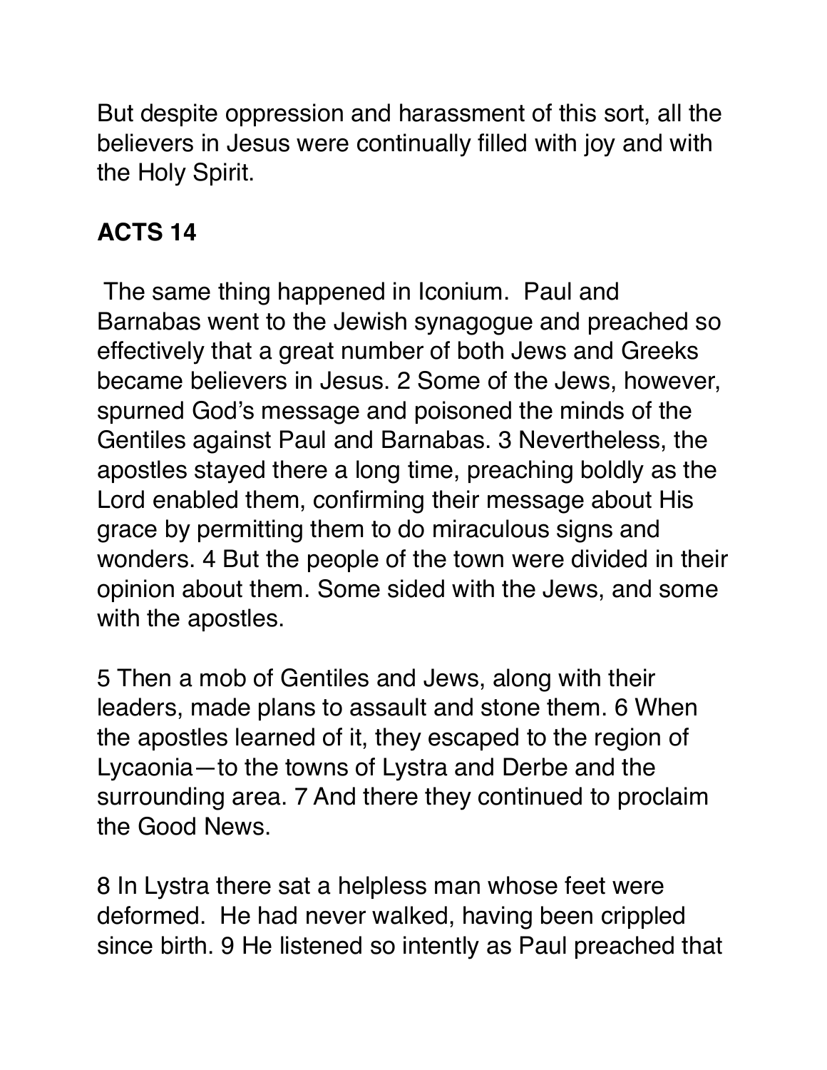But despite oppression and harassment of this sort, all the believers in Jesus were continually filled with joy and with the Holy Spirit.

**ACTS 14**

The same thing happened in Iconium. Paul and Barnabas went to the Jewish synagogue and preached so effectively that a great number of both Jews and Greeks became believers in Jesus. 2 Some of the Jews, however, spurned God's message and poisoned the minds of the Gentiles against Paul and Barnabas. 3 Nevertheless, the apostles stayed there a long time, preaching boldly as the Lord enabled them, confirming their message about His grace by permitting them to do miraculous signs and wonders. 4 But the people of the town were divided in their opinion about them. Some sided with the Jews, and some with the apostles.

5 Then a mob of Gentiles and Jews, along with their leaders, made plans to assault and stone them. 6 When the apostles learned of it, they escaped to the region of Lycaonia—to the towns of Lystra and Derbe and the surrounding area. 7 And there they continued to proclaim the Good News.

8 In Lystra there sat a helpless man whose feet were deformed. He had never walked, having been crippled since birth. 9 He listened so intently as Paul preached that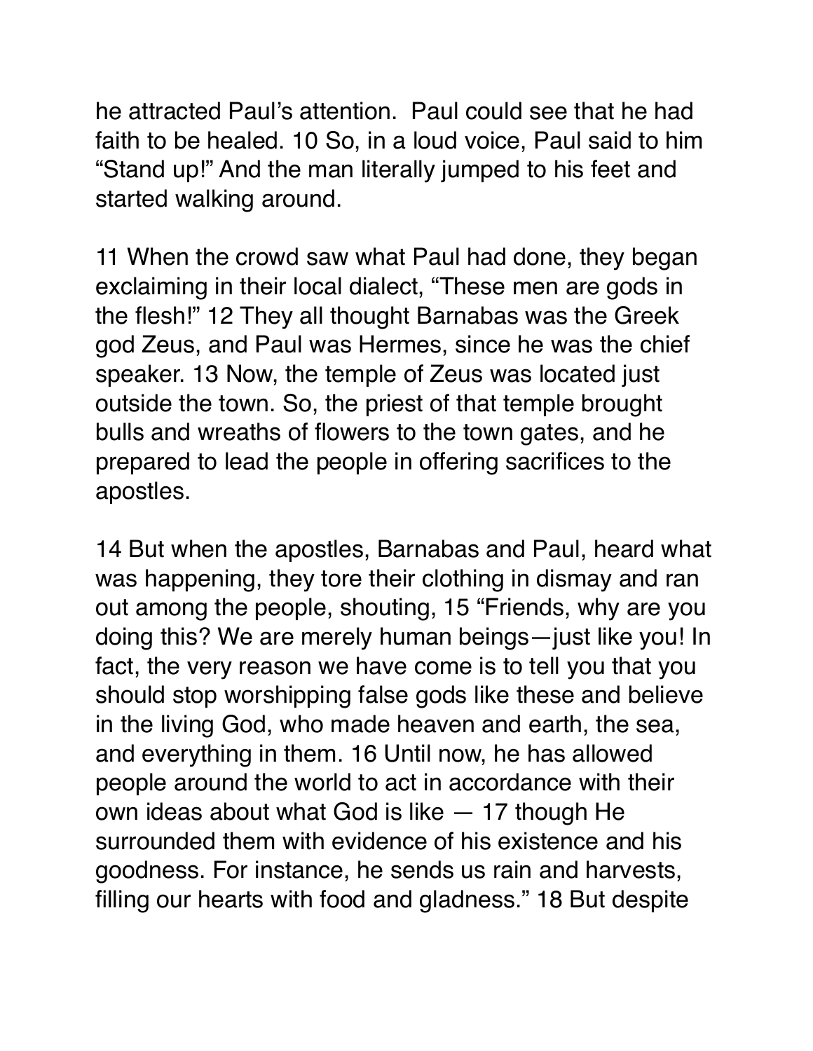he attracted Paul's attention.  Paul could see that he had faith to be healed. 10 So, in a loud voice, Paul said to him "Stand up!" And the man literally jumped to his feet and started walking around.

11 When the crowd saw what Paul had done, they began exclaiming in their local dialect, "These men are gods in the flesh!" 12 They all thought Barnabas was the Greek god Zeus, and Paul was Hermes, since he was the chief speaker. 13 Now, the temple of Zeus was located just outside the town. So, the priest of that temple brought bulls and wreaths of flowers to the town gates, and he prepared to lead the people in offering sacrifices to the apostles.

14 But when the apostles, Barnabas and Paul, heard what was happening, they tore their clothing in dismay and ran out among the people, shouting, 15 "Friends, why are you doing this? We are merely human beings—just like you! In fact, the very reason we have come is to tell you that you should stop worshipping false gods like these and believe in the living God, who made heaven and earth, the sea, and everything in them. 16 Until now, he has allowed people around the world to act in accordance with their own ideas about what God is like — 17 though He surrounded them with evidence of his existence and his goodness. For instance, he sends us rain and harvests, filling our hearts with food and gladness." 18 But despite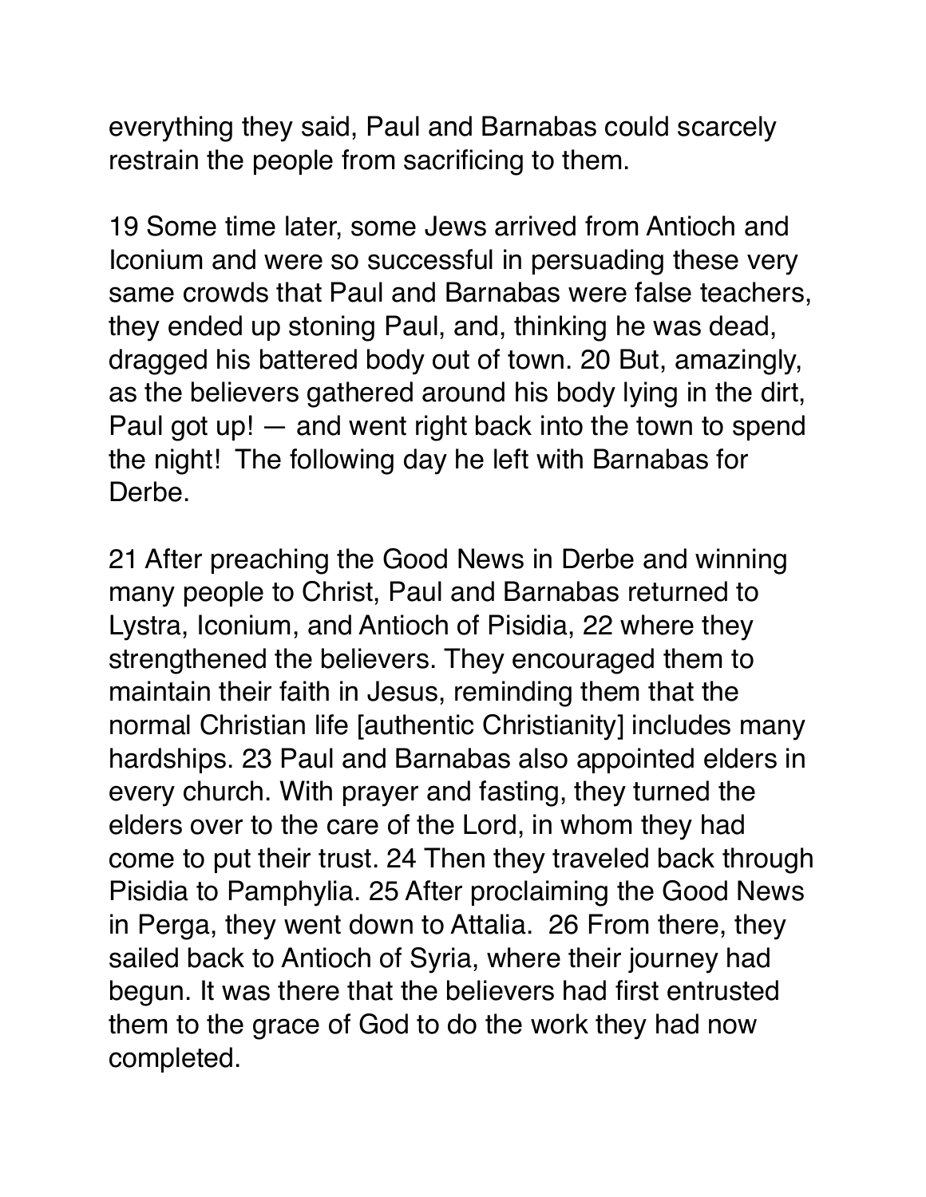everything they said, Paul and Barnabas could scarcely restrain the people from sacrificing to them.

19 Some time later, some Jews arrived from Antioch and Iconium and were so successful in persuading these very same crowds that Paul and Barnabas were false teachers, they ended up stoning Paul, and, thinking he was dead, dragged his battered body out of town. 20 But, amazingly, as the believers gathered around his body lying in the dirt, Paul got up! — and went right back into the town to spend the night! The following day he left with Barnabas for Derbe.

21 After preaching the Good News in Derbe and winning many people to Christ, Paul and Barnabas returned to Lystra, Iconium, and Antioch of Pisidia, 22 where they strengthened the believers. They encouraged them to maintain their faith in Jesus, reminding them that the normal Christian life [authentic Christianity] includes many hardships. 23 Paul and Barnabas also appointed elders in every church. With prayer and fasting, they turned the elders over to the care of the Lord, in whom they had come to put their trust. 24 Then they traveled back through Pisidia to Pamphylia. 25 After proclaiming the Good News in Perga, they went down to Attalia. 26 From there, they sailed back to Antioch of Syria, where their journey had begun. It was there that the believers had first entrusted them to the grace of God to do the work they had now completed.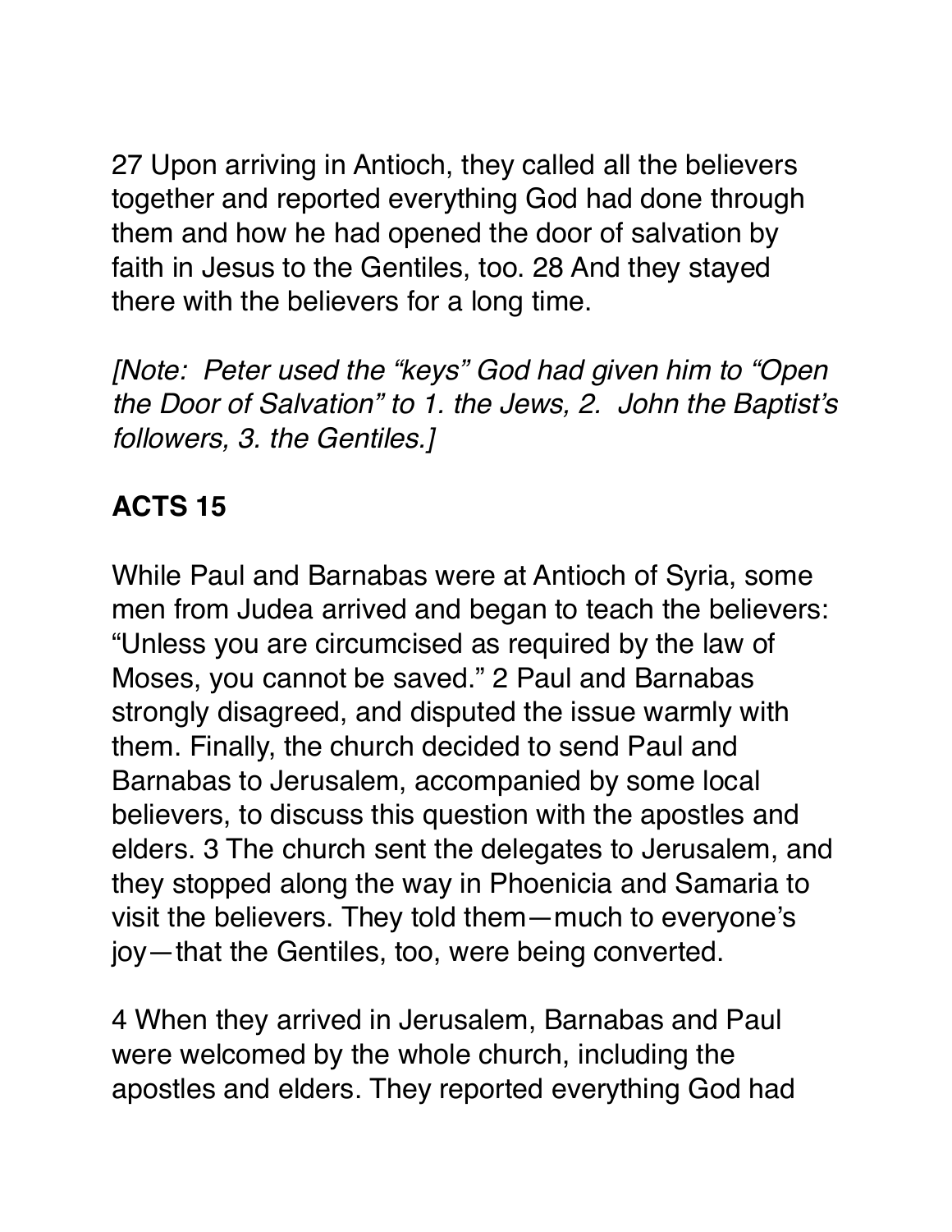27 Upon arriving in Antioch, they called all the believers together and reported everything God had done through them and how he had opened the door of salvation by faith in Jesus to the Gentiles, too. 28 And they stayed there with the believers for a long time.

*[Note: Peter used the "keys" God had given him to "Open the Door of Salvation" to 1. the Jews, 2. John the Baptist's followers, 3. the Gentiles.]*

## ACTS 15

While Paul and Barnabas were at Antioch of Syria, some men from Judea arrived and began to teach the believers: "Unless you are circumcised as required by the law of Moses, you cannot be saved." 2 Paul and Barnabas strongly disagreed, and disputed the issue warmly with them. Finally, the church decided to send Paul and Barnabas to Jerusalem, accompanied by some local believers, to discuss this question with the apostles and elders. 3 The church sent the delegates to Jerusalem, and they stopped along the way in Phoenicia and Samaria to visit the believers. They told them—much to everyone's joy—that the Gentiles, too, were being converted.

4 When they arrived in Jerusalem, Barnabas and Paul were welcomed by the whole church, including the apostles and elders. They reported everything God had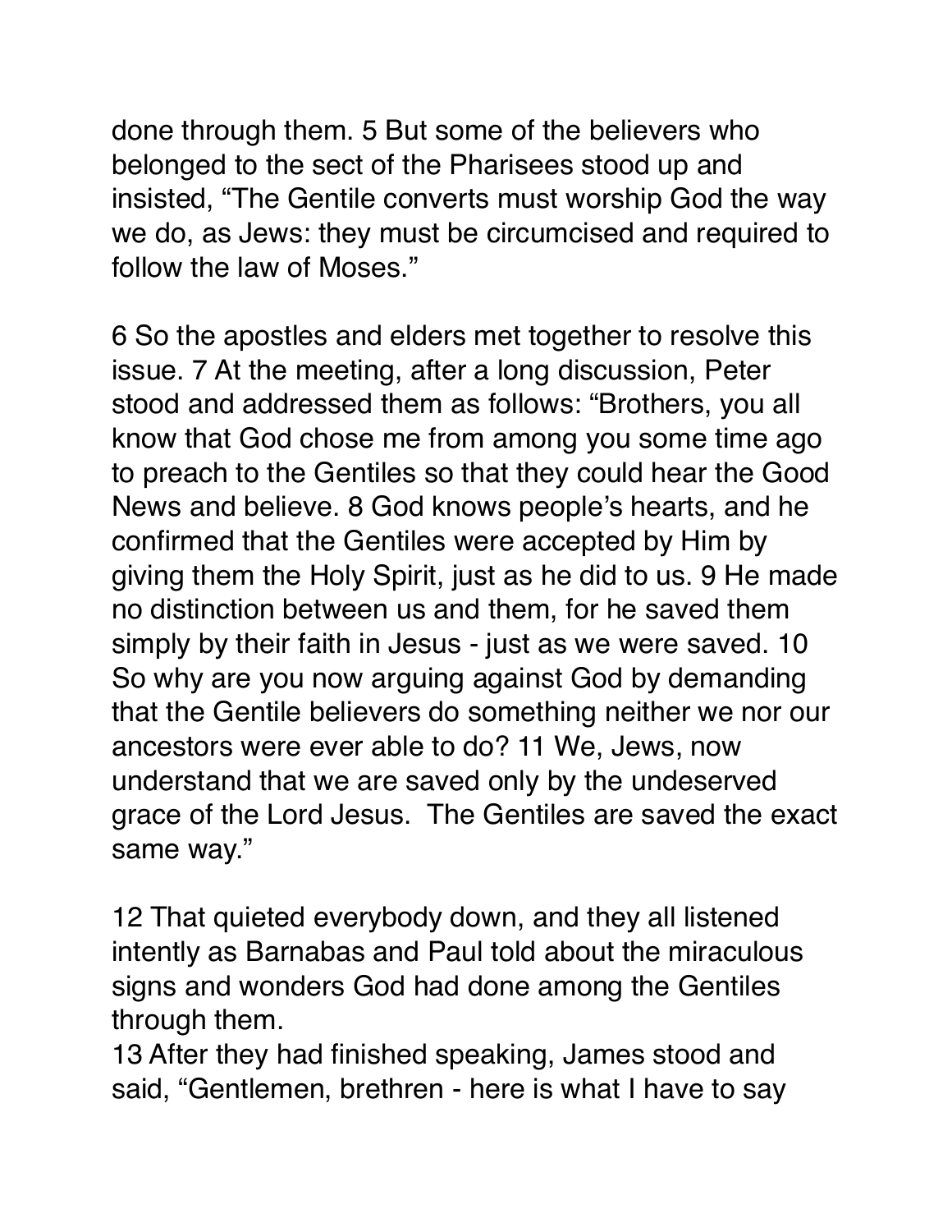done through them. 5 But some of the believers who belonged to the sect of the Pharisees stood up and insisted, "The Gentile converts must worship God the way we do, as Jews: they must be circumcised and required to follow the law of Moses."

6 So the apostles and elders met together to resolve this issue. 7 At the meeting, after a long discussion, Peter stood and addressed them as follows: "Brothers, you all know that God chose me from among you some time ago to preach to the Gentiles so that they could hear the Good News and believe. 8 God knows people's hearts, and he confirmed that the Gentiles were accepted by Him by giving them the Holy Spirit, just as he did to us. 9 He made no distinction between us and them, for he saved them simply by their faith in Jesus - just as we were saved. 10 So why are you now arguing against God by demanding that the Gentile believers do something neither we nor our ancestors were ever able to do? 11 We, Jews, now understand that we are saved only by the undeserved grace of the Lord Jesus. The Gentiles are saved the exact same way."

12 That quieted everybody down, and they all listened intently as Barnabas and Paul told about the miraculous signs and wonders God had done among the Gentiles through them.
13 After they had finished speaking, James stood and said, "Gentlemen, brethren - here is what I have to say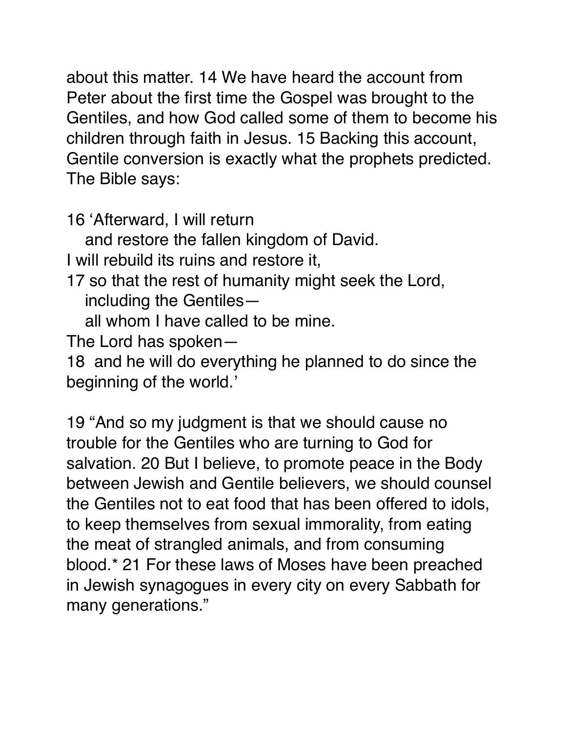about this matter. 14 We have heard the account from Peter about the first time the Gospel was brought to the Gentiles, and how God called some of them to become his children through faith in Jesus. 15 Backing this account, Gentile conversion is exactly what the prophets predicted. The Bible says:

16 'Afterward, I will return  
   and restore the fallen kingdom of David.  
I will rebuild its ruins and restore it,  
17 so that the rest of humanity might seek the Lord,  
   including the Gentiles—  
   all whom I have called to be mine.  
The Lord has spoken—  
18 and he will do everything he planned to do since the beginning of the world.'

19 "And so my judgment is that we should cause no trouble for the Gentiles who are turning to God for salvation. 20 But I believe, to promote peace in the Body between Jewish and Gentile believers, we should counsel the Gentiles not to eat food that has been offered to idols, to keep themselves from sexual immorality, from eating the meat of strangled animals, and from consuming blood.* 21 For these laws of Moses have been preached in Jewish synagogues in every city on every Sabbath for many generations."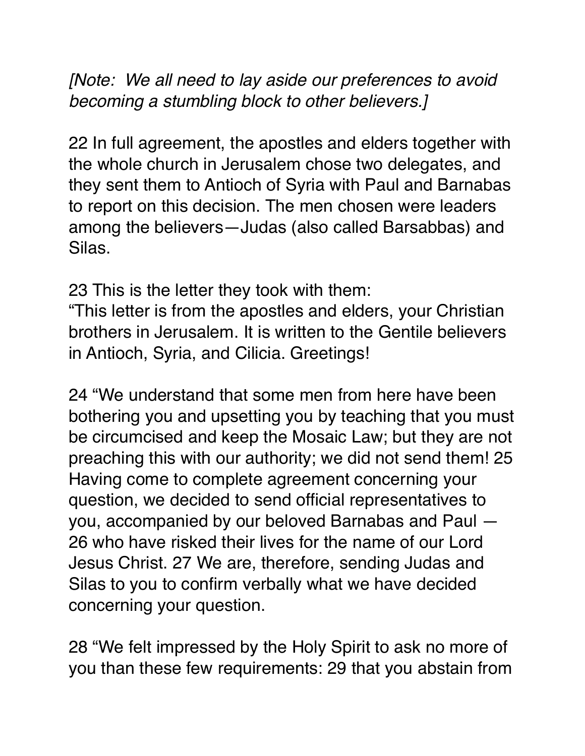*[Note: We all need to lay aside our preferences to avoid becoming a stumbling block to other believers.]*

22 In full agreement, the apostles and elders together with the whole church in Jerusalem chose two delegates, and they sent them to Antioch of Syria with Paul and Barnabas to report on this decision. The men chosen were leaders among the believers—Judas (also called Barsabbas) and Silas.

23 This is the letter they took with them:
"This letter is from the apostles and elders, your Christian brothers in Jerusalem. It is written to the Gentile believers in Antioch, Syria, and Cilicia. Greetings!

24 "We understand that some men from here have been bothering you and upsetting you by teaching that you must be circumcised and keep the Mosaic Law; but they are not preaching this with our authority; we did not send them! 25 Having come to complete agreement concerning your question, we decided to send official representatives to you, accompanied by our beloved Barnabas and Paul — 26 who have risked their lives for the name of our Lord Jesus Christ. 27 We are, therefore, sending Judas and Silas to you to confirm verbally what we have decided concerning your question.

28 "We felt impressed by the Holy Spirit to ask no more of you than these few requirements: 29 that you abstain from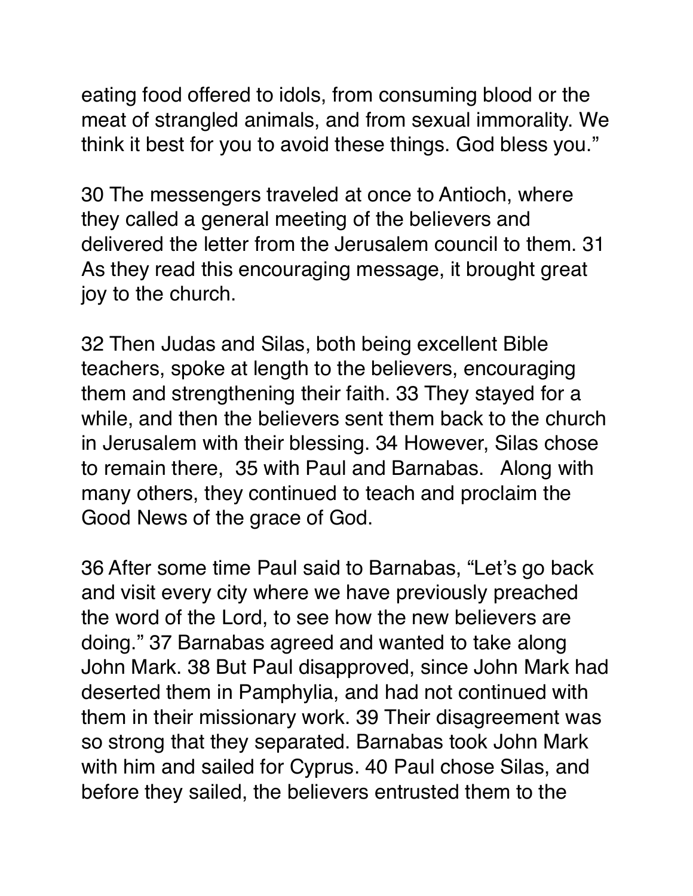eating food offered to idols, from consuming blood or the meat of strangled animals, and from sexual immorality. We think it best for you to avoid these things. God bless you."

30 The messengers traveled at once to Antioch, where they called a general meeting of the believers and delivered the letter from the Jerusalem council to them. 31 As they read this encouraging message, it brought great joy to the church.

32 Then Judas and Silas, both being excellent Bible teachers, spoke at length to the believers, encouraging them and strengthening their faith. 33 They stayed for a while, and then the believers sent them back to the church in Jerusalem with their blessing. 34 However, Silas chose to remain there, 35 with Paul and Barnabas. Along with many others, they continued to teach and proclaim the Good News of the grace of God.

36 After some time Paul said to Barnabas, "Let's go back and visit every city where we have previously preached the word of the Lord, to see how the new believers are doing." 37 Barnabas agreed and wanted to take along John Mark. 38 But Paul disapproved, since John Mark had deserted them in Pamphylia, and had not continued with them in their missionary work. 39 Their disagreement was so strong that they separated. Barnabas took John Mark with him and sailed for Cyprus. 40 Paul chose Silas, and before they sailed, the believers entrusted them to the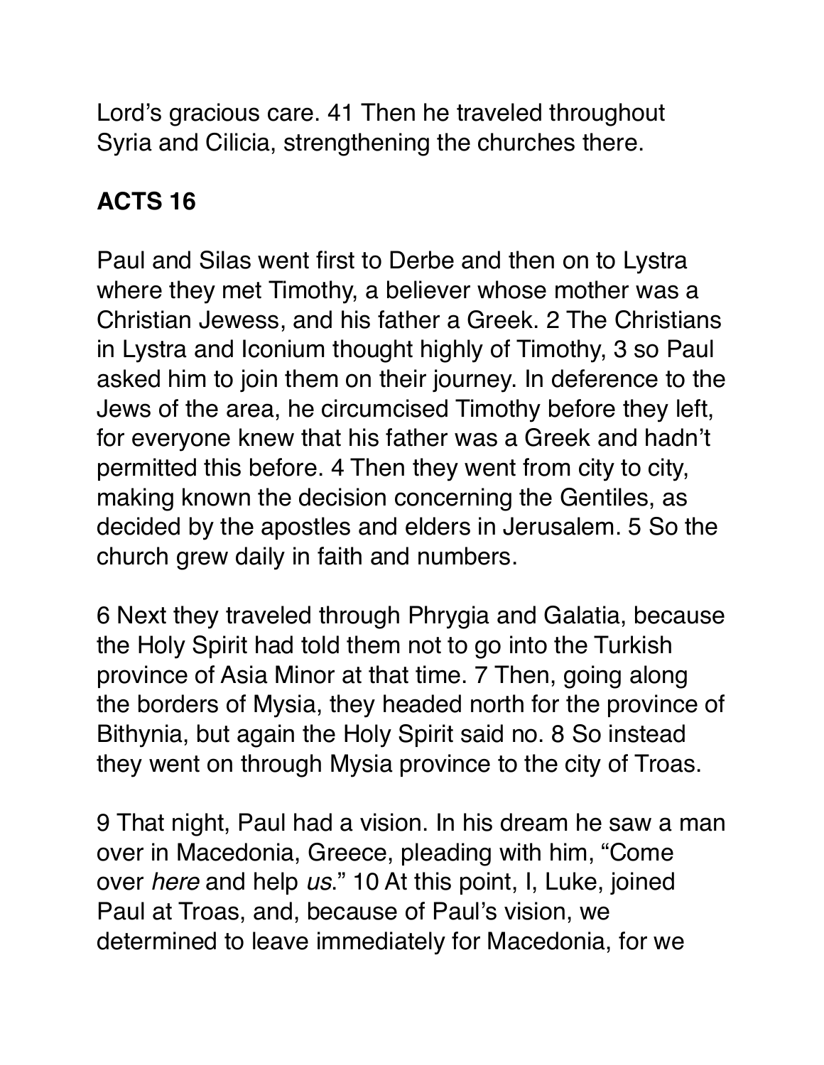Lord's gracious care. 41 Then he traveled throughout Syria and Cilicia, strengthening the churches there.

**ACTS 16**

Paul and Silas went first to Derbe and then on to Lystra where they met Timothy, a believer whose mother was a Christian Jewess, and his father a Greek. 2 The Christians in Lystra and Iconium thought highly of Timothy, 3 so Paul asked him to join them on their journey. In deference to the Jews of the area, he circumcised Timothy before they left, for everyone knew that his father was a Greek and hadn't permitted this before. 4 Then they went from city to city, making known the decision concerning the Gentiles, as decided by the apostles and elders in Jerusalem. 5 So the church grew daily in faith and numbers.

6 Next they traveled through Phrygia and Galatia, because the Holy Spirit had told them not to go into the Turkish province of Asia Minor at that time. 7 Then, going along the borders of Mysia, they headed north for the province of Bithynia, but again the Holy Spirit said no. 8 So instead they went on through Mysia province to the city of Troas.

9 That night, Paul had a vision. In his dream he saw a man over in Macedonia, Greece, pleading with him, "Come over *here* and help *us*." 10 At this point, I, Luke, joined Paul at Troas, and, because of Paul's vision, we determined to leave immediately for Macedonia, for we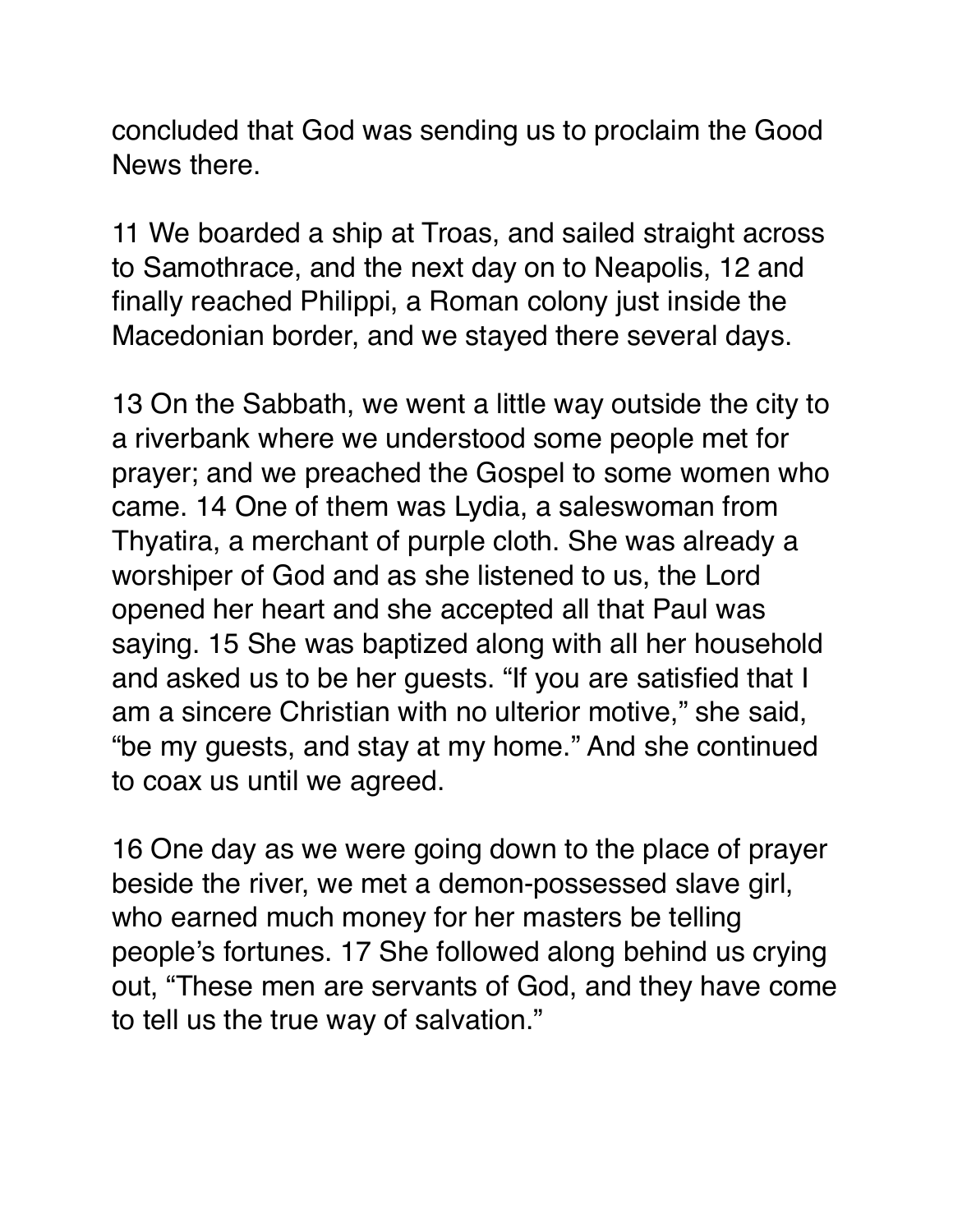concluded that God was sending us to proclaim the Good News there.

11 We boarded a ship at Troas, and sailed straight across to Samothrace, and the next day on to Neapolis, 12 and finally reached Philippi, a Roman colony just inside the Macedonian border, and we stayed there several days.

13 On the Sabbath, we went a little way outside the city to a riverbank where we understood some people met for prayer; and we preached the Gospel to some women who came. 14 One of them was Lydia, a saleswoman from Thyatira, a merchant of purple cloth. She was already a worshiper of God and as she listened to us, the Lord opened her heart and she accepted all that Paul was saying. 15 She was baptized along with all her household and asked us to be her guests. "If you are satisfied that I am a sincere Christian with no ulterior motive," she said, "be my guests, and stay at my home." And she continued to coax us until we agreed.

16 One day as we were going down to the place of prayer beside the river, we met a demon-possessed slave girl, who earned much money for her masters be telling people's fortunes. 17 She followed along behind us crying out, "These men are servants of God, and they have come to tell us the true way of salvation."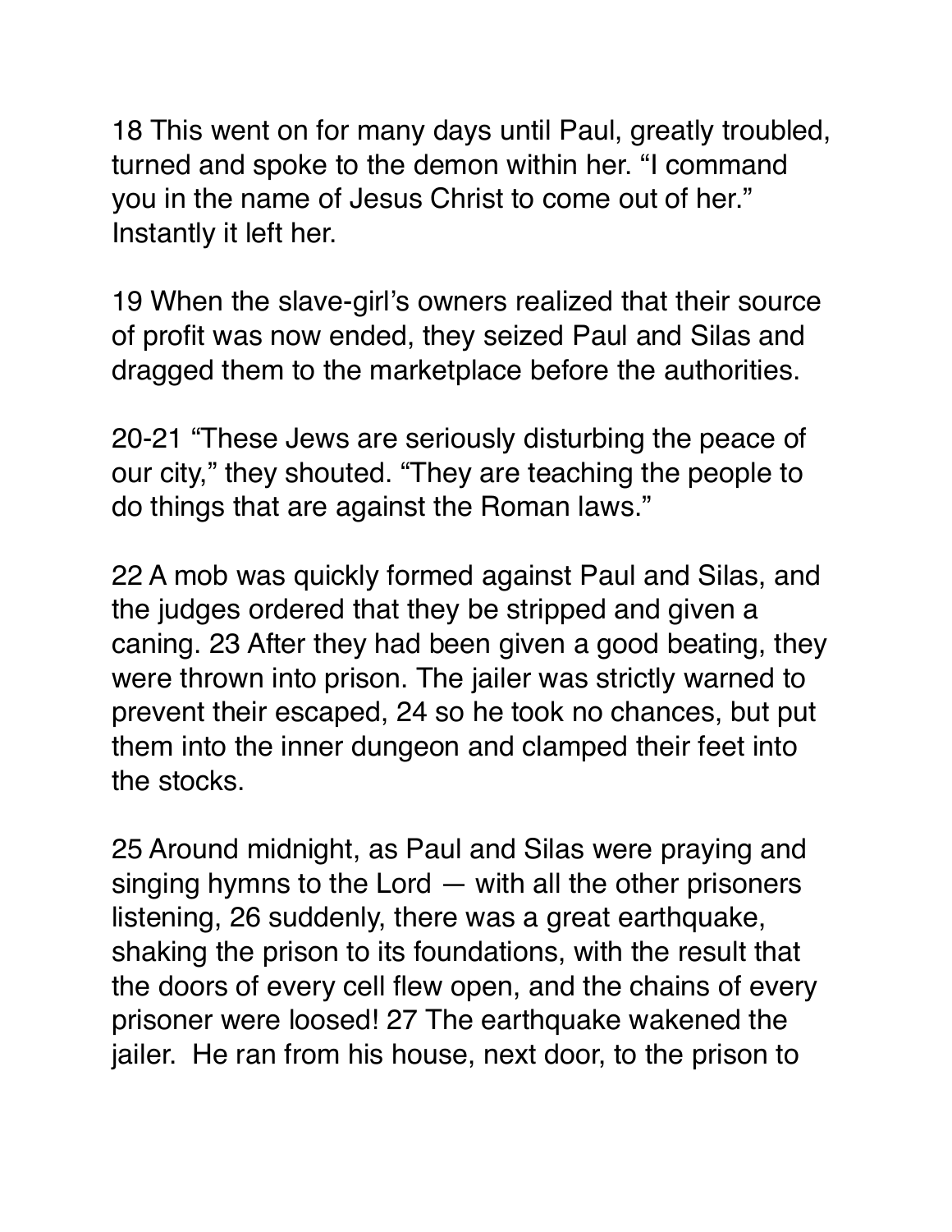18 This went on for many days until Paul, greatly troubled, turned and spoke to the demon within her. “I command you in the name of Jesus Christ to come out of her.” Instantly it left her.

19 When the slave-girl’s owners realized that their source of profit was now ended, they seized Paul and Silas and dragged them to the marketplace before the authorities.

20-21 “These Jews are seriously disturbing the peace of our city,” they shouted. “They are teaching the people to do things that are against the Roman laws.”

22 A mob was quickly formed against Paul and Silas, and the judges ordered that they be stripped and given a caning. 23 After they had been given a good beating, they were thrown into prison. The jailer was strictly warned to prevent their escaped, 24 so he took no chances, but put them into the inner dungeon and clamped their feet into the stocks.

25 Around midnight, as Paul and Silas were praying and singing hymns to the Lord — with all the other prisoners listening, 26 suddenly, there was a great earthquake, shaking the prison to its foundations, with the result that the doors of every cell flew open, and the chains of every prisoner were loosed! 27 The earthquake wakened the jailer. He ran from his house, next door, to the prison to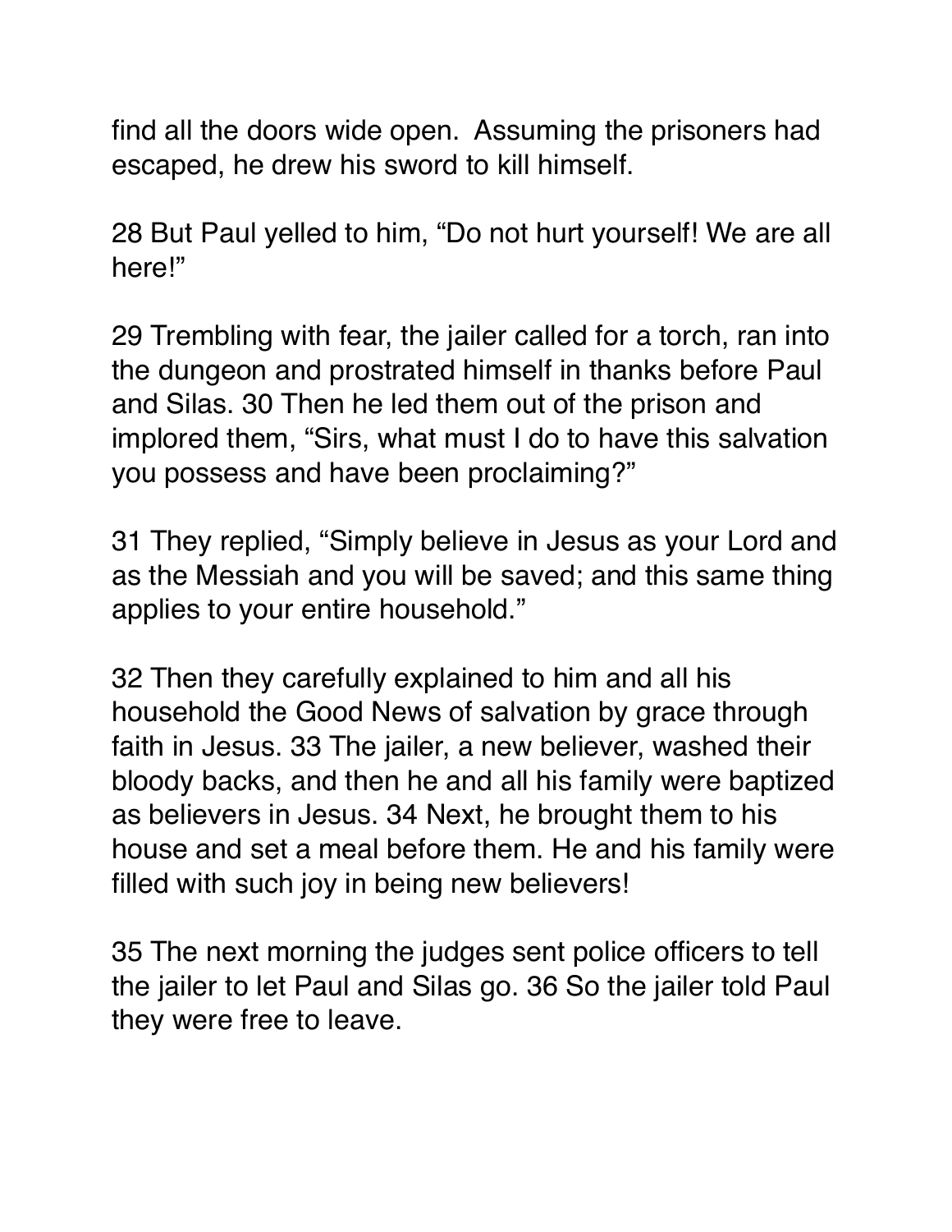find all the doors wide open. Assuming the prisoners had escaped, he drew his sword to kill himself.

28 But Paul yelled to him, “Do not hurt yourself! We are all here!”

29 Trembling with fear, the jailer called for a torch, ran into the dungeon and prostrated himself in thanks before Paul and Silas. 30 Then he led them out of the prison and implored them, “Sirs, what must I do to have this salvation you possess and have been proclaiming?”

31 They replied, “Simply believe in Jesus as your Lord and as the Messiah and you will be saved; and this same thing applies to your entire household.”

32 Then they carefully explained to him and all his household the Good News of salvation by grace through faith in Jesus. 33 The jailer, a new believer, washed their bloody backs, and then he and all his family were baptized as believers in Jesus. 34 Next, he brought them to his house and set a meal before them. He and his family were filled with such joy in being new believers!

35 The next morning the judges sent police officers to tell the jailer to let Paul and Silas go. 36 So the jailer told Paul they were free to leave.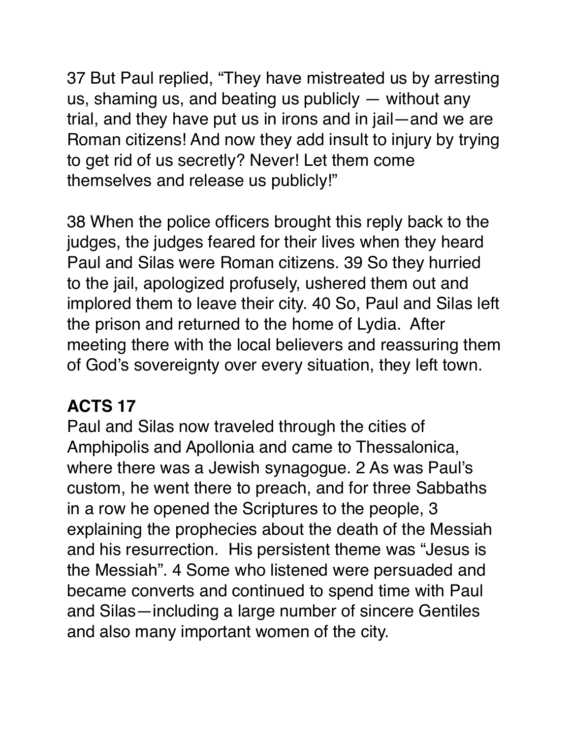37 But Paul replied, “They have mistreated us by arresting us, shaming us, and beating us publicly — without any trial, and they have put us in irons and in jail—and we are Roman citizens! And now they add insult to injury by trying to get rid of us secretly? Never! Let them come themselves and release us publicly!”

38 When the police officers brought this reply back to the judges, the judges feared for their lives when they heard Paul and Silas were Roman citizens. 39 So they hurried to the jail, apologized profusely, ushered them out and implored them to leave their city. 40 So, Paul and Silas left the prison and returned to the home of Lydia. After meeting there with the local believers and reassuring them of God’s sovereignty over every situation, they left town.

**ACTS 17**

Paul and Silas now traveled through the cities of Amphipolis and Apollonia and came to Thessalonica, where there was a Jewish synagogue. 2 As was Paul’s custom, he went there to preach, and for three Sabbaths in a row he opened the Scriptures to the people, 3 explaining the prophecies about the death of the Messiah and his resurrection. His persistent theme was “Jesus is the Messiah”. 4 Some who listened were persuaded and became converts and continued to spend time with Paul and Silas—including a large number of sincere Gentiles and also many important women of the city.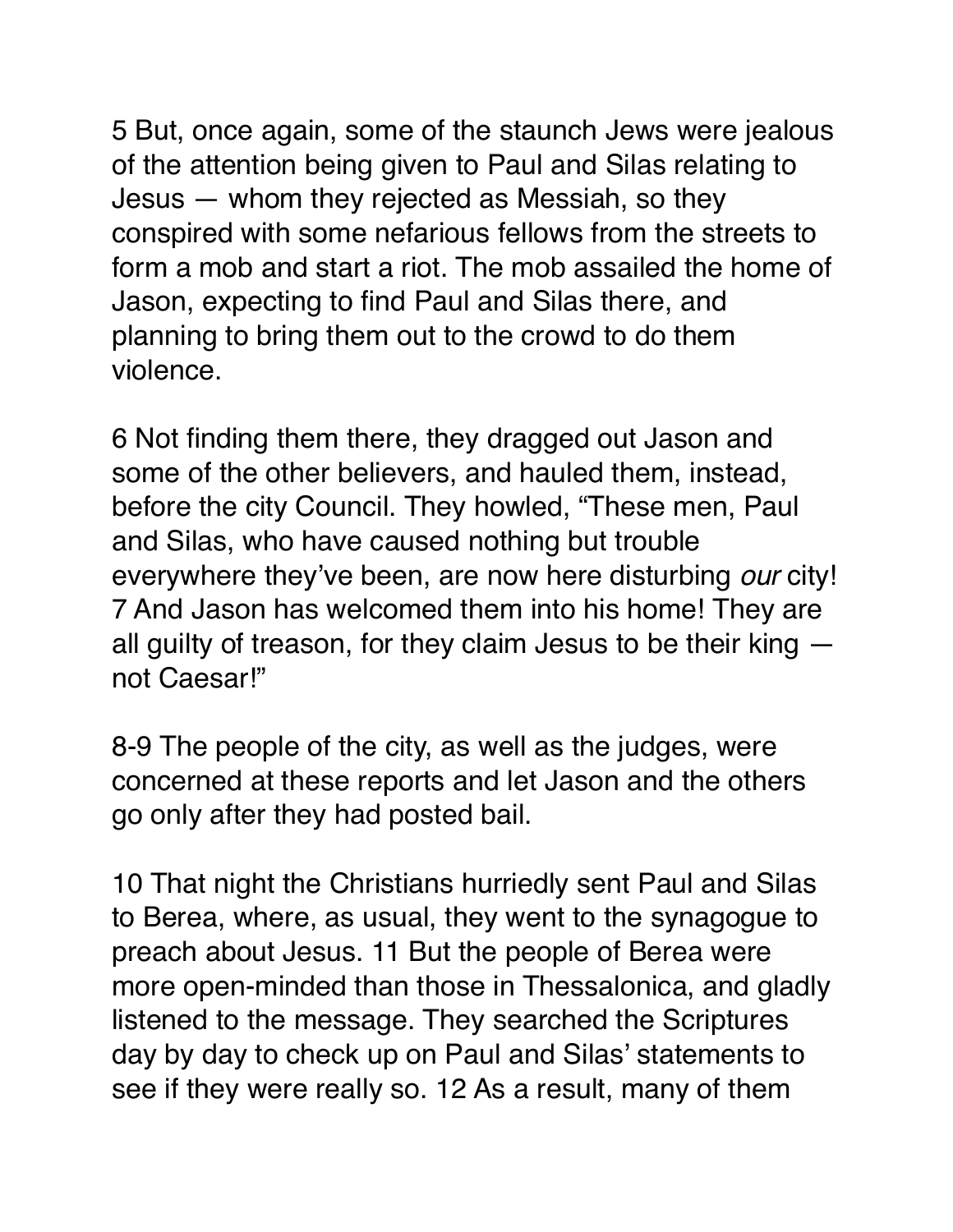5 But, once again, some of the staunch Jews were jealous of the attention being given to Paul and Silas relating to Jesus — whom they rejected as Messiah, so they conspired with some nefarious fellows from the streets to form a mob and start a riot. The mob assailed the home of Jason, expecting to find Paul and Silas there, and planning to bring them out to the crowd to do them violence.

6 Not finding them there, they dragged out Jason and some of the other believers, and hauled them, instead, before the city Council. They howled, "These men, Paul and Silas, who have caused nothing but trouble everywhere they've been, are now here disturbing *our* city! 7 And Jason has welcomed them into his home! They are all guilty of treason, for they claim Jesus to be their king — not Caesar!"

8-9 The people of the city, as well as the judges, were concerned at these reports and let Jason and the others go only after they had posted bail.

10 That night the Christians hurriedly sent Paul and Silas to Berea, where, as usual, they went to the synagogue to preach about Jesus. 11 But the people of Berea were more open-minded than those in Thessalonica, and gladly listened to the message. They searched the Scriptures day by day to check up on Paul and Silas' statements to see if they were really so. 12 As a result, many of them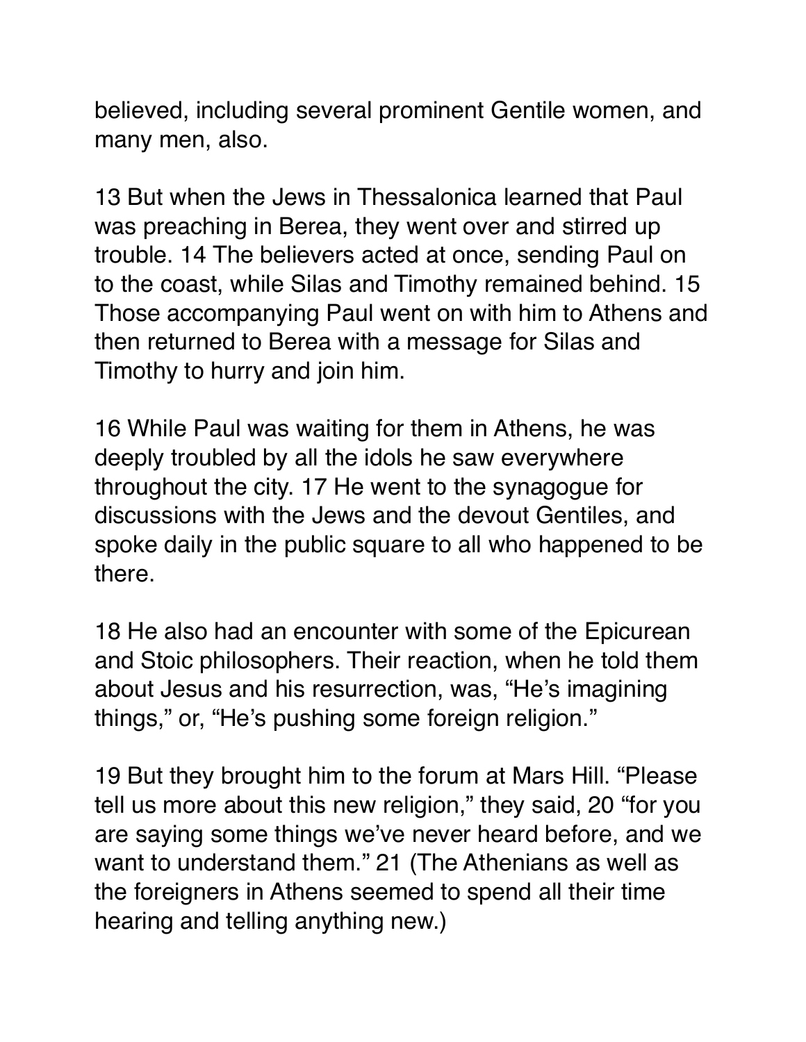believed, including several prominent Gentile women, and many men, also.

13 But when the Jews in Thessalonica learned that Paul was preaching in Berea, they went over and stirred up trouble. 14 The believers acted at once, sending Paul on to the coast, while Silas and Timothy remained behind. 15 Those accompanying Paul went on with him to Athens and then returned to Berea with a message for Silas and Timothy to hurry and join him.

16 While Paul was waiting for them in Athens, he was deeply troubled by all the idols he saw everywhere throughout the city. 17 He went to the synagogue for discussions with the Jews and the devout Gentiles, and spoke daily in the public square to all who happened to be there.

18 He also had an encounter with some of the Epicurean and Stoic philosophers. Their reaction, when he told them about Jesus and his resurrection, was, “He’s imagining things,” or, “He’s pushing some foreign religion.”

19 But they brought him to the forum at Mars Hill. “Please tell us more about this new religion,” they said, 20 “for you are saying some things we’ve never heard before, and we want to understand them.” 21 (The Athenians as well as the foreigners in Athens seemed to spend all their time hearing and telling anything new.)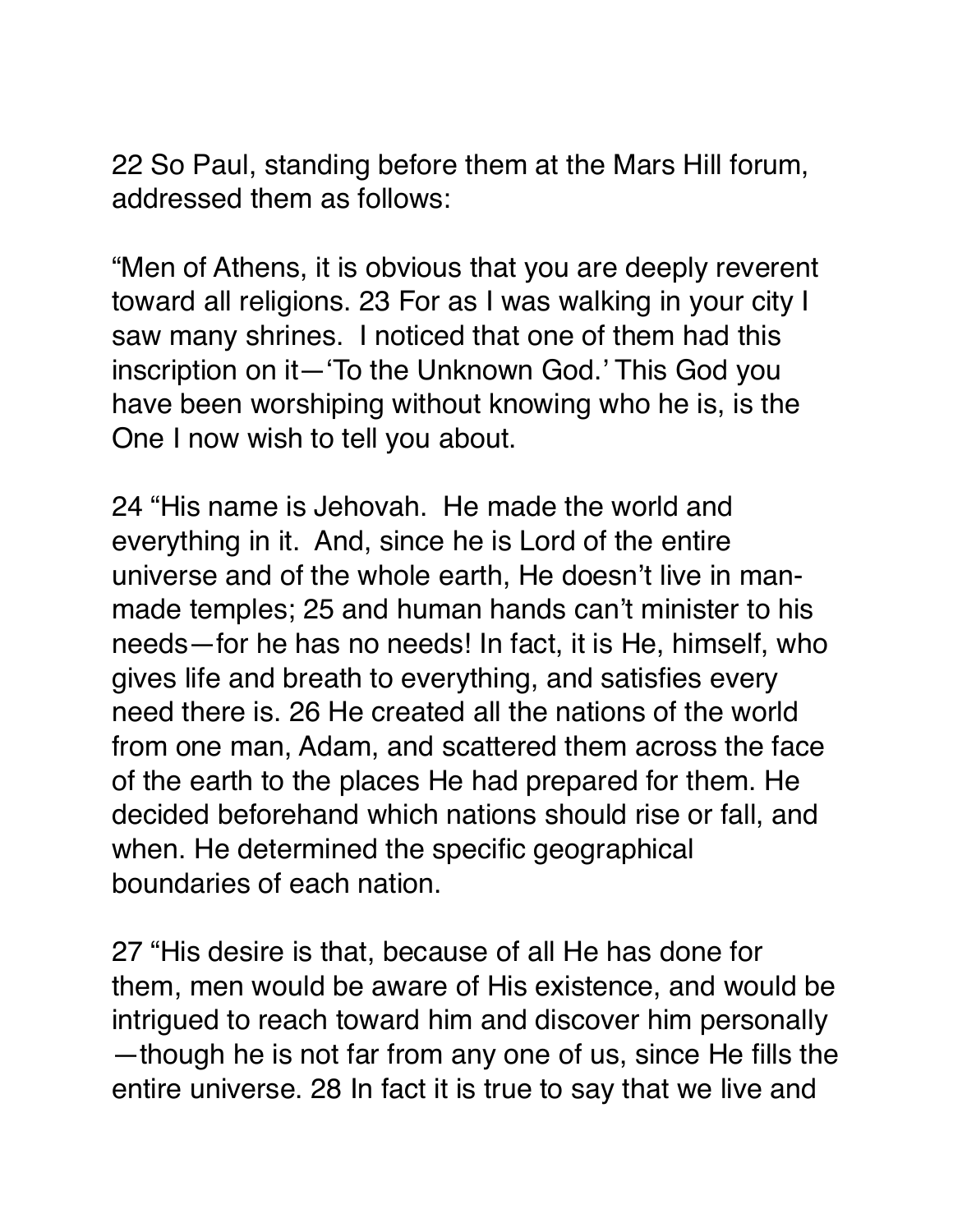22 So Paul, standing before them at the Mars Hill forum, addressed them as follows:

"Men of Athens, it is obvious that you are deeply reverent toward all religions. 23 For as I was walking in your city I saw many shrines. I noticed that one of them had this inscription on it—'To the Unknown God.' This God you have been worshiping without knowing who he is, is the One I now wish to tell you about.

24 "His name is Jehovah. He made the world and everything in it. And, since he is Lord of the entire universe and of the whole earth, He doesn't live in man-made temples; 25 and human hands can't minister to his needs—for he has no needs! In fact, it is He, himself, who gives life and breath to everything, and satisfies every need there is. 26 He created all the nations of the world from one man, Adam, and scattered them across the face of the earth to the places He had prepared for them. He decided beforehand which nations should rise or fall, and when. He determined the specific geographical boundaries of each nation.

27 "His desire is that, because of all He has done for them, men would be aware of His existence, and would be intrigued to reach toward him and discover him personally—though he is not far from any one of us, since He fills the entire universe. 28 In fact it is true to say that we live and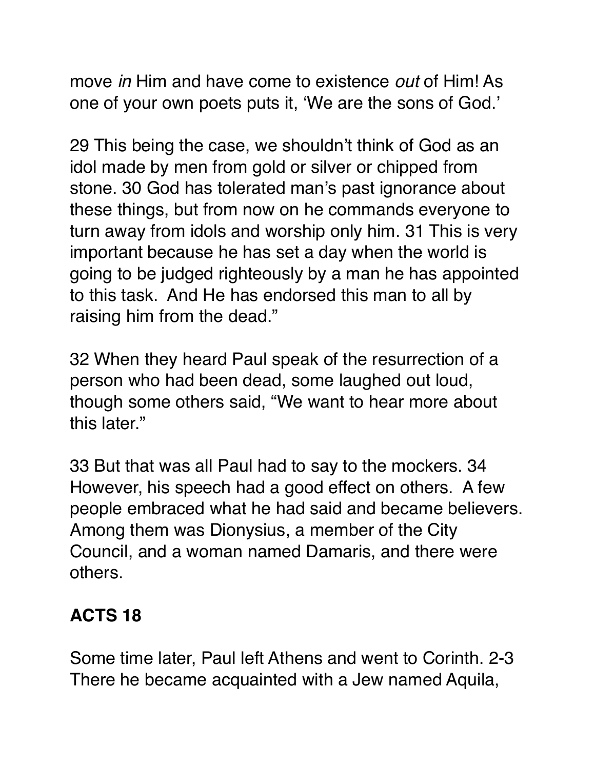move *in* Him and have come to existence *out* of Him! As one of your own poets puts it, 'We are the sons of God.'

29 This being the case, we shouldn't think of God as an idol made by men from gold or silver or chipped from stone. 30 God has tolerated man's past ignorance about these things, but from now on he commands everyone to turn away from idols and worship only him. 31 This is very important because he has set a day when the world is going to be judged righteously by a man he has appointed to this task. And He has endorsed this man to all by raising him from the dead."

32 When they heard Paul speak of the resurrection of a person who had been dead, some laughed out loud, though some others said, "We want to hear more about this later."

33 But that was all Paul had to say to the mockers. 34 However, his speech had a good effect on others. A few people embraced what he had said and became believers. Among them was Dionysius, a member of the City Council, and a woman named Damaris, and there were others.

## ACTS 18

Some time later, Paul left Athens and went to Corinth. 2-3 There he became acquainted with a Jew named Aquila,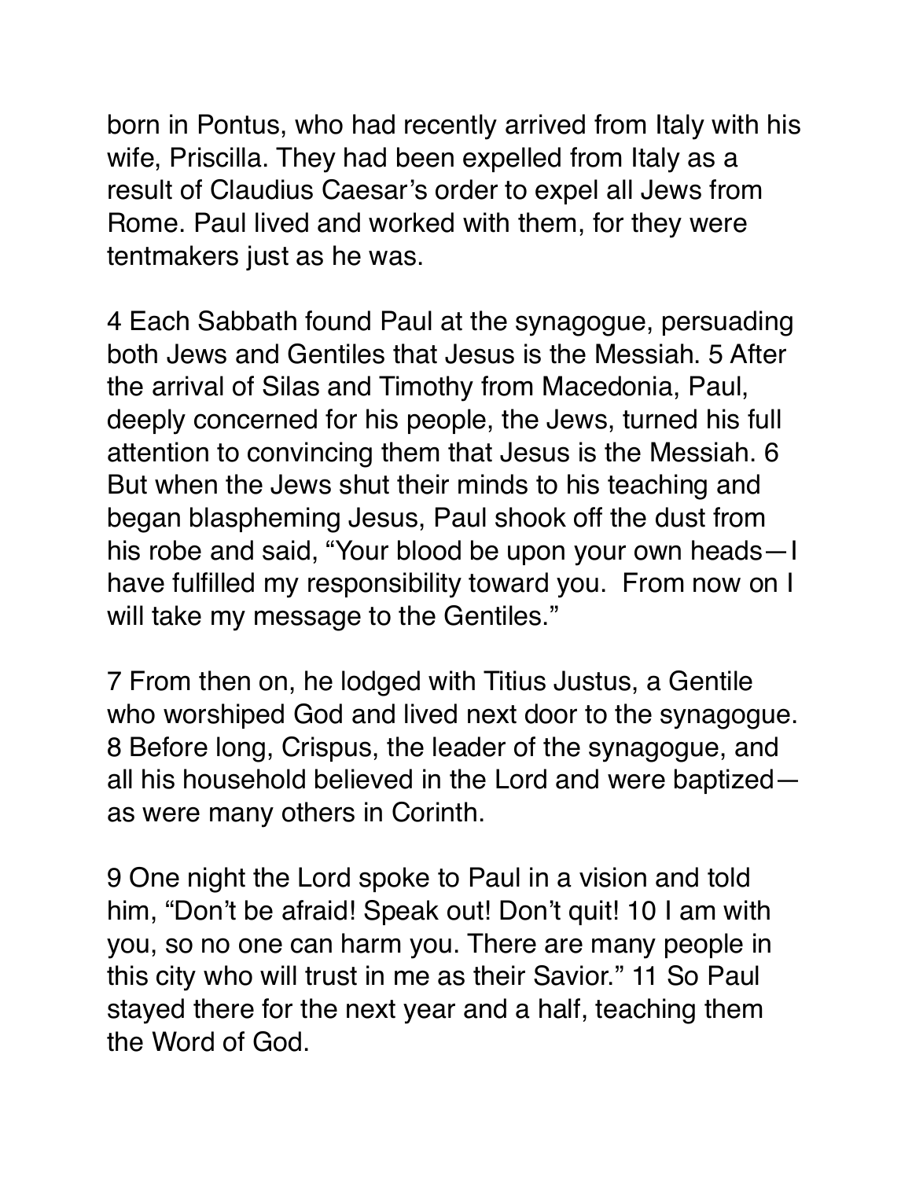born in Pontus, who had recently arrived from Italy with his wife, Priscilla. They had been expelled from Italy as a result of Claudius Caesar's order to expel all Jews from Rome. Paul lived and worked with them, for they were tentmakers just as he was.

4 Each Sabbath found Paul at the synagogue, persuading both Jews and Gentiles that Jesus is the Messiah. 5 After the arrival of Silas and Timothy from Macedonia, Paul, deeply concerned for his people, the Jews, turned his full attention to convincing them that Jesus is the Messiah. 6 But when the Jews shut their minds to his teaching and began blaspheming Jesus, Paul shook off the dust from his robe and said, "Your blood be upon your own heads—I have fulfilled my responsibility toward you. From now on I will take my message to the Gentiles."

7 From then on, he lodged with Titius Justus, a Gentile who worshiped God and lived next door to the synagogue. 8 Before long, Crispus, the leader of the synagogue, and all his household believed in the Lord and were baptized—as were many others in Corinth.

9 One night the Lord spoke to Paul in a vision and told him, "Don't be afraid! Speak out! Don't quit! 10 I am with you, so no one can harm you. There are many people in this city who will trust in me as their Savior." 11 So Paul stayed there for the next year and a half, teaching them the Word of God.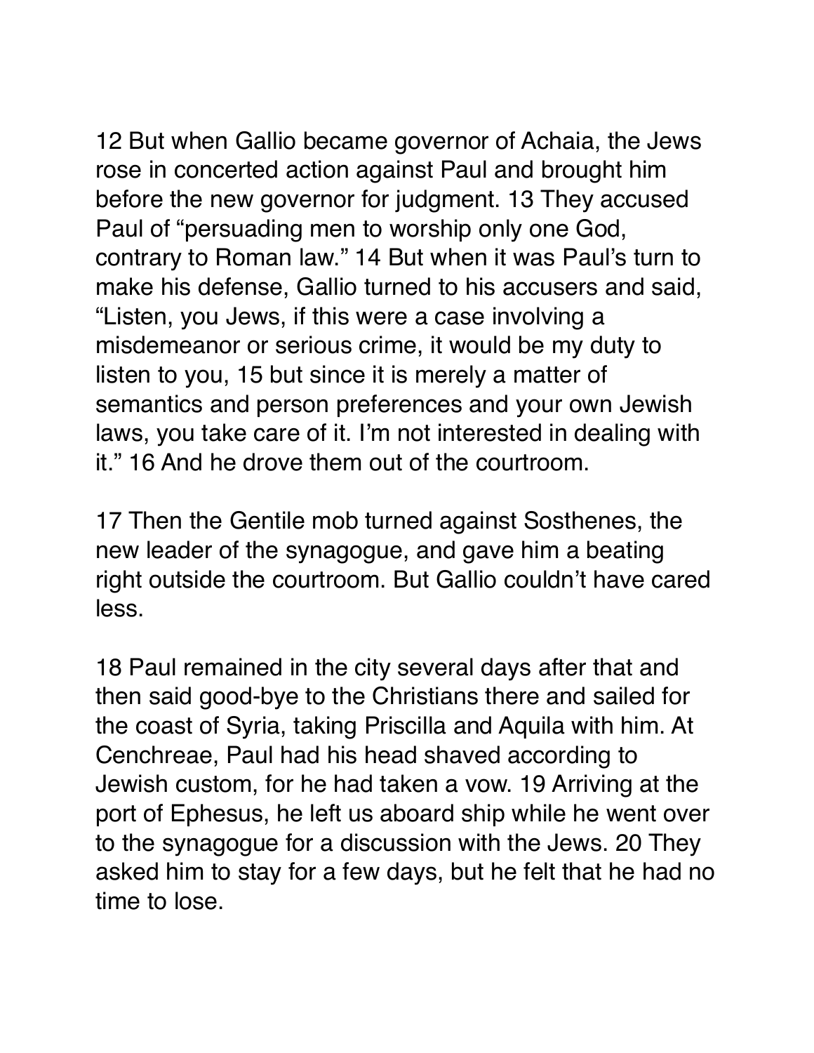12 But when Gallio became governor of Achaia, the Jews rose in concerted action against Paul and brought him before the new governor for judgment. 13 They accused Paul of "persuading men to worship only one God, contrary to Roman law." 14 But when it was Paul's turn to make his defense, Gallio turned to his accusers and said, "Listen, you Jews, if this were a case involving a misdemeanor or serious crime, it would be my duty to listen to you, 15 but since it is merely a matter of semantics and person preferences and your own Jewish laws, you take care of it. I'm not interested in dealing with it." 16 And he drove them out of the courtroom.

17 Then the Gentile mob turned against Sosthenes, the new leader of the synagogue, and gave him a beating right outside the courtroom. But Gallio couldn't have cared less.

18 Paul remained in the city several days after that and then said good-bye to the Christians there and sailed for the coast of Syria, taking Priscilla and Aquila with him. At Cenchreae, Paul had his head shaved according to Jewish custom, for he had taken a vow. 19 Arriving at the port of Ephesus, he left us aboard ship while he went over to the synagogue for a discussion with the Jews. 20 They asked him to stay for a few days, but he felt that he had no time to lose.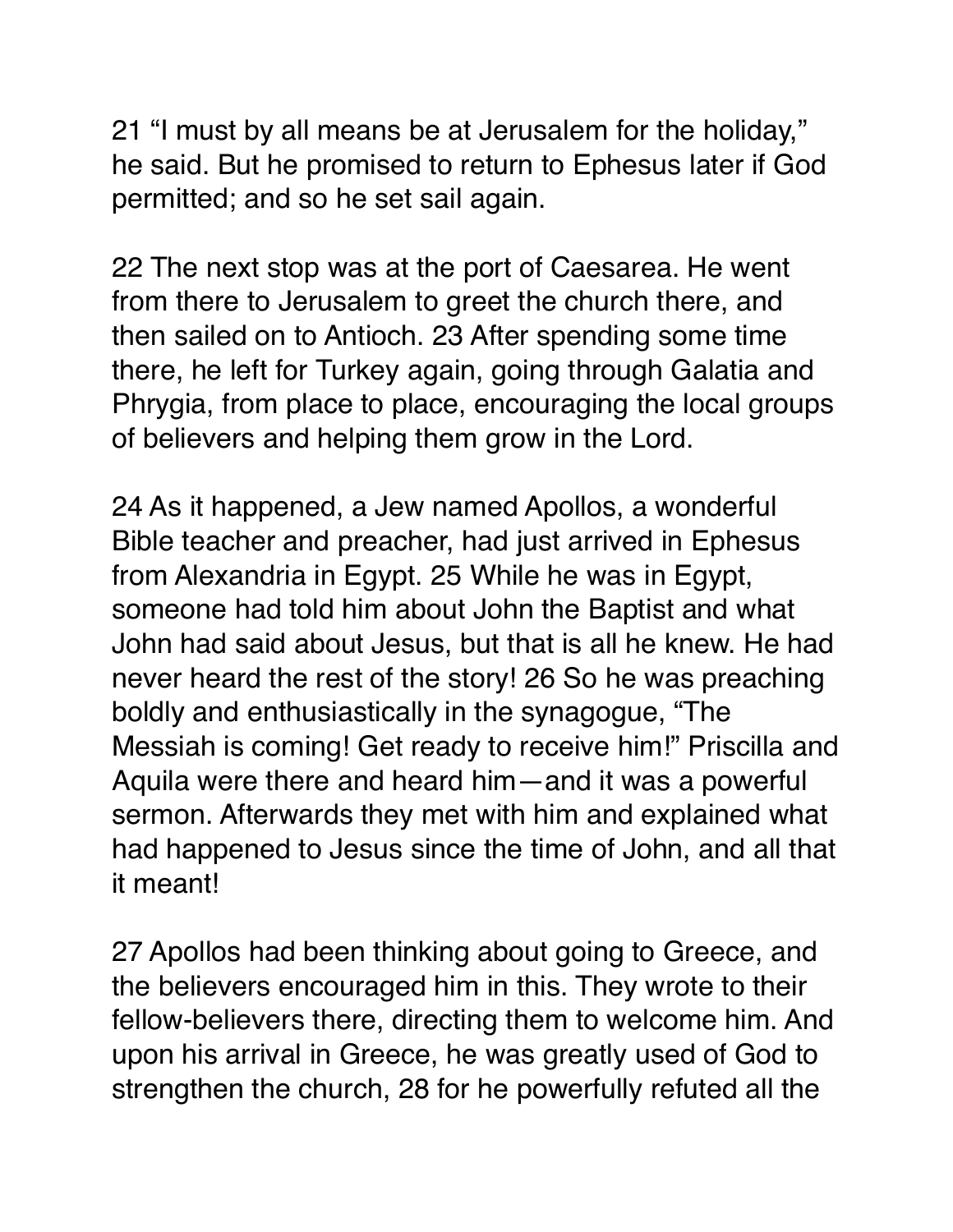21 “I must by all means be at Jerusalem for the holiday,” he said. But he promised to return to Ephesus later if God permitted; and so he set sail again.

22 The next stop was at the port of Caesarea. He went from there to Jerusalem to greet the church there, and then sailed on to Antioch. 23 After spending some time there, he left for Turkey again, going through Galatia and Phrygia, from place to place, encouraging the local groups of believers and helping them grow in the Lord.

24 As it happened, a Jew named Apollos, a wonderful Bible teacher and preacher, had just arrived in Ephesus from Alexandria in Egypt. 25 While he was in Egypt, someone had told him about John the Baptist and what John had said about Jesus, but that is all he knew. He had never heard the rest of the story! 26 So he was preaching boldly and enthusiastically in the synagogue, “The Messiah is coming! Get ready to receive him!” Priscilla and Aquila were there and heard him—and it was a powerful sermon. Afterwards they met with him and explained what had happened to Jesus since the time of John, and all that it meant!

27 Apollos had been thinking about going to Greece, and the believers encouraged him in this. They wrote to their fellow-believers there, directing them to welcome him. And upon his arrival in Greece, he was greatly used of God to strengthen the church, 28 for he powerfully refuted all the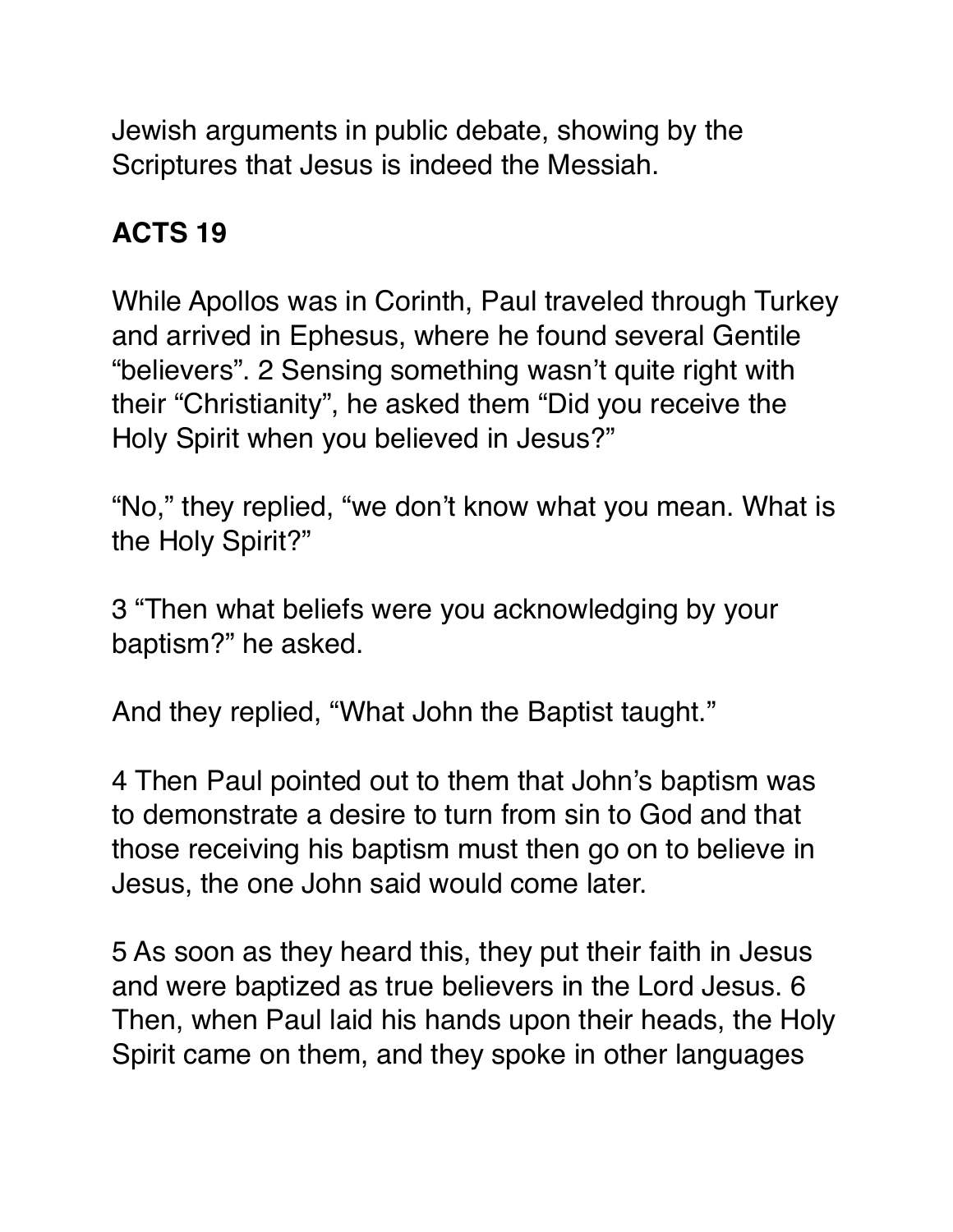Jewish arguments in public debate, showing by the Scriptures that Jesus is indeed the Messiah.

**ACTS 19**

While Apollos was in Corinth, Paul traveled through Turkey and arrived in Ephesus, where he found several Gentile “believers”. 2 Sensing something wasn’t quite right with their “Christianity”, he asked them “Did you receive the Holy Spirit when you believed in Jesus?”

“No,” they replied, “we don’t know what you mean. What is the Holy Spirit?”

3 “Then what beliefs were you acknowledging by your baptism?” he asked.

And they replied, “What John the Baptist taught.”

4 Then Paul pointed out to them that John’s baptism was to demonstrate a desire to turn from sin to God and that those receiving his baptism must then go on to believe in Jesus, the one John said would come later.

5 As soon as they heard this, they put their faith in Jesus and were baptized as true believers in the Lord Jesus. 6 Then, when Paul laid his hands upon their heads, the Holy Spirit came on them, and they spoke in other languages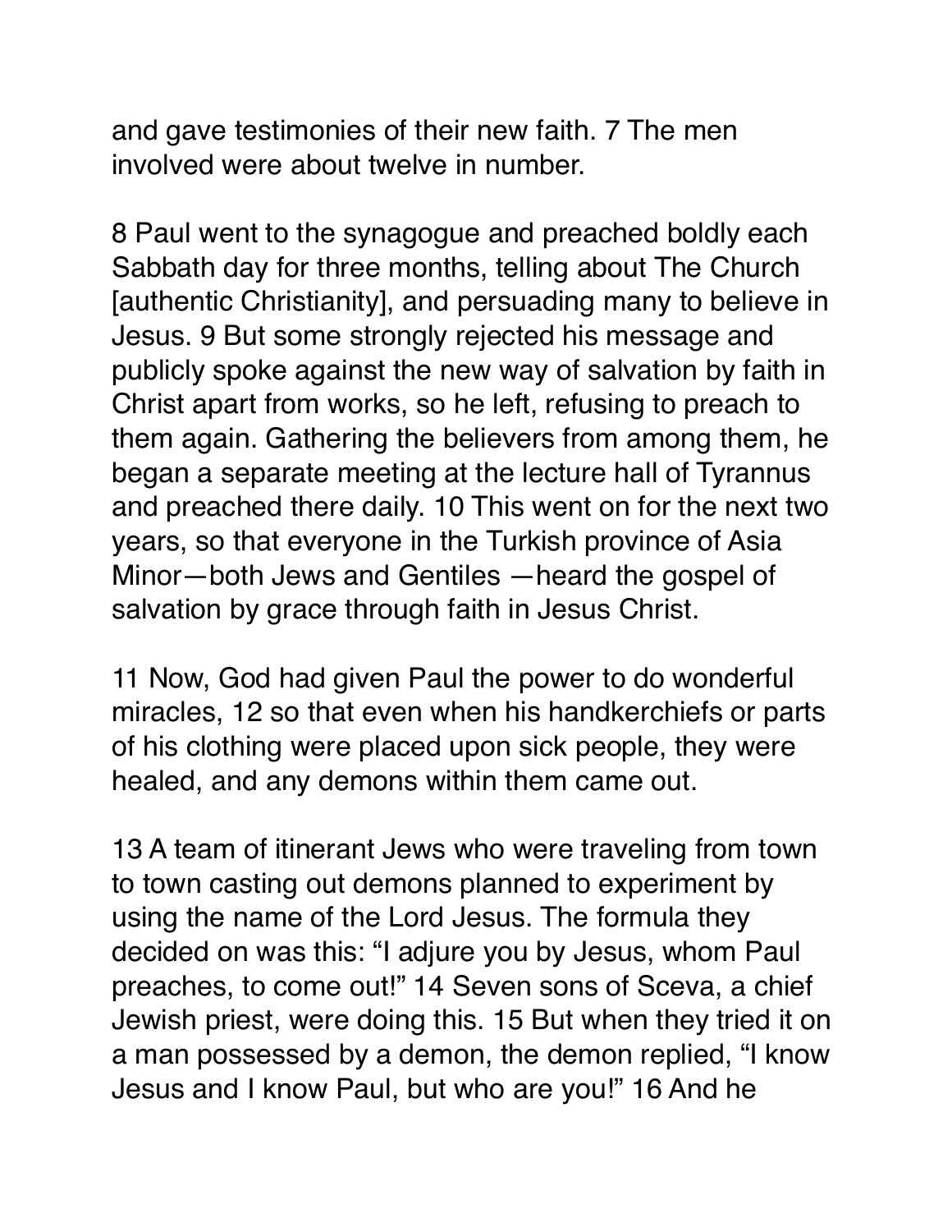and gave testimonies of their new faith. 7 The men involved were about twelve in number.

8 Paul went to the synagogue and preached boldly each Sabbath day for three months, telling about The Church [authentic Christianity], and persuading many to believe in Jesus. 9 But some strongly rejected his message and publicly spoke against the new way of salvation by faith in Christ apart from works, so he left, refusing to preach to them again. Gathering the believers from among them, he began a separate meeting at the lecture hall of Tyrannus and preached there daily. 10 This went on for the next two years, so that everyone in the Turkish province of Asia Minor—both Jews and Gentiles —heard the gospel of salvation by grace through faith in Jesus Christ.

11 Now, God had given Paul the power to do wonderful miracles, 12 so that even when his handkerchiefs or parts of his clothing were placed upon sick people, they were healed, and any demons within them came out.

13 A team of itinerant Jews who were traveling from town to town casting out demons planned to experiment by using the name of the Lord Jesus. The formula they decided on was this: "I adjure you by Jesus, whom Paul preaches, to come out!" 14 Seven sons of Sceva, a chief Jewish priest, were doing this. 15 But when they tried it on a man possessed by a demon, the demon replied, "I know Jesus and I know Paul, but who are you!" 16 And he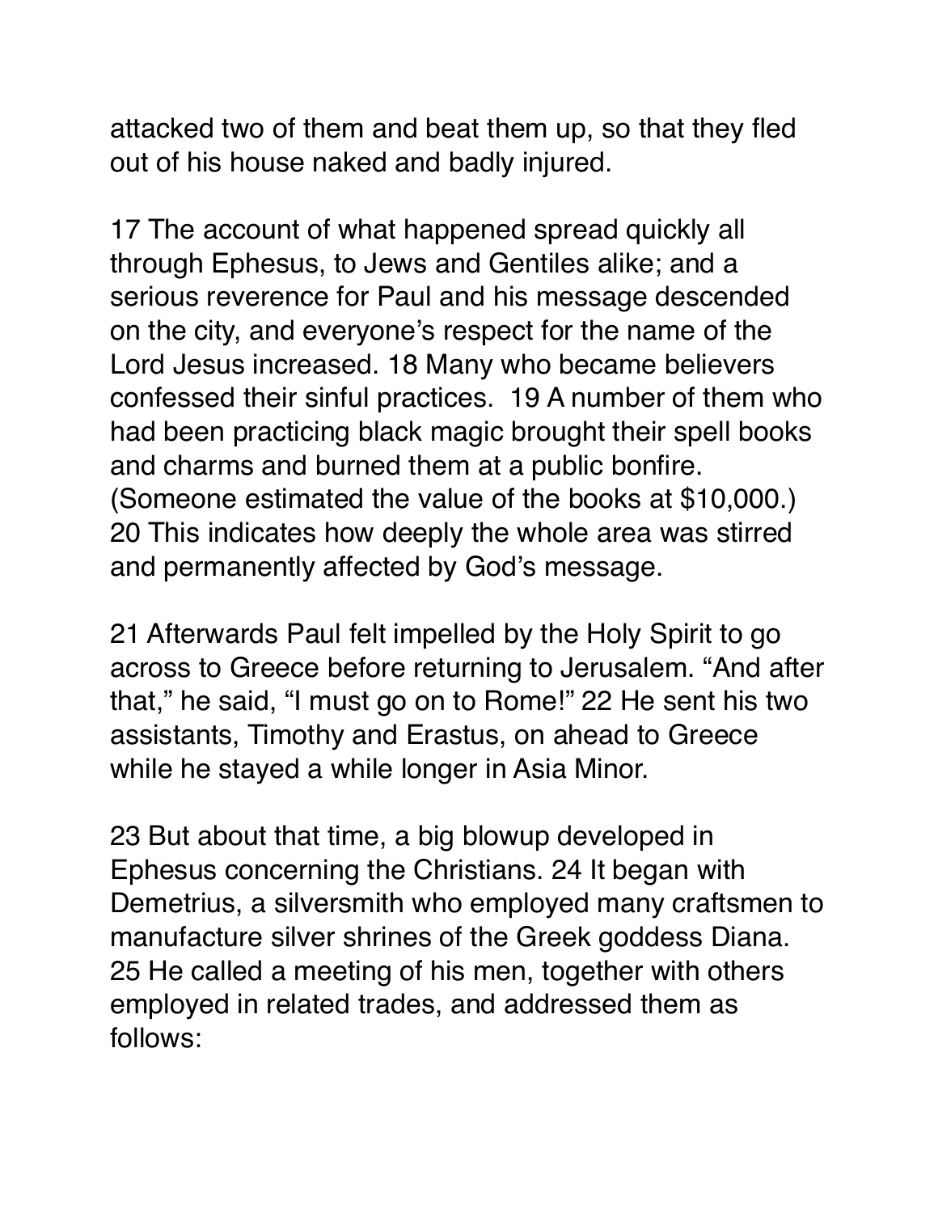attacked two of them and beat them up, so that they fled out of his house naked and badly injured.

17 The account of what happened spread quickly all through Ephesus, to Jews and Gentiles alike; and a serious reverence for Paul and his message descended on the city, and everyone's respect for the name of the Lord Jesus increased. 18 Many who became believers confessed their sinful practices. 19 A number of them who had been practicing black magic brought their spell books and charms and burned them at a public bonfire. (Someone estimated the value of the books at $10,000.) 20 This indicates how deeply the whole area was stirred and permanently affected by God's message.

21 Afterwards Paul felt impelled by the Holy Spirit to go across to Greece before returning to Jerusalem. "And after that," he said, "I must go on to Rome!" 22 He sent his two assistants, Timothy and Erastus, on ahead to Greece while he stayed a while longer in Asia Minor.

23 But about that time, a big blowup developed in Ephesus concerning the Christians. 24 It began with Demetrius, a silversmith who employed many craftsmen to manufacture silver shrines of the Greek goddess Diana. 25 He called a meeting of his men, together with others employed in related trades, and addressed them as follows: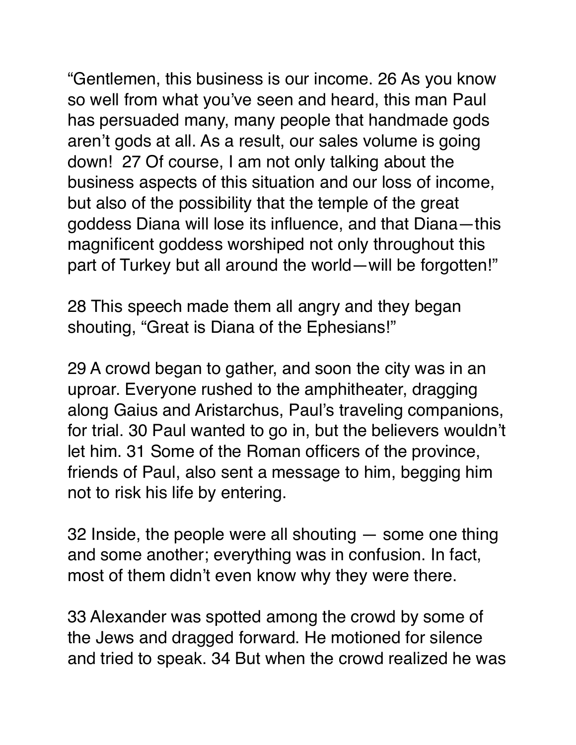“Gentlemen, this business is our income. 26 As you know so well from what you’ve seen and heard, this man Paul has persuaded many, many people that handmade gods aren’t gods at all. As a result, our sales volume is going down!  27 Of course, I am not only talking about the business aspects of this situation and our loss of income, but also of the possibility that the temple of the great goddess Diana will lose its influence, and that Diana—this magnificent goddess worshiped not only throughout this part of Turkey but all around the world—will be forgotten!”

28 This speech made them all angry and they began shouting, “Great is Diana of the Ephesians!”

29 A crowd began to gather, and soon the city was in an uproar. Everyone rushed to the amphitheater, dragging along Gaius and Aristarchus, Paul’s traveling companions, for trial. 30 Paul wanted to go in, but the believers wouldn’t let him. 31 Some of the Roman officers of the province, friends of Paul, also sent a message to him, begging him not to risk his life by entering.

32 Inside, the people were all shouting — some one thing and some another; everything was in confusion. In fact, most of them didn’t even know why they were there.

33 Alexander was spotted among the crowd by some of the Jews and dragged forward. He motioned for silence and tried to speak. 34 But when the crowd realized he was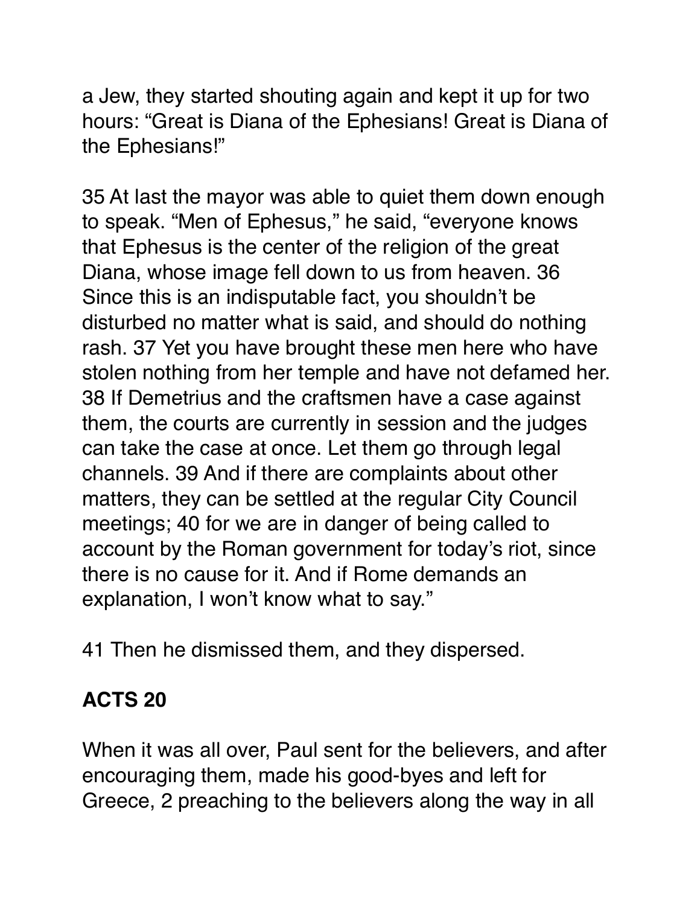a Jew, they started shouting again and kept it up for two hours: "Great is Diana of the Ephesians! Great is Diana of the Ephesians!"

35 At last the mayor was able to quiet them down enough to speak. "Men of Ephesus," he said, "everyone knows that Ephesus is the center of the religion of the great Diana, whose image fell down to us from heaven. 36 Since this is an indisputable fact, you shouldn't be disturbed no matter what is said, and should do nothing rash. 37 Yet you have brought these men here who have stolen nothing from her temple and have not defamed her. 38 If Demetrius and the craftsmen have a case against them, the courts are currently in session and the judges can take the case at once. Let them go through legal channels. 39 And if there are complaints about other matters, they can be settled at the regular City Council meetings; 40 for we are in danger of being called to account by the Roman government for today's riot, since there is no cause for it. And if Rome demands an explanation, I won't know what to say."

41 Then he dismissed them, and they dispersed.

## ACTS 20

When it was all over, Paul sent for the believers, and after encouraging them, made his good-byes and left for Greece, 2 preaching to the believers along the way in all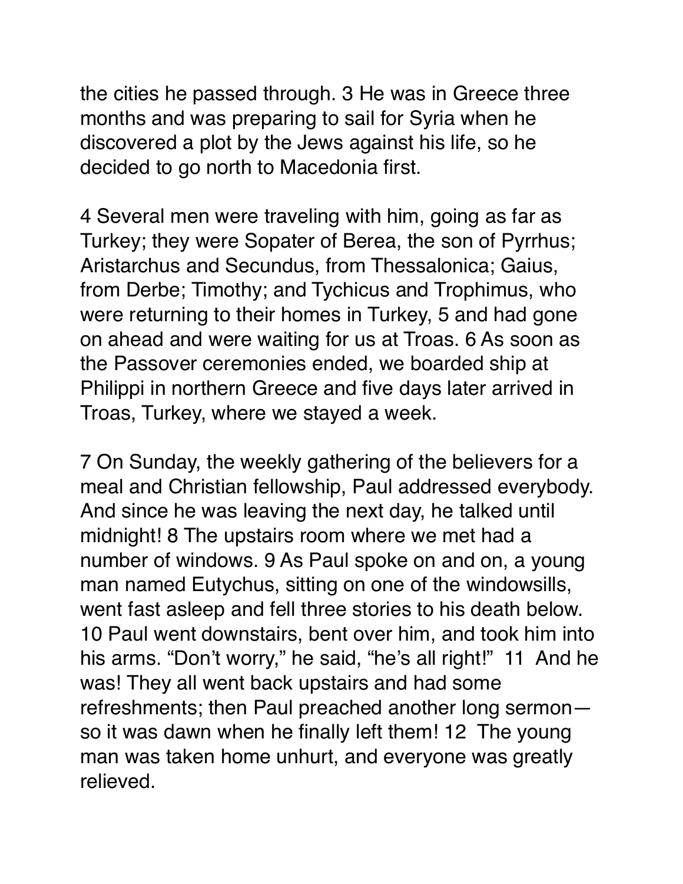the cities he passed through. 3 He was in Greece three months and was preparing to sail for Syria when he discovered a plot by the Jews against his life, so he decided to go north to Macedonia first.

4 Several men were traveling with him, going as far as Turkey; they were Sopater of Berea, the son of Pyrrhus; Aristarchus and Secundus, from Thessalonica; Gaius, from Derbe; Timothy; and Tychicus and Trophimus, who were returning to their homes in Turkey, 5 and had gone on ahead and were waiting for us at Troas. 6 As soon as the Passover ceremonies ended, we boarded ship at Philippi in northern Greece and five days later arrived in Troas, Turkey, where we stayed a week.

7 On Sunday, the weekly gathering of the believers for a meal and Christian fellowship, Paul addressed everybody. And since he was leaving the next day, he talked until midnight! 8 The upstairs room where we met had a number of windows. 9 As Paul spoke on and on, a young man named Eutychus, sitting on one of the windowsills, went fast asleep and fell three stories to his death below. 10 Paul went downstairs, bent over him, and took him into his arms. "Don't worry," he said, "he's all right!" 11 And he was! They all went back upstairs and had some refreshments; then Paul preached another long sermon—so it was dawn when he finally left them! 12 The young man was taken home unhurt, and everyone was greatly relieved.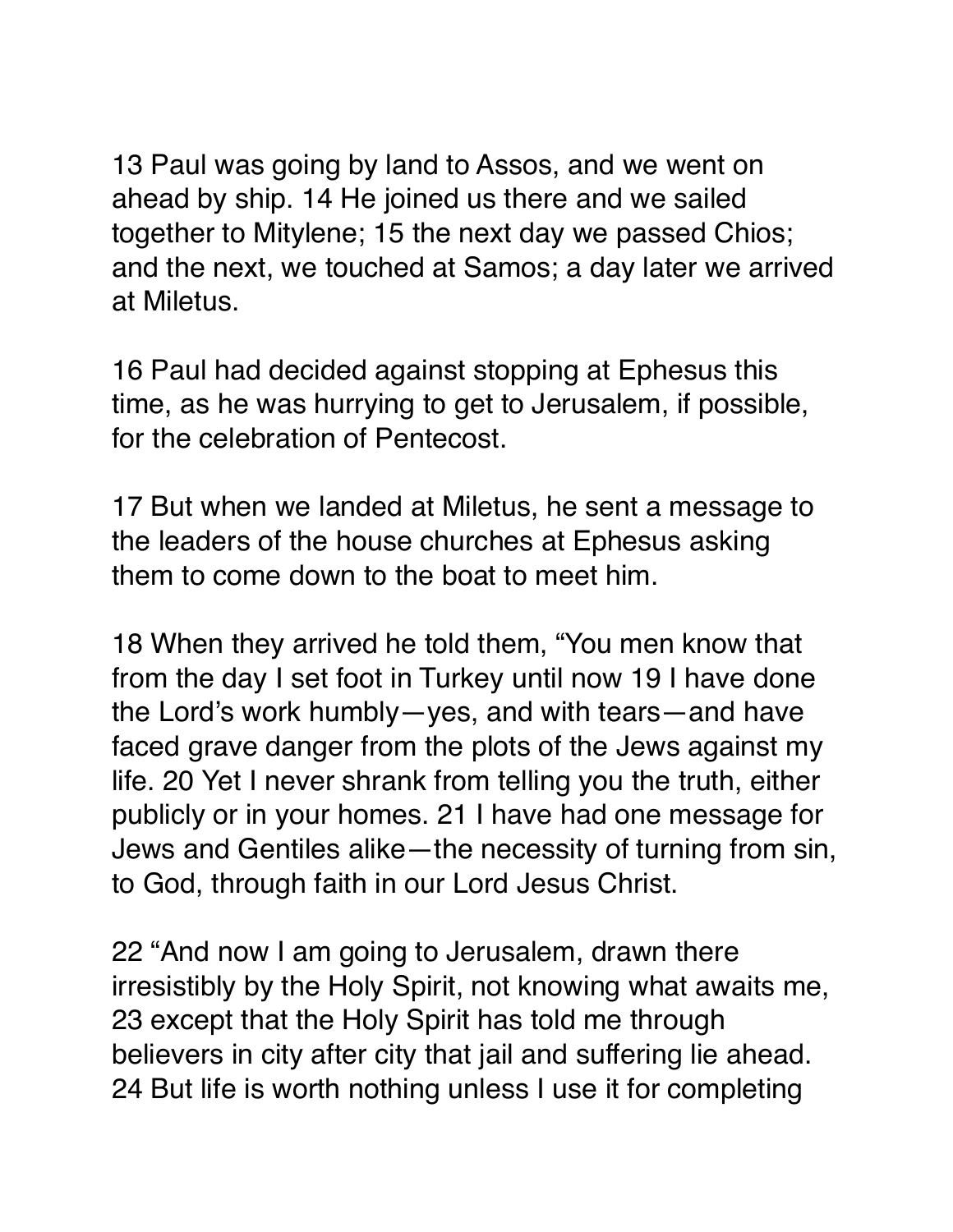13 Paul was going by land to Assos, and we went on ahead by ship. 14 He joined us there and we sailed together to Mitylene; 15 the next day we passed Chios; and the next, we touched at Samos; a day later we arrived at Miletus.

16 Paul had decided against stopping at Ephesus this time, as he was hurrying to get to Jerusalem, if possible, for the celebration of Pentecost.

17 But when we landed at Miletus, he sent a message to the leaders of the house churches at Ephesus asking them to come down to the boat to meet him.

18 When they arrived he told them, "You men know that from the day I set foot in Turkey until now 19 I have done the Lord's work humbly—yes, and with tears—and have faced grave danger from the plots of the Jews against my life. 20 Yet I never shrank from telling you the truth, either publicly or in your homes. 21 I have had one message for Jews and Gentiles alike—the necessity of turning from sin, to God, through faith in our Lord Jesus Christ.

22 "And now I am going to Jerusalem, drawn there irresistibly by the Holy Spirit, not knowing what awaits me, 23 except that the Holy Spirit has told me through believers in city after city that jail and suffering lie ahead. 24 But life is worth nothing unless I use it for completing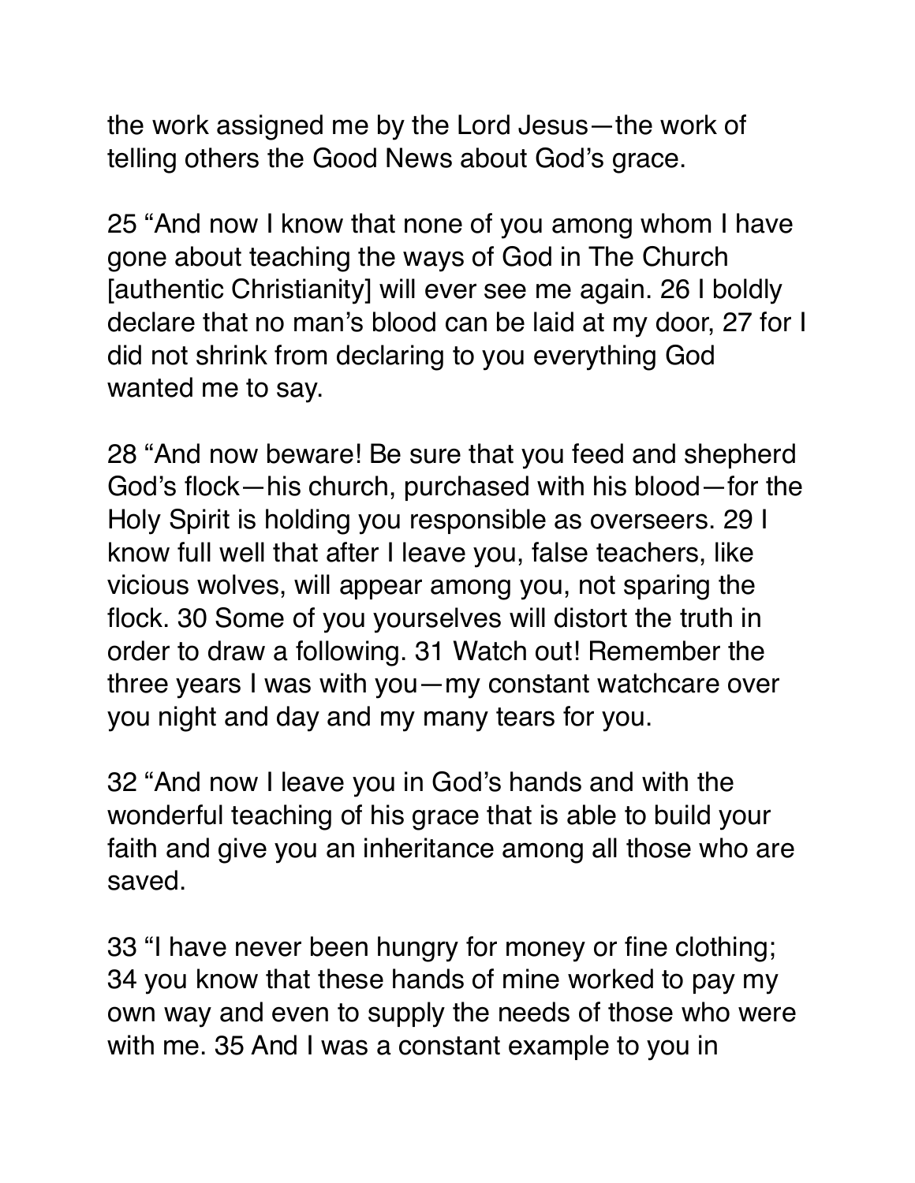the work assigned me by the Lord Jesus—the work of telling others the Good News about God's grace.

25 "And now I know that none of you among whom I have gone about teaching the ways of God in The Church [authentic Christianity] will ever see me again. 26 I boldly declare that no man's blood can be laid at my door, 27 for I did not shrink from declaring to you everything God wanted me to say.

28 "And now beware! Be sure that you feed and shepherd God's flock—his church, purchased with his blood—for the Holy Spirit is holding you responsible as overseers. 29 I know full well that after I leave you, false teachers, like vicious wolves, will appear among you, not sparing the flock. 30 Some of you yourselves will distort the truth in order to draw a following. 31 Watch out! Remember the three years I was with you—my constant watchcare over you night and day and my many tears for you.

32 "And now I leave you in God's hands and with the wonderful teaching of his grace that is able to build your faith and give you an inheritance among all those who are saved.

33 "I have never been hungry for money or fine clothing; 34 you know that these hands of mine worked to pay my own way and even to supply the needs of those who were with me. 35 And I was a constant example to you in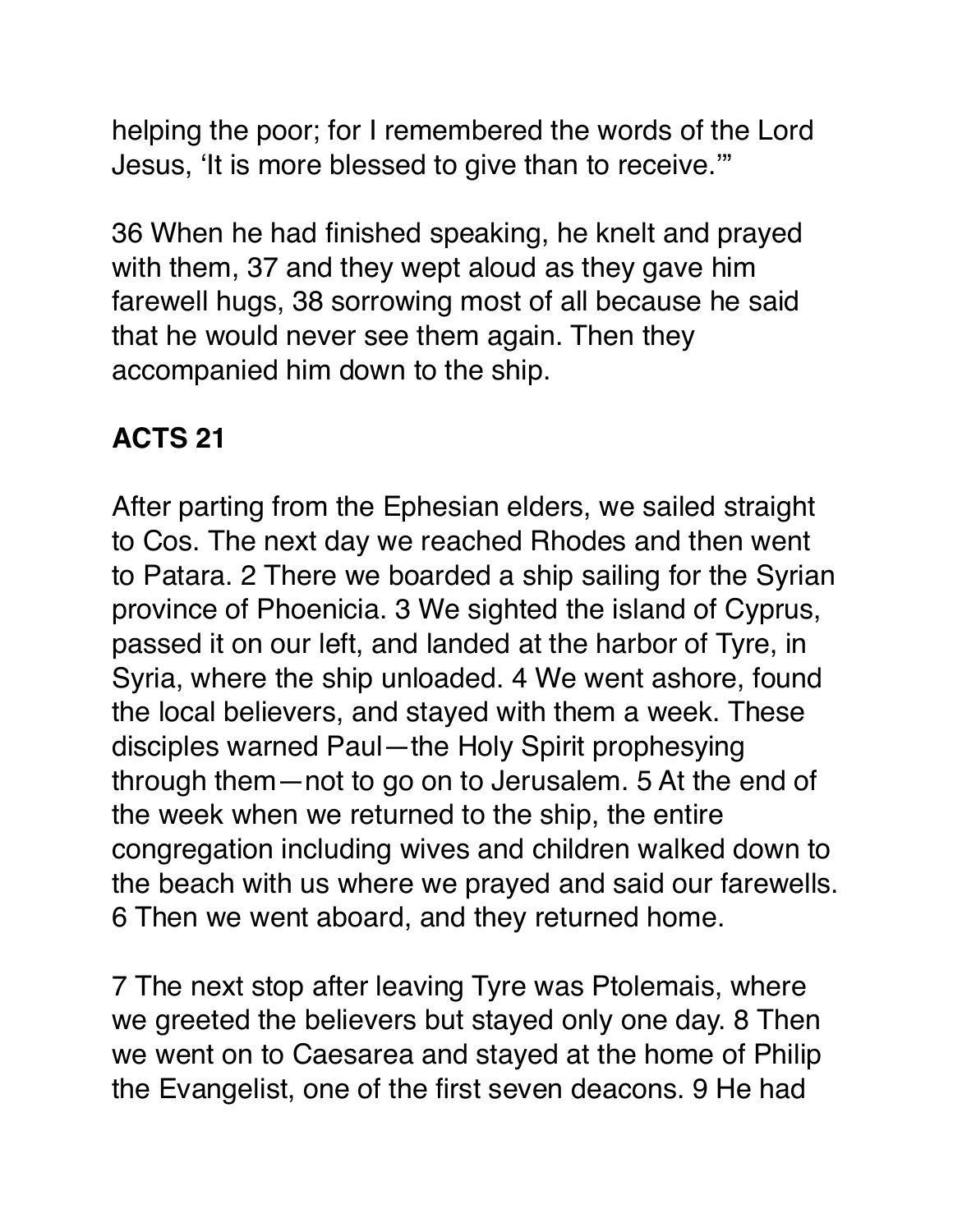helping the poor; for I remembered the words of the Lord Jesus, ‘It is more blessed to give than to receive.’”

36 When he had finished speaking, he knelt and prayed with them, 37 and they wept aloud as they gave him farewell hugs, 38 sorrowing most of all because he said that he would never see them again. Then they accompanied him down to the ship.

## ACTS 21

After parting from the Ephesian elders, we sailed straight to Cos. The next day we reached Rhodes and then went to Patara. 2 There we boarded a ship sailing for the Syrian province of Phoenicia. 3 We sighted the island of Cyprus, passed it on our left, and landed at the harbor of Tyre, in Syria, where the ship unloaded. 4 We went ashore, found the local believers, and stayed with them a week. These disciples warned Paul—the Holy Spirit prophesying through them—not to go on to Jerusalem. 5 At the end of the week when we returned to the ship, the entire congregation including wives and children walked down to the beach with us where we prayed and said our farewells. 6 Then we went aboard, and they returned home.

7 The next stop after leaving Tyre was Ptolemais, where we greeted the believers but stayed only one day. 8 Then we went on to Caesarea and stayed at the home of Philip the Evangelist, one of the first seven deacons. 9 He had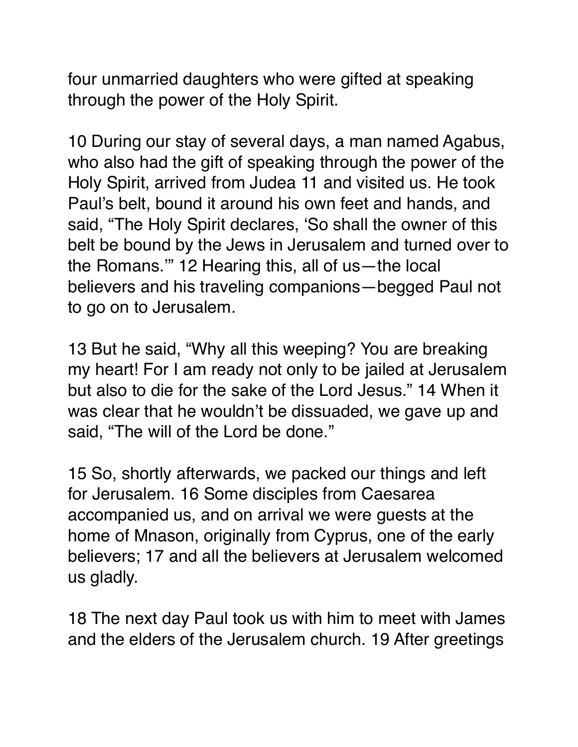four unmarried daughters who were gifted at speaking through the power of the Holy Spirit.

10 During our stay of several days, a man named Agabus, who also had the gift of speaking through the power of the Holy Spirit, arrived from Judea 11 and visited us. He took Paul's belt, bound it around his own feet and hands, and said, "The Holy Spirit declares, 'So shall the owner of this belt be bound by the Jews in Jerusalem and turned over to the Romans.'" 12 Hearing this, all of us—the local believers and his traveling companions—begged Paul not to go on to Jerusalem.

13 But he said, "Why all this weeping? You are breaking my heart! For I am ready not only to be jailed at Jerusalem but also to die for the sake of the Lord Jesus." 14 When it was clear that he wouldn't be dissuaded, we gave up and said, "The will of the Lord be done."

15 So, shortly afterwards, we packed our things and left for Jerusalem. 16 Some disciples from Caesarea accompanied us, and on arrival we were guests at the home of Mnason, originally from Cyprus, one of the early believers; 17 and all the believers at Jerusalem welcomed us gladly.

18 The next day Paul took us with him to meet with James and the elders of the Jerusalem church. 19 After greetings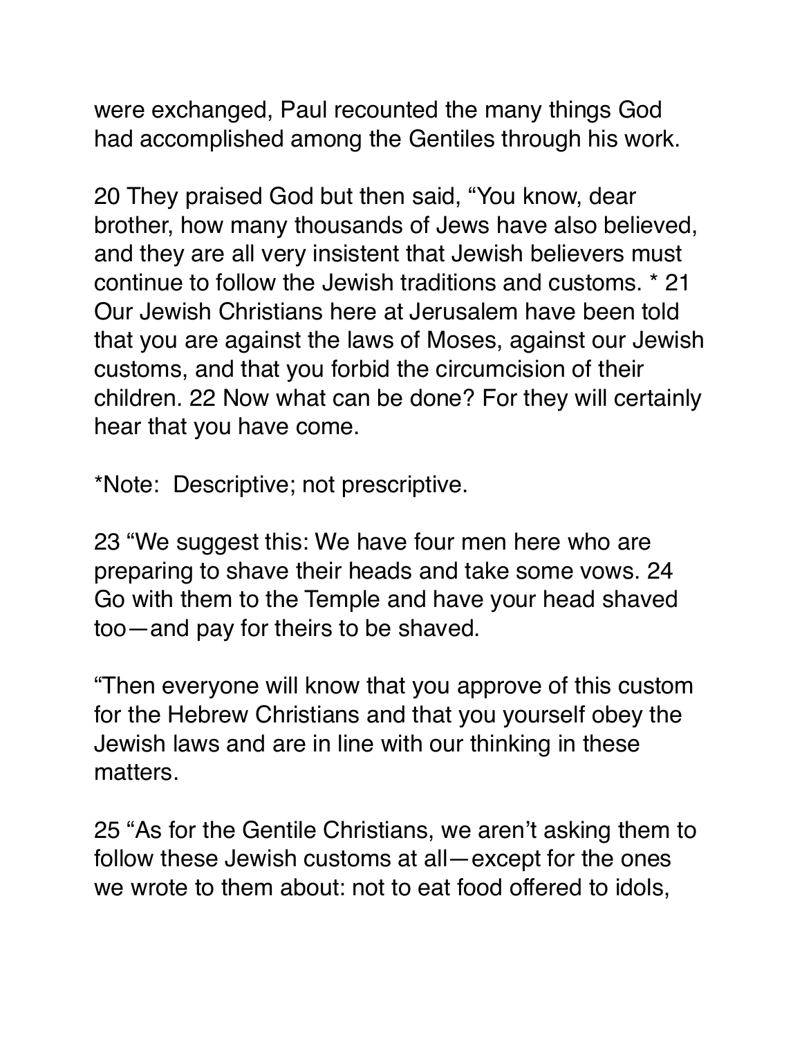were exchanged, Paul recounted the many things God had accomplished among the Gentiles through his work.

20 They praised God but then said, “You know, dear brother, how many thousands of Jews have also believed, and they are all very insistent that Jewish believers must continue to follow the Jewish traditions and customs. * 21 Our Jewish Christians here at Jerusalem have been told that you are against the laws of Moses, against our Jewish customs, and that you forbid the circumcision of their children. 22 Now what can be done? For they will certainly hear that you have come.

*Note:  Descriptive; not prescriptive.

23 “We suggest this: We have four men here who are preparing to shave their heads and take some vows. 24 Go with them to the Temple and have your head shaved too—and pay for theirs to be shaved.

“Then everyone will know that you approve of this custom for the Hebrew Christians and that you yourself obey the Jewish laws and are in line with our thinking in these matters.

25 “As for the Gentile Christians, we aren’t asking them to follow these Jewish customs at all—except for the ones we wrote to them about: not to eat food offered to idols,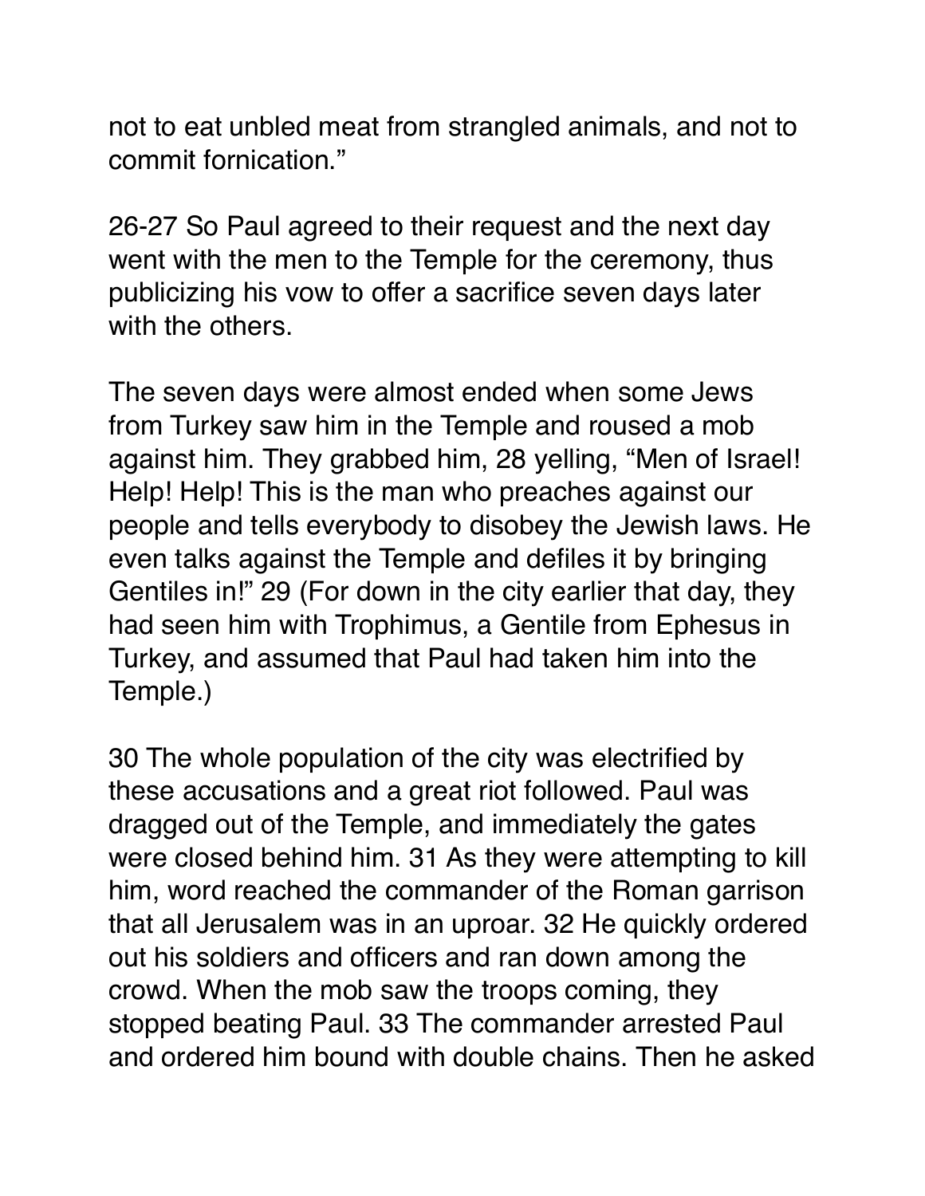not to eat unbled meat from strangled animals, and not to commit fornication."

26-27 So Paul agreed to their request and the next day went with the men to the Temple for the ceremony, thus publicizing his vow to offer a sacrifice seven days later with the others.

The seven days were almost ended when some Jews from Turkey saw him in the Temple and roused a mob against him. They grabbed him, 28 yelling, "Men of Israel! Help! Help! This is the man who preaches against our people and tells everybody to disobey the Jewish laws. He even talks against the Temple and defiles it by bringing Gentiles in!" 29 (For down in the city earlier that day, they had seen him with Trophimus, a Gentile from Ephesus in Turkey, and assumed that Paul had taken him into the Temple.)

30 The whole population of the city was electrified by these accusations and a great riot followed. Paul was dragged out of the Temple, and immediately the gates were closed behind him. 31 As they were attempting to kill him, word reached the commander of the Roman garrison that all Jerusalem was in an uproar. 32 He quickly ordered out his soldiers and officers and ran down among the crowd. When the mob saw the troops coming, they stopped beating Paul. 33 The commander arrested Paul and ordered him bound with double chains. Then he asked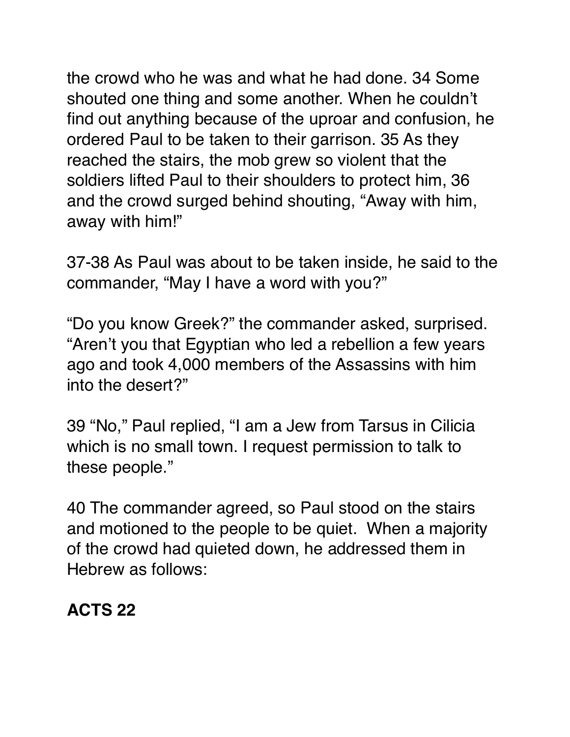the crowd who he was and what he had done. 34 Some shouted one thing and some another. When he couldn't find out anything because of the uproar and confusion, he ordered Paul to be taken to their garrison. 35 As they reached the stairs, the mob grew so violent that the soldiers lifted Paul to their shoulders to protect him, 36 and the crowd surged behind shouting, "Away with him, away with him!"

37-38 As Paul was about to be taken inside, he said to the commander, "May I have a word with you?"

"Do you know Greek?" the commander asked, surprised. "Aren't you that Egyptian who led a rebellion a few years ago and took 4,000 members of the Assassins with him into the desert?"

39 "No," Paul replied, "I am a Jew from Tarsus in Cilicia which is no small town. I request permission to talk to these people."

40 The commander agreed, so Paul stood on the stairs and motioned to the people to be quiet. When a majority of the crowd had quieted down, he addressed them in Hebrew as follows:

**ACTS 22**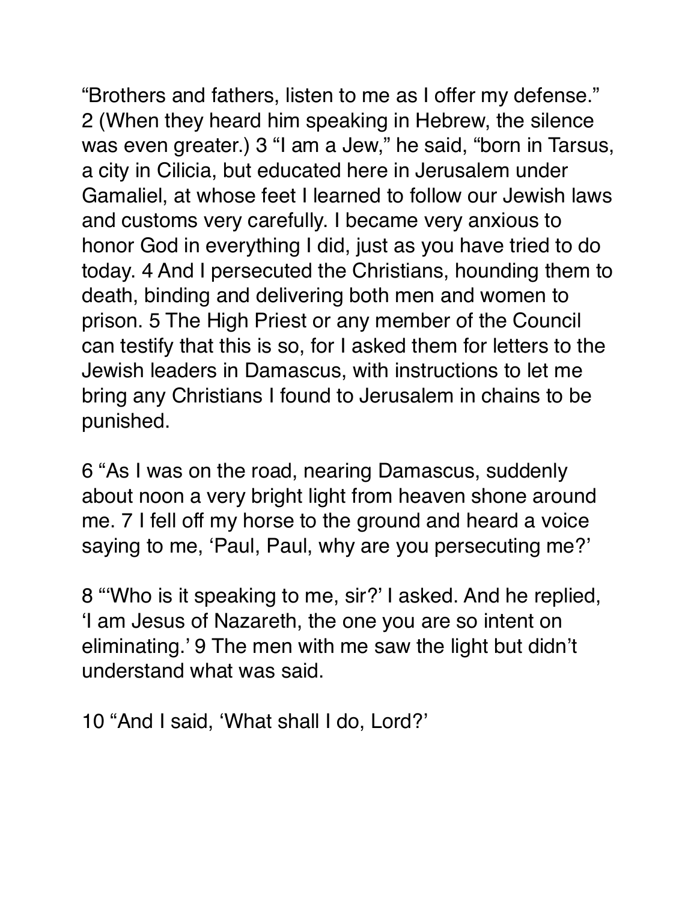“Brothers and fathers, listen to me as I offer my defense.” 2 (When they heard him speaking in Hebrew, the silence was even greater.) 3 “I am a Jew,” he said, “born in Tarsus, a city in Cilicia, but educated here in Jerusalem under Gamaliel, at whose feet I learned to follow our Jewish laws and customs very carefully. I became very anxious to honor God in everything I did, just as you have tried to do today. 4 And I persecuted the Christians, hounding them to death, binding and delivering both men and women to prison. 5 The High Priest or any member of the Council can testify that this is so, for I asked them for letters to the Jewish leaders in Damascus, with instructions to let me bring any Christians I found to Jerusalem in chains to be punished.

6 “As I was on the road, nearing Damascus, suddenly about noon a very bright light from heaven shone around me. 7 I fell off my horse to the ground and heard a voice saying to me, ‘Paul, Paul, why are you persecuting me?’

8 “‘Who is it speaking to me, sir?’ I asked. And he replied, ‘I am Jesus of Nazareth, the one you are so intent on eliminating.’ 9 The men with me saw the light but didn’t understand what was said.

10 “And I said, ‘What shall I do, Lord?’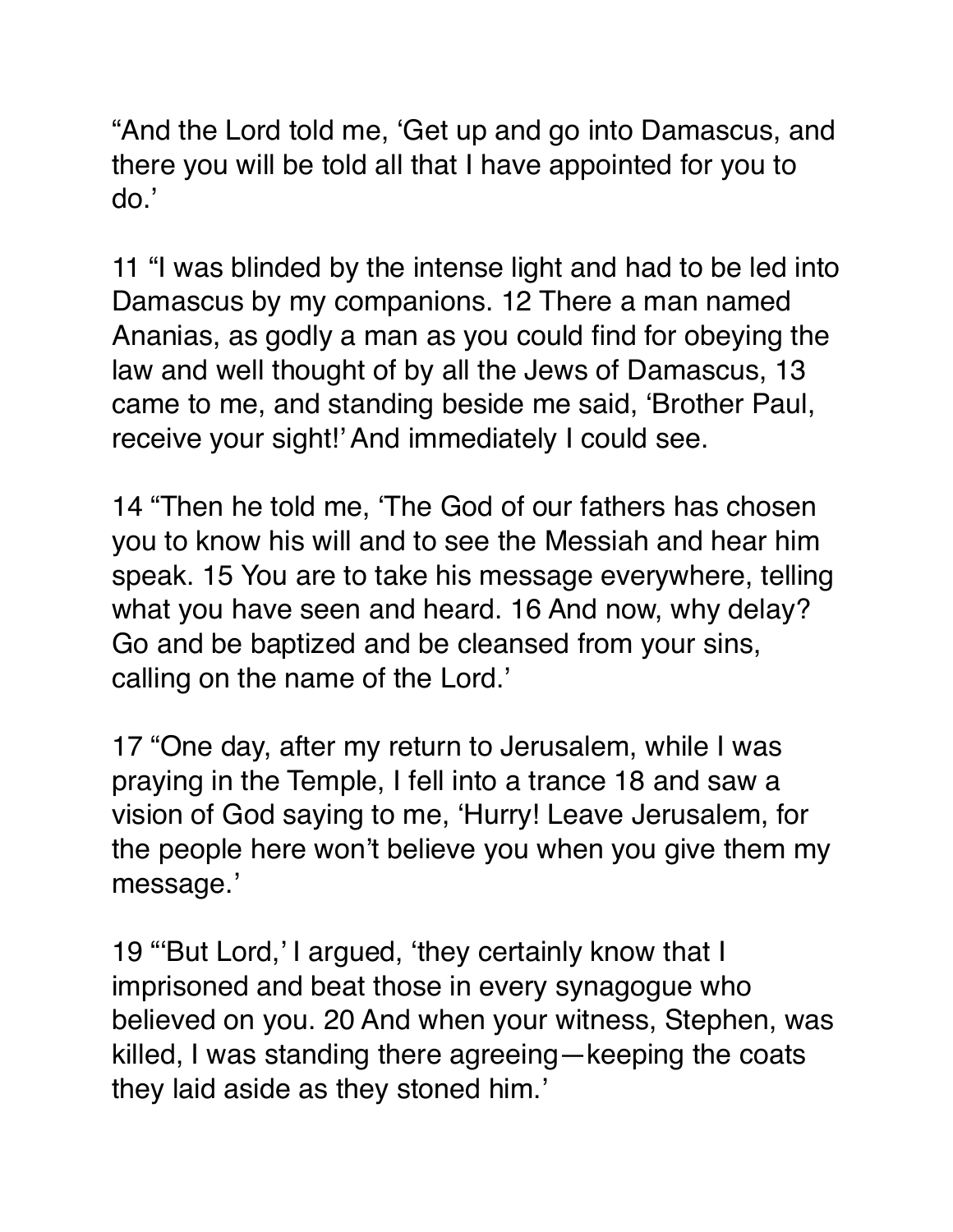“And the Lord told me, ‘Get up and go into Damascus, and there you will be told all that I have appointed for you to do.’

11 “I was blinded by the intense light and had to be led into Damascus by my companions. 12 There a man named Ananias, as godly a man as you could find for obeying the law and well thought of by all the Jews of Damascus, 13 came to me, and standing beside me said, ‘Brother Paul, receive your sight!’ And immediately I could see.

14 “Then he told me, ‘The God of our fathers has chosen you to know his will and to see the Messiah and hear him speak. 15 You are to take his message everywhere, telling what you have seen and heard. 16 And now, why delay? Go and be baptized and be cleansed from your sins, calling on the name of the Lord.’

17 “One day, after my return to Jerusalem, while I was praying in the Temple, I fell into a trance 18 and saw a vision of God saying to me, ‘Hurry! Leave Jerusalem, for the people here won’t believe you when you give them my message.’

19 “‘But Lord,’ I argued, ‘they certainly know that I imprisoned and beat those in every synagogue who believed on you. 20 And when your witness, Stephen, was killed, I was standing there agreeing—keeping the coats they laid aside as they stoned him.’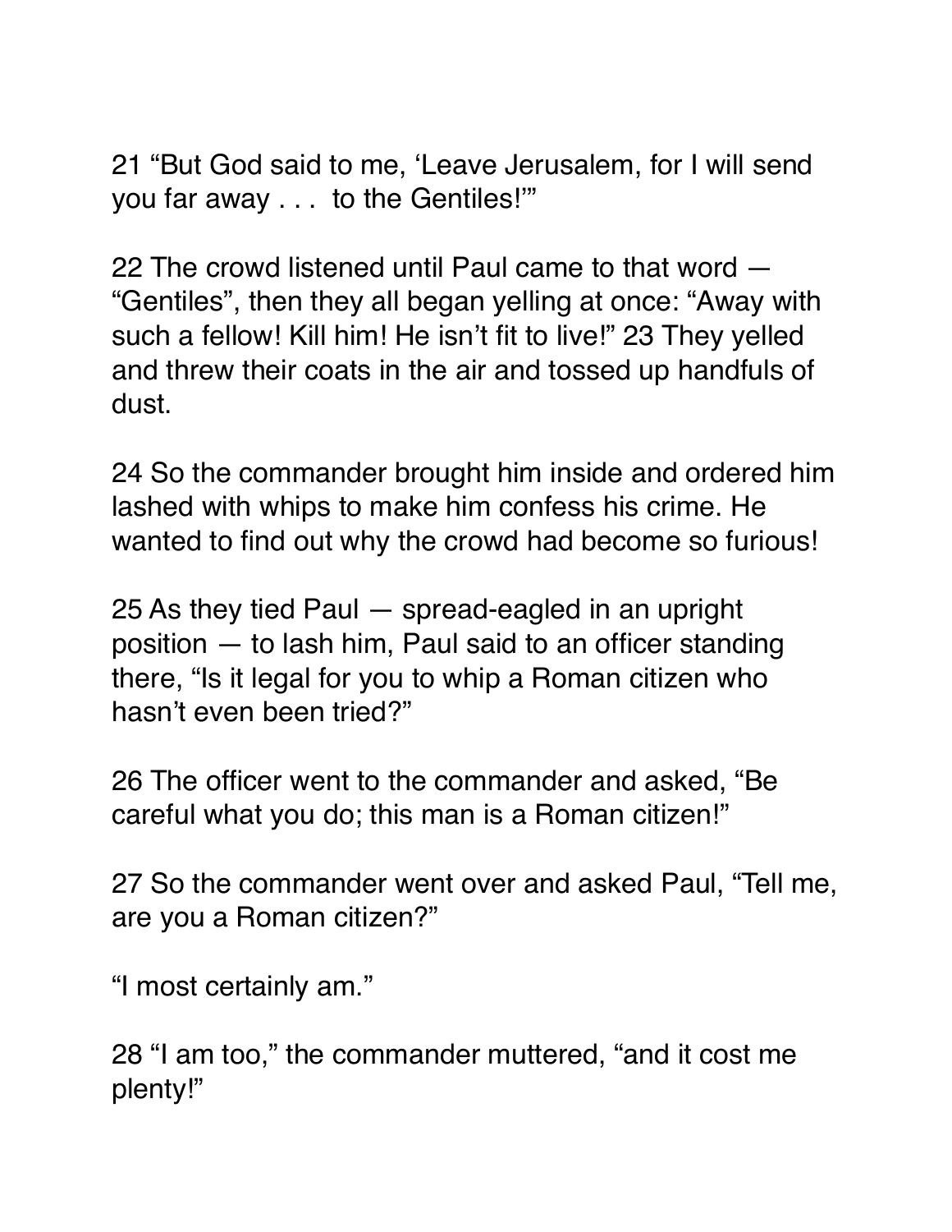21 “But God said to me, ‘Leave Jerusalem, for I will send you far away . . .  to the Gentiles!’”

22 The crowd listened until Paul came to that word — “Gentiles”, then they all began yelling at once: “Away with such a fellow! Kill him! He isn’t fit to live!” 23 They yelled and threw their coats in the air and tossed up handfuls of dust.

24 So the commander brought him inside and ordered him lashed with whips to make him confess his crime. He wanted to find out why the crowd had become so furious!

25 As they tied Paul — spread-eagled in an upright position — to lash him, Paul said to an officer standing there, “Is it legal for you to whip a Roman citizen who hasn’t even been tried?”

26 The officer went to the commander and asked, “Be careful what you do; this man is a Roman citizen!”

27 So the commander went over and asked Paul, “Tell me, are you a Roman citizen?”

“I most certainly am.”

28 “I am too,” the commander muttered, “and it cost me plenty!”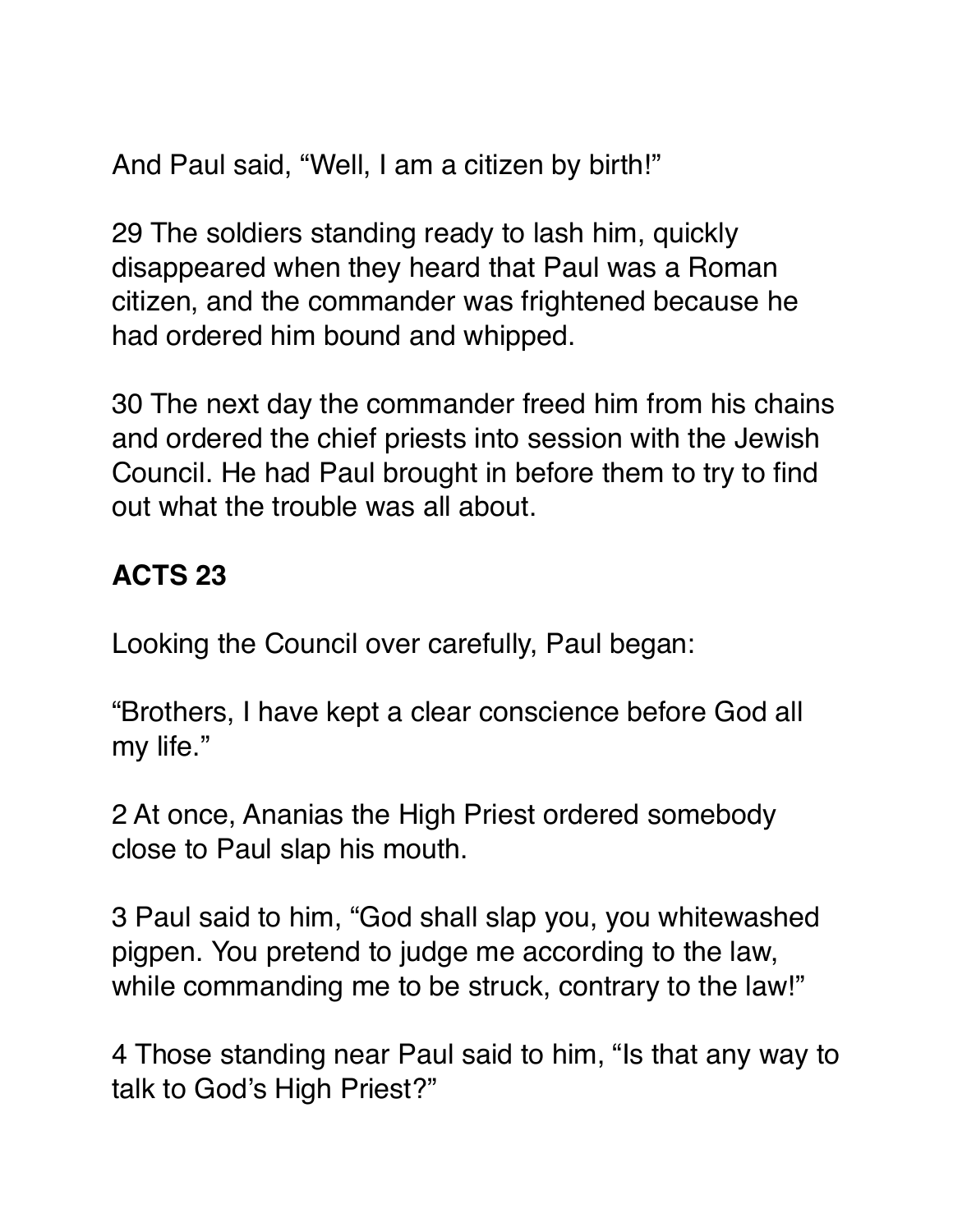And Paul said, “Well, I am a citizen by birth!”

29 The soldiers standing ready to lash him, quickly disappeared when they heard that Paul was a Roman citizen, and the commander was frightened because he had ordered him bound and whipped.

30 The next day the commander freed him from his chains and ordered the chief priests into session with the Jewish Council. He had Paul brought in before them to try to find out what the trouble was all about.

## ACTS 23

Looking the Council over carefully, Paul began:

“Brothers, I have kept a clear conscience before God all my life.”

2 At once, Ananias the High Priest ordered somebody close to Paul slap his mouth.

3 Paul said to him, “God shall slap you, you whitewashed pigpen. You pretend to judge me according to the law, while commanding me to be struck, contrary to the law!”

4 Those standing near Paul said to him, “Is that any way to talk to God’s High Priest?”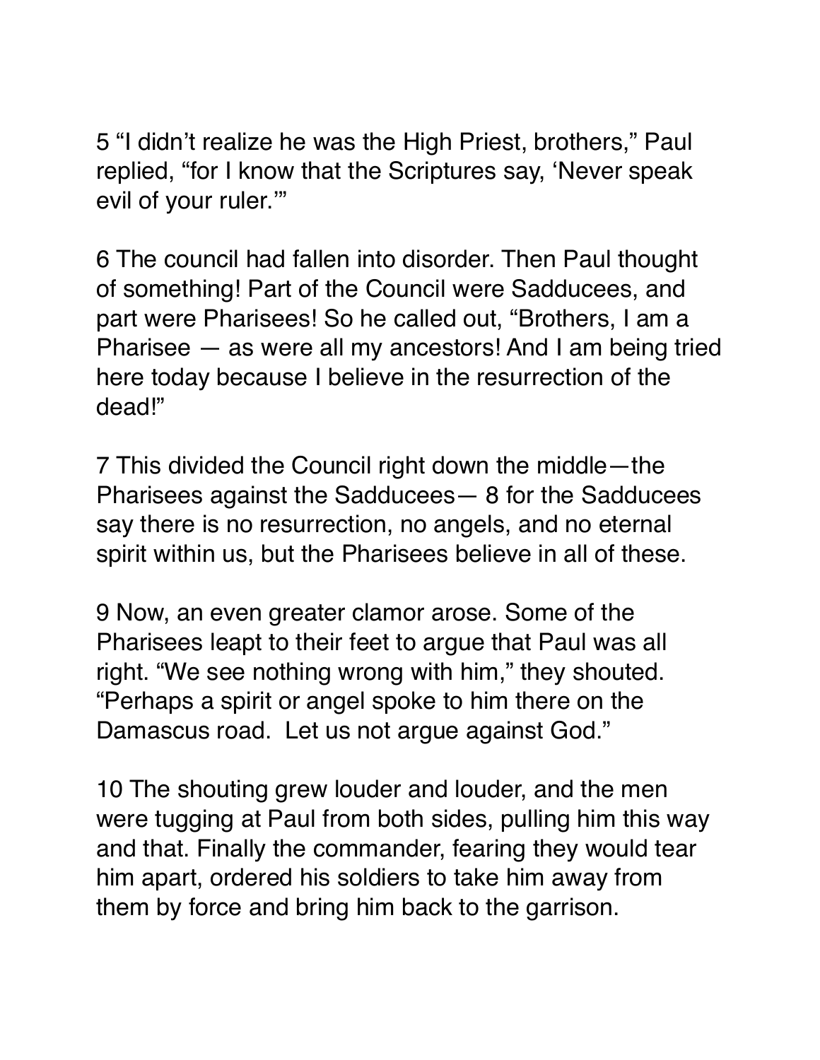5 “I didn’t realize he was the High Priest, brothers,” Paul replied, “for I know that the Scriptures say, ‘Never speak evil of your ruler.’”

6 The council had fallen into disorder. Then Paul thought of something! Part of the Council were Sadducees, and part were Pharisees! So he called out, “Brothers, I am a Pharisee — as were all my ancestors! And I am being tried here today because I believe in the resurrection of the dead!”

7 This divided the Council right down the middle—the Pharisees against the Sadducees— 8 for the Sadducees say there is no resurrection, no angels, and no eternal spirit within us, but the Pharisees believe in all of these.

9 Now, an even greater clamor arose. Some of the Pharisees leapt to their feet to argue that Paul was all right. “We see nothing wrong with him,” they shouted. “Perhaps a spirit or angel spoke to him there on the Damascus road.  Let us not argue against God.”

10 The shouting grew louder and louder, and the men were tugging at Paul from both sides, pulling him this way and that. Finally the commander, fearing they would tear him apart, ordered his soldiers to take him away from them by force and bring him back to the garrison.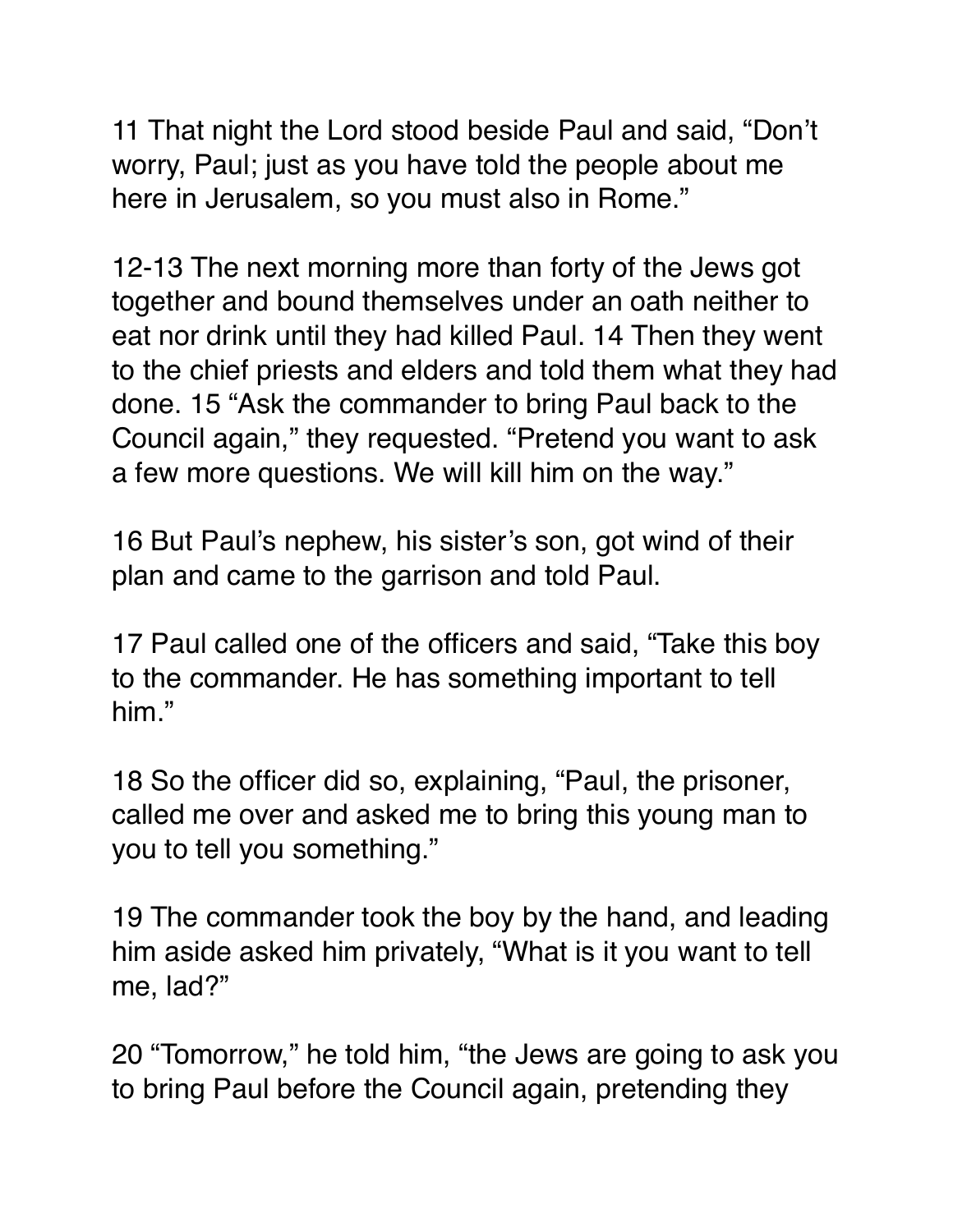11 That night the Lord stood beside Paul and said, "Don't worry, Paul; just as you have told the people about me here in Jerusalem, so you must also in Rome."

12-13 The next morning more than forty of the Jews got together and bound themselves under an oath neither to eat nor drink until they had killed Paul. 14 Then they went to the chief priests and elders and told them what they had done. 15 "Ask the commander to bring Paul back to the Council again," they requested. "Pretend you want to ask a few more questions. We will kill him on the way."

16 But Paul's nephew, his sister's son, got wind of their plan and came to the garrison and told Paul.

17 Paul called one of the officers and said, "Take this boy to the commander. He has something important to tell him."

18 So the officer did so, explaining, "Paul, the prisoner, called me over and asked me to bring this young man to you to tell you something."

19 The commander took the boy by the hand, and leading him aside asked him privately, "What is it you want to tell me, lad?"

20 "Tomorrow," he told him, "the Jews are going to ask you to bring Paul before the Council again, pretending they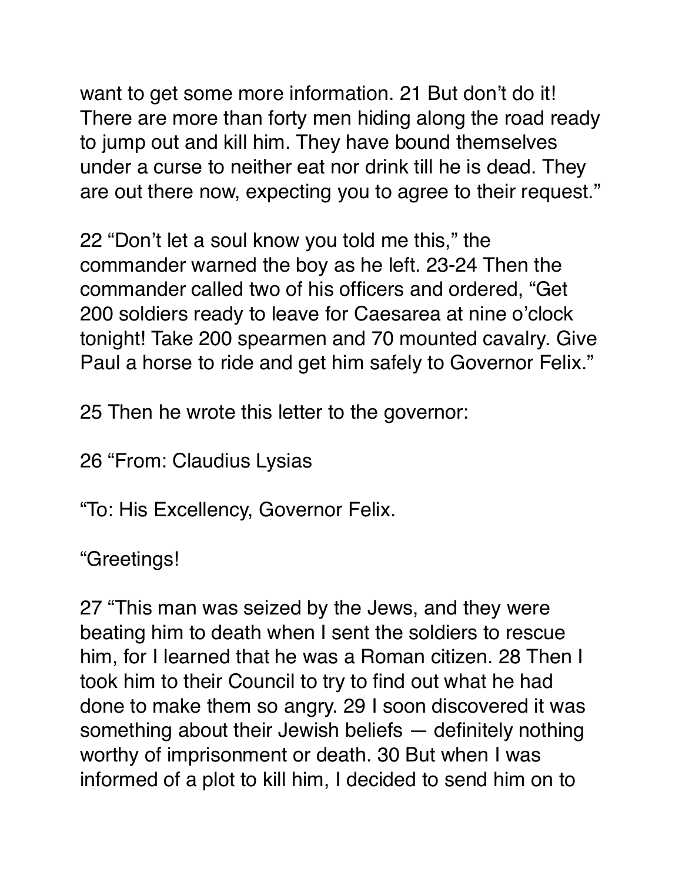want to get some more information. 21 But don’t do it! There are more than forty men hiding along the road ready to jump out and kill him. They have bound themselves under a curse to neither eat nor drink till he is dead. They are out there now, expecting you to agree to their request.”

22 “Don’t let a soul know you told me this,” the commander warned the boy as he left. 23-24 Then the commander called two of his officers and ordered, “Get 200 soldiers ready to leave for Caesarea at nine o’clock tonight! Take 200 spearmen and 70 mounted cavalry. Give Paul a horse to ride and get him safely to Governor Felix.”

25 Then he wrote this letter to the governor:

26 “From: Claudius Lysias

“To: His Excellency, Governor Felix.

“Greetings!

27 “This man was seized by the Jews, and they were beating him to death when I sent the soldiers to rescue him, for I learned that he was a Roman citizen. 28 Then I took him to their Council to try to find out what he had done to make them so angry. 29 I soon discovered it was something about their Jewish beliefs — definitely nothing worthy of imprisonment or death. 30 But when I was informed of a plot to kill him, I decided to send him on to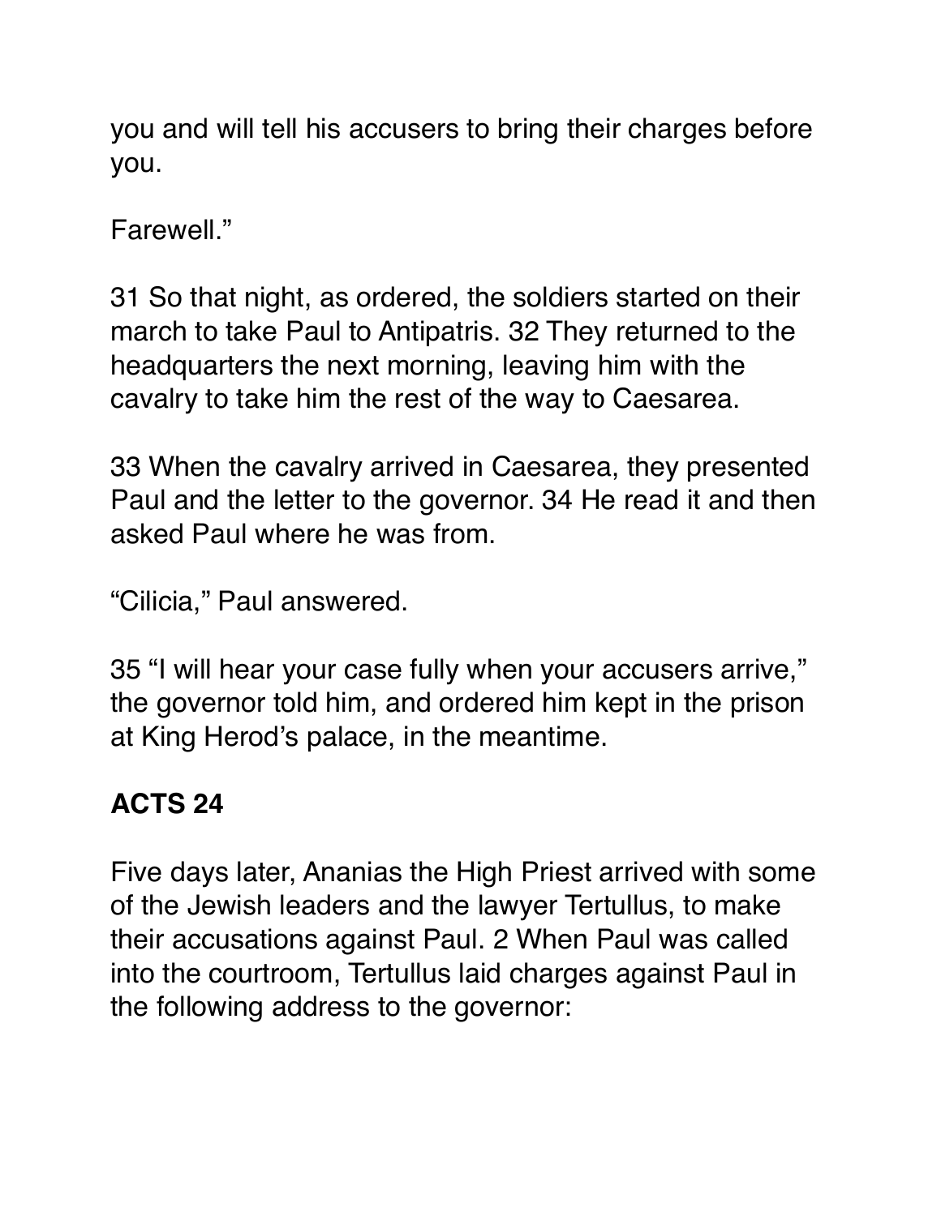you and will tell his accusers to bring their charges before you.

Farewell."

31 So that night, as ordered, the soldiers started on their march to take Paul to Antipatris. 32 They returned to the headquarters the next morning, leaving him with the cavalry to take him the rest of the way to Caesarea.

33 When the cavalry arrived in Caesarea, they presented Paul and the letter to the governor. 34 He read it and then asked Paul where he was from.

"Cilicia," Paul answered.

35 "I will hear your case fully when your accusers arrive," the governor told him, and ordered him kept in the prison at King Herod's palace, in the meantime.

**ACTS 24**

Five days later, Ananias the High Priest arrived with some of the Jewish leaders and the lawyer Tertullus, to make their accusations against Paul. 2 When Paul was called into the courtroom, Tertullus laid charges against Paul in the following address to the governor: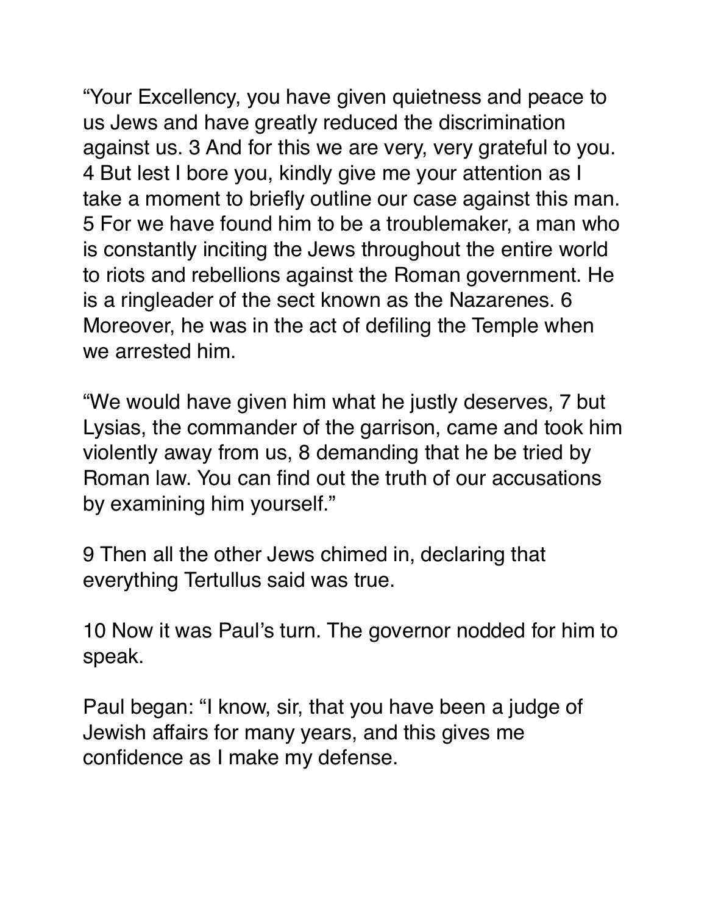"Your Excellency, you have given quietness and peace to us Jews and have greatly reduced the discrimination against us. 3 And for this we are very, very grateful to you. 4 But lest I bore you, kindly give me your attention as I take a moment to briefly outline our case against this man. 5 For we have found him to be a troublemaker, a man who is constantly inciting the Jews throughout the entire world to riots and rebellions against the Roman government. He is a ringleader of the sect known as the Nazarenes. 6 Moreover, he was in the act of defiling the Temple when we arrested him.

"We would have given him what he justly deserves, 7 but Lysias, the commander of the garrison, came and took him violently away from us, 8 demanding that he be tried by Roman law. You can find out the truth of our accusations by examining him yourself."

9 Then all the other Jews chimed in, declaring that everything Tertullus said was true.

10 Now it was Paul's turn. The governor nodded for him to speak.

Paul began: "I know, sir, that you have been a judge of Jewish affairs for many years, and this gives me confidence as I make my defense.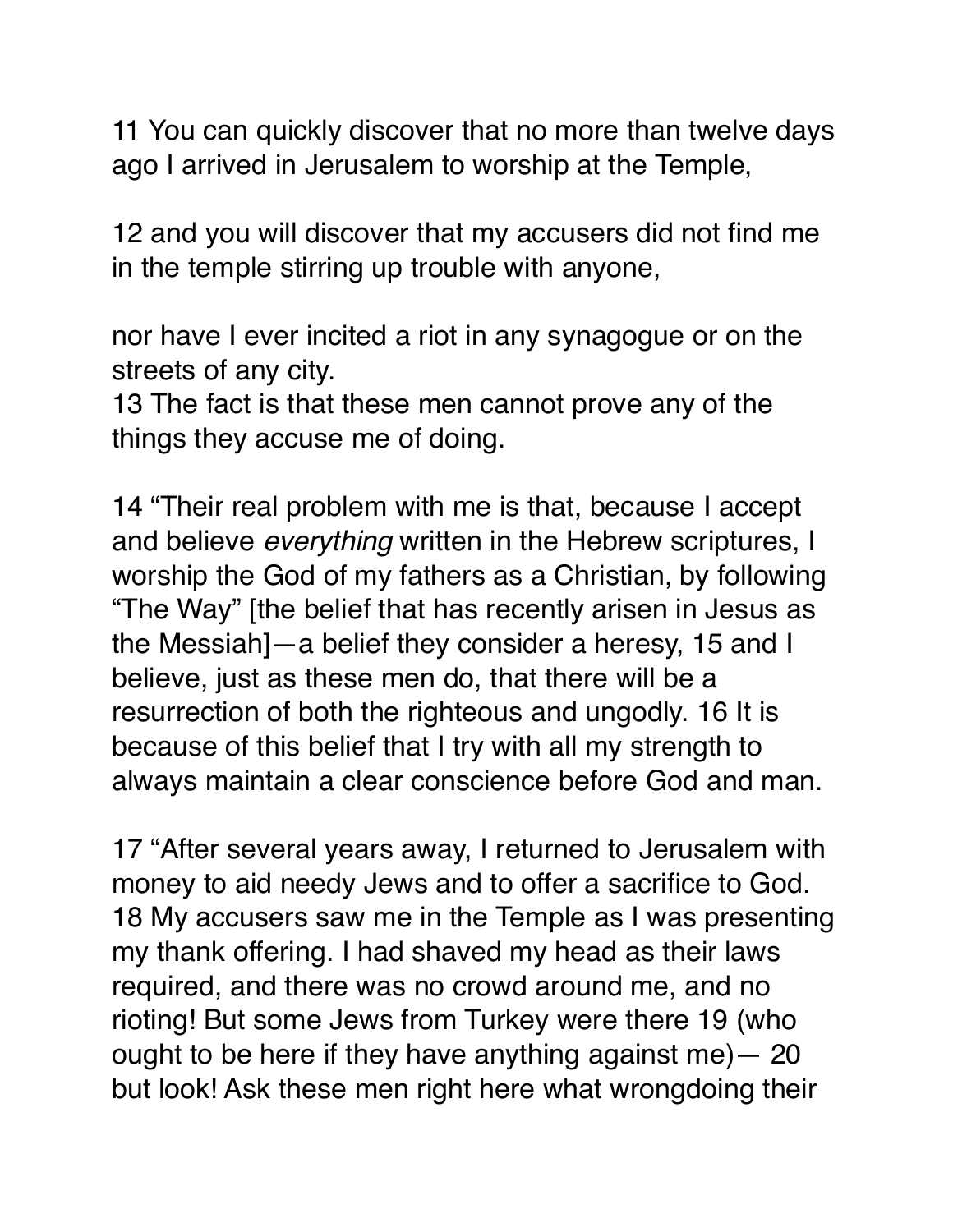11 You can quickly discover that no more than twelve days ago I arrived in Jerusalem to worship at the Temple,

12 and you will discover that my accusers did not find me in the temple stirring up trouble with anyone,

nor have I ever incited a riot in any synagogue or on the streets of any city.
13 The fact is that these men cannot prove any of the things they accuse me of doing.

14 “Their real problem with me is that, because I accept and believe *everything* written in the Hebrew scriptures, I worship the God of my fathers as a Christian, by following “The Way” [the belief that has recently arisen in Jesus as the Messiah]—a belief they consider a heresy, 15 and I believe, just as these men do, that there will be a resurrection of both the righteous and ungodly. 16 It is because of this belief that I try with all my strength to always maintain a clear conscience before God and man.

17 “After several years away, I returned to Jerusalem with money to aid needy Jews and to offer a sacrifice to God. 18 My accusers saw me in the Temple as I was presenting my thank offering. I had shaved my head as their laws required, and there was no crowd around me, and no rioting! But some Jews from Turkey were there 19 (who ought to be here if they have anything against me)— 20 but look! Ask these men right here what wrongdoing their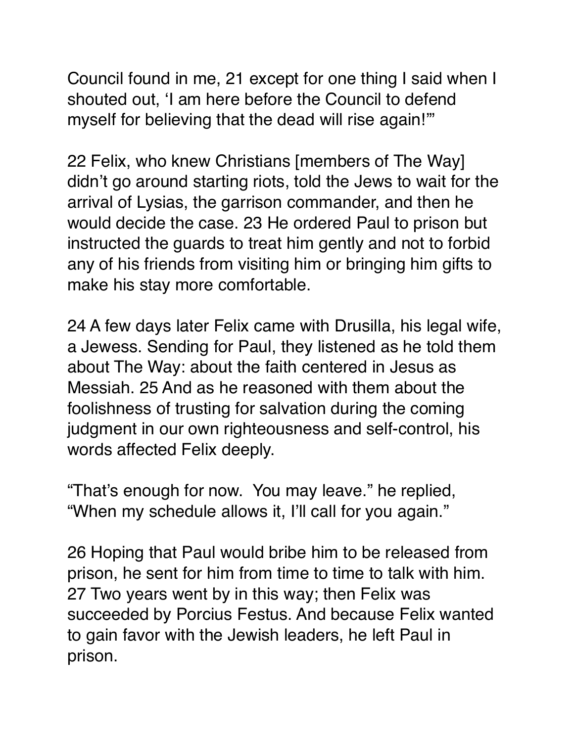Council found in me, 21 except for one thing I said when I shouted out, 'I am here before the Council to defend myself for believing that the dead will rise again!'"

22 Felix, who knew Christians [members of The Way] didn't go around starting riots, told the Jews to wait for the arrival of Lysias, the garrison commander, and then he would decide the case. 23 He ordered Paul to prison but instructed the guards to treat him gently and not to forbid any of his friends from visiting him or bringing him gifts to make his stay more comfortable.

24 A few days later Felix came with Drusilla, his legal wife, a Jewess. Sending for Paul, they listened as he told them about The Way: about the faith centered in Jesus as Messiah. 25 And as he reasoned with them about the foolishness of trusting for salvation during the coming judgment in our own righteousness and self-control, his words affected Felix deeply.

"That's enough for now.  You may leave." he replied, "When my schedule allows it, I'll call for you again."

26 Hoping that Paul would bribe him to be released from prison, he sent for him from time to time to talk with him. 27 Two years went by in this way; then Felix was succeeded by Porcius Festus. And because Felix wanted to gain favor with the Jewish leaders, he left Paul in prison.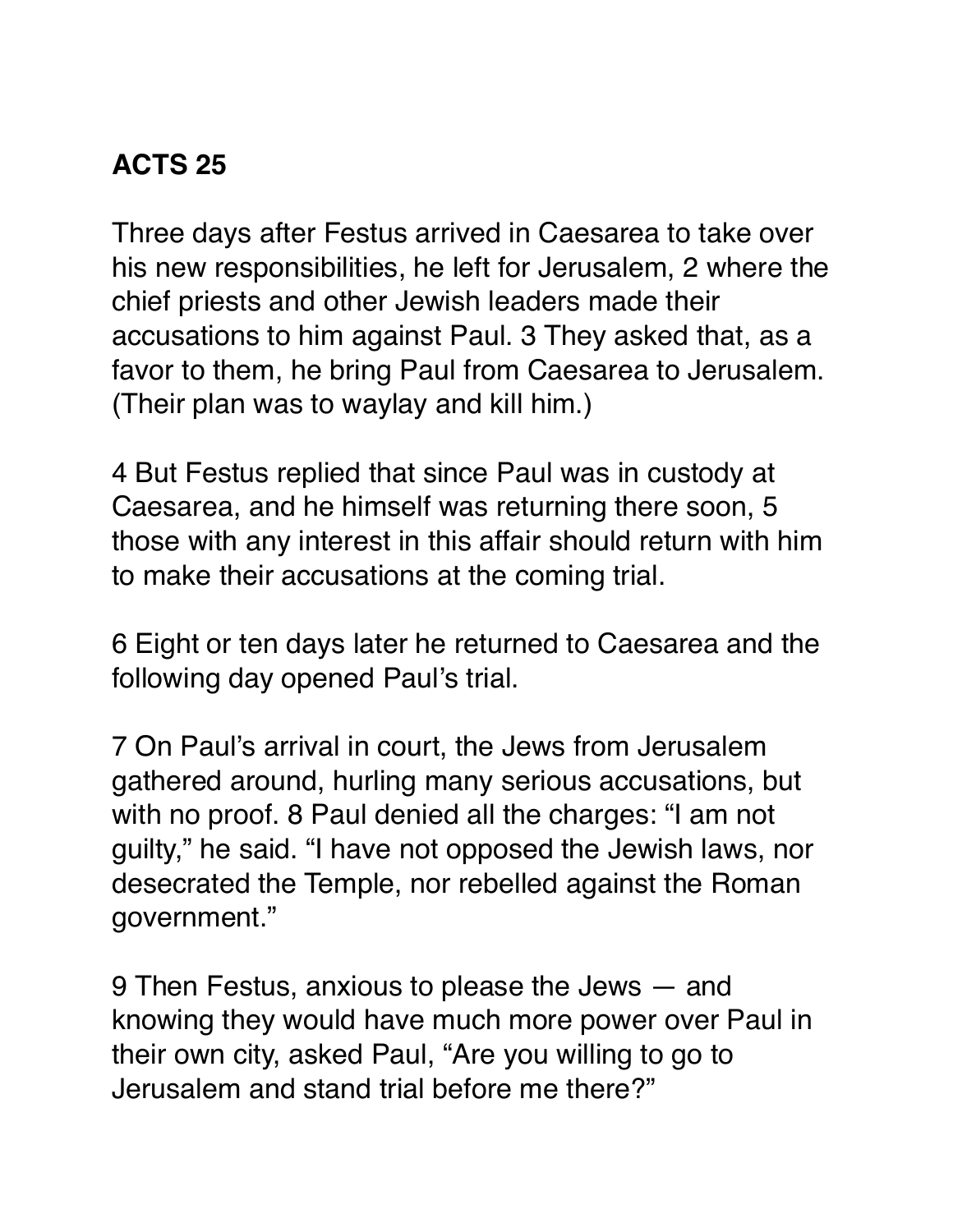**ACTS 25**

Three days after Festus arrived in Caesarea to take over his new responsibilities, he left for Jerusalem, 2 where the chief priests and other Jewish leaders made their accusations to him against Paul. 3 They asked that, as a favor to them, he bring Paul from Caesarea to Jerusalem. (Their plan was to waylay and kill him.)

4 But Festus replied that since Paul was in custody at Caesarea, and he himself was returning there soon, 5 those with any interest in this affair should return with him to make their accusations at the coming trial.

6 Eight or ten days later he returned to Caesarea and the following day opened Paul's trial.

7 On Paul's arrival in court, the Jews from Jerusalem gathered around, hurling many serious accusations, but with no proof. 8 Paul denied all the charges: "I am not guilty," he said. "I have not opposed the Jewish laws, nor desecrated the Temple, nor rebelled against the Roman government."

9 Then Festus, anxious to please the Jews — and knowing they would have much more power over Paul in their own city, asked Paul, "Are you willing to go to Jerusalem and stand trial before me there?"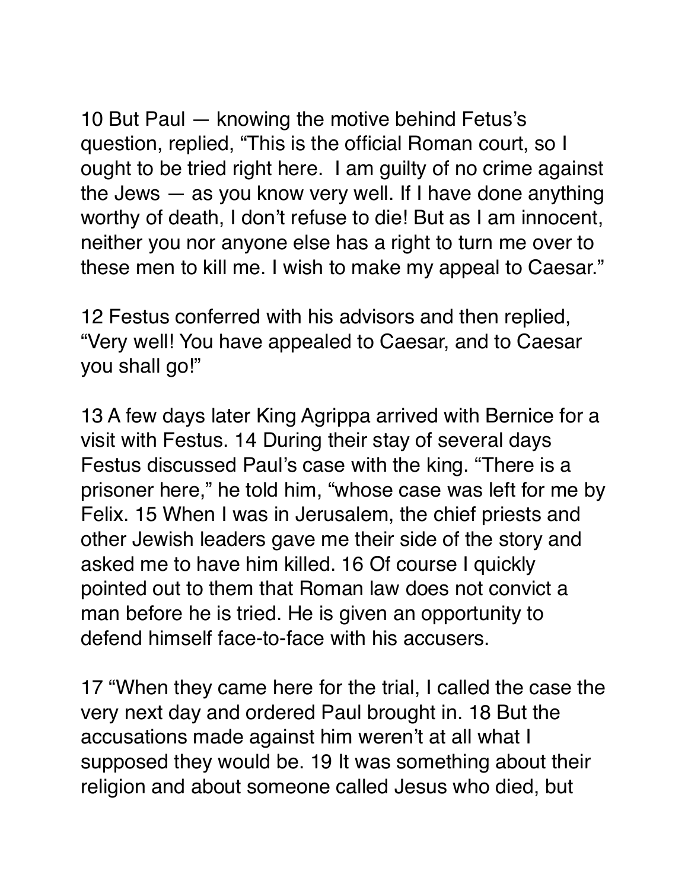10 But Paul — knowing the motive behind Fetus's question, replied, "This is the official Roman court, so I ought to be tried right here.  I am guilty of no crime against the Jews — as you know very well. If I have done anything worthy of death, I don't refuse to die! But as I am innocent, neither you nor anyone else has a right to turn me over to these men to kill me. I wish to make my appeal to Caesar."

12 Festus conferred with his advisors and then replied, "Very well! You have appealed to Caesar, and to Caesar you shall go!"

13 A few days later King Agrippa arrived with Bernice for a visit with Festus. 14 During their stay of several days Festus discussed Paul's case with the king. "There is a prisoner here," he told him, "whose case was left for me by Felix. 15 When I was in Jerusalem, the chief priests and other Jewish leaders gave me their side of the story and asked me to have him killed. 16 Of course I quickly pointed out to them that Roman law does not convict a man before he is tried. He is given an opportunity to defend himself face-to-face with his accusers.

17 "When they came here for the trial, I called the case the very next day and ordered Paul brought in. 18 But the accusations made against him weren't at all what I supposed they would be. 19 It was something about their religion and about someone called Jesus who died, but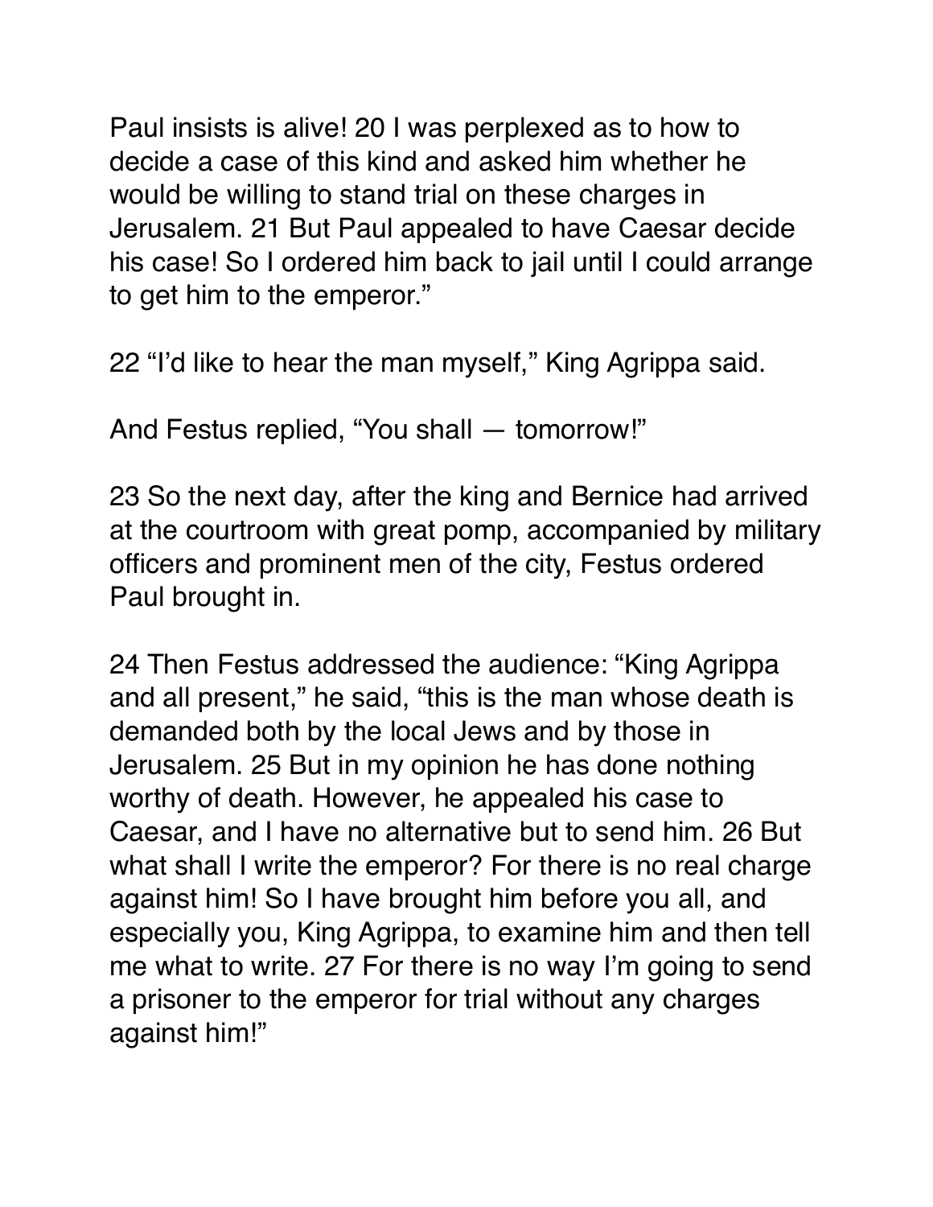Paul insists is alive! 20 I was perplexed as to how to decide a case of this kind and asked him whether he would be willing to stand trial on these charges in Jerusalem. 21 But Paul appealed to have Caesar decide his case! So I ordered him back to jail until I could arrange to get him to the emperor."

22 "I'd like to hear the man myself," King Agrippa said.

And Festus replied, "You shall — tomorrow!"

23 So the next day, after the king and Bernice had arrived at the courtroom with great pomp, accompanied by military officers and prominent men of the city, Festus ordered Paul brought in.

24 Then Festus addressed the audience: "King Agrippa and all present," he said, "this is the man whose death is demanded both by the local Jews and by those in Jerusalem. 25 But in my opinion he has done nothing worthy of death. However, he appealed his case to Caesar, and I have no alternative but to send him. 26 But what shall I write the emperor? For there is no real charge against him! So I have brought him before you all, and especially you, King Agrippa, to examine him and then tell me what to write. 27 For there is no way I'm going to send a prisoner to the emperor for trial without any charges against him!"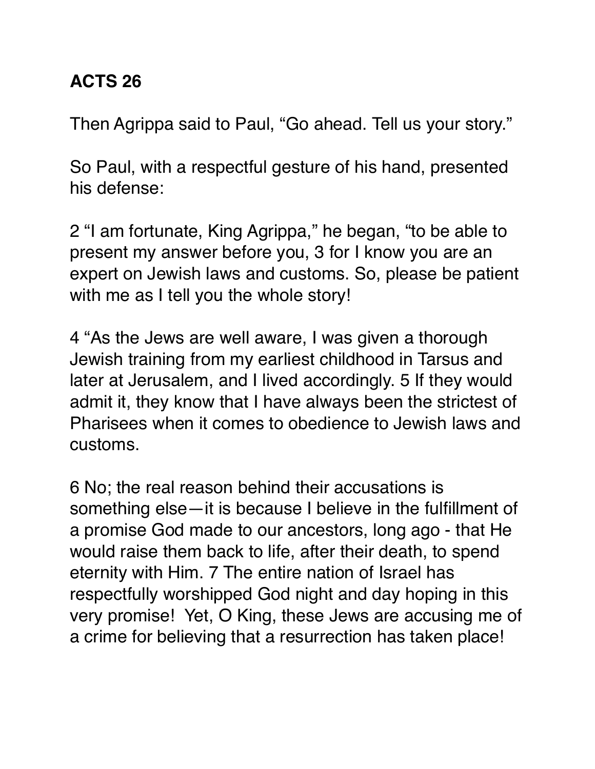**ACTS 26**

Then Agrippa said to Paul, “Go ahead. Tell us your story.”

So Paul, with a respectful gesture of his hand, presented his defense:

2 “I am fortunate, King Agrippa,” he began, “to be able to present my answer before you, 3 for I know you are an expert on Jewish laws and customs. So, please be patient with me as I tell you the whole story!

4 “As the Jews are well aware, I was given a thorough Jewish training from my earliest childhood in Tarsus and later at Jerusalem, and I lived accordingly. 5 If they would admit it, they know that I have always been the strictest of Pharisees when it comes to obedience to Jewish laws and customs.

6 No; the real reason behind their accusations is something else—it is because I believe in the fulfillment of a promise God made to our ancestors, long ago - that He would raise them back to life, after their death, to spend eternity with Him. 7 The entire nation of Israel has respectfully worshipped God night and day hoping in this very promise! Yet, O King, these Jews are accusing me of a crime for believing that a resurrection has taken place!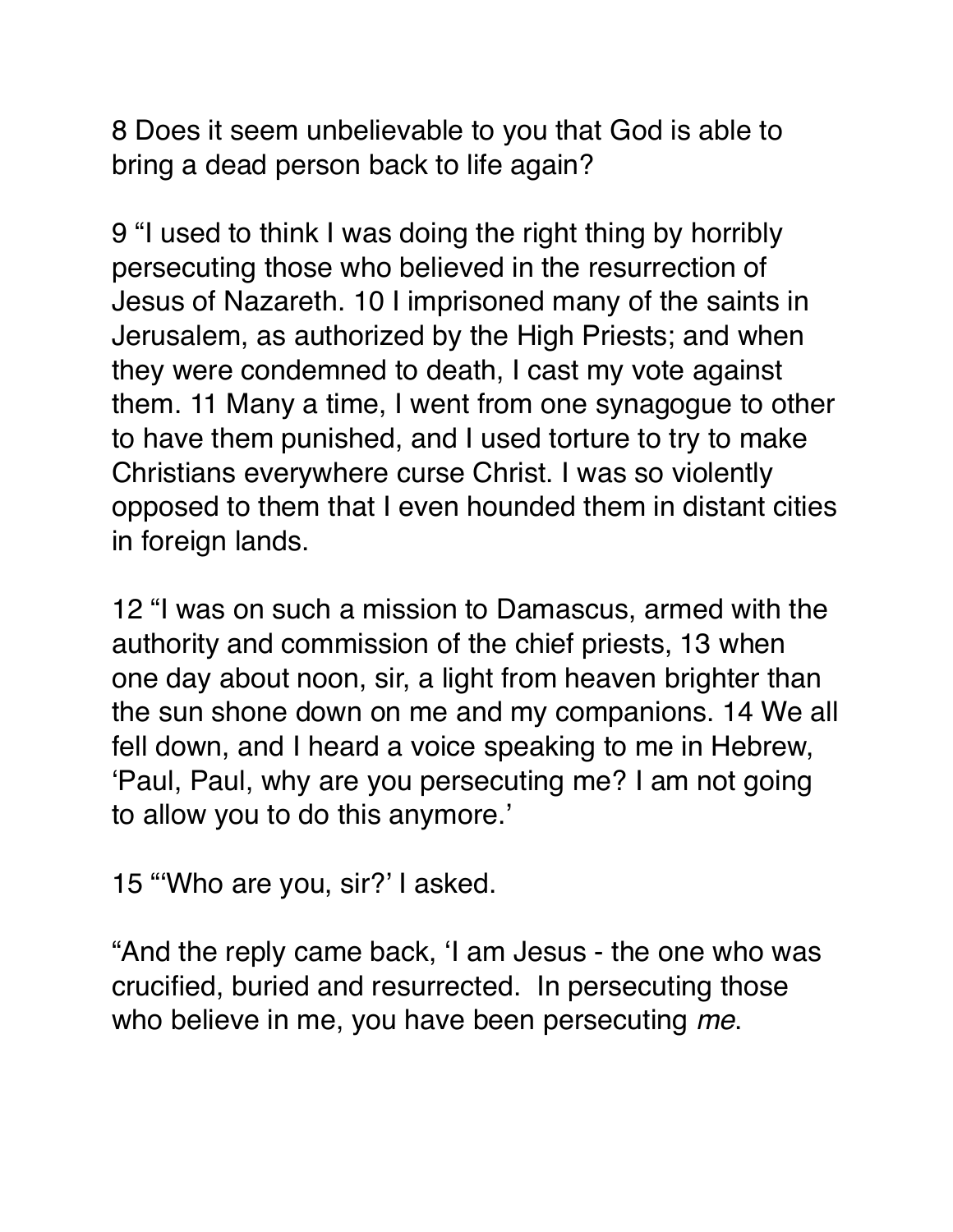8 Does it seem unbelievable to you that God is able to bring a dead person back to life again?

9 “I used to think I was doing the right thing by horribly persecuting those who believed in the resurrection of Jesus of Nazareth. 10 I imprisoned many of the saints in Jerusalem, as authorized by the High Priests; and when they were condemned to death, I cast my vote against them. 11 Many a time, I went from one synagogue to other to have them punished, and I used torture to try to make Christians everywhere curse Christ. I was so violently opposed to them that I even hounded them in distant cities in foreign lands.

12 “I was on such a mission to Damascus, armed with the authority and commission of the chief priests, 13 when one day about noon, sir, a light from heaven brighter than the sun shone down on me and my companions. 14 We all fell down, and I heard a voice speaking to me in Hebrew, ‘Paul, Paul, why are you persecuting me? I am not going to allow you to do this anymore.’

15 “‘Who are you, sir?’ I asked.

“And the reply came back, ‘I am Jesus - the one who was crucified, buried and resurrected. In persecuting those who believe in me, you have been persecuting *me*.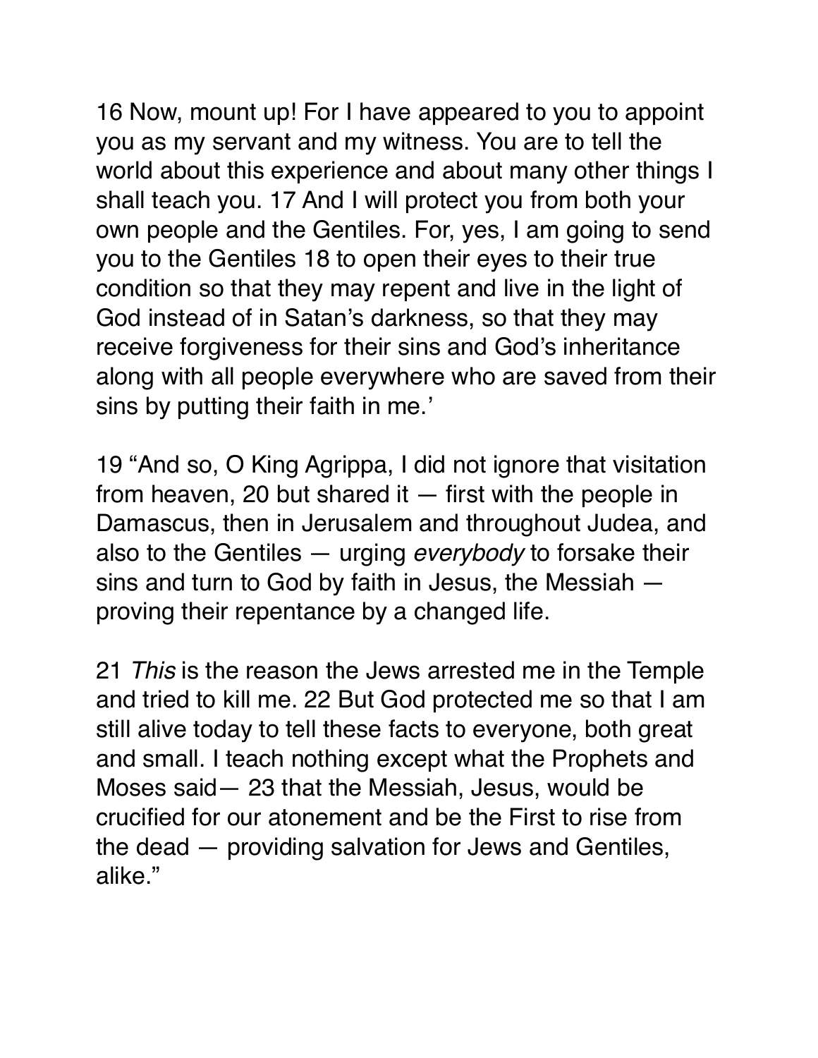16 Now, mount up! For I have appeared to you to appoint you as my servant and my witness. You are to tell the world about this experience and about many other things I shall teach you. 17 And I will protect you from both your own people and the Gentiles. For, yes, I am going to send you to the Gentiles 18 to open their eyes to their true condition so that they may repent and live in the light of God instead of in Satan's darkness, so that they may receive forgiveness for their sins and God's inheritance along with all people everywhere who are saved from their sins by putting their faith in me.'

19 "And so, O King Agrippa, I did not ignore that visitation from heaven, 20 but shared it — first with the people in Damascus, then in Jerusalem and throughout Judea, and also to the Gentiles — urging *everybody* to forsake their sins and turn to God by faith in Jesus, the Messiah — proving their repentance by a changed life.

21 *This* is the reason the Jews arrested me in the Temple and tried to kill me. 22 But God protected me so that I am still alive today to tell these facts to everyone, both great and small. I teach nothing except what the Prophets and Moses said— 23 that the Messiah, Jesus, would be crucified for our atonement and be the First to rise from the dead — providing salvation for Jews and Gentiles, alike."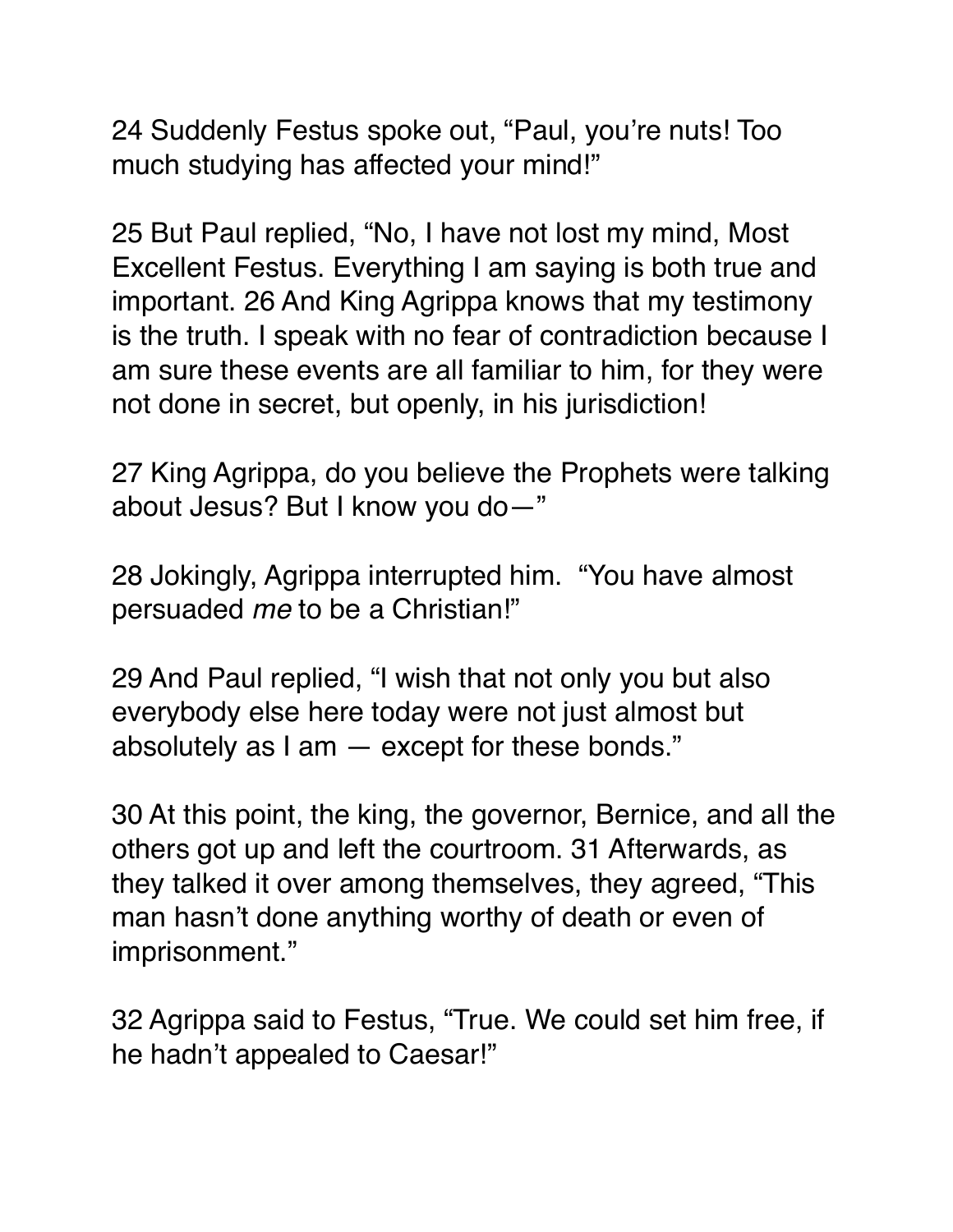24 Suddenly Festus spoke out, “Paul, you’re nuts! Too much studying has affected your mind!”

25 But Paul replied, “No, I have not lost my mind, Most Excellent Festus. Everything I am saying is both true and important. 26 And King Agrippa knows that my testimony is the truth. I speak with no fear of contradiction because I am sure these events are all familiar to him, for they were not done in secret, but openly, in his jurisdiction!

27 King Agrippa, do you believe the Prophets were talking about Jesus? But I know you do—”

28 Jokingly, Agrippa interrupted him.  “You have almost persuaded *me* to be a Christian!”

29 And Paul replied, “I wish that not only you but also everybody else here today were not just almost but absolutely as I am — except for these bonds.”

30 At this point, the king, the governor, Bernice, and all the others got up and left the courtroom. 31 Afterwards, as they talked it over among themselves, they agreed, “This man hasn’t done anything worthy of death or even of imprisonment.”

32 Agrippa said to Festus, “True. We could set him free, if he hadn’t appealed to Caesar!”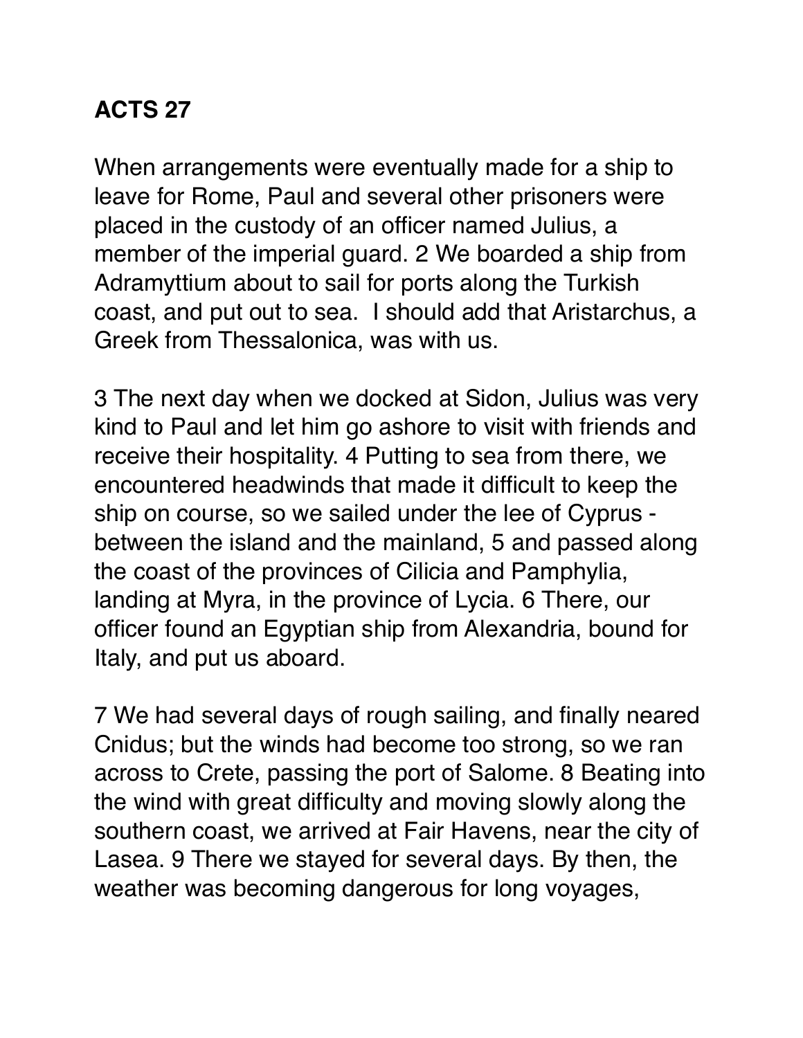**ACTS 27**

When arrangements were eventually made for a ship to leave for Rome, Paul and several other prisoners were placed in the custody of an officer named Julius, a member of the imperial guard. 2 We boarded a ship from Adramyttium about to sail for ports along the Turkish coast, and put out to sea. I should add that Aristarchus, a Greek from Thessalonica, was with us.

3 The next day when we docked at Sidon, Julius was very kind to Paul and let him go ashore to visit with friends and receive their hospitality. 4 Putting to sea from there, we encountered headwinds that made it difficult to keep the ship on course, so we sailed under the lee of Cyprus - between the island and the mainland, 5 and passed along the coast of the provinces of Cilicia and Pamphylia, landing at Myra, in the province of Lycia. 6 There, our officer found an Egyptian ship from Alexandria, bound for Italy, and put us aboard.

7 We had several days of rough sailing, and finally neared Cnidus; but the winds had become too strong, so we ran across to Crete, passing the port of Salome. 8 Beating into the wind with great difficulty and moving slowly along the southern coast, we arrived at Fair Havens, near the city of Lasea. 9 There we stayed for several days. By then, the weather was becoming dangerous for long voyages,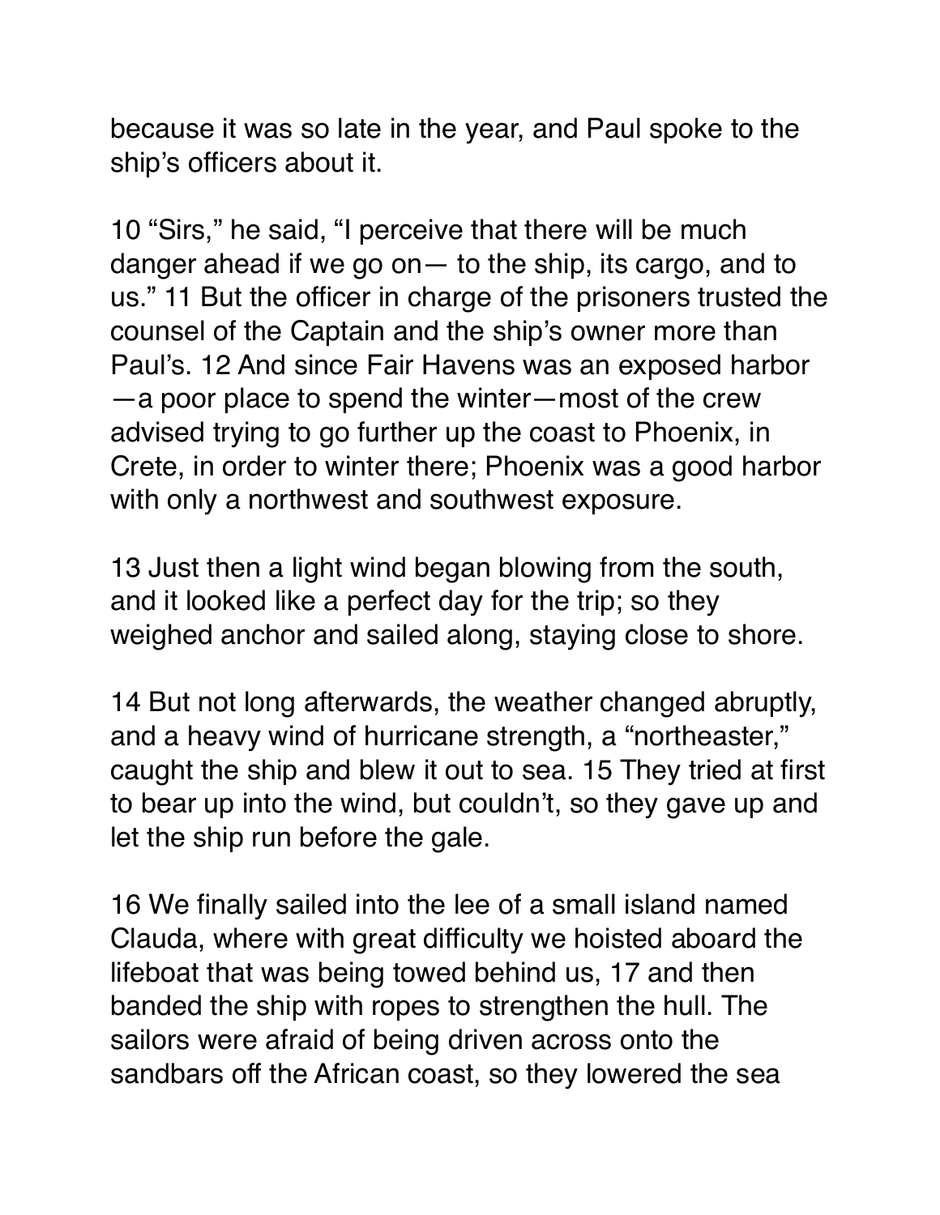because it was so late in the year, and Paul spoke to the ship's officers about it.

10 "Sirs," he said, "I perceive that there will be much danger ahead if we go on— to the ship, its cargo, and to us." 11 But the officer in charge of the prisoners trusted the counsel of the Captain and the ship's owner more than Paul's. 12 And since Fair Havens was an exposed harbor —a poor place to spend the winter—most of the crew advised trying to go further up the coast to Phoenix, in Crete, in order to winter there; Phoenix was a good harbor with only a northwest and southwest exposure.

13 Just then a light wind began blowing from the south, and it looked like a perfect day for the trip; so they weighed anchor and sailed along, staying close to shore.

14 But not long afterwards, the weather changed abruptly, and a heavy wind of hurricane strength, a "northeaster," caught the ship and blew it out to sea. 15 They tried at first to bear up into the wind, but couldn't, so they gave up and let the ship run before the gale.

16 We finally sailed into the lee of a small island named Clauda, where with great difficulty we hoisted aboard the lifeboat that was being towed behind us, 17 and then banded the ship with ropes to strengthen the hull. The sailors were afraid of being driven across onto the sandbars off the African coast, so they lowered the sea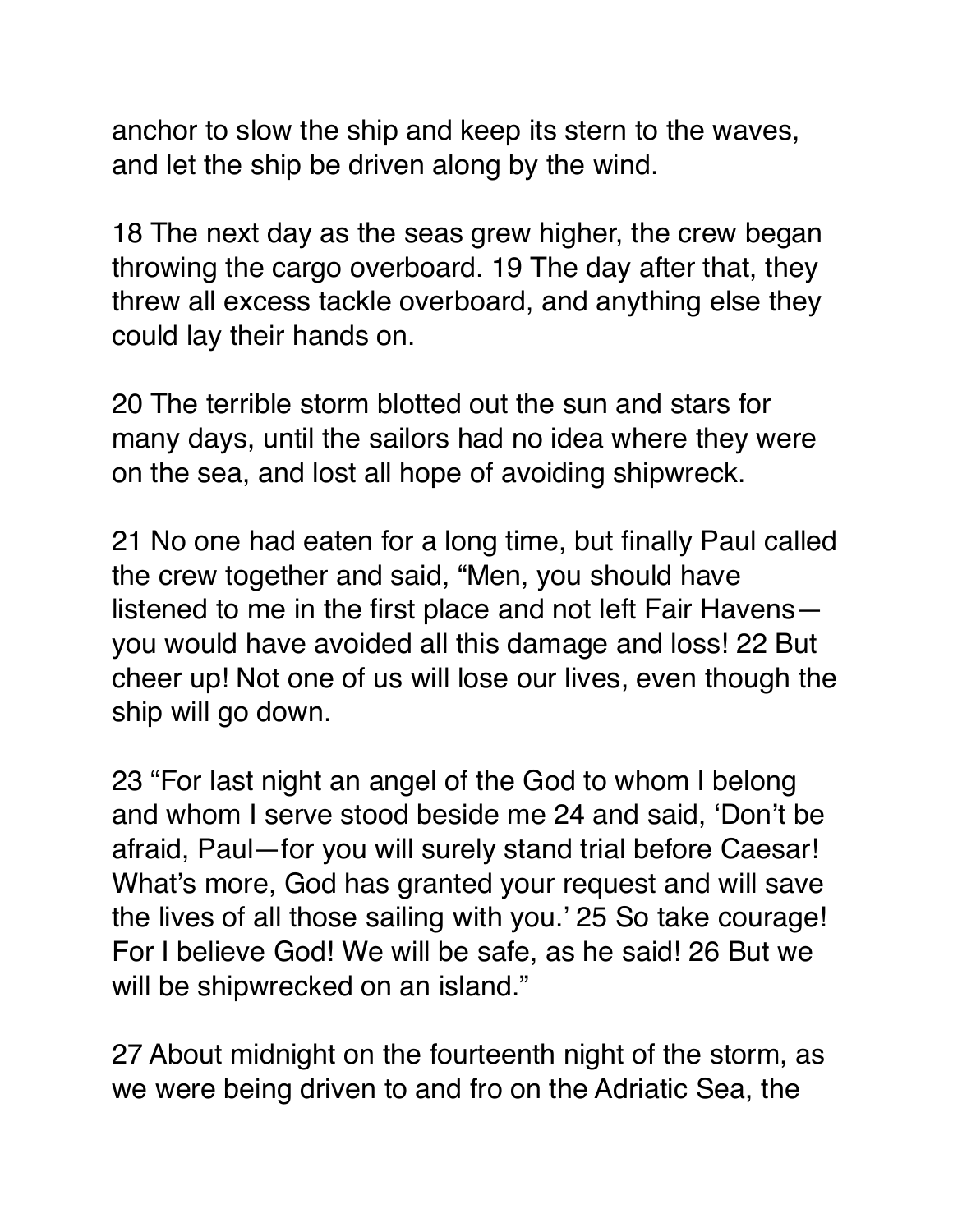anchor to slow the ship and keep its stern to the waves, and let the ship be driven along by the wind.

18 The next day as the seas grew higher, the crew began throwing the cargo overboard. 19 The day after that, they threw all excess tackle overboard, and anything else they could lay their hands on.

20 The terrible storm blotted out the sun and stars for many days, until the sailors had no idea where they were on the sea, and lost all hope of avoiding shipwreck.

21 No one had eaten for a long time, but finally Paul called the crew together and said, “Men, you should have listened to me in the first place and not left Fair Havens—you would have avoided all this damage and loss! 22 But cheer up! Not one of us will lose our lives, even though the ship will go down.

23 “For last night an angel of the God to whom I belong and whom I serve stood beside me 24 and said, ‘Don’t be afraid, Paul—for you will surely stand trial before Caesar! What’s more, God has granted your request and will save the lives of all those sailing with you.’ 25 So take courage! For I believe God! We will be safe, as he said! 26 But we will be shipwrecked on an island.”

27 About midnight on the fourteenth night of the storm, as we were being driven to and fro on the Adriatic Sea, the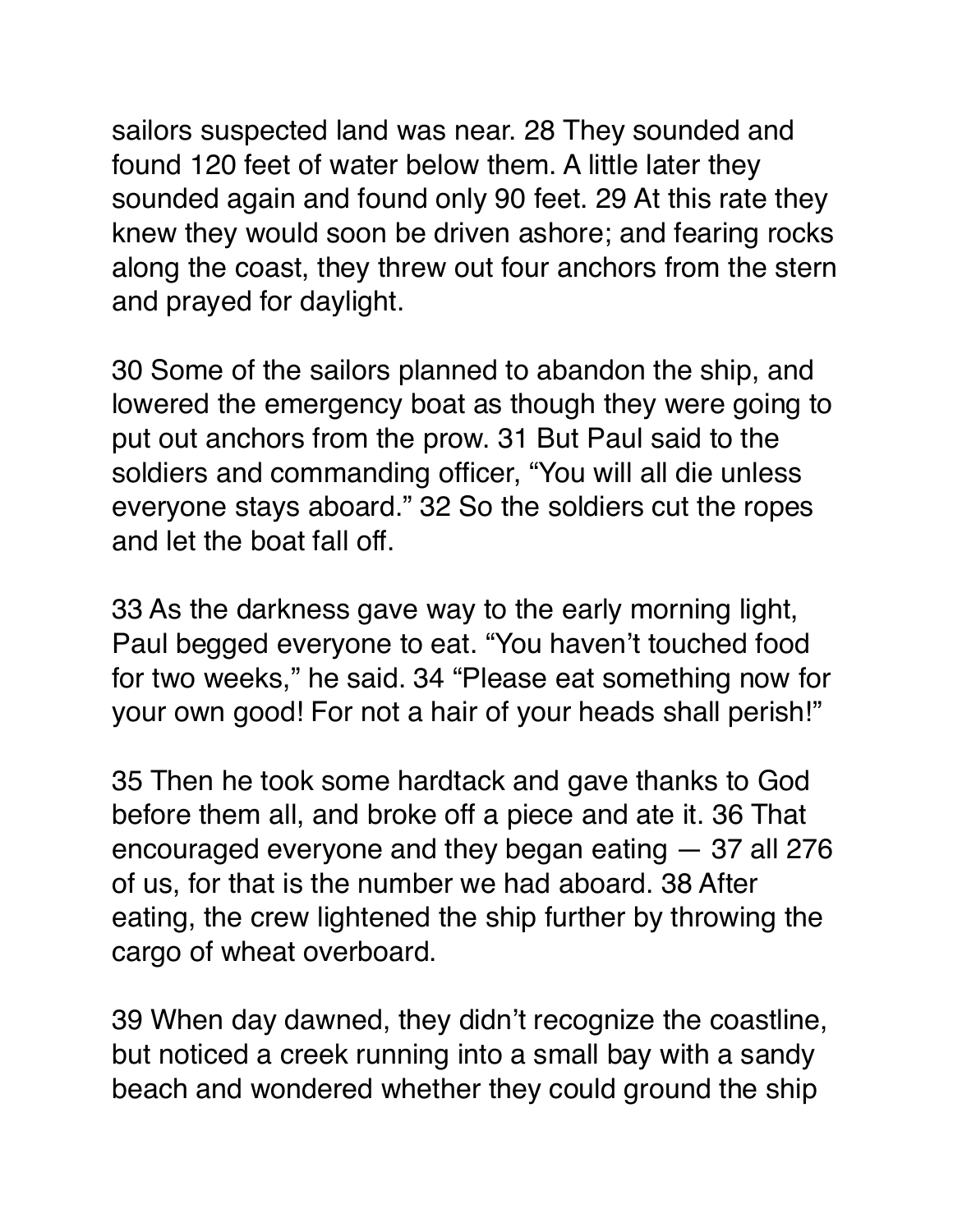sailors suspected land was near. 28 They sounded and found 120 feet of water below them. A little later they sounded again and found only 90 feet. 29 At this rate they knew they would soon be driven ashore; and fearing rocks along the coast, they threw out four anchors from the stern and prayed for daylight.

30 Some of the sailors planned to abandon the ship, and lowered the emergency boat as though they were going to put out anchors from the prow. 31 But Paul said to the soldiers and commanding officer, “You will all die unless everyone stays aboard.” 32 So the soldiers cut the ropes and let the boat fall off.

33 As the darkness gave way to the early morning light, Paul begged everyone to eat. “You haven’t touched food for two weeks,” he said. 34 “Please eat something now for your own good! For not a hair of your heads shall perish!”

35 Then he took some hardtack and gave thanks to God before them all, and broke off a piece and ate it. 36 That encouraged everyone and they began eating — 37 all 276 of us, for that is the number we had aboard. 38 After eating, the crew lightened the ship further by throwing the cargo of wheat overboard.

39 When day dawned, they didn’t recognize the coastline, but noticed a creek running into a small bay with a sandy beach and wondered whether they could ground the ship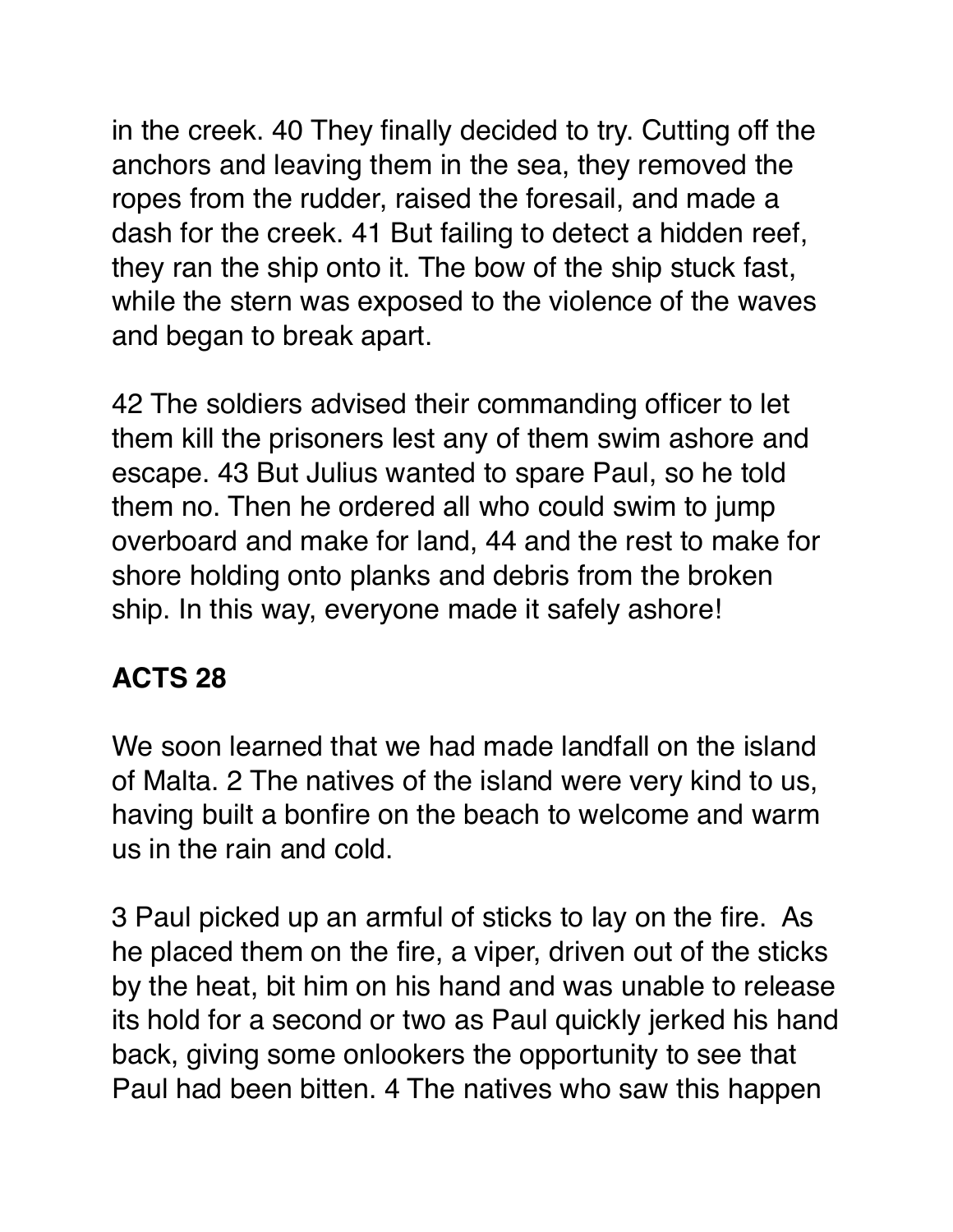in the creek. 40 They finally decided to try. Cutting off the anchors and leaving them in the sea, they removed the ropes from the rudder, raised the foresail, and made a dash for the creek. 41 But failing to detect a hidden reef, they ran the ship onto it. The bow of the ship stuck fast, while the stern was exposed to the violence of the waves and began to break apart.

42 The soldiers advised their commanding officer to let them kill the prisoners lest any of them swim ashore and escape. 43 But Julius wanted to spare Paul, so he told them no. Then he ordered all who could swim to jump overboard and make for land, 44 and the rest to make for shore holding onto planks and debris from the broken ship. In this way, everyone made it safely ashore!

## ACTS 28

We soon learned that we had made landfall on the island of Malta. 2 The natives of the island were very kind to us, having built a bonfire on the beach to welcome and warm us in the rain and cold.

3 Paul picked up an armful of sticks to lay on the fire. As he placed them on the fire, a viper, driven out of the sticks by the heat, bit him on his hand and was unable to release its hold for a second or two as Paul quickly jerked his hand back, giving some onlookers the opportunity to see that Paul had been bitten. 4 The natives who saw this happen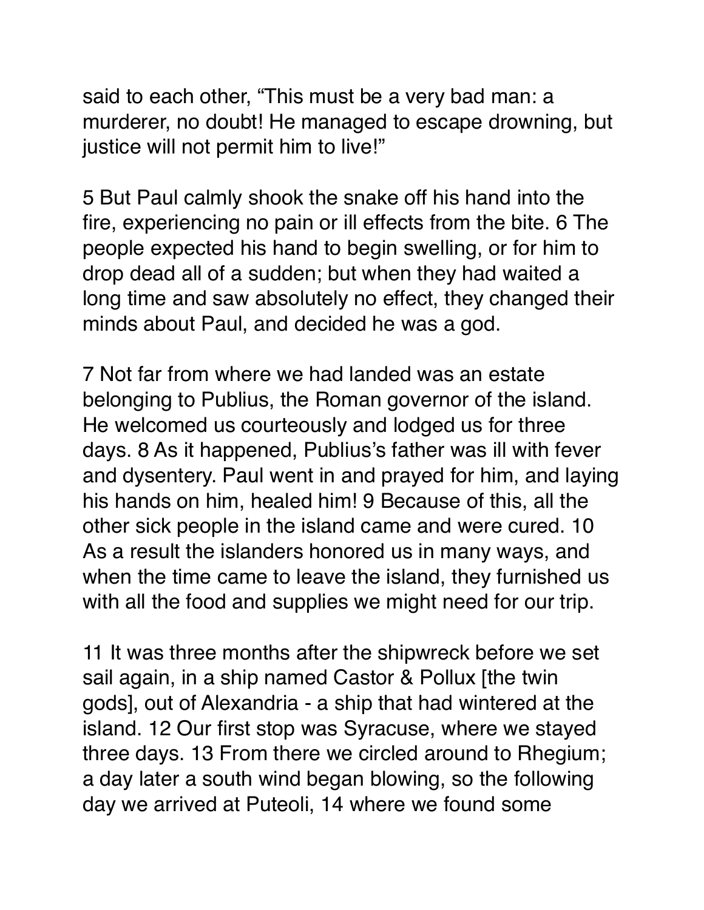said to each other, “This must be a very bad man: a murderer, no doubt! He managed to escape drowning, but justice will not permit him to live!”

5 But Paul calmly shook the snake off his hand into the fire, experiencing no pain or ill effects from the bite. 6 The people expected his hand to begin swelling, or for him to drop dead all of a sudden; but when they had waited a long time and saw absolutely no effect, they changed their minds about Paul, and decided he was a god.

7 Not far from where we had landed was an estate belonging to Publius, the Roman governor of the island. He welcomed us courteously and lodged us for three days. 8 As it happened, Publius’s father was ill with fever and dysentery. Paul went in and prayed for him, and laying his hands on him, healed him! 9 Because of this, all the other sick people in the island came and were cured. 10 As a result the islanders honored us in many ways, and when the time came to leave the island, they furnished us with all the food and supplies we might need for our trip.

11 It was three months after the shipwreck before we set sail again, in a ship named Castor & Pollux [the twin gods], out of Alexandria - a ship that had wintered at the island. 12 Our first stop was Syracuse, where we stayed three days. 13 From there we circled around to Rhegium; a day later a south wind began blowing, so the following day we arrived at Puteoli, 14 where we found some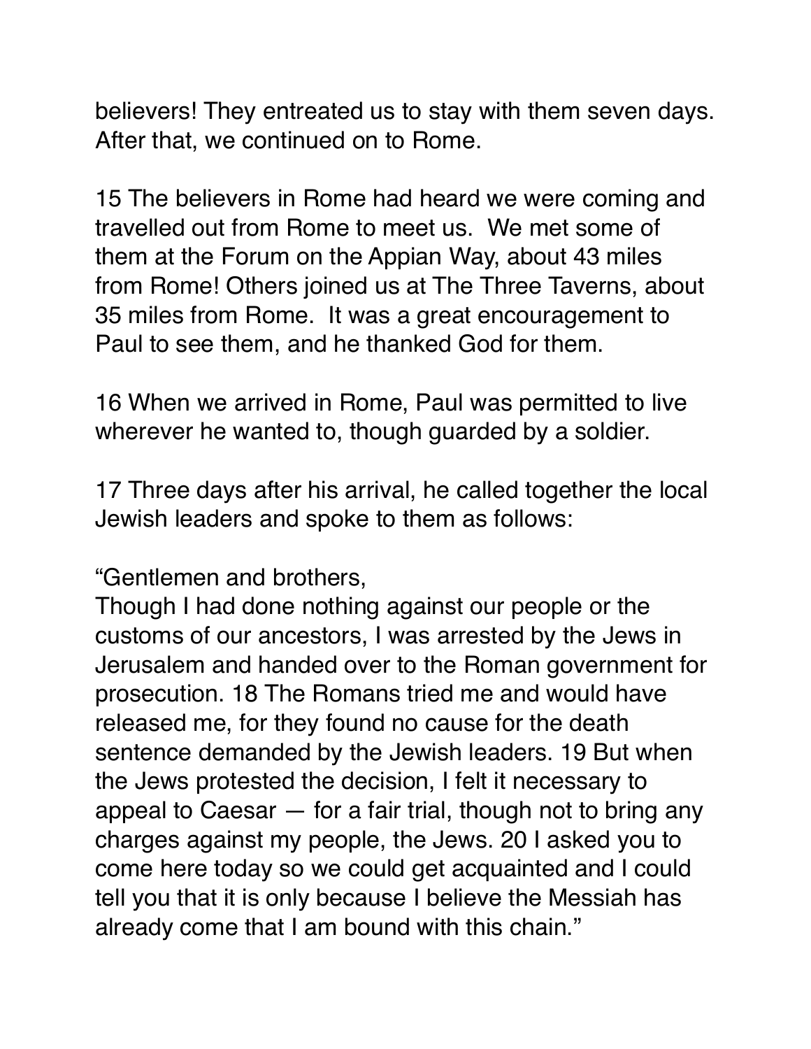believers! They entreated us to stay with them seven days. After that, we continued on to Rome.

15 The believers in Rome had heard we were coming and travelled out from Rome to meet us.  We met some of them at the Forum on the Appian Way, about 43 miles from Rome! Others joined us at The Three Taverns, about 35 miles from Rome.  It was a great encouragement to Paul to see them, and he thanked God for them.

16 When we arrived in Rome, Paul was permitted to live wherever he wanted to, though guarded by a soldier.

17 Three days after his arrival, he called together the local Jewish leaders and spoke to them as follows:

"Gentlemen and brothers,
Though I had done nothing against our people or the customs of our ancestors, I was arrested by the Jews in Jerusalem and handed over to the Roman government for prosecution. 18 The Romans tried me and would have released me, for they found no cause for the death sentence demanded by the Jewish leaders. 19 But when the Jews protested the decision, I felt it necessary to appeal to Caesar — for a fair trial, though not to bring any charges against my people, the Jews. 20 I asked you to come here today so we could get acquainted and I could tell you that it is only because I believe the Messiah has already come that I am bound with this chain."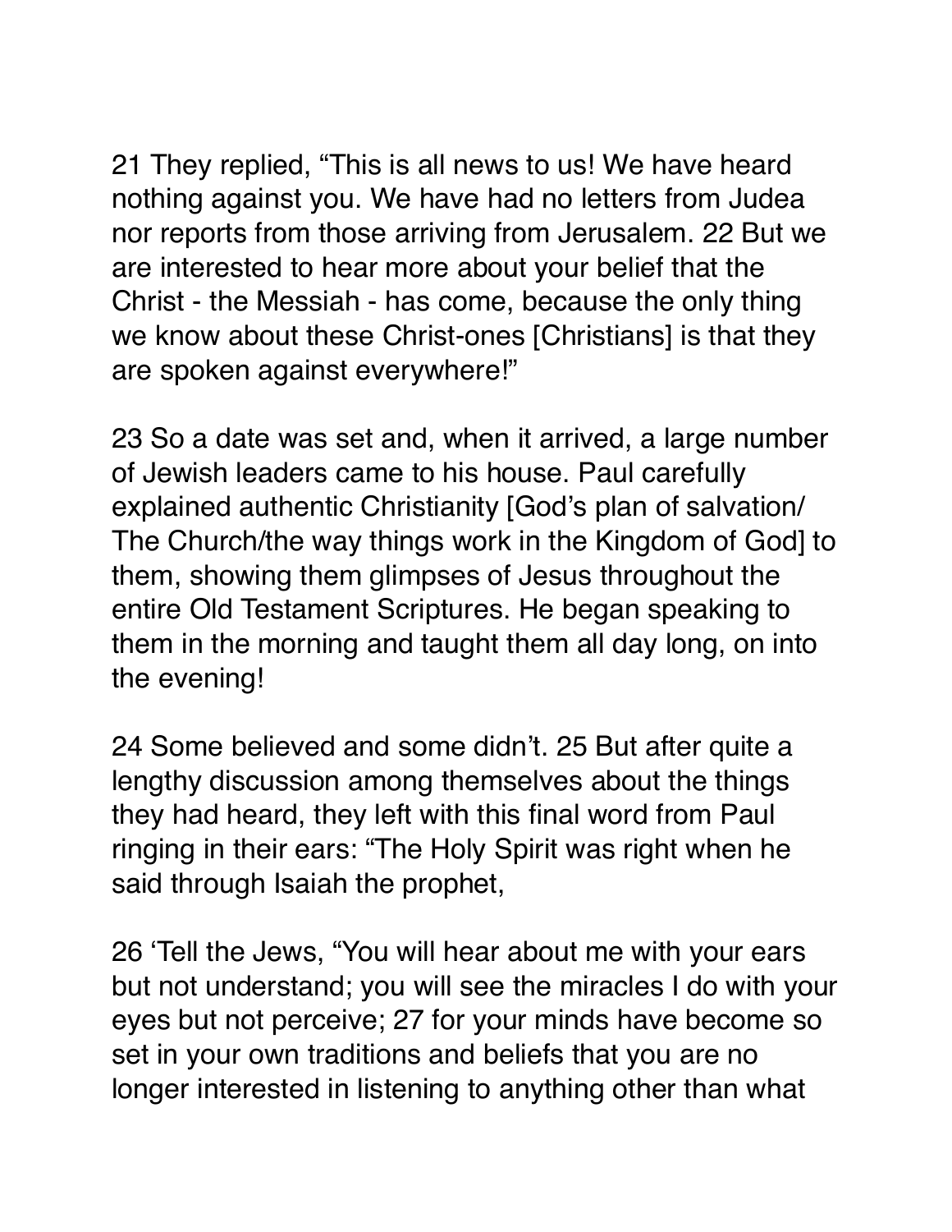21 They replied, “This is all news to us! We have heard nothing against you. We have had no letters from Judea nor reports from those arriving from Jerusalem. 22 But we are interested to hear more about your belief that the Christ - the Messiah - has come, because the only thing we know about these Christ-ones [Christians] is that they are spoken against everywhere!”

23 So a date was set and, when it arrived, a large number of Jewish leaders came to his house. Paul carefully explained authentic Christianity [God’s plan of salvation/ The Church/the way things work in the Kingdom of God] to them, showing them glimpses of Jesus throughout the entire Old Testament Scriptures. He began speaking to them in the morning and taught them all day long, on into the evening!

24 Some believed and some didn’t. 25 But after quite a lengthy discussion among themselves about the things they had heard, they left with this final word from Paul ringing in their ears: “The Holy Spirit was right when he said through Isaiah the prophet,

26 ‘Tell the Jews, “You will hear about me with your ears but not understand; you will see the miracles I do with your eyes but not perceive; 27 for your minds have become so set in your own traditions and beliefs that you are no longer interested in listening to anything other than what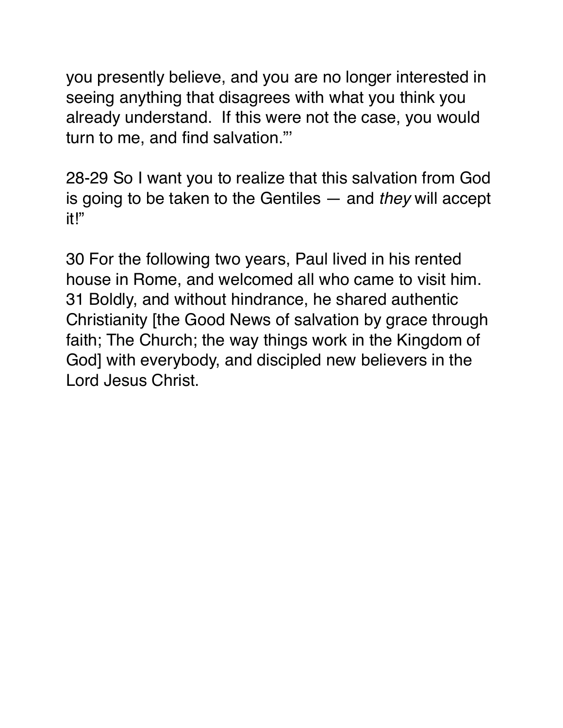you presently believe, and you are no longer interested in seeing anything that disagrees with what you think you already understand.  If this were not the case, you would turn to me, and find salvation.'"

28-29 So I want you to realize that this salvation from God is going to be taken to the Gentiles — and *they* will accept it!"

30 For the following two years, Paul lived in his rented house in Rome, and welcomed all who came to visit him. 31 Boldly, and without hindrance, he shared authentic Christianity [the Good News of salvation by grace through faith; The Church; the way things work in the Kingdom of God] with everybody, and discipled new believers in the Lord Jesus Christ.